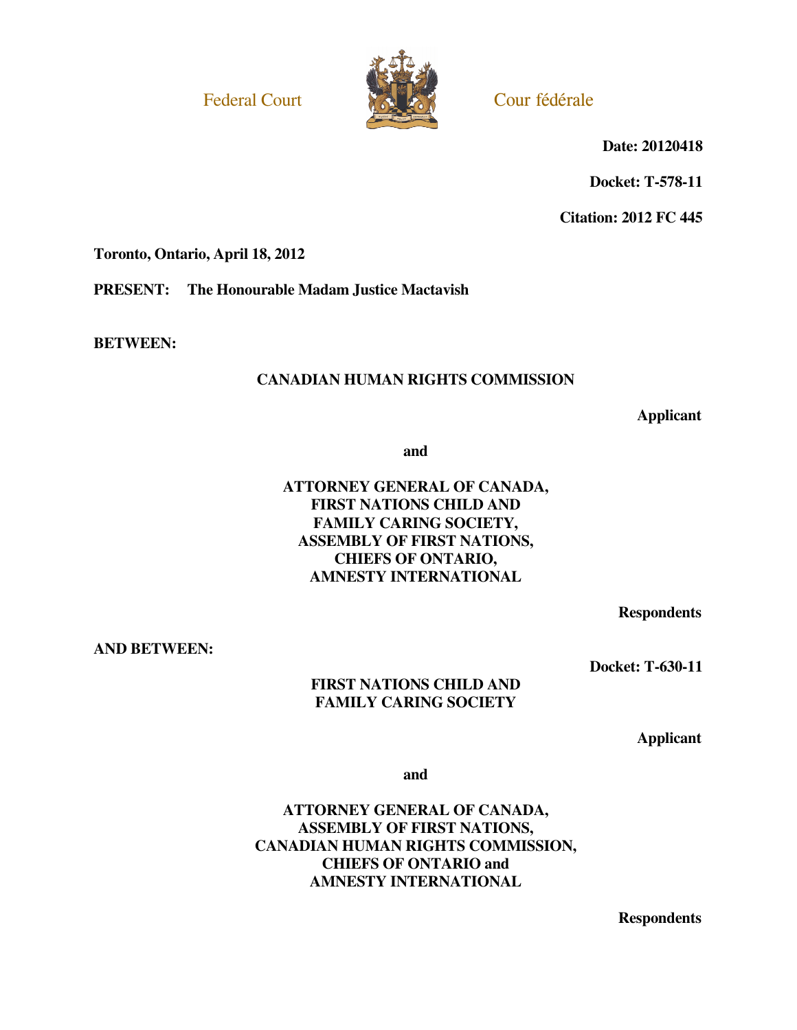Federal Court

Cour fédérale

**Date: 20120418**

**Docket: T-578-11**

**Citation: 2012 FC 445**

**Toronto, Ontario, April 18, 2012**

**PRESENT: The Honourable Madam Justice Mactavish**

**BETWEEN:**

**CANADIAN HUMAN RIGHTS COMMISSION**

**Applicant**

**and**

**ATTORNEY GENERAL OF CANADA,**
**FIRST NATIONS CHILD AND**
**FAMILY CARING SOCIETY,**
**ASSEMBLY OF FIRST NATIONS,**
**CHIEFS OF ONTARIO,**
**AMNESTY INTERNATIONAL**

**Respondents**

**AND BETWEEN:**

**Docket: T-630-11**

**FIRST NATIONS CHILD AND**
**FAMILY CARING SOCIETY**

**Applicant**

**and**

**ATTORNEY GENERAL OF CANADA,**
**ASSEMBLY OF FIRST NATIONS,**
**CANADIAN HUMAN RIGHTS COMMISSION,**
**CHIEFS OF ONTARIO and**
**AMNESTY INTERNATIONAL**

**Respondents**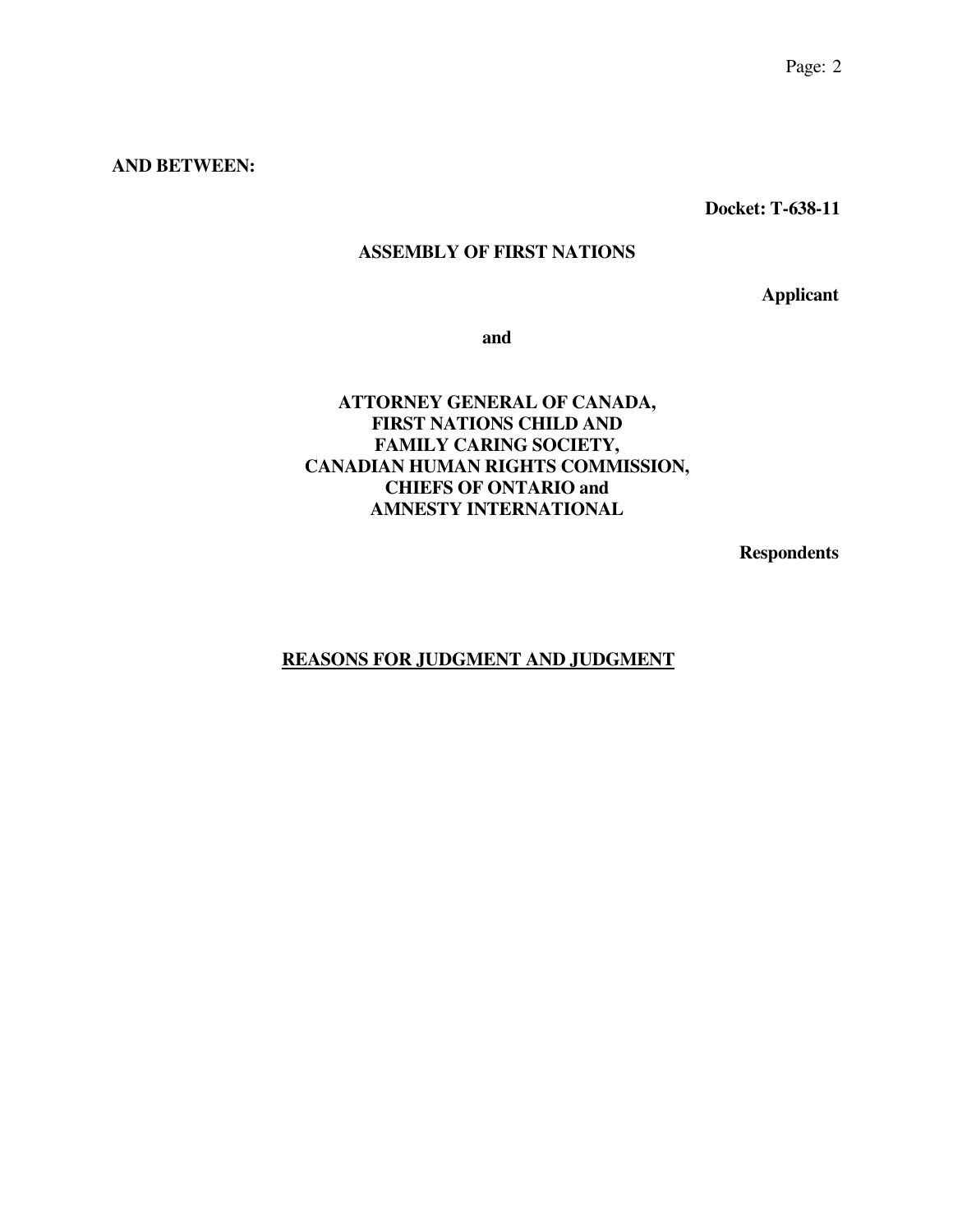**AND BETWEEN:**

**Docket: T-638-11**

**ASSEMBLY OF FIRST NATIONS**

**Applicant**

**and**

**ATTORNEY GENERAL OF CANADA,
FIRST NATIONS CHILD AND
FAMILY CARING SOCIETY,
CANADIAN HUMAN RIGHTS COMMISSION,
CHIEFS OF ONTARIO and
AMNESTY INTERNATIONAL**

**Respondents**

**REASONS FOR JUDGMENT AND JUDGMENT**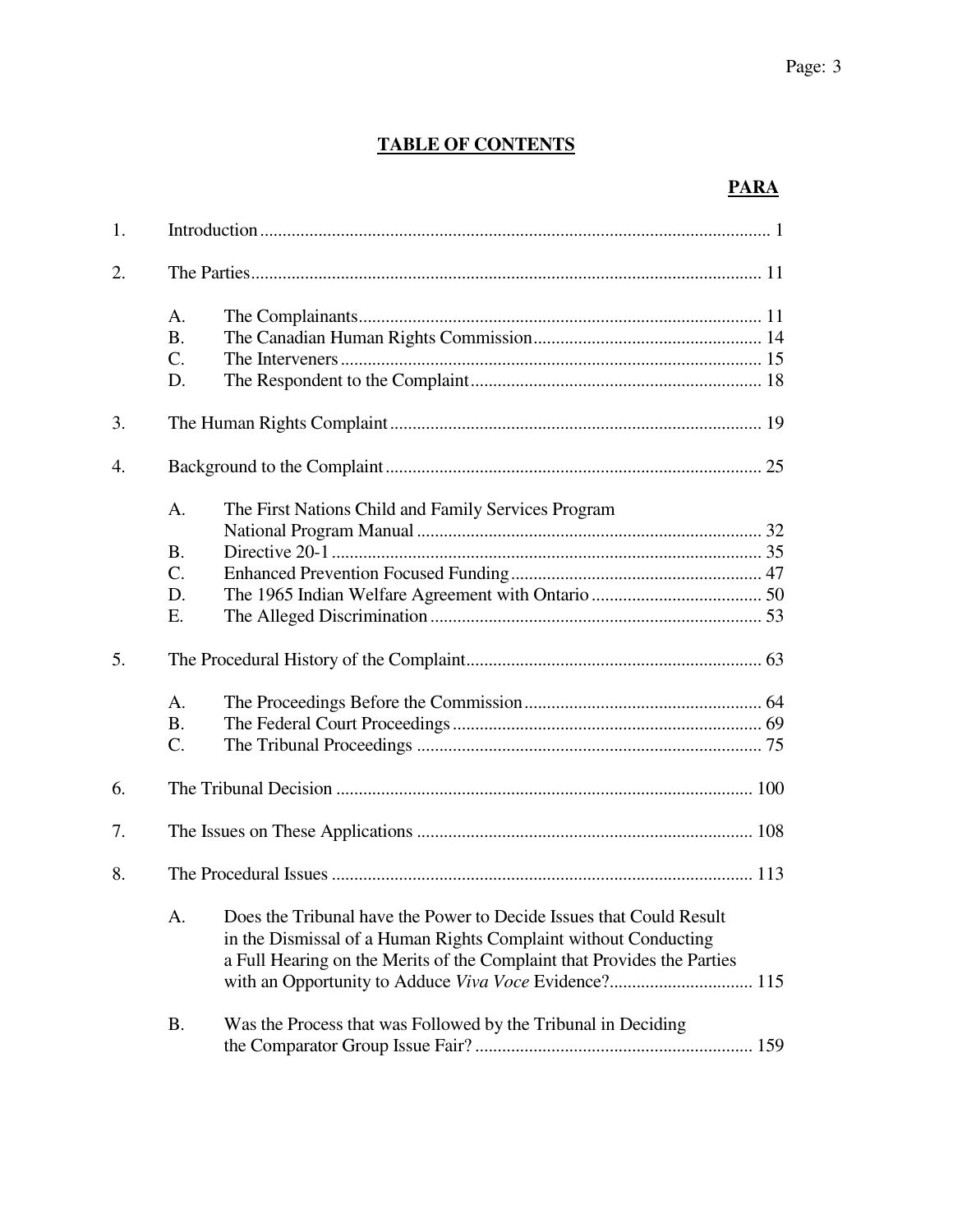## TABLE OF CONTENTS

| | | | PARA |
|---|---|---|---|
| 1. | Introduction | | 1 |
| 2. | The Parties | | 11 |
| | A. | The Complainants | 11 |
| | B. | The Canadian Human Rights Commission | 14 |
| | C. | The Interveners | 15 |
| | D. | The Respondent to the Complaint | 18 |
| 3. | The Human Rights Complaint | | 19 |
| 4. | Background to the Complaint | | 25 |
| | A. | The First Nations Child and Family Services Program National Program Manual | 32 |
| | B. | Directive 20-1 | 35 |
| | C. | Enhanced Prevention Focused Funding | 47 |
| | D. | The 1965 Indian Welfare Agreement with Ontario | 50 |
| | E. | The Alleged Discrimination | 53 |
| 5. | The Procedural History of the Complaint | | 63 |
| | A. | The Proceedings Before the Commission | 64 |
| | B. | The Federal Court Proceedings | 69 |
| | C. | The Tribunal Proceedings | 75 |
| 6. | The Tribunal Decision | | 100 |
| 7. | The Issues on These Applications | | 108 |
| 8. | The Procedural Issues | | 113 |
| | A. | Does the Tribunal have the Power to Decide Issues that Could Result in the Dismissal of a Human Rights Complaint without Conducting a Full Hearing on the Merits of the Complaint that Provides the Parties with an Opportunity to Adduce *Viva Voce* Evidence? | 115 |
| | B. | Was the Process that was Followed by the Tribunal in Deciding the Comparator Group Issue Fair? | 159 |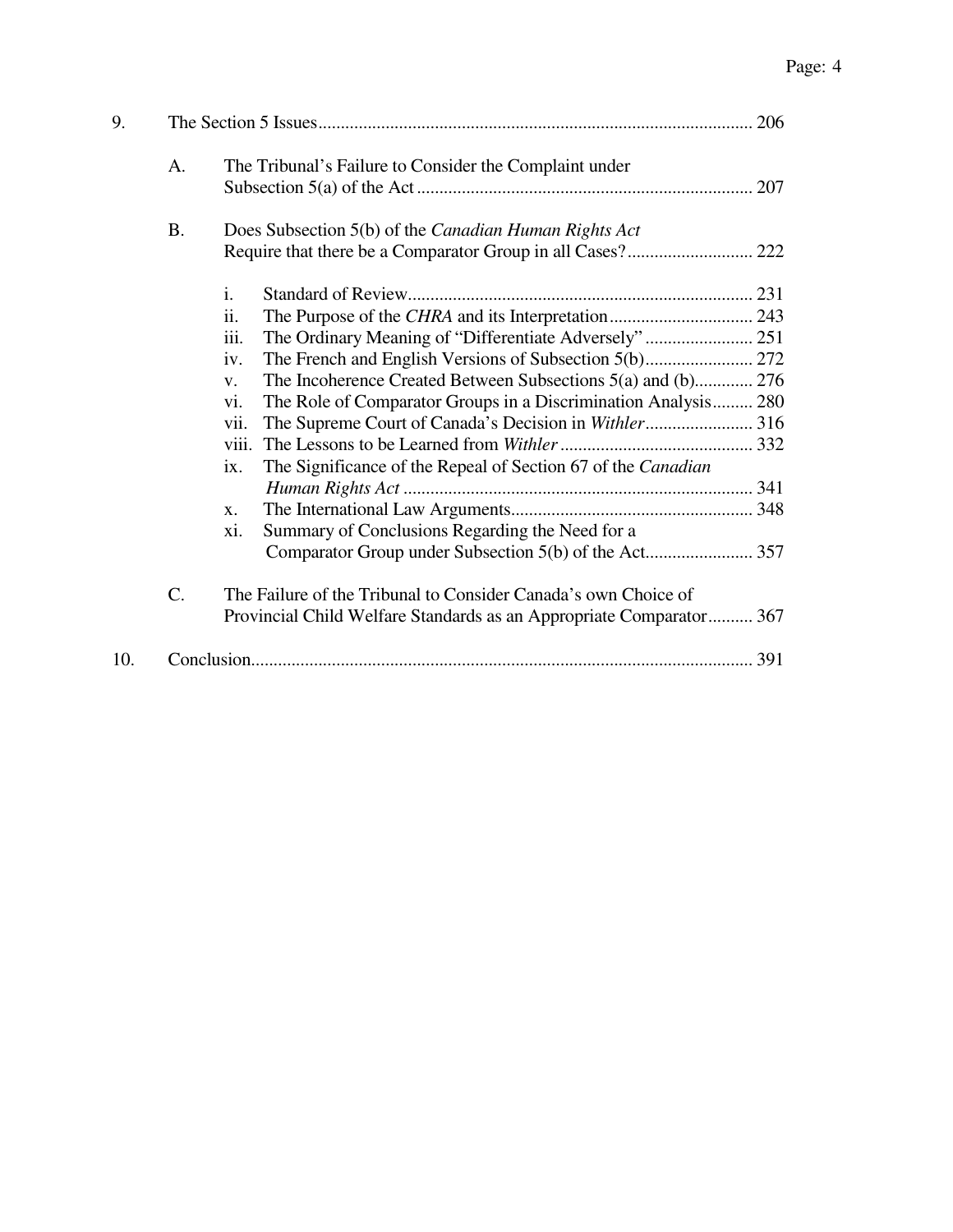9. The Section 5 Issues ........ 206

   A. The Tribunal's Failure to Consider the Complaint under Subsection 5(a) of the Act ........ 207

   B. Does Subsection 5(b) of the *Canadian Human Rights Act* Require that there be a Comparator Group in all Cases? ........ 222

      i. Standard of Review ........ 231
      ii. The Purpose of the *CHRA* and its Interpretation ........ 243
      iii. The Ordinary Meaning of "Differentiate Adversely" ........ 251
      iv. The French and English Versions of Subsection 5(b) ........ 272
      v. The Incoherence Created Between Subsections 5(a) and (b) ........ 276
      vi. The Role of Comparator Groups in a Discrimination Analysis ........ 280
      vii. The Supreme Court of Canada's Decision in *Withler* ........ 316
      viii. The Lessons to be Learned from *Withler* ........ 332
      ix. The Significance of the Repeal of Section 67 of the *Canadian Human Rights Act* ........ 341
      x. The International Law Arguments ........ 348
      xi. Summary of Conclusions Regarding the Need for a Comparator Group under Subsection 5(b) of the Act ........ 357

   C. The Failure of the Tribunal to Consider Canada's own Choice of Provincial Child Welfare Standards as an Appropriate Comparator ........ 367

10. Conclusion ........ 391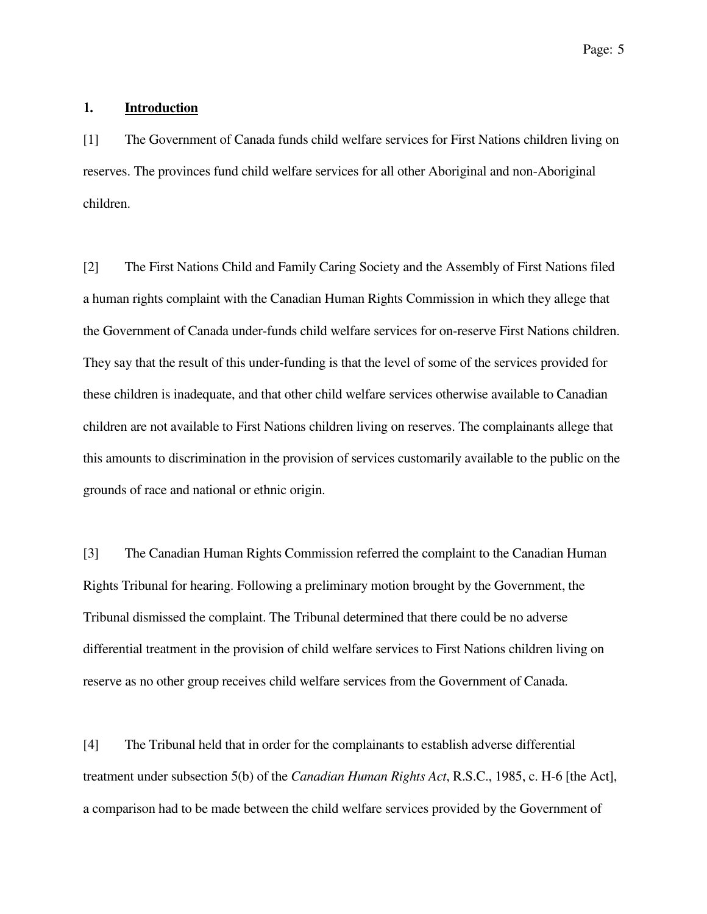## 1. **Introduction**

[1] The Government of Canada funds child welfare services for First Nations children living on reserves. The provinces fund child welfare services for all other Aboriginal and non-Aboriginal children.

[2] The First Nations Child and Family Caring Society and the Assembly of First Nations filed a human rights complaint with the Canadian Human Rights Commission in which they allege that the Government of Canada under-funds child welfare services for on-reserve First Nations children. They say that the result of this under-funding is that the level of some of the services provided for these children is inadequate, and that other child welfare services otherwise available to Canadian children are not available to First Nations children living on reserves. The complainants allege that this amounts to discrimination in the provision of services customarily available to the public on the grounds of race and national or ethnic origin.

[3] The Canadian Human Rights Commission referred the complaint to the Canadian Human Rights Tribunal for hearing. Following a preliminary motion brought by the Government, the Tribunal dismissed the complaint. The Tribunal determined that there could be no adverse differential treatment in the provision of child welfare services to First Nations children living on reserve as no other group receives child welfare services from the Government of Canada.

[4] The Tribunal held that in order for the complainants to establish adverse differential treatment under subsection 5(b) of the *Canadian Human Rights Act*, R.S.C., 1985, c. H-6 [the Act], a comparison had to be made between the child welfare services provided by the Government of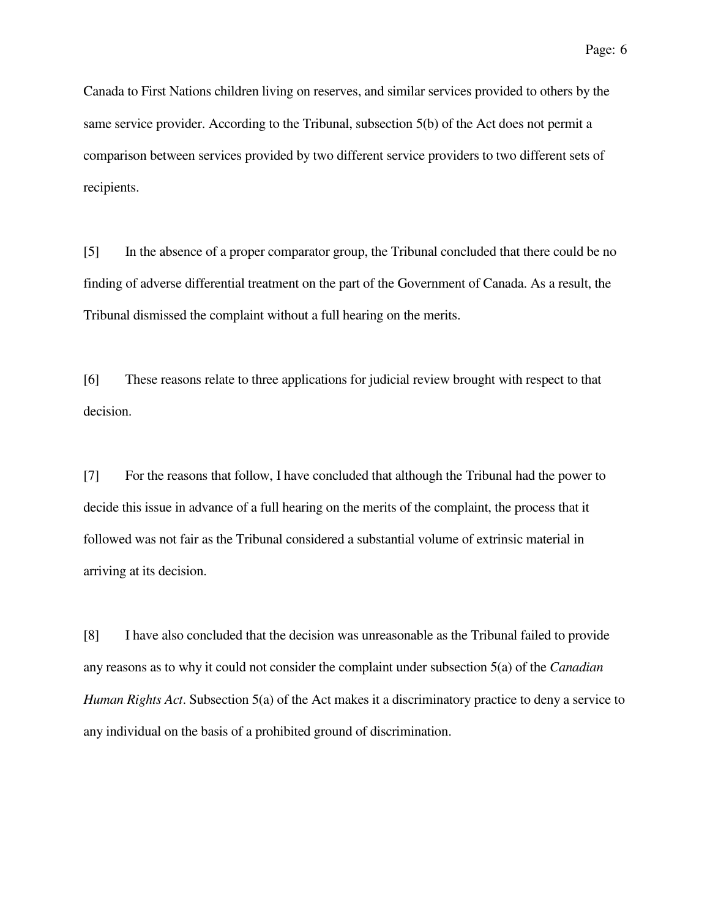Canada to First Nations children living on reserves, and similar services provided to others by the same service provider. According to the Tribunal, subsection 5(b) of the Act does not permit a comparison between services provided by two different service providers to two different sets of recipients.

[5] In the absence of a proper comparator group, the Tribunal concluded that there could be no finding of adverse differential treatment on the part of the Government of Canada. As a result, the Tribunal dismissed the complaint without a full hearing on the merits.

[6] These reasons relate to three applications for judicial review brought with respect to that decision.

[7] For the reasons that follow, I have concluded that although the Tribunal had the power to decide this issue in advance of a full hearing on the merits of the complaint, the process that it followed was not fair as the Tribunal considered a substantial volume of extrinsic material in arriving at its decision.

[8] I have also concluded that the decision was unreasonable as the Tribunal failed to provide any reasons as to why it could not consider the complaint under subsection 5(a) of the *Canadian Human Rights Act*. Subsection 5(a) of the Act makes it a discriminatory practice to deny a service to any individual on the basis of a prohibited ground of discrimination.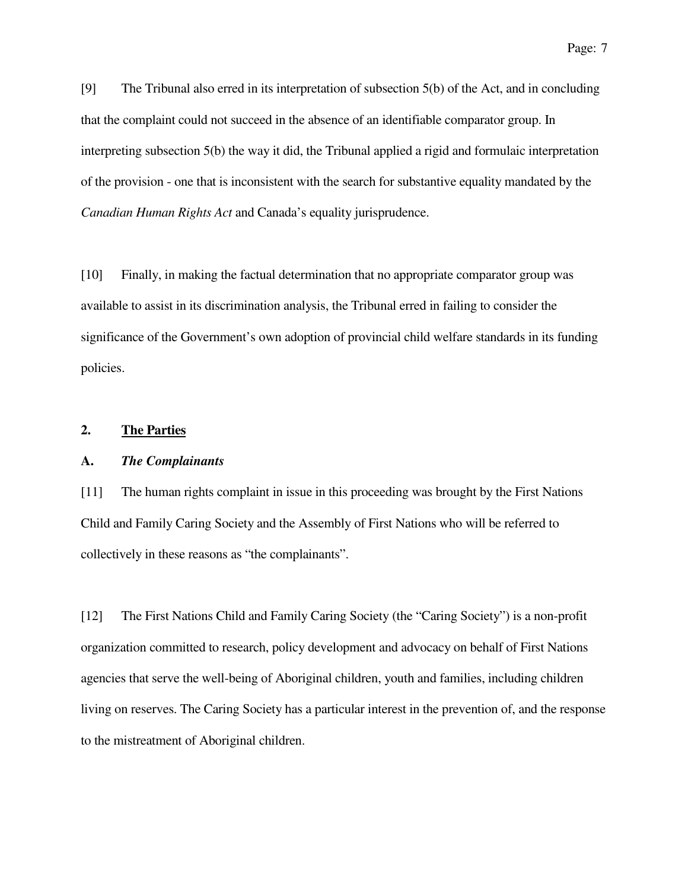[9] The Tribunal also erred in its interpretation of subsection 5(b) of the Act, and in concluding that the complaint could not succeed in the absence of an identifiable comparator group. In interpreting subsection 5(b) the way it did, the Tribunal applied a rigid and formulaic interpretation of the provision - one that is inconsistent with the search for substantive equality mandated by the *Canadian Human Rights Act* and Canada's equality jurisprudence.

[10] Finally, in making the factual determination that no appropriate comparator group was available to assist in its discrimination analysis, the Tribunal erred in failing to consider the significance of the Government's own adoption of provincial child welfare standards in its funding policies.

## 2. The Parties

### A. *The Complainants*

[11] The human rights complaint in issue in this proceeding was brought by the First Nations Child and Family Caring Society and the Assembly of First Nations who will be referred to collectively in these reasons as "the complainants".

[12] The First Nations Child and Family Caring Society (the "Caring Society") is a non-profit organization committed to research, policy development and advocacy on behalf of First Nations agencies that serve the well-being of Aboriginal children, youth and families, including children living on reserves. The Caring Society has a particular interest in the prevention of, and the response to the mistreatment of Aboriginal children.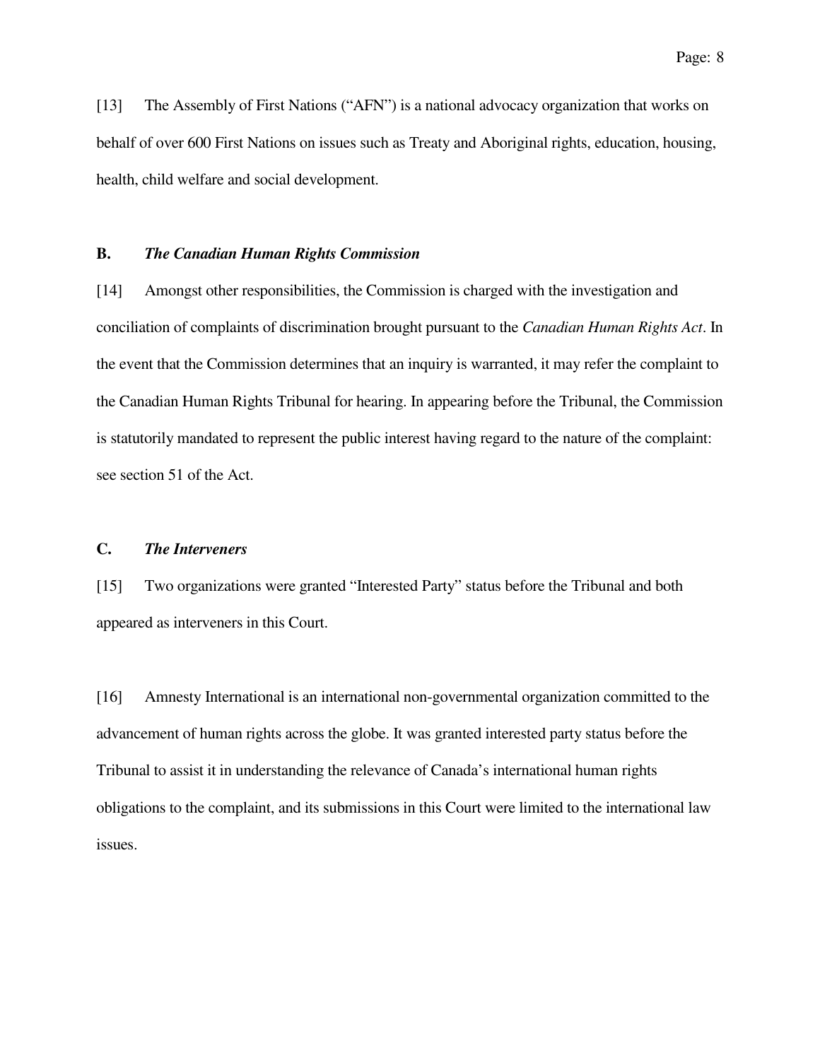[13] The Assembly of First Nations ("AFN") is a national advocacy organization that works on behalf of over 600 First Nations on issues such as Treaty and Aboriginal rights, education, housing, health, child welfare and social development.

### B. *The Canadian Human Rights Commission*

[14] Amongst other responsibilities, the Commission is charged with the investigation and conciliation of complaints of discrimination brought pursuant to the *Canadian Human Rights Act*. In the event that the Commission determines that an inquiry is warranted, it may refer the complaint to the Canadian Human Rights Tribunal for hearing. In appearing before the Tribunal, the Commission is statutorily mandated to represent the public interest having regard to the nature of the complaint: see section 51 of the Act.

### C. *The Interveners*

[15] Two organizations were granted "Interested Party" status before the Tribunal and both appeared as interveners in this Court.

[16] Amnesty International is an international non-governmental organization committed to the advancement of human rights across the globe. It was granted interested party status before the Tribunal to assist it in understanding the relevance of Canada's international human rights obligations to the complaint, and its submissions in this Court were limited to the international law issues.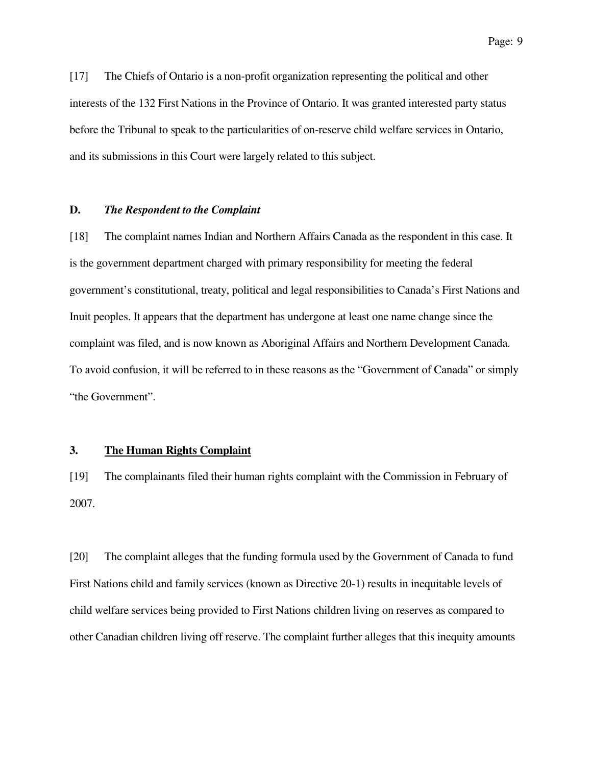[17] The Chiefs of Ontario is a non-profit organization representing the political and other interests of the 132 First Nations in the Province of Ontario. It was granted interested party status before the Tribunal to speak to the particularities of on-reserve child welfare services in Ontario, and its submissions in this Court were largely related to this subject.

### D. *The Respondent to the Complaint*

[18] The complaint names Indian and Northern Affairs Canada as the respondent in this case. It is the government department charged with primary responsibility for meeting the federal government's constitutional, treaty, political and legal responsibilities to Canada's First Nations and Inuit peoples. It appears that the department has undergone at least one name change since the complaint was filed, and is now known as Aboriginal Affairs and Northern Development Canada. To avoid confusion, it will be referred to in these reasons as the "Government of Canada" or simply "the Government".

## 3. <u>The Human Rights Complaint</u>

[19] The complainants filed their human rights complaint with the Commission in February of 2007.

[20] The complaint alleges that the funding formula used by the Government of Canada to fund First Nations child and family services (known as Directive 20-1) results in inequitable levels of child welfare services being provided to First Nations children living on reserves as compared to other Canadian children living off reserve. The complaint further alleges that this inequity amounts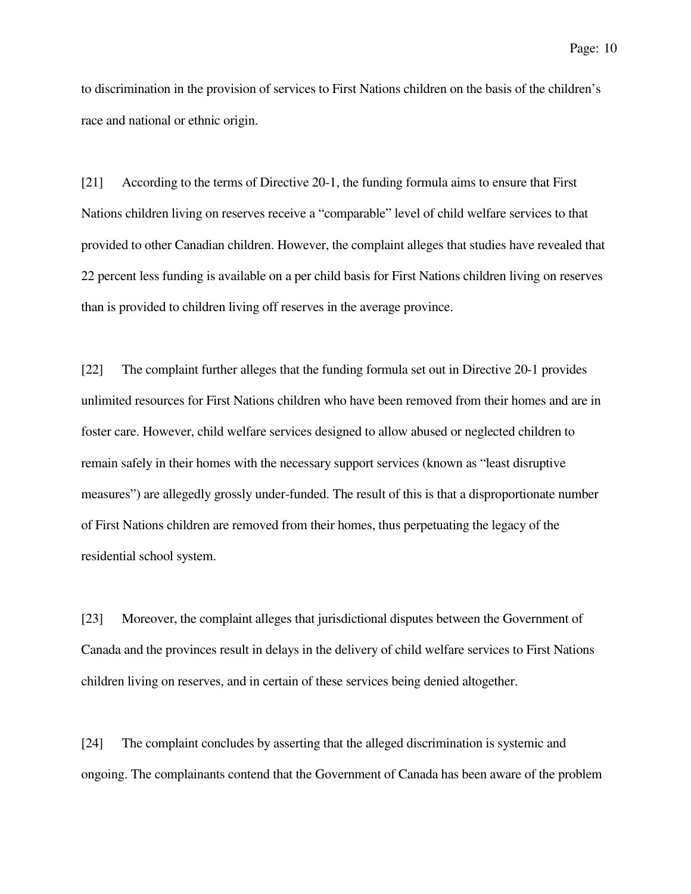to discrimination in the provision of services to First Nations children on the basis of the children's race and national or ethnic origin.

[21] According to the terms of Directive 20-1, the funding formula aims to ensure that First Nations children living on reserves receive a "comparable" level of child welfare services to that provided to other Canadian children. However, the complaint alleges that studies have revealed that 22 percent less funding is available on a per child basis for First Nations children living on reserves than is provided to children living off reserves in the average province.

[22] The complaint further alleges that the funding formula set out in Directive 20-1 provides unlimited resources for First Nations children who have been removed from their homes and are in foster care. However, child welfare services designed to allow abused or neglected children to remain safely in their homes with the necessary support services (known as "least disruptive measures") are allegedly grossly under-funded. The result of this is that a disproportionate number of First Nations children are removed from their homes, thus perpetuating the legacy of the residential school system.

[23] Moreover, the complaint alleges that jurisdictional disputes between the Government of Canada and the provinces result in delays in the delivery of child welfare services to First Nations children living on reserves, and in certain of these services being denied altogether.

[24] The complaint concludes by asserting that the alleged discrimination is systemic and ongoing. The complainants contend that the Government of Canada has been aware of the problem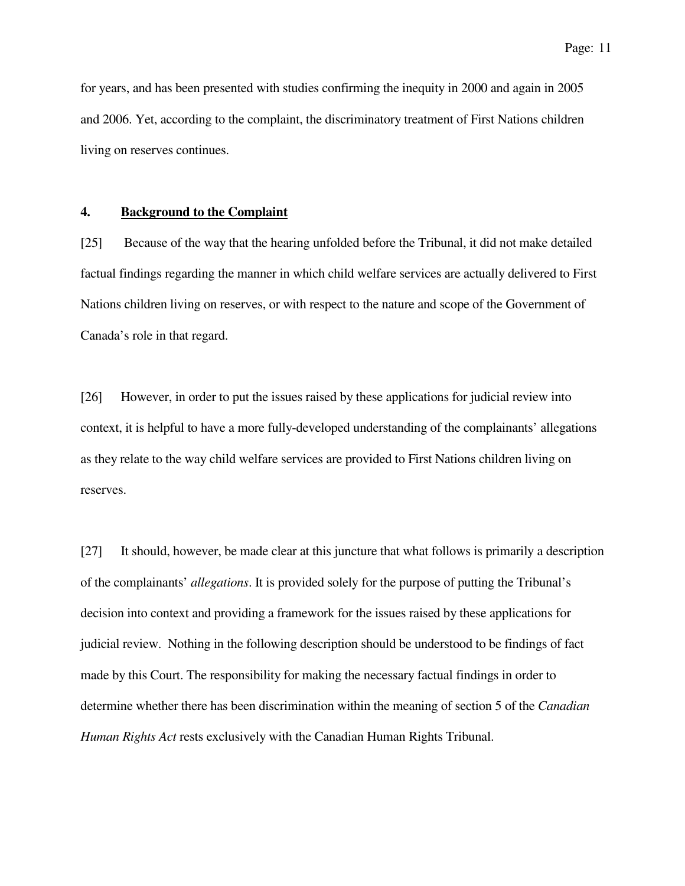for years, and has been presented with studies confirming the inequity in 2000 and again in 2005 and 2006. Yet, according to the complaint, the discriminatory treatment of First Nations children living on reserves continues.

## 4. Background to the Complaint

[25] Because of the way that the hearing unfolded before the Tribunal, it did not make detailed factual findings regarding the manner in which child welfare services are actually delivered to First Nations children living on reserves, or with respect to the nature and scope of the Government of Canada's role in that regard.

[26] However, in order to put the issues raised by these applications for judicial review into context, it is helpful to have a more fully-developed understanding of the complainants' allegations as they relate to the way child welfare services are provided to First Nations children living on reserves.

[27] It should, however, be made clear at this juncture that what follows is primarily a description of the complainants' *allegations*. It is provided solely for the purpose of putting the Tribunal's decision into context and providing a framework for the issues raised by these applications for judicial review. Nothing in the following description should be understood to be findings of fact made by this Court. The responsibility for making the necessary factual findings in order to determine whether there has been discrimination within the meaning of section 5 of the *Canadian Human Rights Act* rests exclusively with the Canadian Human Rights Tribunal.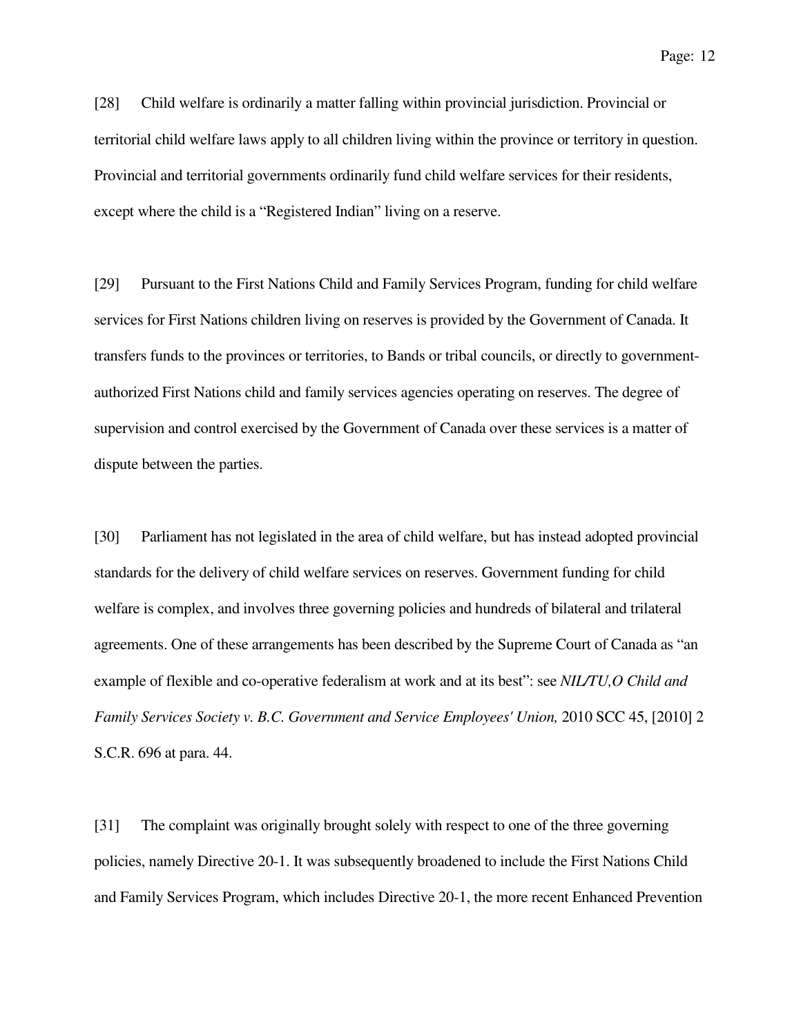[28] Child welfare is ordinarily a matter falling within provincial jurisdiction. Provincial or territorial child welfare laws apply to all children living within the province or territory in question. Provincial and territorial governments ordinarily fund child welfare services for their residents, except where the child is a "Registered Indian" living on a reserve.

[29] Pursuant to the First Nations Child and Family Services Program, funding for child welfare services for First Nations children living on reserves is provided by the Government of Canada. It transfers funds to the provinces or territories, to Bands or tribal councils, or directly to government-authorized First Nations child and family services agencies operating on reserves. The degree of supervision and control exercised by the Government of Canada over these services is a matter of dispute between the parties.

[30] Parliament has not legislated in the area of child welfare, but has instead adopted provincial standards for the delivery of child welfare services on reserves. Government funding for child welfare is complex, and involves three governing policies and hundreds of bilateral and trilateral agreements. One of these arrangements has been described by the Supreme Court of Canada as "an example of flexible and co-operative federalism at work and at its best": see *NIL/TU,O Child and Family Services Society v. B.C. Government and Service Employees' Union,* 2010 SCC 45, [2010] 2 S.C.R. 696 at para. 44.

[31] The complaint was originally brought solely with respect to one of the three governing policies, namely Directive 20-1. It was subsequently broadened to include the First Nations Child and Family Services Program, which includes Directive 20-1, the more recent Enhanced Prevention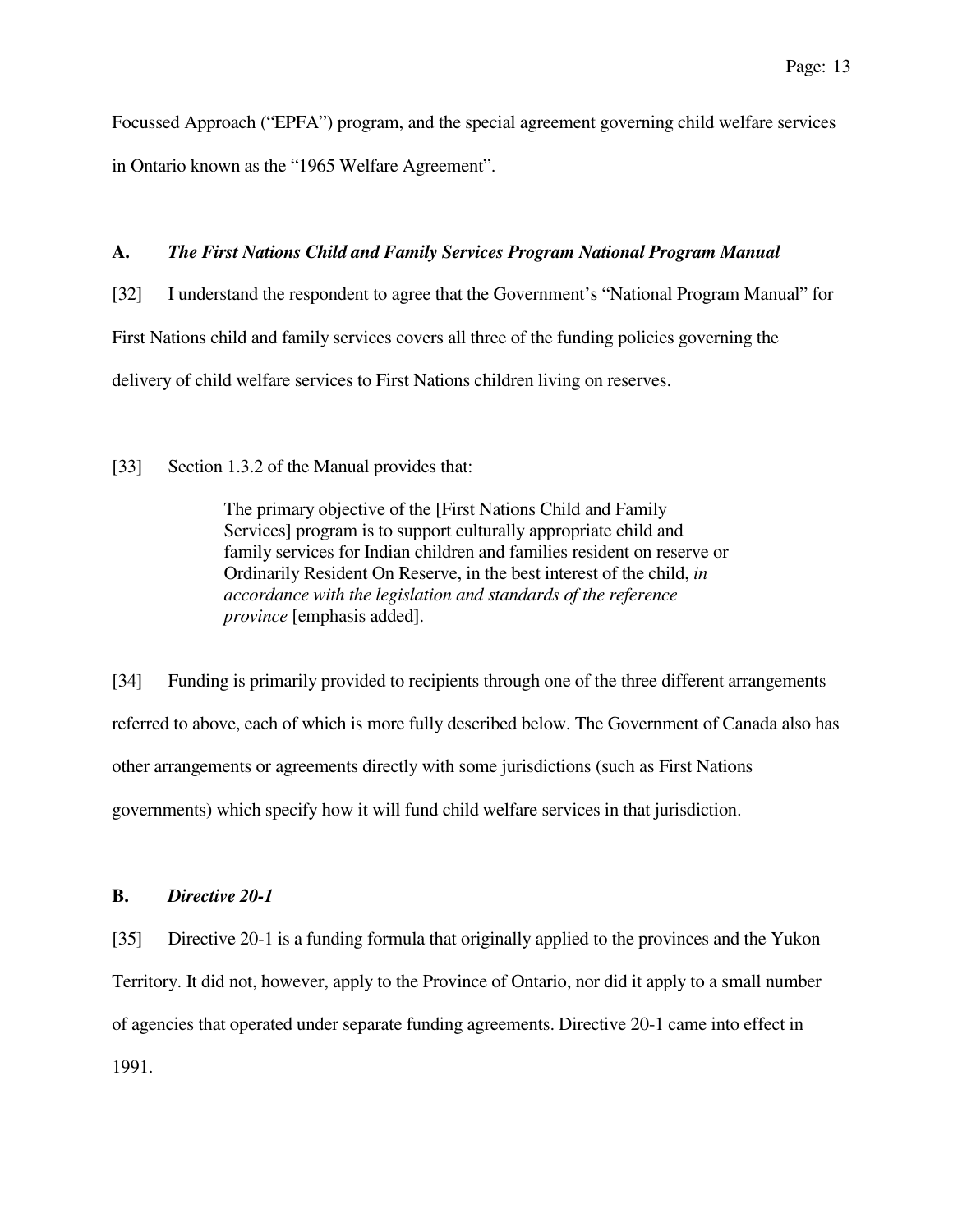Focussed Approach (“EPFA”) program, and the special agreement governing child welfare services in Ontario known as the “1965 Welfare Agreement”.

### A. *The First Nations Child and Family Services Program National Program Manual*

[32] I understand the respondent to agree that the Government’s “National Program Manual” for First Nations child and family services covers all three of the funding policies governing the delivery of child welfare services to First Nations children living on reserves.

[33] Section 1.3.2 of the Manual provides that:

> The primary objective of the [First Nations Child and Family Services] program is to support culturally appropriate child and family services for Indian children and families resident on reserve or Ordinarily Resident On Reserve, in the best interest of the child, *in accordance with the legislation and standards of the reference province* [emphasis added].

[34] Funding is primarily provided to recipients through one of the three different arrangements referred to above, each of which is more fully described below. The Government of Canada also has other arrangements or agreements directly with some jurisdictions (such as First Nations governments) which specify how it will fund child welfare services in that jurisdiction.

### B. *Directive 20-1*

[35] Directive 20-1 is a funding formula that originally applied to the provinces and the Yukon Territory. It did not, however, apply to the Province of Ontario, nor did it apply to a small number of agencies that operated under separate funding agreements. Directive 20-1 came into effect in 1991.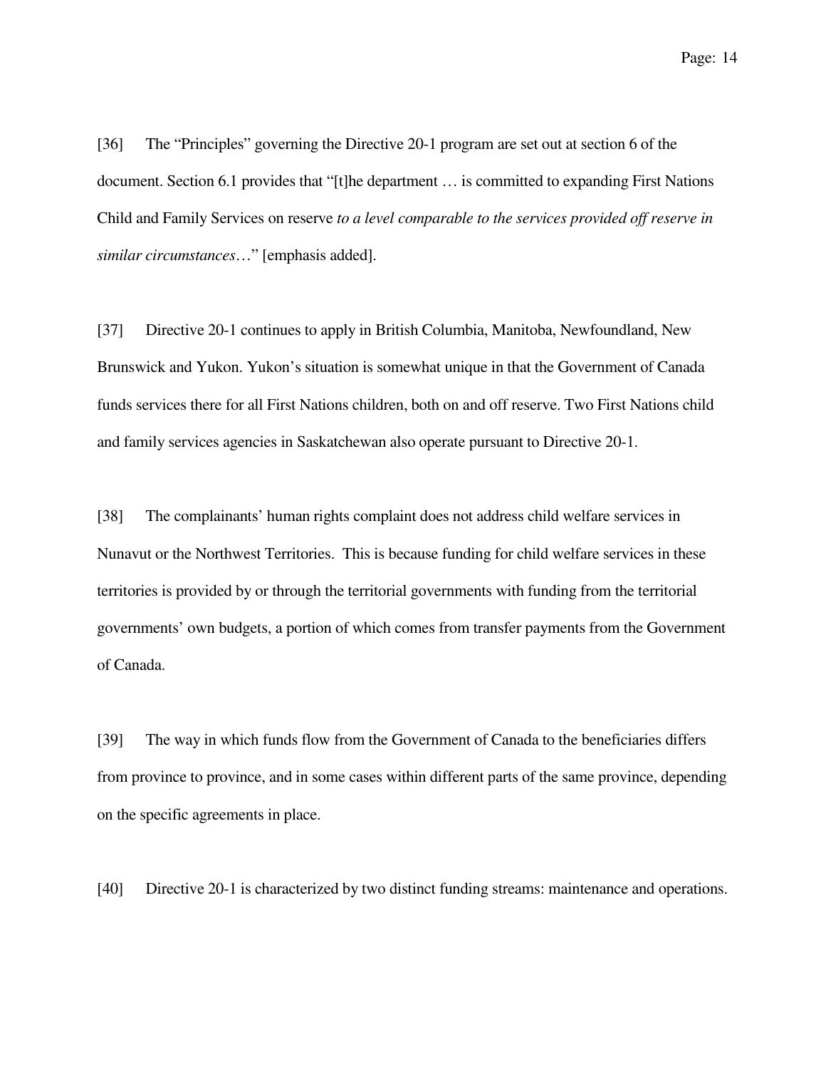[36] The "Principles" governing the Directive 20-1 program are set out at section 6 of the document. Section 6.1 provides that "[t]he department … is committed to expanding First Nations Child and Family Services on reserve *to a level comparable to the services provided off reserve in similar circumstances*…" [emphasis added].

[37] Directive 20-1 continues to apply in British Columbia, Manitoba, Newfoundland, New Brunswick and Yukon. Yukon's situation is somewhat unique in that the Government of Canada funds services there for all First Nations children, both on and off reserve. Two First Nations child and family services agencies in Saskatchewan also operate pursuant to Directive 20-1.

[38] The complainants' human rights complaint does not address child welfare services in Nunavut or the Northwest Territories. This is because funding for child welfare services in these territories is provided by or through the territorial governments with funding from the territorial governments' own budgets, a portion of which comes from transfer payments from the Government of Canada.

[39] The way in which funds flow from the Government of Canada to the beneficiaries differs from province to province, and in some cases within different parts of the same province, depending on the specific agreements in place.

[40] Directive 20-1 is characterized by two distinct funding streams: maintenance and operations.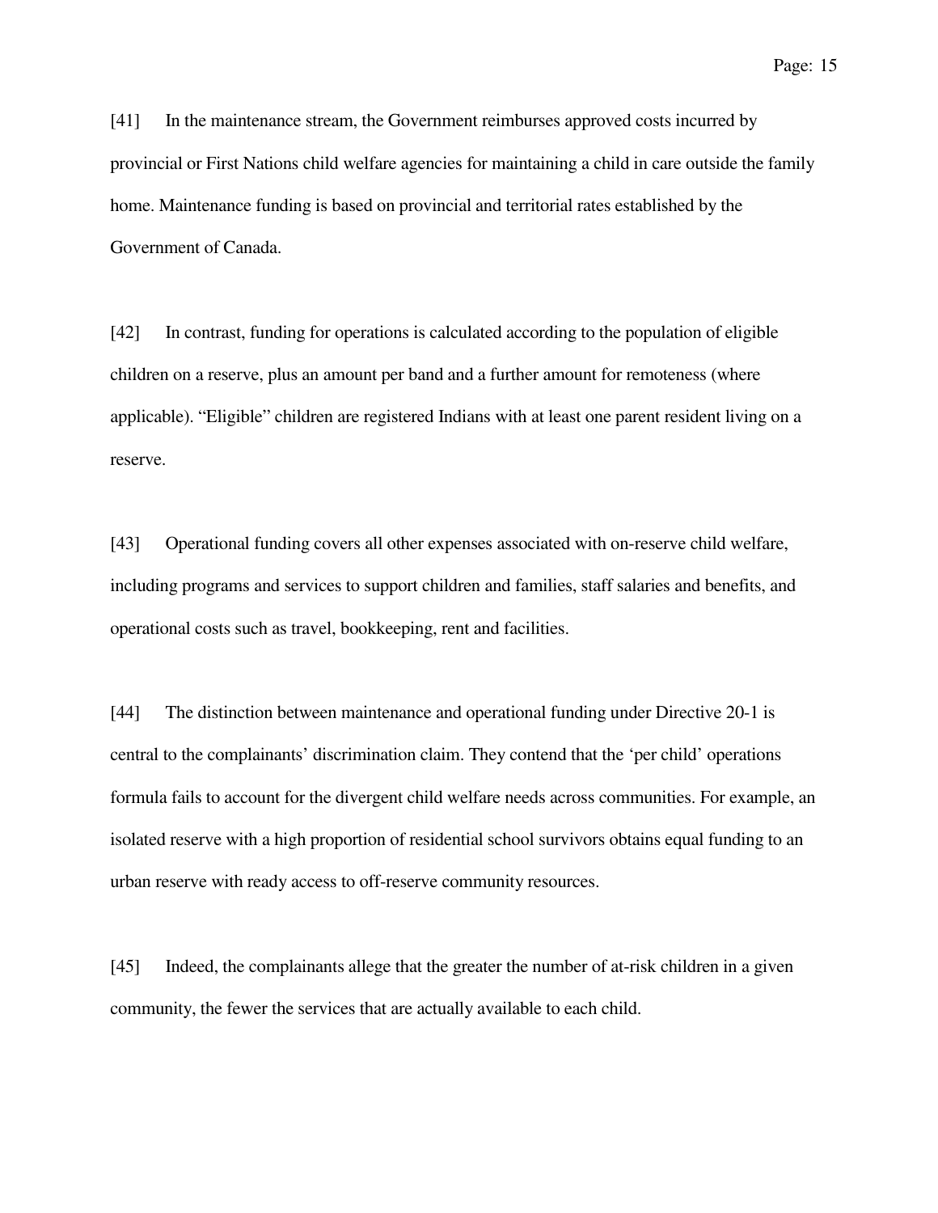[41] In the maintenance stream, the Government reimburses approved costs incurred by provincial or First Nations child welfare agencies for maintaining a child in care outside the family home. Maintenance funding is based on provincial and territorial rates established by the Government of Canada.

[42] In contrast, funding for operations is calculated according to the population of eligible children on a reserve, plus an amount per band and a further amount for remoteness (where applicable). "Eligible" children are registered Indians with at least one parent resident living on a reserve.

[43] Operational funding covers all other expenses associated with on-reserve child welfare, including programs and services to support children and families, staff salaries and benefits, and operational costs such as travel, bookkeeping, rent and facilities.

[44] The distinction between maintenance and operational funding under Directive 20-1 is central to the complainants' discrimination claim. They contend that the 'per child' operations formula fails to account for the divergent child welfare needs across communities. For example, an isolated reserve with a high proportion of residential school survivors obtains equal funding to an urban reserve with ready access to off-reserve community resources.

[45] Indeed, the complainants allege that the greater the number of at-risk children in a given community, the fewer the services that are actually available to each child.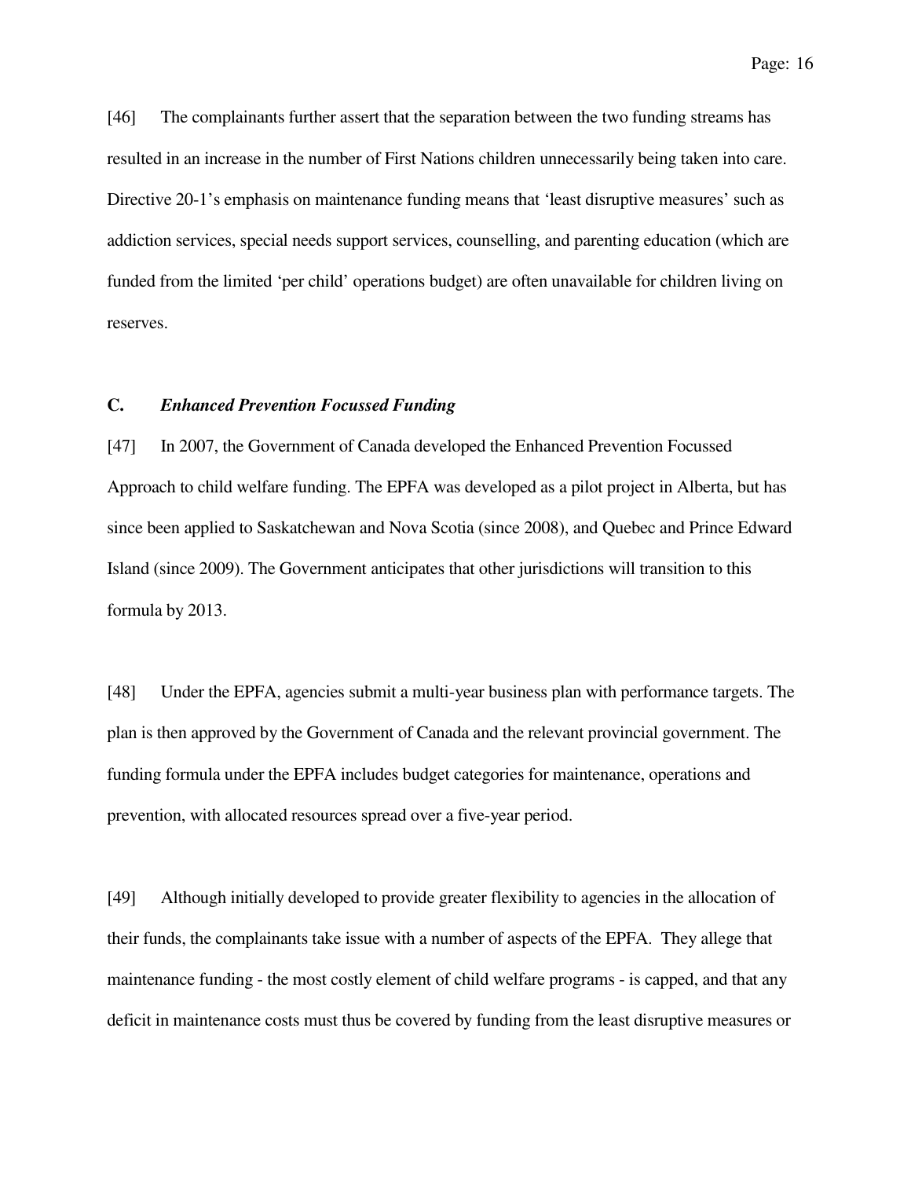[46] The complainants further assert that the separation between the two funding streams has resulted in an increase in the number of First Nations children unnecessarily being taken into care. Directive 20-1's emphasis on maintenance funding means that 'least disruptive measures' such as addiction services, special needs support services, counselling, and parenting education (which are funded from the limited 'per child' operations budget) are often unavailable for children living on reserves.

### C. *Enhanced Prevention Focussed Funding*

[47] In 2007, the Government of Canada developed the Enhanced Prevention Focussed Approach to child welfare funding. The EPFA was developed as a pilot project in Alberta, but has since been applied to Saskatchewan and Nova Scotia (since 2008), and Quebec and Prince Edward Island (since 2009). The Government anticipates that other jurisdictions will transition to this formula by 2013.

[48] Under the EPFA, agencies submit a multi-year business plan with performance targets. The plan is then approved by the Government of Canada and the relevant provincial government. The funding formula under the EPFA includes budget categories for maintenance, operations and prevention, with allocated resources spread over a five-year period.

[49] Although initially developed to provide greater flexibility to agencies in the allocation of their funds, the complainants take issue with a number of aspects of the EPFA. They allege that maintenance funding - the most costly element of child welfare programs - is capped, and that any deficit in maintenance costs must thus be covered by funding from the least disruptive measures or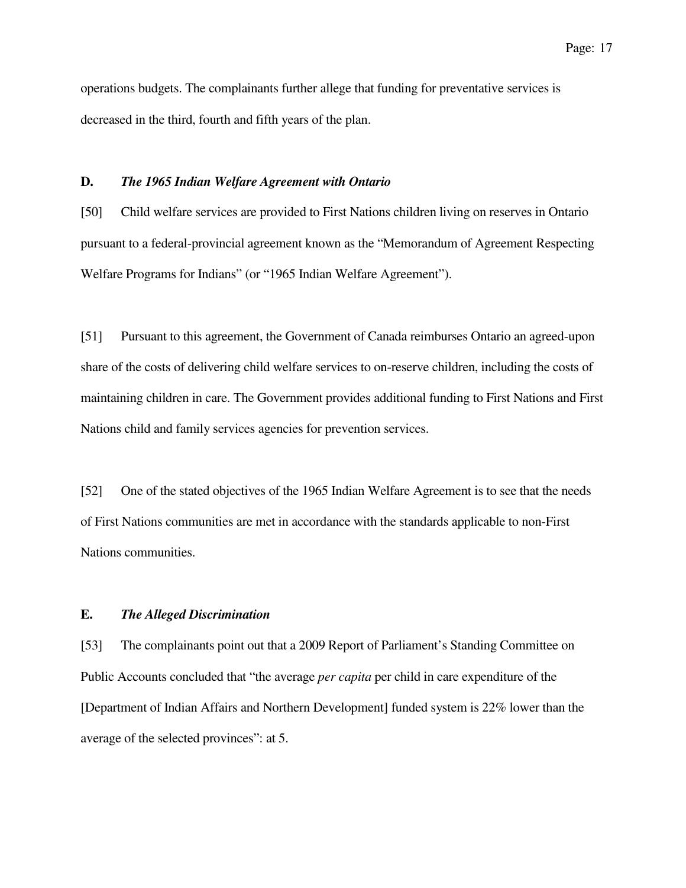operations budgets. The complainants further allege that funding for preventative services is decreased in the third, fourth and fifth years of the plan.

### D. *The 1965 Indian Welfare Agreement with Ontario*

[50] Child welfare services are provided to First Nations children living on reserves in Ontario pursuant to a federal-provincial agreement known as the "Memorandum of Agreement Respecting Welfare Programs for Indians" (or "1965 Indian Welfare Agreement").

[51] Pursuant to this agreement, the Government of Canada reimburses Ontario an agreed-upon share of the costs of delivering child welfare services to on-reserve children, including the costs of maintaining children in care. The Government provides additional funding to First Nations and First Nations child and family services agencies for prevention services.

[52] One of the stated objectives of the 1965 Indian Welfare Agreement is to see that the needs of First Nations communities are met in accordance with the standards applicable to non-First Nations communities.

### E. *The Alleged Discrimination*

[53] The complainants point out that a 2009 Report of Parliament's Standing Committee on Public Accounts concluded that "the average *per capita* per child in care expenditure of the [Department of Indian Affairs and Northern Development] funded system is 22% lower than the average of the selected provinces": at 5.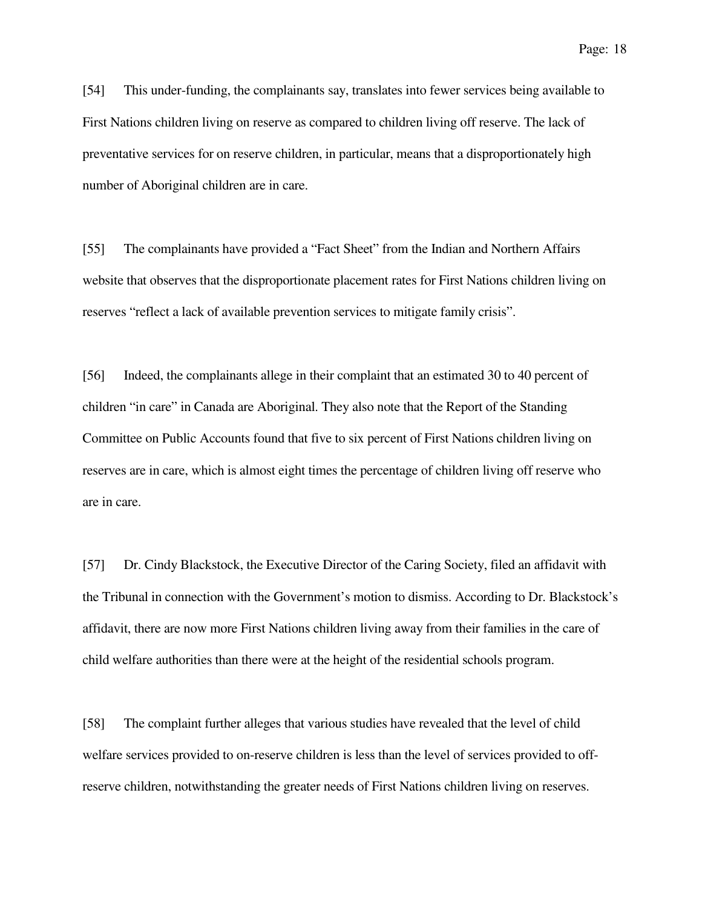[54] This under-funding, the complainants say, translates into fewer services being available to First Nations children living on reserve as compared to children living off reserve. The lack of preventative services for on reserve children, in particular, means that a disproportionately high number of Aboriginal children are in care.

[55] The complainants have provided a "Fact Sheet" from the Indian and Northern Affairs website that observes that the disproportionate placement rates for First Nations children living on reserves "reflect a lack of available prevention services to mitigate family crisis".

[56] Indeed, the complainants allege in their complaint that an estimated 30 to 40 percent of children "in care" in Canada are Aboriginal. They also note that the Report of the Standing Committee on Public Accounts found that five to six percent of First Nations children living on reserves are in care, which is almost eight times the percentage of children living off reserve who are in care.

[57] Dr. Cindy Blackstock, the Executive Director of the Caring Society, filed an affidavit with the Tribunal in connection with the Government's motion to dismiss. According to Dr. Blackstock's affidavit, there are now more First Nations children living away from their families in the care of child welfare authorities than there were at the height of the residential schools program.

[58] The complaint further alleges that various studies have revealed that the level of child welfare services provided to on-reserve children is less than the level of services provided to off-reserve children, notwithstanding the greater needs of First Nations children living on reserves.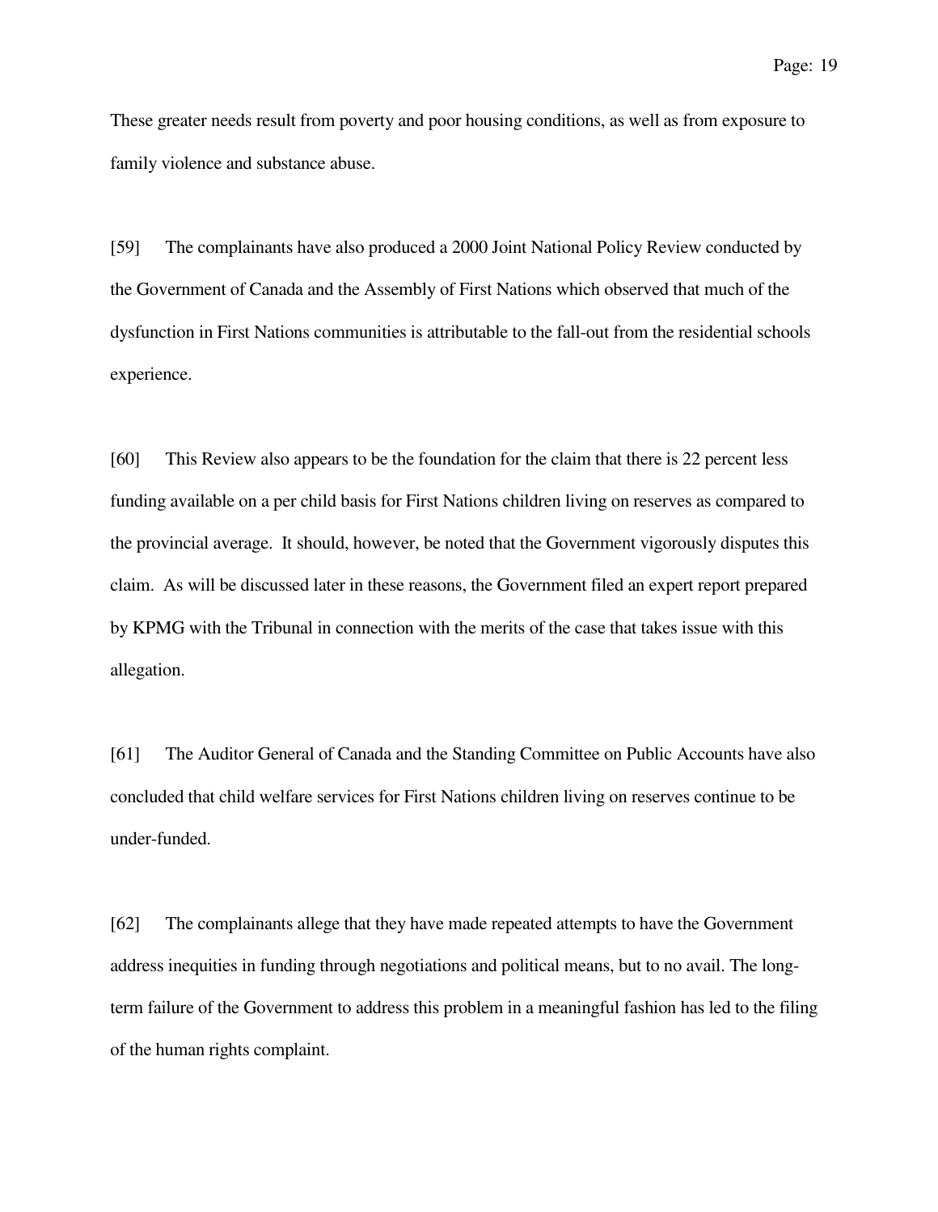These greater needs result from poverty and poor housing conditions, as well as from exposure to family violence and substance abuse.

[59] The complainants have also produced a 2000 Joint National Policy Review conducted by the Government of Canada and the Assembly of First Nations which observed that much of the dysfunction in First Nations communities is attributable to the fall-out from the residential schools experience.

[60] This Review also appears to be the foundation for the claim that there is 22 percent less funding available on a per child basis for First Nations children living on reserves as compared to the provincial average. It should, however, be noted that the Government vigorously disputes this claim. As will be discussed later in these reasons, the Government filed an expert report prepared by KPMG with the Tribunal in connection with the merits of the case that takes issue with this allegation.

[61] The Auditor General of Canada and the Standing Committee on Public Accounts have also concluded that child welfare services for First Nations children living on reserves continue to be under-funded.

[62] The complainants allege that they have made repeated attempts to have the Government address inequities in funding through negotiations and political means, but to no avail. The long-term failure of the Government to address this problem in a meaningful fashion has led to the filing of the human rights complaint.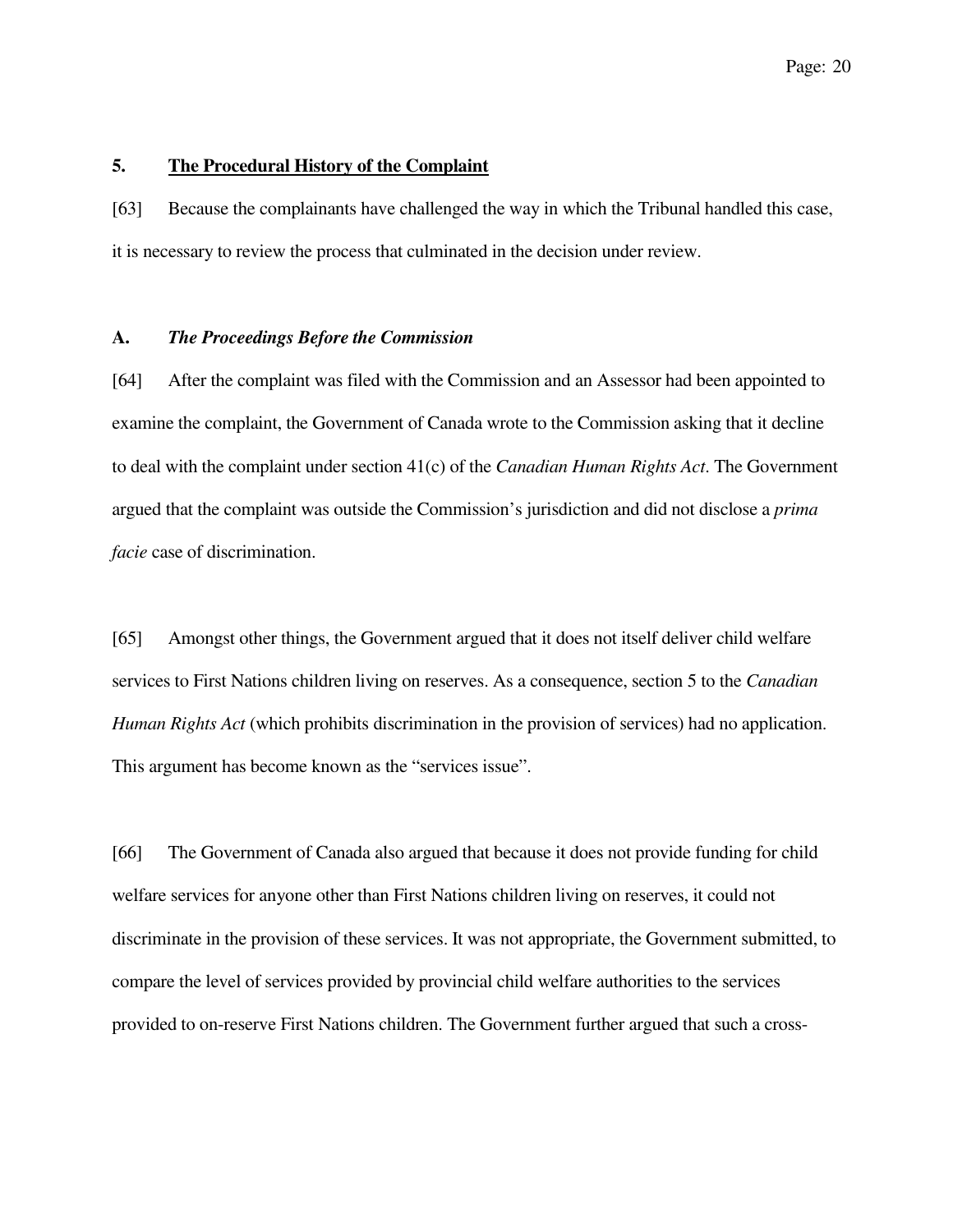## 5. <u>The Procedural History of the Complaint</u>

[63] Because the complainants have challenged the way in which the Tribunal handled this case, it is necessary to review the process that culminated in the decision under review.

### A. *The Proceedings Before the Commission*

[64] After the complaint was filed with the Commission and an Assessor had been appointed to examine the complaint, the Government of Canada wrote to the Commission asking that it decline to deal with the complaint under section 41(c) of the *Canadian Human Rights Act*. The Government argued that the complaint was outside the Commission's jurisdiction and did not disclose a *prima facie* case of discrimination.

[65] Amongst other things, the Government argued that it does not itself deliver child welfare services to First Nations children living on reserves. As a consequence, section 5 to the *Canadian Human Rights Act* (which prohibits discrimination in the provision of services) had no application. This argument has become known as the "services issue".

[66] The Government of Canada also argued that because it does not provide funding for child welfare services for anyone other than First Nations children living on reserves, it could not discriminate in the provision of these services. It was not appropriate, the Government submitted, to compare the level of services provided by provincial child welfare authorities to the services provided to on-reserve First Nations children. The Government further argued that such a cross-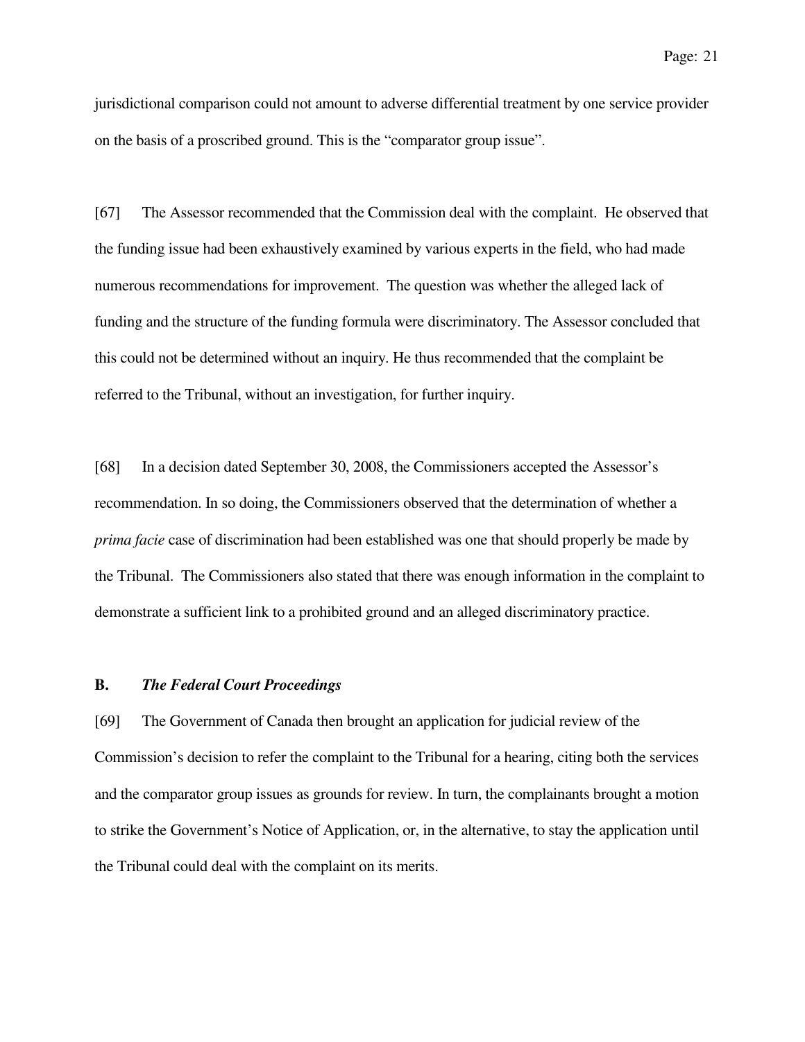jurisdictional comparison could not amount to adverse differential treatment by one service provider on the basis of a proscribed ground. This is the "comparator group issue".

[67] The Assessor recommended that the Commission deal with the complaint. He observed that the funding issue had been exhaustively examined by various experts in the field, who had made numerous recommendations for improvement. The question was whether the alleged lack of funding and the structure of the funding formula were discriminatory. The Assessor concluded that this could not be determined without an inquiry. He thus recommended that the complaint be referred to the Tribunal, without an investigation, for further inquiry.

[68] In a decision dated September 30, 2008, the Commissioners accepted the Assessor's recommendation. In so doing, the Commissioners observed that the determination of whether a *prima facie* case of discrimination had been established was one that should properly be made by the Tribunal. The Commissioners also stated that there was enough information in the complaint to demonstrate a sufficient link to a prohibited ground and an alleged discriminatory practice.

### B. *The Federal Court Proceedings*

[69] The Government of Canada then brought an application for judicial review of the Commission's decision to refer the complaint to the Tribunal for a hearing, citing both the services and the comparator group issues as grounds for review. In turn, the complainants brought a motion to strike the Government's Notice of Application, or, in the alternative, to stay the application until the Tribunal could deal with the complaint on its merits.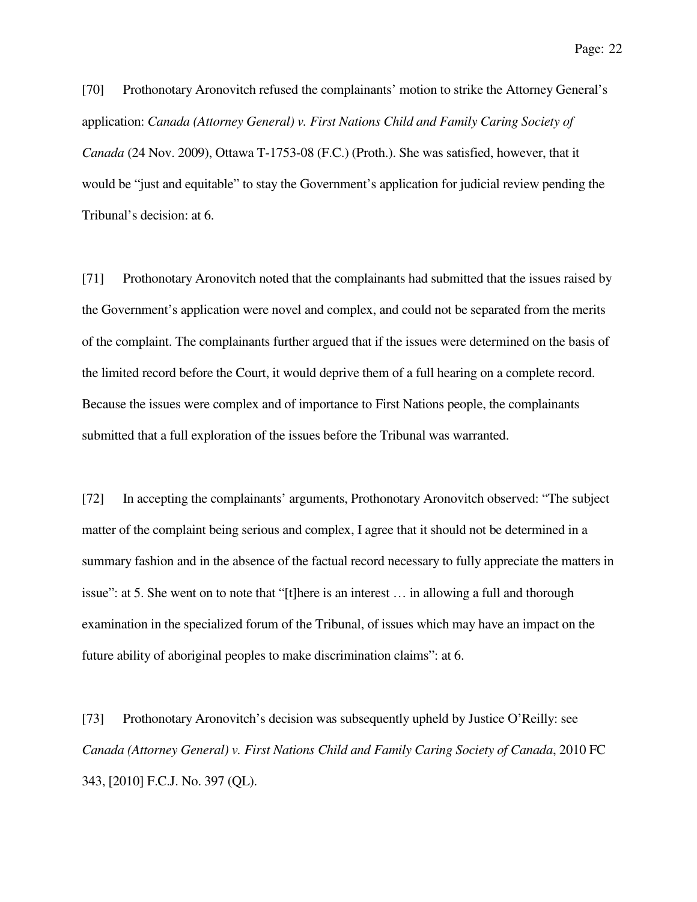[70] Prothonotary Aronovitch refused the complainants' motion to strike the Attorney General's application: *Canada (Attorney General) v. First Nations Child and Family Caring Society of Canada* (24 Nov. 2009), Ottawa T-1753-08 (F.C.) (Proth.). She was satisfied, however, that it would be "just and equitable" to stay the Government's application for judicial review pending the Tribunal's decision: at 6.

[71] Prothonotary Aronovitch noted that the complainants had submitted that the issues raised by the Government's application were novel and complex, and could not be separated from the merits of the complaint. The complainants further argued that if the issues were determined on the basis of the limited record before the Court, it would deprive them of a full hearing on a complete record. Because the issues were complex and of importance to First Nations people, the complainants submitted that a full exploration of the issues before the Tribunal was warranted.

[72] In accepting the complainants' arguments, Prothonotary Aronovitch observed: "The subject matter of the complaint being serious and complex, I agree that it should not be determined in a summary fashion and in the absence of the factual record necessary to fully appreciate the matters in issue": at 5. She went on to note that "[t]here is an interest … in allowing a full and thorough examination in the specialized forum of the Tribunal, of issues which may have an impact on the future ability of aboriginal peoples to make discrimination claims": at 6.

[73] Prothonotary Aronovitch's decision was subsequently upheld by Justice O'Reilly: see *Canada (Attorney General) v. First Nations Child and Family Caring Society of Canada*, 2010 FC 343, [2010] F.C.J. No. 397 (QL).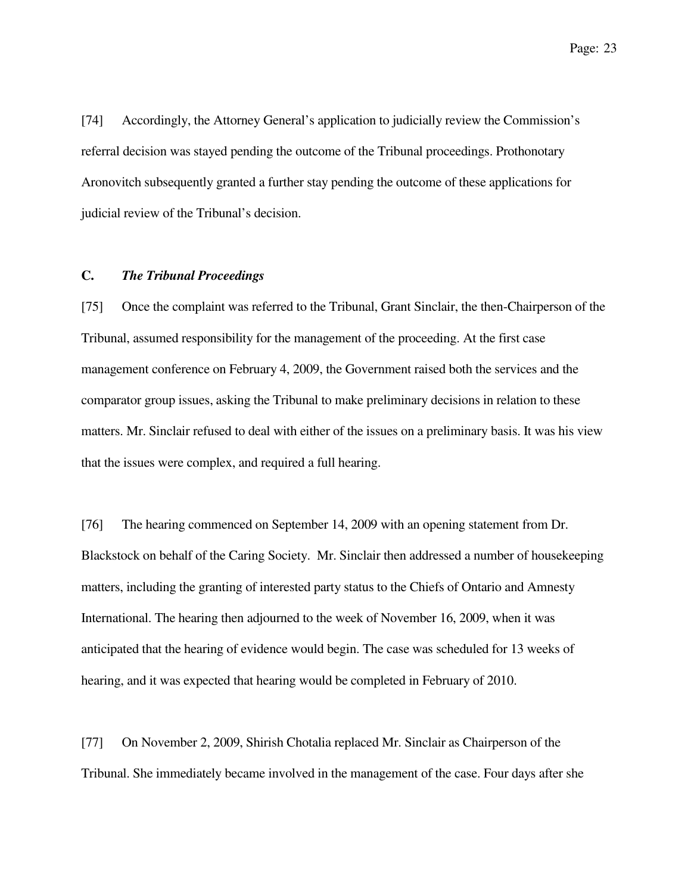[74] Accordingly, the Attorney General's application to judicially review the Commission's referral decision was stayed pending the outcome of the Tribunal proceedings. Prothonotary Aronovitch subsequently granted a further stay pending the outcome of these applications for judicial review of the Tribunal's decision.

### C. *The Tribunal Proceedings*

[75] Once the complaint was referred to the Tribunal, Grant Sinclair, the then-Chairperson of the Tribunal, assumed responsibility for the management of the proceeding. At the first case management conference on February 4, 2009, the Government raised both the services and the comparator group issues, asking the Tribunal to make preliminary decisions in relation to these matters. Mr. Sinclair refused to deal with either of the issues on a preliminary basis. It was his view that the issues were complex, and required a full hearing.

[76] The hearing commenced on September 14, 2009 with an opening statement from Dr. Blackstock on behalf of the Caring Society. Mr. Sinclair then addressed a number of housekeeping matters, including the granting of interested party status to the Chiefs of Ontario and Amnesty International. The hearing then adjourned to the week of November 16, 2009, when it was anticipated that the hearing of evidence would begin. The case was scheduled for 13 weeks of hearing, and it was expected that hearing would be completed in February of 2010.

[77] On November 2, 2009, Shirish Chotalia replaced Mr. Sinclair as Chairperson of the Tribunal. She immediately became involved in the management of the case. Four days after she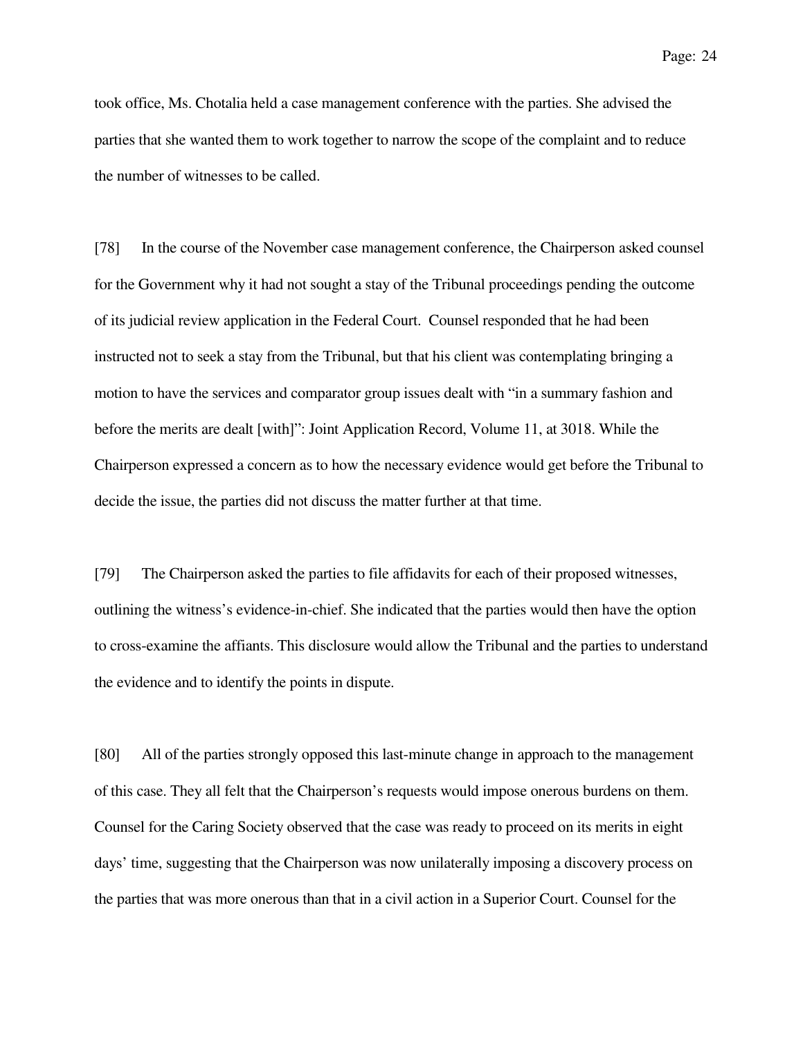took office, Ms. Chotalia held a case management conference with the parties. She advised the parties that she wanted them to work together to narrow the scope of the complaint and to reduce the number of witnesses to be called.

[78] In the course of the November case management conference, the Chairperson asked counsel for the Government why it had not sought a stay of the Tribunal proceedings pending the outcome of its judicial review application in the Federal Court. Counsel responded that he had been instructed not to seek a stay from the Tribunal, but that his client was contemplating bringing a motion to have the services and comparator group issues dealt with "in a summary fashion and before the merits are dealt [with]": Joint Application Record, Volume 11, at 3018. While the Chairperson expressed a concern as to how the necessary evidence would get before the Tribunal to decide the issue, the parties did not discuss the matter further at that time.

[79] The Chairperson asked the parties to file affidavits for each of their proposed witnesses, outlining the witness's evidence-in-chief. She indicated that the parties would then have the option to cross-examine the affiants. This disclosure would allow the Tribunal and the parties to understand the evidence and to identify the points in dispute.

[80] All of the parties strongly opposed this last-minute change in approach to the management of this case. They all felt that the Chairperson's requests would impose onerous burdens on them. Counsel for the Caring Society observed that the case was ready to proceed on its merits in eight days' time, suggesting that the Chairperson was now unilaterally imposing a discovery process on the parties that was more onerous than that in a civil action in a Superior Court. Counsel for the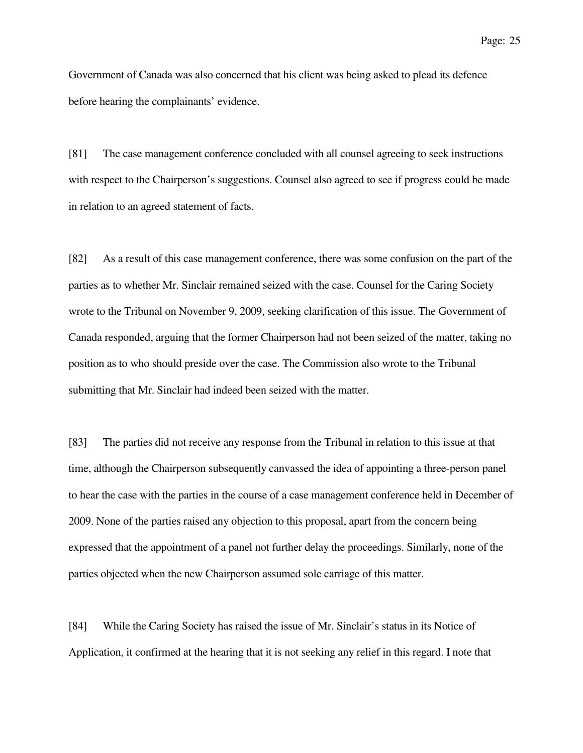Government of Canada was also concerned that his client was being asked to plead its defence before hearing the complainants' evidence.

[81] The case management conference concluded with all counsel agreeing to seek instructions with respect to the Chairperson's suggestions. Counsel also agreed to see if progress could be made in relation to an agreed statement of facts.

[82] As a result of this case management conference, there was some confusion on the part of the parties as to whether Mr. Sinclair remained seized with the case. Counsel for the Caring Society wrote to the Tribunal on November 9, 2009, seeking clarification of this issue. The Government of Canada responded, arguing that the former Chairperson had not been seized of the matter, taking no position as to who should preside over the case. The Commission also wrote to the Tribunal submitting that Mr. Sinclair had indeed been seized with the matter.

[83] The parties did not receive any response from the Tribunal in relation to this issue at that time, although the Chairperson subsequently canvassed the idea of appointing a three-person panel to hear the case with the parties in the course of a case management conference held in December of 2009. None of the parties raised any objection to this proposal, apart from the concern being expressed that the appointment of a panel not further delay the proceedings. Similarly, none of the parties objected when the new Chairperson assumed sole carriage of this matter.

[84] While the Caring Society has raised the issue of Mr. Sinclair's status in its Notice of Application, it confirmed at the hearing that it is not seeking any relief in this regard. I note that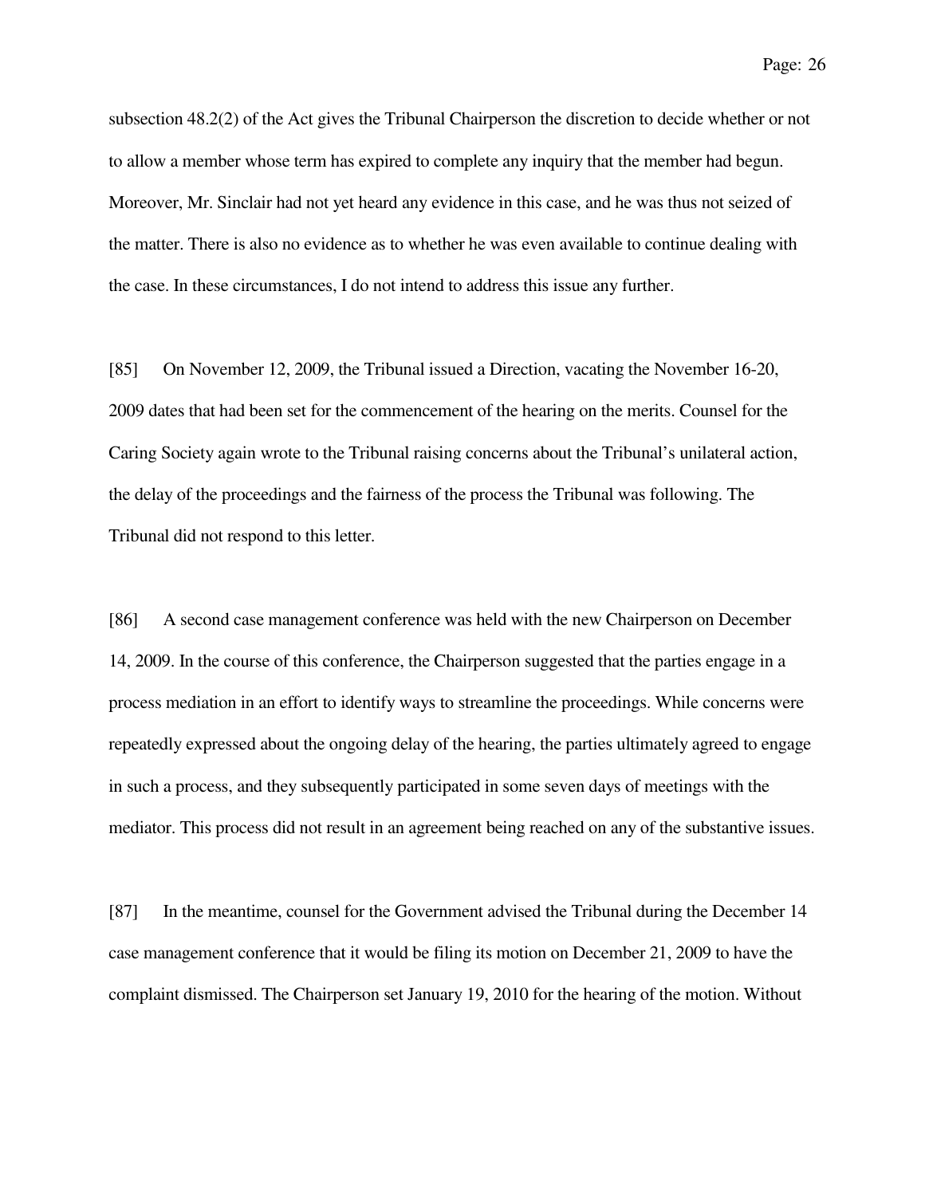subsection 48.2(2) of the Act gives the Tribunal Chairperson the discretion to decide whether or not to allow a member whose term has expired to complete any inquiry that the member had begun. Moreover, Mr. Sinclair had not yet heard any evidence in this case, and he was thus not seized of the matter. There is also no evidence as to whether he was even available to continue dealing with the case. In these circumstances, I do not intend to address this issue any further.

[85] On November 12, 2009, the Tribunal issued a Direction, vacating the November 16-20, 2009 dates that had been set for the commencement of the hearing on the merits. Counsel for the Caring Society again wrote to the Tribunal raising concerns about the Tribunal's unilateral action, the delay of the proceedings and the fairness of the process the Tribunal was following. The Tribunal did not respond to this letter.

[86] A second case management conference was held with the new Chairperson on December 14, 2009. In the course of this conference, the Chairperson suggested that the parties engage in a process mediation in an effort to identify ways to streamline the proceedings. While concerns were repeatedly expressed about the ongoing delay of the hearing, the parties ultimately agreed to engage in such a process, and they subsequently participated in some seven days of meetings with the mediator. This process did not result in an agreement being reached on any of the substantive issues.

[87] In the meantime, counsel for the Government advised the Tribunal during the December 14 case management conference that it would be filing its motion on December 21, 2009 to have the complaint dismissed. The Chairperson set January 19, 2010 for the hearing of the motion. Without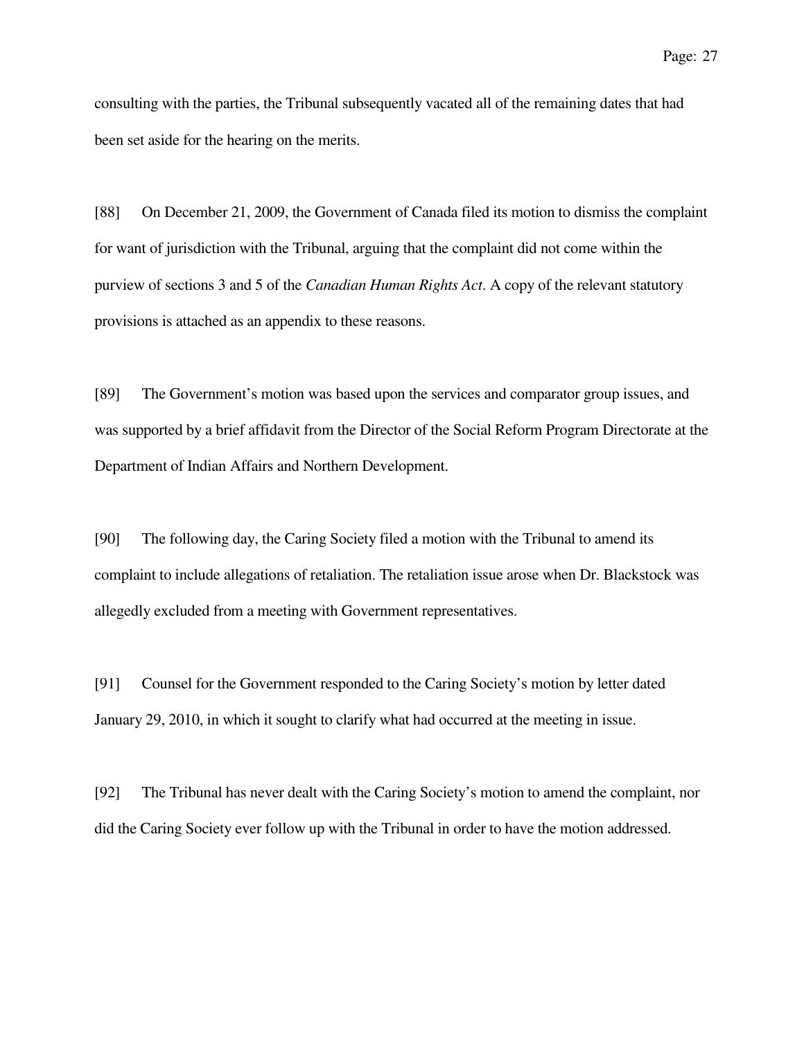consulting with the parties, the Tribunal subsequently vacated all of the remaining dates that had been set aside for the hearing on the merits.

[88] On December 21, 2009, the Government of Canada filed its motion to dismiss the complaint for want of jurisdiction with the Tribunal, arguing that the complaint did not come within the purview of sections 3 and 5 of the *Canadian Human Rights Act*. A copy of the relevant statutory provisions is attached as an appendix to these reasons.

[89] The Government's motion was based upon the services and comparator group issues, and was supported by a brief affidavit from the Director of the Social Reform Program Directorate at the Department of Indian Affairs and Northern Development.

[90] The following day, the Caring Society filed a motion with the Tribunal to amend its complaint to include allegations of retaliation. The retaliation issue arose when Dr. Blackstock was allegedly excluded from a meeting with Government representatives.

[91] Counsel for the Government responded to the Caring Society's motion by letter dated January 29, 2010, in which it sought to clarify what had occurred at the meeting in issue.

[92] The Tribunal has never dealt with the Caring Society's motion to amend the complaint, nor did the Caring Society ever follow up with the Tribunal in order to have the motion addressed.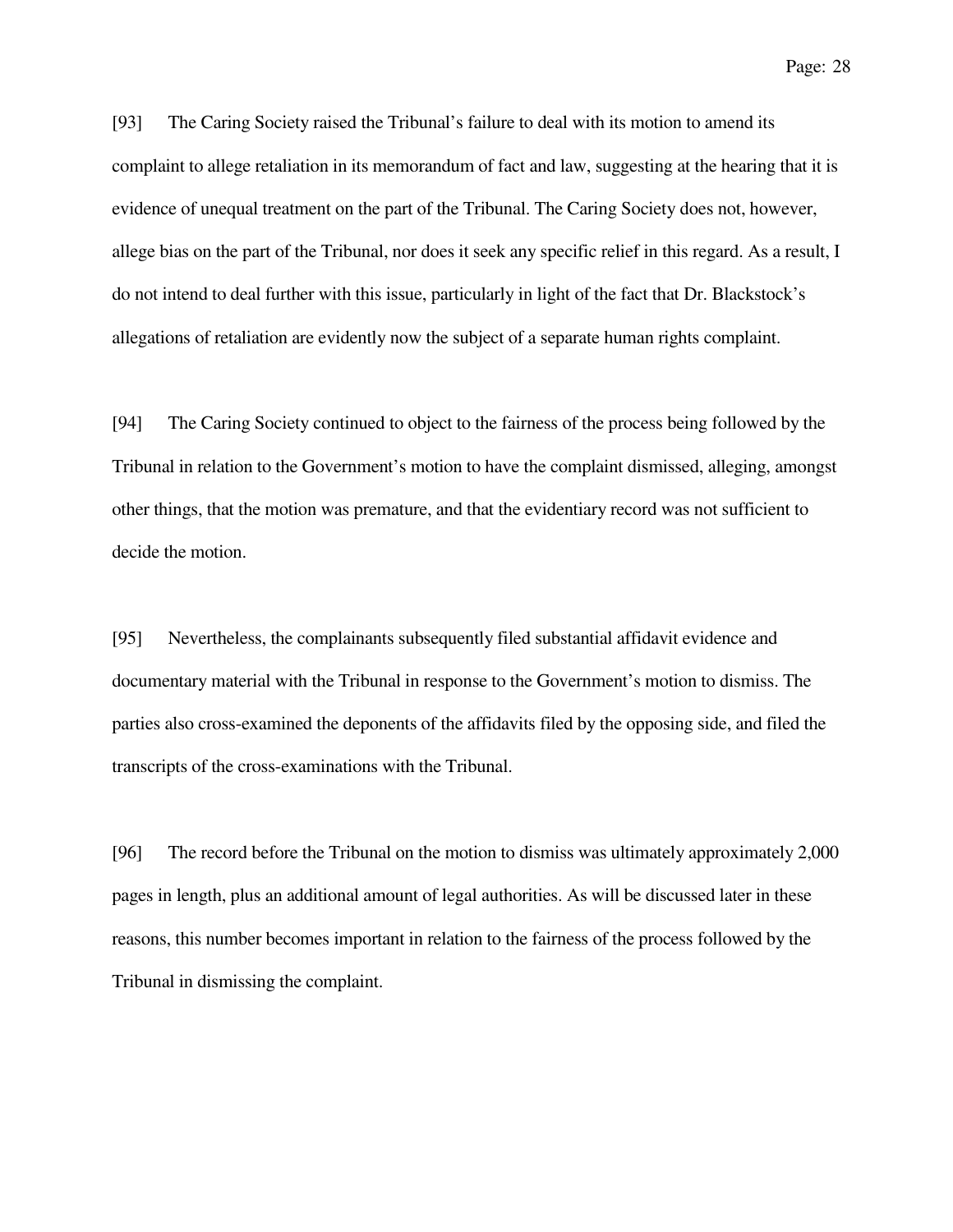[93] The Caring Society raised the Tribunal's failure to deal with its motion to amend its complaint to allege retaliation in its memorandum of fact and law, suggesting at the hearing that it is evidence of unequal treatment on the part of the Tribunal. The Caring Society does not, however, allege bias on the part of the Tribunal, nor does it seek any specific relief in this regard. As a result, I do not intend to deal further with this issue, particularly in light of the fact that Dr. Blackstock's allegations of retaliation are evidently now the subject of a separate human rights complaint.

[94] The Caring Society continued to object to the fairness of the process being followed by the Tribunal in relation to the Government's motion to have the complaint dismissed, alleging, amongst other things, that the motion was premature, and that the evidentiary record was not sufficient to decide the motion.

[95] Nevertheless, the complainants subsequently filed substantial affidavit evidence and documentary material with the Tribunal in response to the Government's motion to dismiss. The parties also cross-examined the deponents of the affidavits filed by the opposing side, and filed the transcripts of the cross-examinations with the Tribunal.

[96] The record before the Tribunal on the motion to dismiss was ultimately approximately 2,000 pages in length, plus an additional amount of legal authorities. As will be discussed later in these reasons, this number becomes important in relation to the fairness of the process followed by the Tribunal in dismissing the complaint.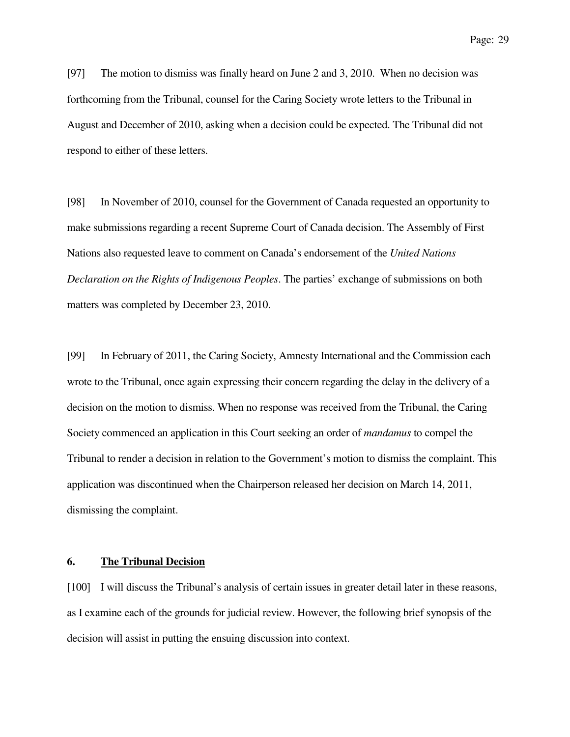[97] The motion to dismiss was finally heard on June 2 and 3, 2010. When no decision was forthcoming from the Tribunal, counsel for the Caring Society wrote letters to the Tribunal in August and December of 2010, asking when a decision could be expected. The Tribunal did not respond to either of these letters.

[98] In November of 2010, counsel for the Government of Canada requested an opportunity to make submissions regarding a recent Supreme Court of Canada decision. The Assembly of First Nations also requested leave to comment on Canada's endorsement of the *United Nations Declaration on the Rights of Indigenous Peoples*. The parties' exchange of submissions on both matters was completed by December 23, 2010.

[99] In February of 2011, the Caring Society, Amnesty International and the Commission each wrote to the Tribunal, once again expressing their concern regarding the delay in the delivery of a decision on the motion to dismiss. When no response was received from the Tribunal, the Caring Society commenced an application in this Court seeking an order of *mandamus* to compel the Tribunal to render a decision in relation to the Government's motion to dismiss the complaint. This application was discontinued when the Chairperson released her decision on March 14, 2011, dismissing the complaint.

## 6. **The Tribunal Decision**

[100] I will discuss the Tribunal's analysis of certain issues in greater detail later in these reasons, as I examine each of the grounds for judicial review. However, the following brief synopsis of the decision will assist in putting the ensuing discussion into context.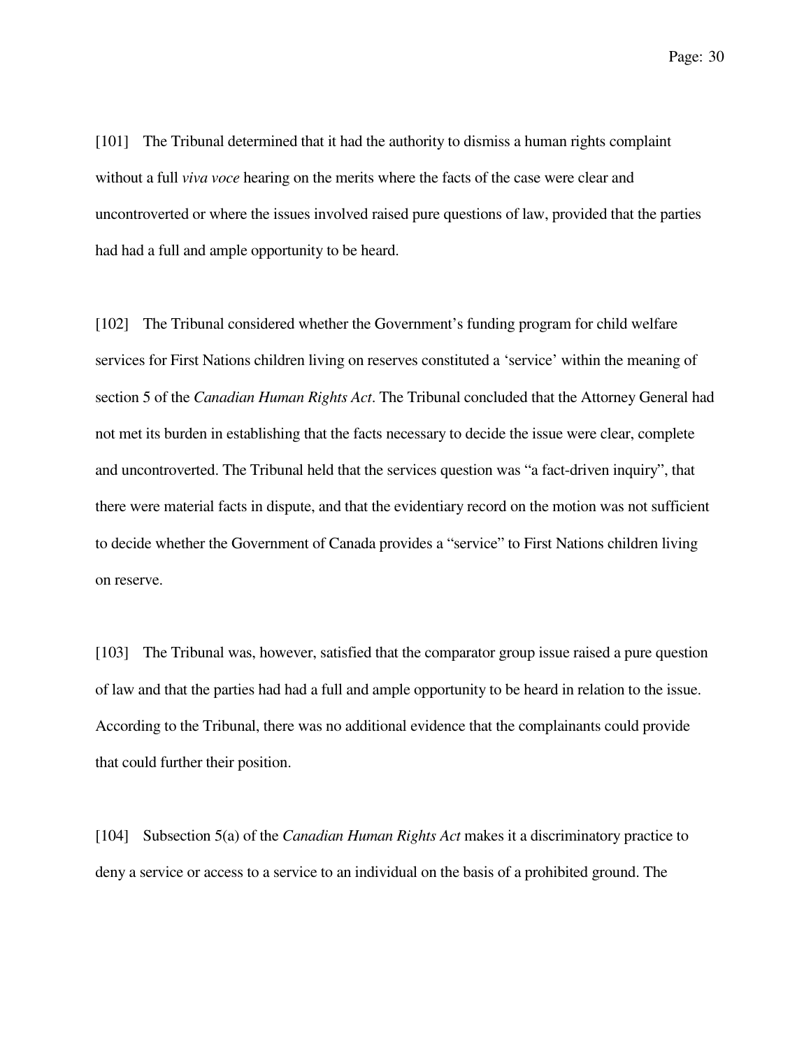[101] The Tribunal determined that it had the authority to dismiss a human rights complaint without a full *viva voce* hearing on the merits where the facts of the case were clear and uncontroverted or where the issues involved raised pure questions of law, provided that the parties had had a full and ample opportunity to be heard.

[102] The Tribunal considered whether the Government's funding program for child welfare services for First Nations children living on reserves constituted a 'service' within the meaning of section 5 of the *Canadian Human Rights Act*. The Tribunal concluded that the Attorney General had not met its burden in establishing that the facts necessary to decide the issue were clear, complete and uncontroverted. The Tribunal held that the services question was "a fact-driven inquiry", that there were material facts in dispute, and that the evidentiary record on the motion was not sufficient to decide whether the Government of Canada provides a "service" to First Nations children living on reserve.

[103] The Tribunal was, however, satisfied that the comparator group issue raised a pure question of law and that the parties had had a full and ample opportunity to be heard in relation to the issue. According to the Tribunal, there was no additional evidence that the complainants could provide that could further their position.

[104] Subsection 5(a) of the *Canadian Human Rights Act* makes it a discriminatory practice to deny a service or access to a service to an individual on the basis of a prohibited ground. The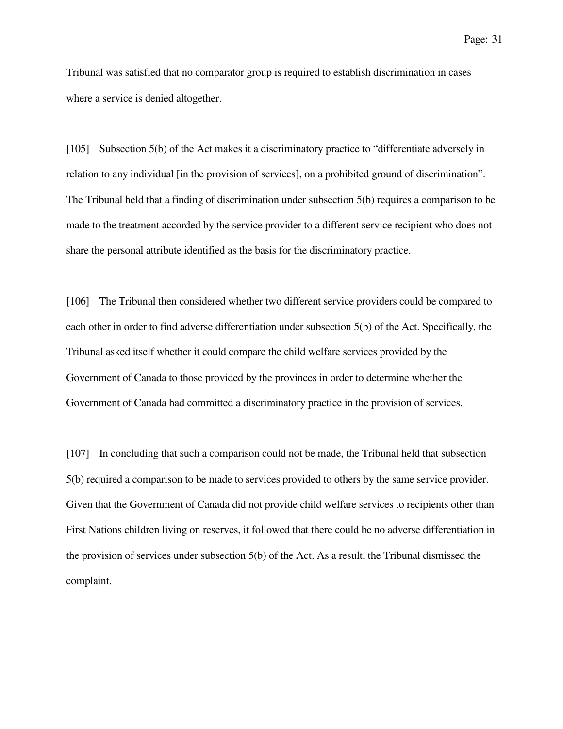Tribunal was satisfied that no comparator group is required to establish discrimination in cases where a service is denied altogether.

[105] Subsection 5(b) of the Act makes it a discriminatory practice to "differentiate adversely in relation to any individual [in the provision of services], on a prohibited ground of discrimination". The Tribunal held that a finding of discrimination under subsection 5(b) requires a comparison to be made to the treatment accorded by the service provider to a different service recipient who does not share the personal attribute identified as the basis for the discriminatory practice.

[106] The Tribunal then considered whether two different service providers could be compared to each other in order to find adverse differentiation under subsection 5(b) of the Act. Specifically, the Tribunal asked itself whether it could compare the child welfare services provided by the Government of Canada to those provided by the provinces in order to determine whether the Government of Canada had committed a discriminatory practice in the provision of services.

[107] In concluding that such a comparison could not be made, the Tribunal held that subsection 5(b) required a comparison to be made to services provided to others by the same service provider. Given that the Government of Canada did not provide child welfare services to recipients other than First Nations children living on reserves, it followed that there could be no adverse differentiation in the provision of services under subsection 5(b) of the Act. As a result, the Tribunal dismissed the complaint.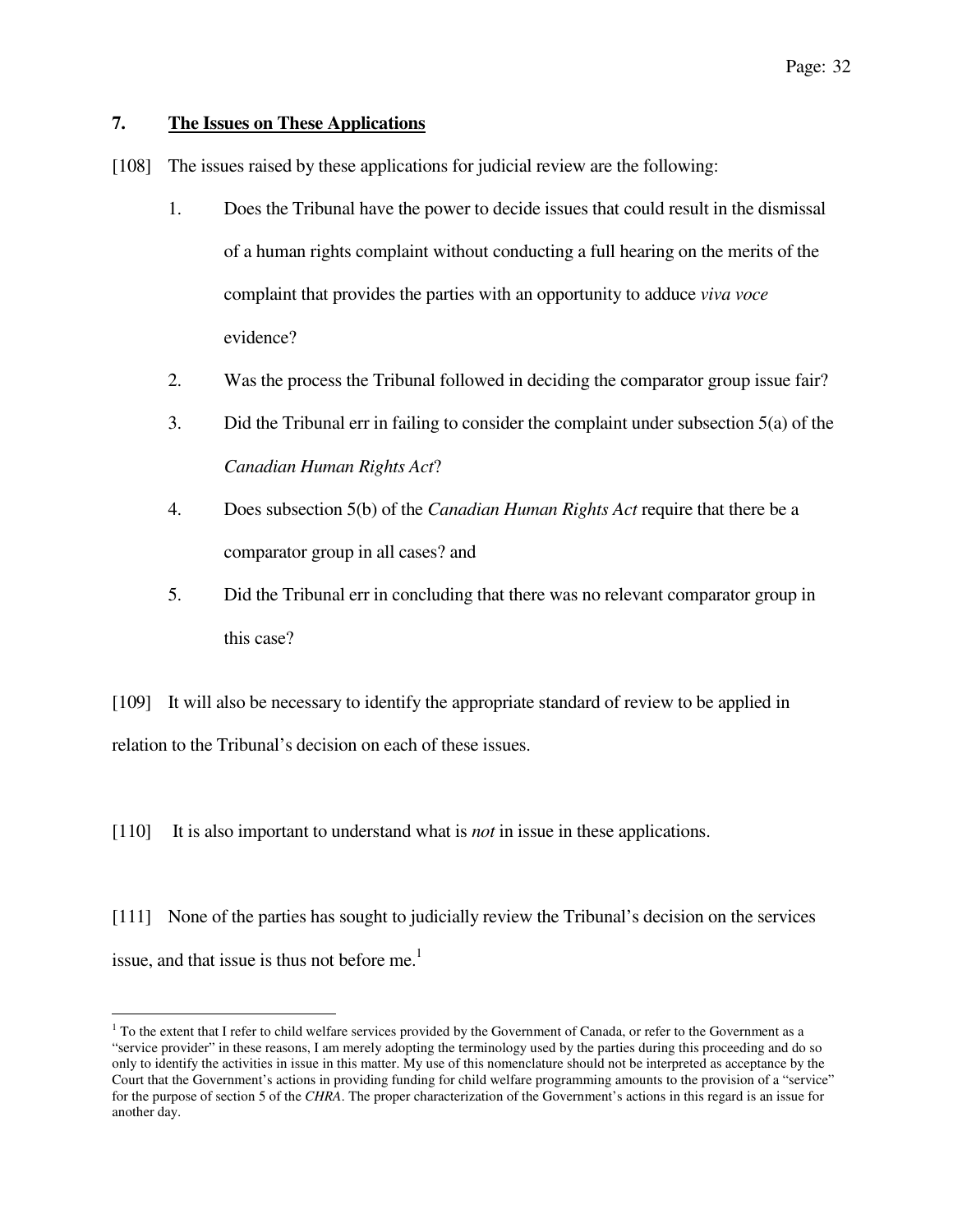## 7. **The Issues on These Applications**

[108] The issues raised by these applications for judicial review are the following:

1. Does the Tribunal have the power to decide issues that could result in the dismissal of a human rights complaint without conducting a full hearing on the merits of the complaint that provides the parties with an opportunity to adduce *viva voce* evidence?
2. Was the process the Tribunal followed in deciding the comparator group issue fair?
3. Did the Tribunal err in failing to consider the complaint under subsection 5(a) of the *Canadian Human Rights Act*?
4. Does subsection 5(b) of the *Canadian Human Rights Act* require that there be a comparator group in all cases? and
5. Did the Tribunal err in concluding that there was no relevant comparator group in this case?

[109] It will also be necessary to identify the appropriate standard of review to be applied in relation to the Tribunal's decision on each of these issues.

[110] It is also important to understand what is *not* in issue in these applications.

[111] None of the parties has sought to judicially review the Tribunal's decision on the services issue, and that issue is thus not before me.[1]

---

[1] To the extent that I refer to child welfare services provided by the Government of Canada, or refer to the Government as a "service provider" in these reasons, I am merely adopting the terminology used by the parties during this proceeding and do so only to identify the activities in issue in this matter. My use of this nomenclature should not be interpreted as acceptance by the Court that the Government's actions in providing funding for child welfare programming amounts to the provision of a "service" for the purpose of section 5 of the *CHRA*. The proper characterization of the Government's actions in this regard is an issue for another day.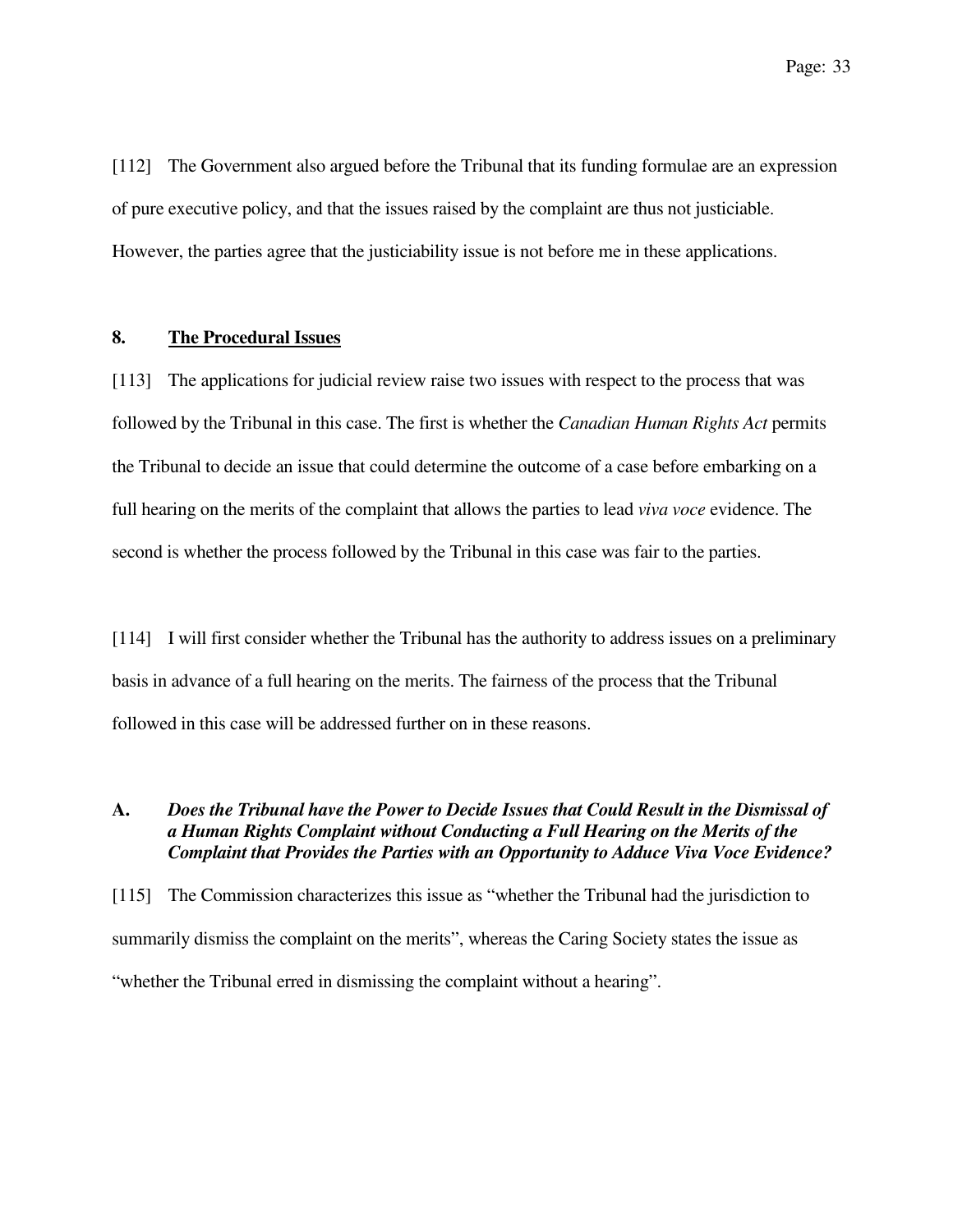[112] The Government also argued before the Tribunal that its funding formulae are an expression of pure executive policy, and that the issues raised by the complaint are thus not justiciable. However, the parties agree that the justiciability issue is not before me in these applications.

## 8. <u>The Procedural Issues</u>

[113] The applications for judicial review raise two issues with respect to the process that was followed by the Tribunal in this case. The first is whether the *Canadian Human Rights Act* permits the Tribunal to decide an issue that could determine the outcome of a case before embarking on a full hearing on the merits of the complaint that allows the parties to lead *viva voce* evidence. The second is whether the process followed by the Tribunal in this case was fair to the parties.

[114] I will first consider whether the Tribunal has the authority to address issues on a preliminary basis in advance of a full hearing on the merits. The fairness of the process that the Tribunal followed in this case will be addressed further on in these reasons.

### A. *Does the Tribunal have the Power to Decide Issues that Could Result in the Dismissal of a Human Rights Complaint without Conducting a Full Hearing on the Merits of the Complaint that Provides the Parties with an Opportunity to Adduce Viva Voce Evidence?*

[115] The Commission characterizes this issue as "whether the Tribunal had the jurisdiction to summarily dismiss the complaint on the merits", whereas the Caring Society states the issue as "whether the Tribunal erred in dismissing the complaint without a hearing".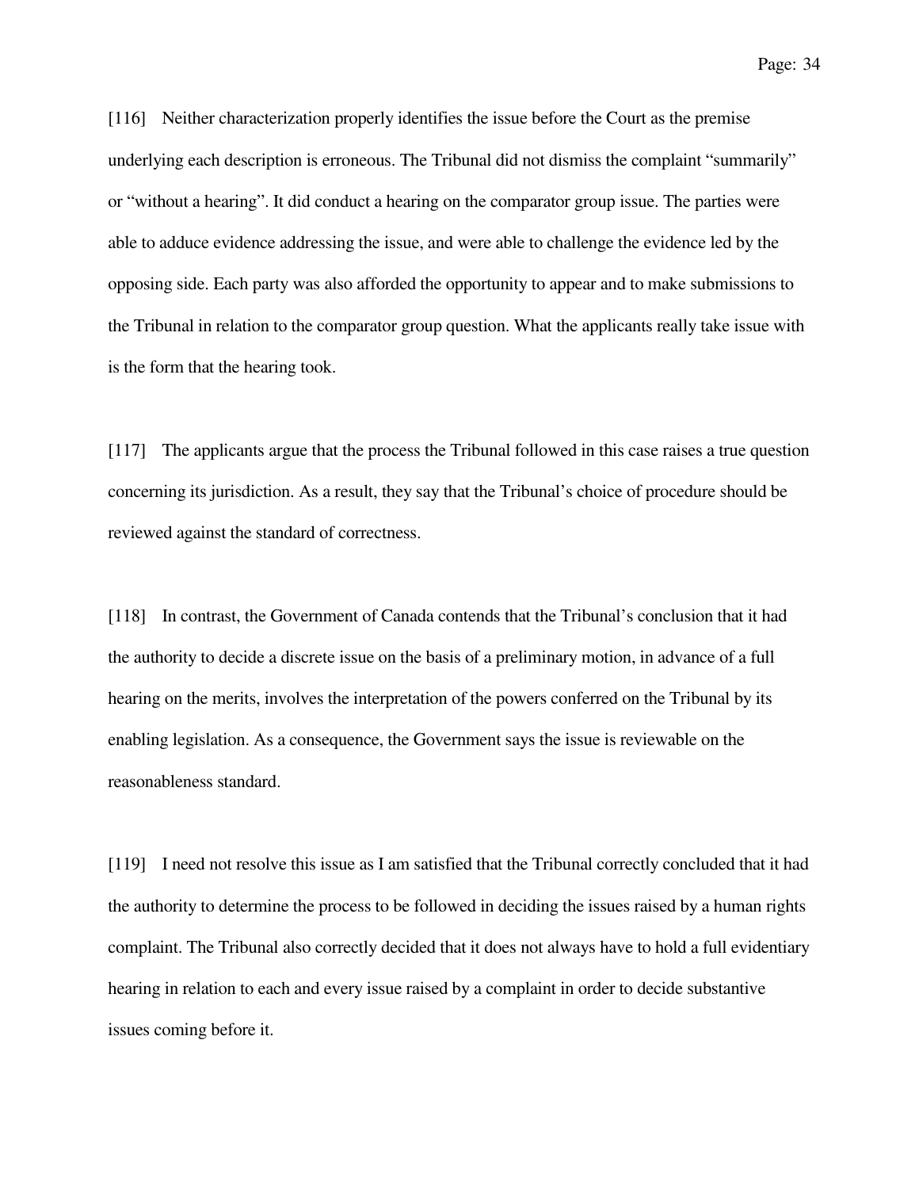[116] Neither characterization properly identifies the issue before the Court as the premise underlying each description is erroneous. The Tribunal did not dismiss the complaint "summarily" or "without a hearing". It did conduct a hearing on the comparator group issue. The parties were able to adduce evidence addressing the issue, and were able to challenge the evidence led by the opposing side. Each party was also afforded the opportunity to appear and to make submissions to the Tribunal in relation to the comparator group question. What the applicants really take issue with is the form that the hearing took.

[117] The applicants argue that the process the Tribunal followed in this case raises a true question concerning its jurisdiction. As a result, they say that the Tribunal's choice of procedure should be reviewed against the standard of correctness.

[118] In contrast, the Government of Canada contends that the Tribunal's conclusion that it had the authority to decide a discrete issue on the basis of a preliminary motion, in advance of a full hearing on the merits, involves the interpretation of the powers conferred on the Tribunal by its enabling legislation. As a consequence, the Government says the issue is reviewable on the reasonableness standard.

[119] I need not resolve this issue as I am satisfied that the Tribunal correctly concluded that it had the authority to determine the process to be followed in deciding the issues raised by a human rights complaint. The Tribunal also correctly decided that it does not always have to hold a full evidentiary hearing in relation to each and every issue raised by a complaint in order to decide substantive issues coming before it.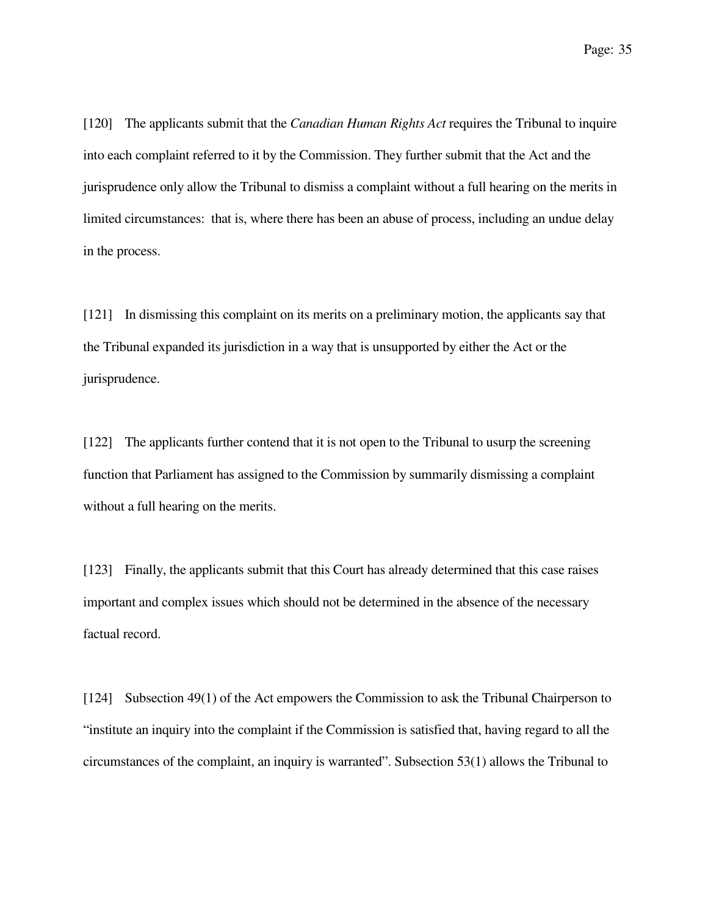[120] The applicants submit that the *Canadian Human Rights Act* requires the Tribunal to inquire into each complaint referred to it by the Commission. They further submit that the Act and the jurisprudence only allow the Tribunal to dismiss a complaint without a full hearing on the merits in limited circumstances: that is, where there has been an abuse of process, including an undue delay in the process.

[121] In dismissing this complaint on its merits on a preliminary motion, the applicants say that the Tribunal expanded its jurisdiction in a way that is unsupported by either the Act or the jurisprudence.

[122] The applicants further contend that it is not open to the Tribunal to usurp the screening function that Parliament has assigned to the Commission by summarily dismissing a complaint without a full hearing on the merits.

[123] Finally, the applicants submit that this Court has already determined that this case raises important and complex issues which should not be determined in the absence of the necessary factual record.

[124] Subsection 49(1) of the Act empowers the Commission to ask the Tribunal Chairperson to "institute an inquiry into the complaint if the Commission is satisfied that, having regard to all the circumstances of the complaint, an inquiry is warranted". Subsection 53(1) allows the Tribunal to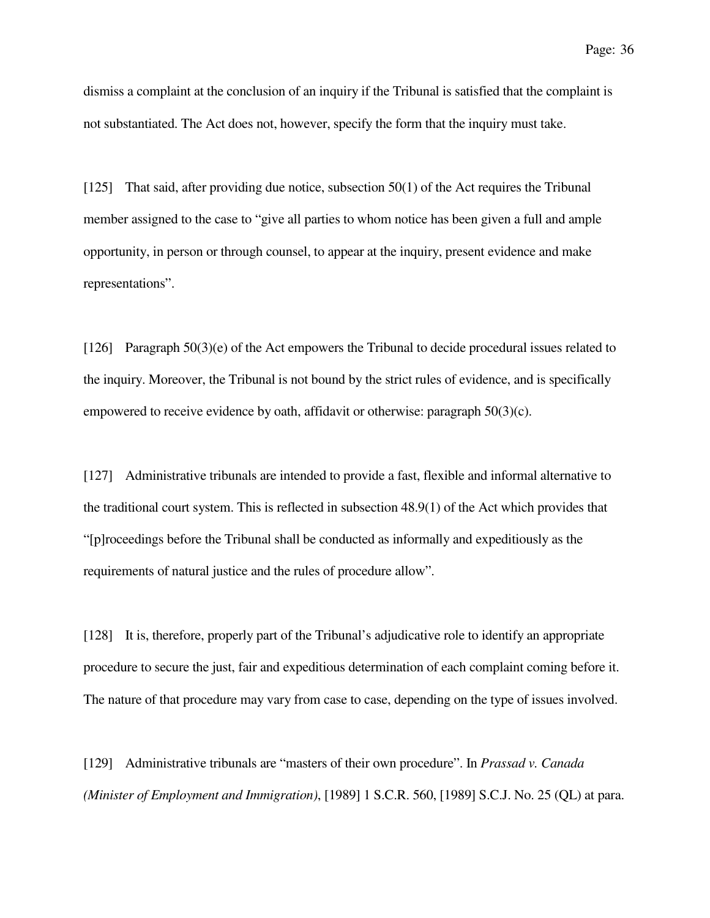dismiss a complaint at the conclusion of an inquiry if the Tribunal is satisfied that the complaint is not substantiated. The Act does not, however, specify the form that the inquiry must take.

[125] That said, after providing due notice, subsection 50(1) of the Act requires the Tribunal member assigned to the case to "give all parties to whom notice has been given a full and ample opportunity, in person or through counsel, to appear at the inquiry, present evidence and make representations".

[126] Paragraph 50(3)(e) of the Act empowers the Tribunal to decide procedural issues related to the inquiry. Moreover, the Tribunal is not bound by the strict rules of evidence, and is specifically empowered to receive evidence by oath, affidavit or otherwise: paragraph 50(3)(c).

[127] Administrative tribunals are intended to provide a fast, flexible and informal alternative to the traditional court system. This is reflected in subsection 48.9(1) of the Act which provides that "[p]roceedings before the Tribunal shall be conducted as informally and expeditiously as the requirements of natural justice and the rules of procedure allow".

[128] It is, therefore, properly part of the Tribunal's adjudicative role to identify an appropriate procedure to secure the just, fair and expeditious determination of each complaint coming before it. The nature of that procedure may vary from case to case, depending on the type of issues involved.

[129] Administrative tribunals are "masters of their own procedure". In *Prassad v. Canada (Minister of Employment and Immigration)*, [1989] 1 S.C.R. 560, [1989] S.C.J. No. 25 (QL) at para.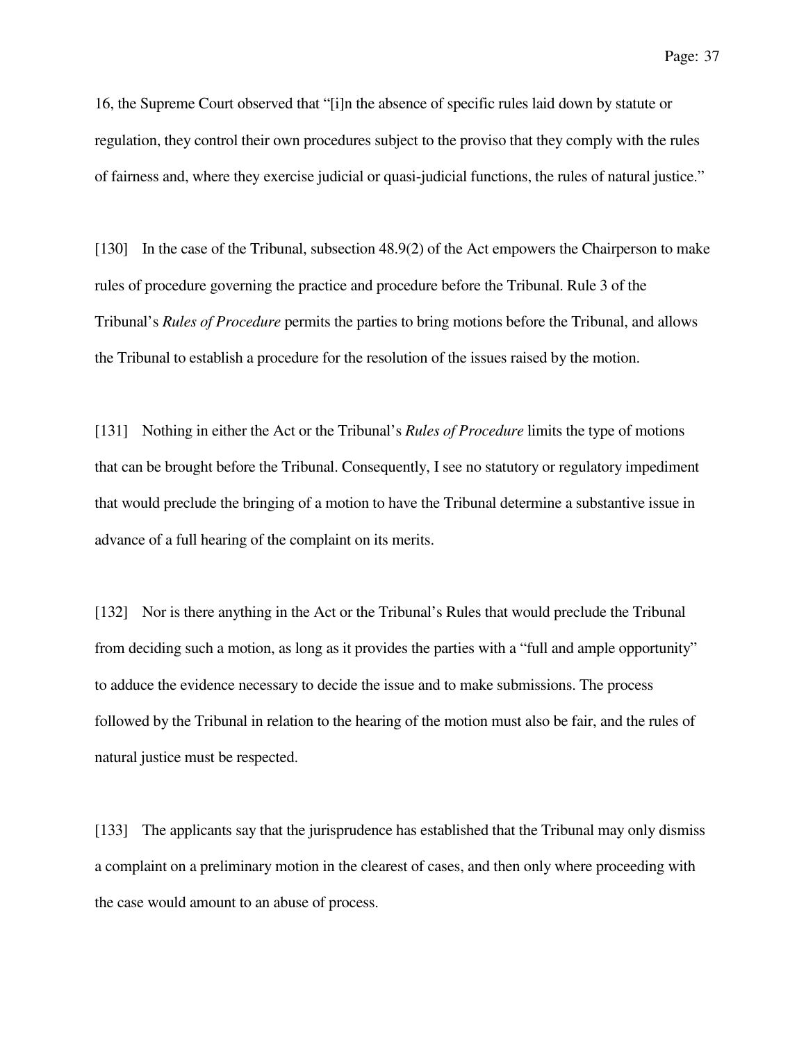16, the Supreme Court observed that "[i]n the absence of specific rules laid down by statute or regulation, they control their own procedures subject to the proviso that they comply with the rules of fairness and, where they exercise judicial or quasi-judicial functions, the rules of natural justice."

[130] In the case of the Tribunal, subsection 48.9(2) of the Act empowers the Chairperson to make rules of procedure governing the practice and procedure before the Tribunal. Rule 3 of the Tribunal's *Rules of Procedure* permits the parties to bring motions before the Tribunal, and allows the Tribunal to establish a procedure for the resolution of the issues raised by the motion.

[131] Nothing in either the Act or the Tribunal's *Rules of Procedure* limits the type of motions that can be brought before the Tribunal. Consequently, I see no statutory or regulatory impediment that would preclude the bringing of a motion to have the Tribunal determine a substantive issue in advance of a full hearing of the complaint on its merits.

[132] Nor is there anything in the Act or the Tribunal's Rules that would preclude the Tribunal from deciding such a motion, as long as it provides the parties with a "full and ample opportunity" to adduce the evidence necessary to decide the issue and to make submissions. The process followed by the Tribunal in relation to the hearing of the motion must also be fair, and the rules of natural justice must be respected.

[133] The applicants say that the jurisprudence has established that the Tribunal may only dismiss a complaint on a preliminary motion in the clearest of cases, and then only where proceeding with the case would amount to an abuse of process.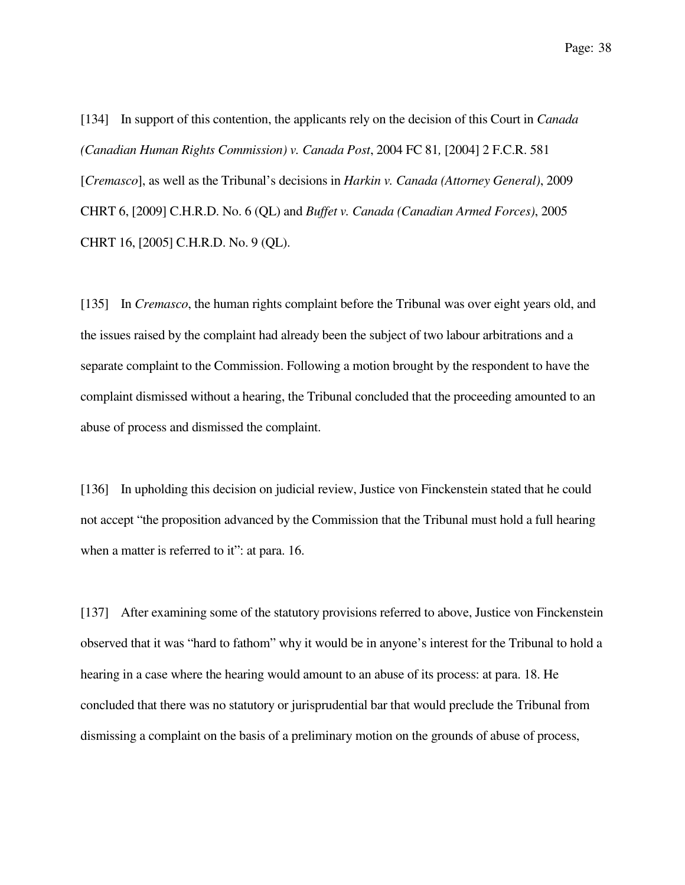[134] In support of this contention, the applicants rely on the decision of this Court in *Canada (Canadian Human Rights Commission) v. Canada Post*, 2004 FC 81, [2004] 2 F.C.R. 581 [*Cremasco*], as well as the Tribunal's decisions in *Harkin v. Canada (Attorney General)*, 2009 CHRT 6, [2009] C.H.R.D. No. 6 (QL) and *Buffet v. Canada (Canadian Armed Forces)*, 2005 CHRT 16, [2005] C.H.R.D. No. 9 (QL).

[135] In *Cremasco*, the human rights complaint before the Tribunal was over eight years old, and the issues raised by the complaint had already been the subject of two labour arbitrations and a separate complaint to the Commission. Following a motion brought by the respondent to have the complaint dismissed without a hearing, the Tribunal concluded that the proceeding amounted to an abuse of process and dismissed the complaint.

[136] In upholding this decision on judicial review, Justice von Finckenstein stated that he could not accept "the proposition advanced by the Commission that the Tribunal must hold a full hearing when a matter is referred to it": at para. 16.

[137] After examining some of the statutory provisions referred to above, Justice von Finckenstein observed that it was "hard to fathom" why it would be in anyone's interest for the Tribunal to hold a hearing in a case where the hearing would amount to an abuse of its process: at para. 18. He concluded that there was no statutory or jurisprudential bar that would preclude the Tribunal from dismissing a complaint on the basis of a preliminary motion on the grounds of abuse of process,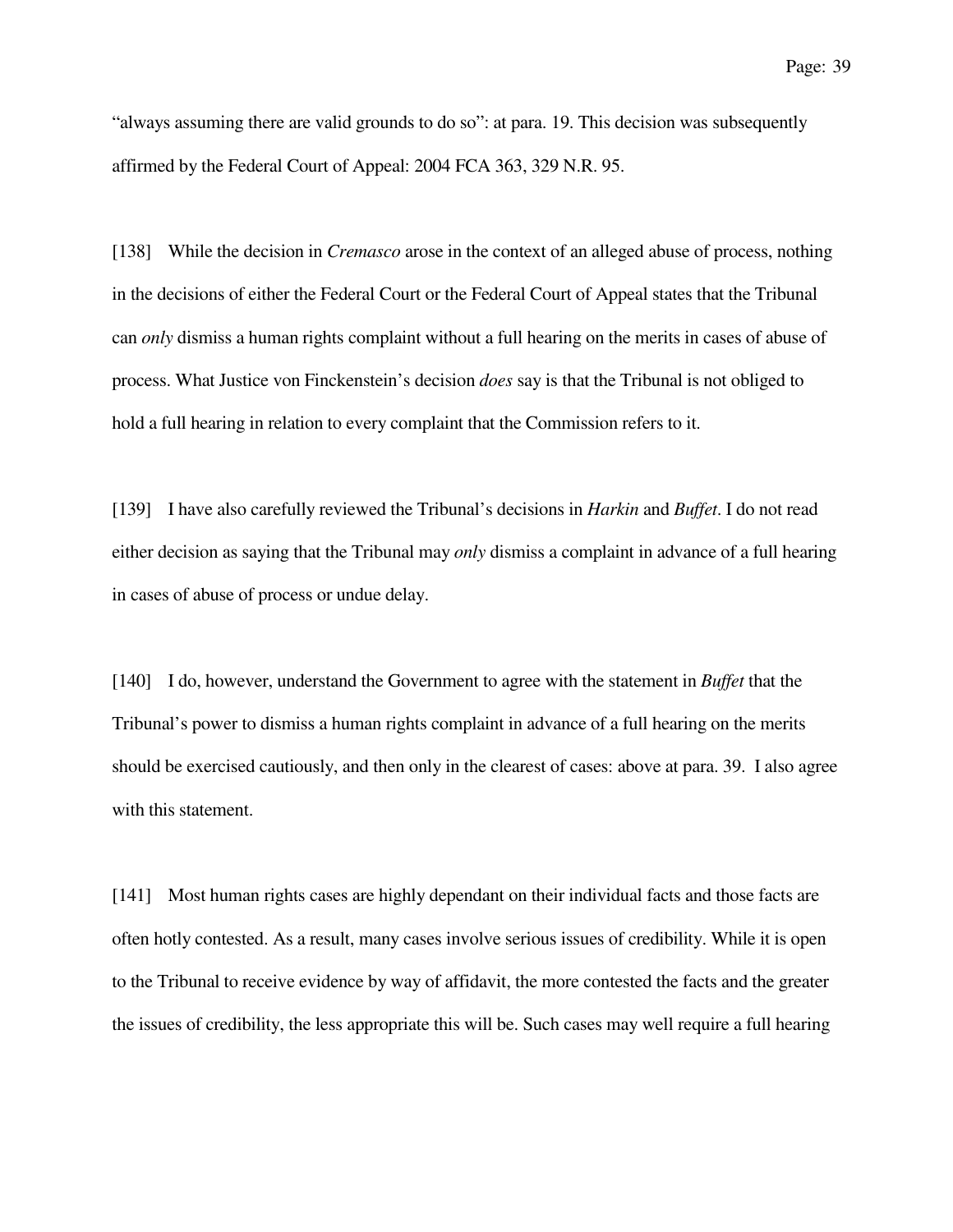"always assuming there are valid grounds to do so": at para. 19. This decision was subsequently affirmed by the Federal Court of Appeal: 2004 FCA 363, 329 N.R. 95.

[138] While the decision in *Cremasco* arose in the context of an alleged abuse of process, nothing in the decisions of either the Federal Court or the Federal Court of Appeal states that the Tribunal can *only* dismiss a human rights complaint without a full hearing on the merits in cases of abuse of process. What Justice von Finckenstein's decision *does* say is that the Tribunal is not obliged to hold a full hearing in relation to every complaint that the Commission refers to it.

[139] I have also carefully reviewed the Tribunal's decisions in *Harkin* and *Buffet*. I do not read either decision as saying that the Tribunal may *only* dismiss a complaint in advance of a full hearing in cases of abuse of process or undue delay.

[140] I do, however, understand the Government to agree with the statement in *Buffet* that the Tribunal's power to dismiss a human rights complaint in advance of a full hearing on the merits should be exercised cautiously, and then only in the clearest of cases: above at para. 39. I also agree with this statement.

[141] Most human rights cases are highly dependant on their individual facts and those facts are often hotly contested. As a result, many cases involve serious issues of credibility. While it is open to the Tribunal to receive evidence by way of affidavit, the more contested the facts and the greater the issues of credibility, the less appropriate this will be. Such cases may well require a full hearing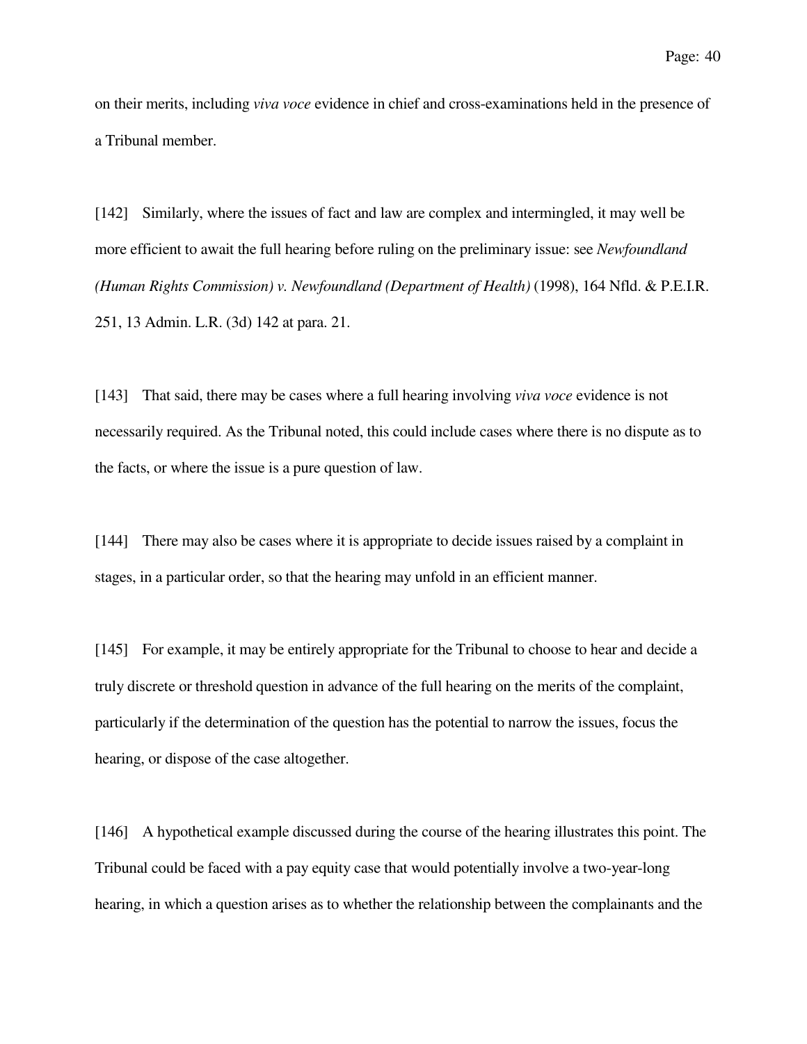on their merits, including *viva voce* evidence in chief and cross-examinations held in the presence of a Tribunal member.

[142] Similarly, where the issues of fact and law are complex and intermingled, it may well be more efficient to await the full hearing before ruling on the preliminary issue: see *Newfoundland (Human Rights Commission) v. Newfoundland (Department of Health)* (1998), 164 Nfld. & P.E.I.R. 251, 13 Admin. L.R. (3d) 142 at para. 21.

[143] That said, there may be cases where a full hearing involving *viva voce* evidence is not necessarily required. As the Tribunal noted, this could include cases where there is no dispute as to the facts, or where the issue is a pure question of law.

[144] There may also be cases where it is appropriate to decide issues raised by a complaint in stages, in a particular order, so that the hearing may unfold in an efficient manner.

[145] For example, it may be entirely appropriate for the Tribunal to choose to hear and decide a truly discrete or threshold question in advance of the full hearing on the merits of the complaint, particularly if the determination of the question has the potential to narrow the issues, focus the hearing, or dispose of the case altogether.

[146] A hypothetical example discussed during the course of the hearing illustrates this point. The Tribunal could be faced with a pay equity case that would potentially involve a two-year-long hearing, in which a question arises as to whether the relationship between the complainants and the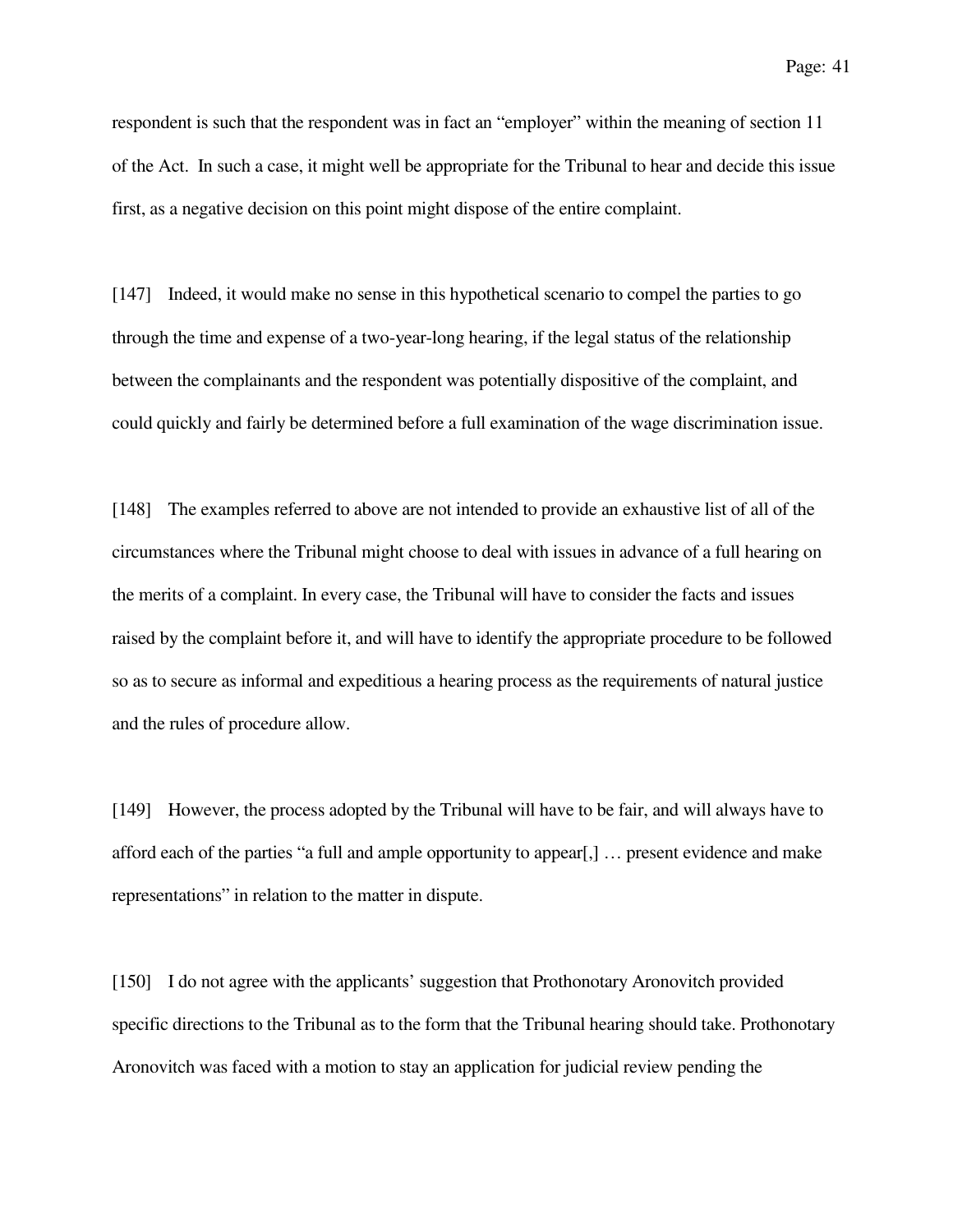respondent is such that the respondent was in fact an "employer" within the meaning of section 11 of the Act. In such a case, it might well be appropriate for the Tribunal to hear and decide this issue first, as a negative decision on this point might dispose of the entire complaint.

[147] Indeed, it would make no sense in this hypothetical scenario to compel the parties to go through the time and expense of a two-year-long hearing, if the legal status of the relationship between the complainants and the respondent was potentially dispositive of the complaint, and could quickly and fairly be determined before a full examination of the wage discrimination issue.

[148] The examples referred to above are not intended to provide an exhaustive list of all of the circumstances where the Tribunal might choose to deal with issues in advance of a full hearing on the merits of a complaint. In every case, the Tribunal will have to consider the facts and issues raised by the complaint before it, and will have to identify the appropriate procedure to be followed so as to secure as informal and expeditious a hearing process as the requirements of natural justice and the rules of procedure allow.

[149] However, the process adopted by the Tribunal will have to be fair, and will always have to afford each of the parties "a full and ample opportunity to appear[,] … present evidence and make representations" in relation to the matter in dispute.

[150] I do not agree with the applicants' suggestion that Prothonotary Aronovitch provided specific directions to the Tribunal as to the form that the Tribunal hearing should take. Prothonotary Aronovitch was faced with a motion to stay an application for judicial review pending the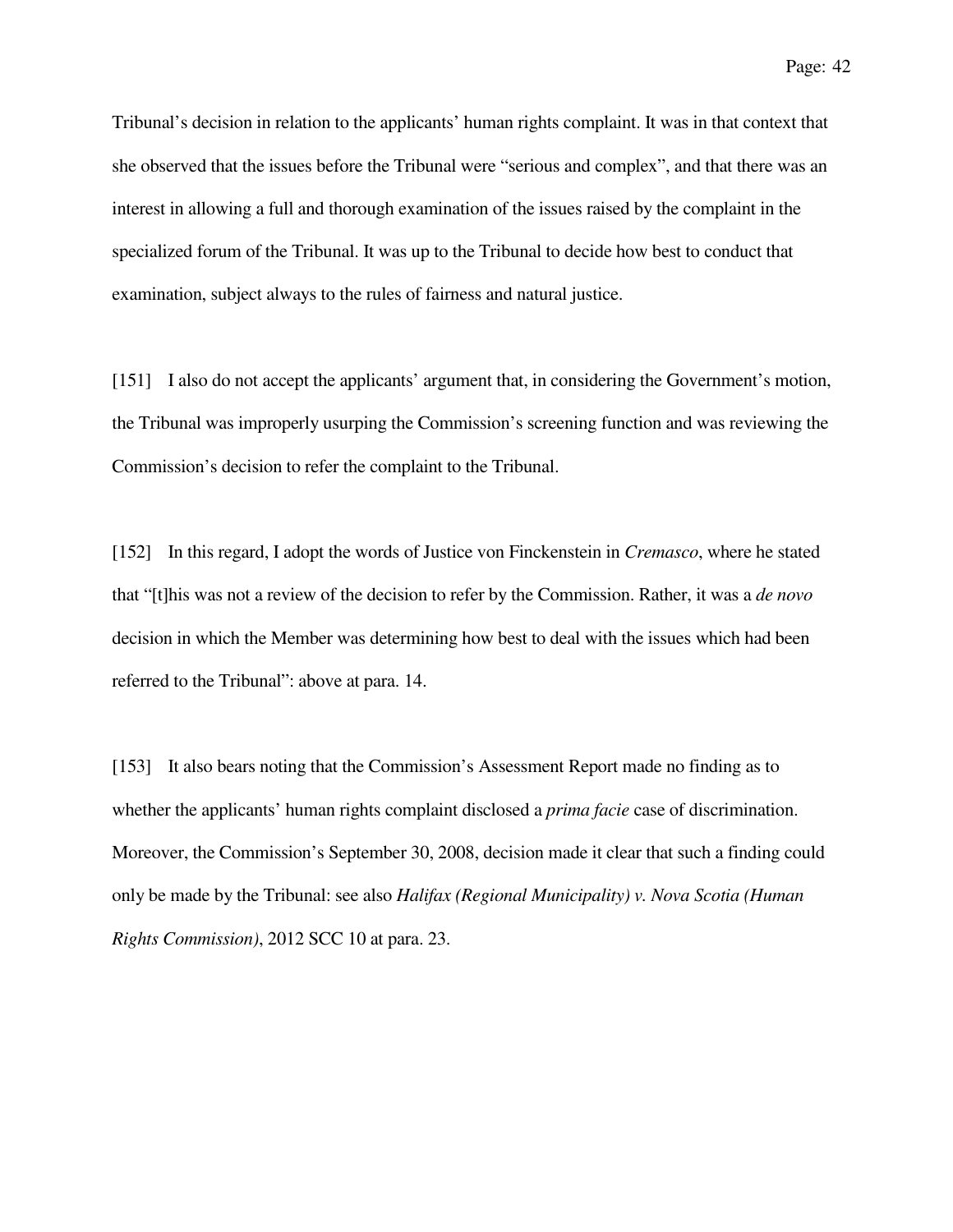Tribunal's decision in relation to the applicants' human rights complaint. It was in that context that she observed that the issues before the Tribunal were "serious and complex", and that there was an interest in allowing a full and thorough examination of the issues raised by the complaint in the specialized forum of the Tribunal. It was up to the Tribunal to decide how best to conduct that examination, subject always to the rules of fairness and natural justice.

[151] I also do not accept the applicants' argument that, in considering the Government's motion, the Tribunal was improperly usurping the Commission's screening function and was reviewing the Commission's decision to refer the complaint to the Tribunal.

[152] In this regard, I adopt the words of Justice von Finckenstein in *Cremasco*, where he stated that "[t]his was not a review of the decision to refer by the Commission. Rather, it was a *de novo* decision in which the Member was determining how best to deal with the issues which had been referred to the Tribunal": above at para. 14.

[153] It also bears noting that the Commission's Assessment Report made no finding as to whether the applicants' human rights complaint disclosed a *prima facie* case of discrimination. Moreover, the Commission's September 30, 2008, decision made it clear that such a finding could only be made by the Tribunal: see also *Halifax (Regional Municipality) v. Nova Scotia (Human Rights Commission)*, 2012 SCC 10 at para. 23.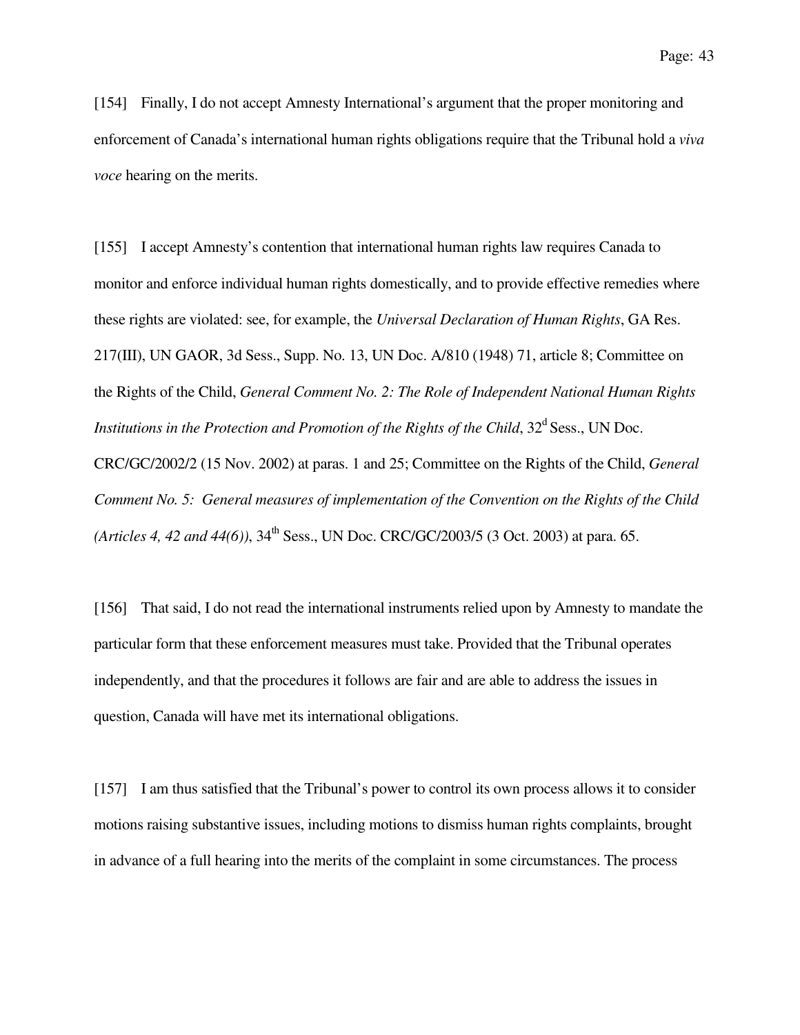[154] Finally, I do not accept Amnesty International's argument that the proper monitoring and enforcement of Canada's international human rights obligations require that the Tribunal hold a *viva voce* hearing on the merits.

[155] I accept Amnesty's contention that international human rights law requires Canada to monitor and enforce individual human rights domestically, and to provide effective remedies where these rights are violated: see, for example, the *Universal Declaration of Human Rights*, GA Res. 217(III), UN GAOR, 3d Sess., Supp. No. 13, UN Doc. A/810 (1948) 71, article 8; Committee on the Rights of the Child, *General Comment No. 2: The Role of Independent National Human Rights Institutions in the Protection and Promotion of the Rights of the Child*, 32d Sess., UN Doc. CRC/GC/2002/2 (15 Nov. 2002) at paras. 1 and 25; Committee on the Rights of the Child, *General Comment No. 5: General measures of implementation of the Convention on the Rights of the Child (Articles 4, 42 and 44(6))*, 34th Sess., UN Doc. CRC/GC/2003/5 (3 Oct. 2003) at para. 65.

[156] That said, I do not read the international instruments relied upon by Amnesty to mandate the particular form that these enforcement measures must take. Provided that the Tribunal operates independently, and that the procedures it follows are fair and are able to address the issues in question, Canada will have met its international obligations.

[157] I am thus satisfied that the Tribunal's power to control its own process allows it to consider motions raising substantive issues, including motions to dismiss human rights complaints, brought in advance of a full hearing into the merits of the complaint in some circumstances. The process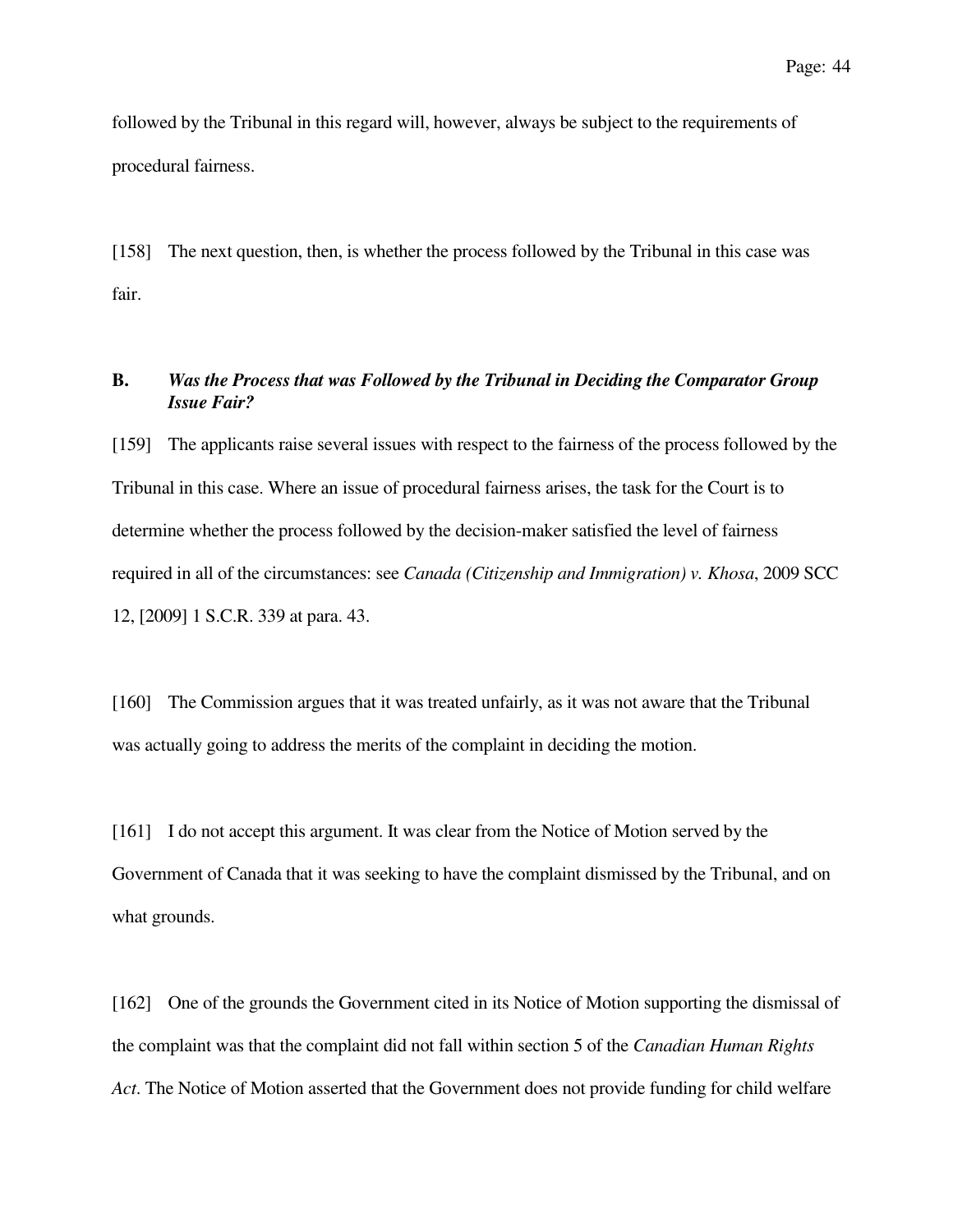followed by the Tribunal in this regard will, however, always be subject to the requirements of procedural fairness.

[158] The next question, then, is whether the process followed by the Tribunal in this case was fair.

### B. *Was the Process that was Followed by the Tribunal in Deciding the Comparator Group Issue Fair?*

[159] The applicants raise several issues with respect to the fairness of the process followed by the Tribunal in this case. Where an issue of procedural fairness arises, the task for the Court is to determine whether the process followed by the decision-maker satisfied the level of fairness required in all of the circumstances: see *Canada (Citizenship and Immigration) v. Khosa*, 2009 SCC 12, [2009] 1 S.C.R. 339 at para. 43.

[160] The Commission argues that it was treated unfairly, as it was not aware that the Tribunal was actually going to address the merits of the complaint in deciding the motion.

[161] I do not accept this argument. It was clear from the Notice of Motion served by the Government of Canada that it was seeking to have the complaint dismissed by the Tribunal, and on what grounds.

[162] One of the grounds the Government cited in its Notice of Motion supporting the dismissal of the complaint was that the complaint did not fall within section 5 of the *Canadian Human Rights Act*. The Notice of Motion asserted that the Government does not provide funding for child welfare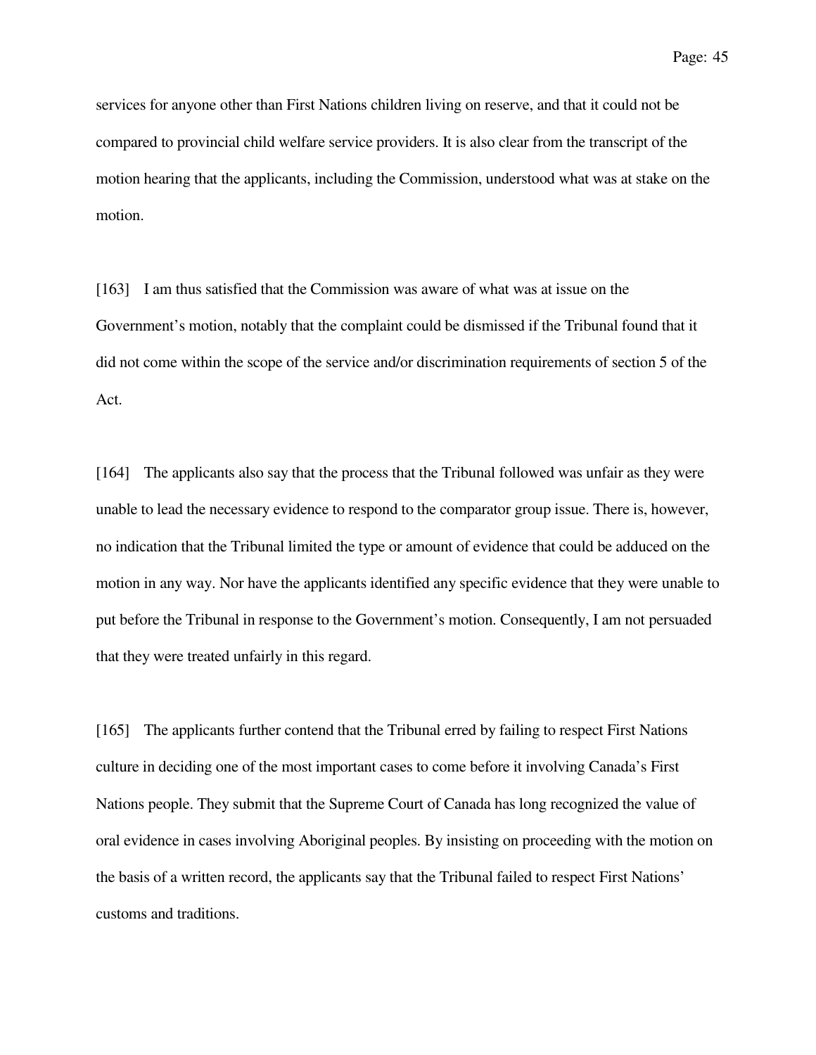services for anyone other than First Nations children living on reserve, and that it could not be compared to provincial child welfare service providers. It is also clear from the transcript of the motion hearing that the applicants, including the Commission, understood what was at stake on the motion.

[163] I am thus satisfied that the Commission was aware of what was at issue on the Government's motion, notably that the complaint could be dismissed if the Tribunal found that it did not come within the scope of the service and/or discrimination requirements of section 5 of the Act.

[164] The applicants also say that the process that the Tribunal followed was unfair as they were unable to lead the necessary evidence to respond to the comparator group issue. There is, however, no indication that the Tribunal limited the type or amount of evidence that could be adduced on the motion in any way. Nor have the applicants identified any specific evidence that they were unable to put before the Tribunal in response to the Government's motion. Consequently, I am not persuaded that they were treated unfairly in this regard.

[165] The applicants further contend that the Tribunal erred by failing to respect First Nations culture in deciding one of the most important cases to come before it involving Canada's First Nations people. They submit that the Supreme Court of Canada has long recognized the value of oral evidence in cases involving Aboriginal peoples. By insisting on proceeding with the motion on the basis of a written record, the applicants say that the Tribunal failed to respect First Nations' customs and traditions.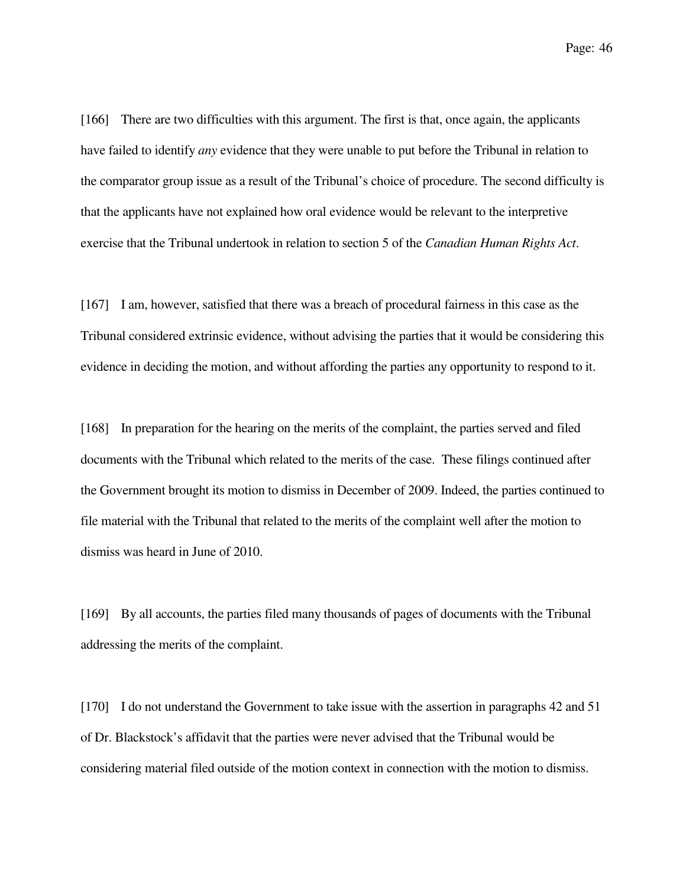[166] There are two difficulties with this argument. The first is that, once again, the applicants have failed to identify *any* evidence that they were unable to put before the Tribunal in relation to the comparator group issue as a result of the Tribunal's choice of procedure. The second difficulty is that the applicants have not explained how oral evidence would be relevant to the interpretive exercise that the Tribunal undertook in relation to section 5 of the *Canadian Human Rights Act*.

[167] I am, however, satisfied that there was a breach of procedural fairness in this case as the Tribunal considered extrinsic evidence, without advising the parties that it would be considering this evidence in deciding the motion, and without affording the parties any opportunity to respond to it.

[168] In preparation for the hearing on the merits of the complaint, the parties served and filed documents with the Tribunal which related to the merits of the case. These filings continued after the Government brought its motion to dismiss in December of 2009. Indeed, the parties continued to file material with the Tribunal that related to the merits of the complaint well after the motion to dismiss was heard in June of 2010.

[169] By all accounts, the parties filed many thousands of pages of documents with the Tribunal addressing the merits of the complaint.

[170] I do not understand the Government to take issue with the assertion in paragraphs 42 and 51 of Dr. Blackstock's affidavit that the parties were never advised that the Tribunal would be considering material filed outside of the motion context in connection with the motion to dismiss.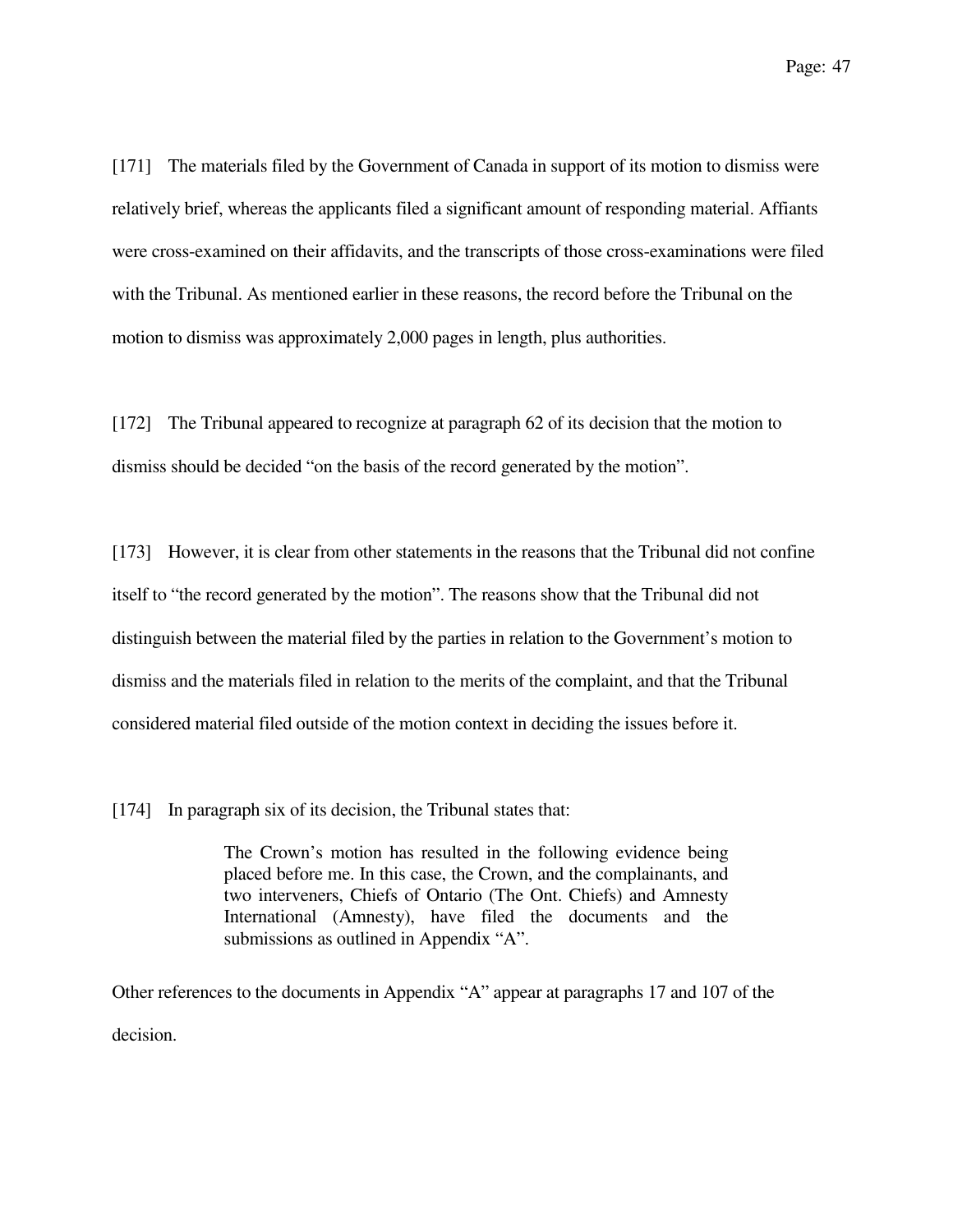[171] The materials filed by the Government of Canada in support of its motion to dismiss were relatively brief, whereas the applicants filed a significant amount of responding material. Affiants were cross-examined on their affidavits, and the transcripts of those cross-examinations were filed with the Tribunal. As mentioned earlier in these reasons, the record before the Tribunal on the motion to dismiss was approximately 2,000 pages in length, plus authorities.

[172] The Tribunal appeared to recognize at paragraph 62 of its decision that the motion to dismiss should be decided "on the basis of the record generated by the motion".

[173] However, it is clear from other statements in the reasons that the Tribunal did not confine itself to "the record generated by the motion". The reasons show that the Tribunal did not distinguish between the material filed by the parties in relation to the Government's motion to dismiss and the materials filed in relation to the merits of the complaint, and that the Tribunal considered material filed outside of the motion context in deciding the issues before it.

[174] In paragraph six of its decision, the Tribunal states that:

> The Crown's motion has resulted in the following evidence being placed before me. In this case, the Crown, and the complainants, and two interveners, Chiefs of Ontario (The Ont. Chiefs) and Amnesty International (Amnesty), have filed the documents and the submissions as outlined in Appendix "A".

Other references to the documents in Appendix "A" appear at paragraphs 17 and 107 of the decision.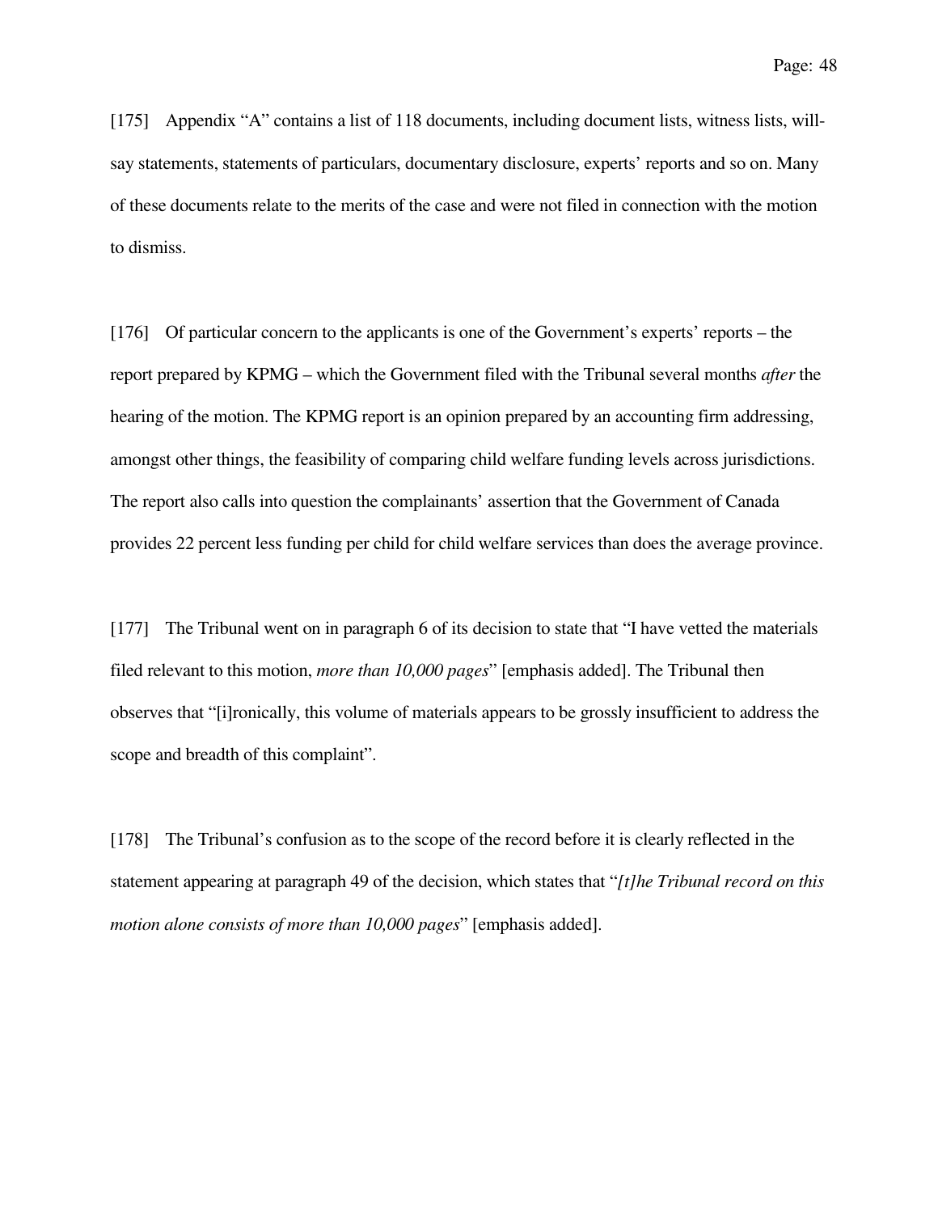[175] Appendix "A" contains a list of 118 documents, including document lists, witness lists, will-say statements, statements of particulars, documentary disclosure, experts' reports and so on. Many of these documents relate to the merits of the case and were not filed in connection with the motion to dismiss.

[176] Of particular concern to the applicants is one of the Government's experts' reports – the report prepared by KPMG – which the Government filed with the Tribunal several months *after* the hearing of the motion. The KPMG report is an opinion prepared by an accounting firm addressing, amongst other things, the feasibility of comparing child welfare funding levels across jurisdictions. The report also calls into question the complainants' assertion that the Government of Canada provides 22 percent less funding per child for child welfare services than does the average province.

[177] The Tribunal went on in paragraph 6 of its decision to state that "I have vetted the materials filed relevant to this motion, *more than 10,000 pages*" [emphasis added]. The Tribunal then observes that "[i]ronically, this volume of materials appears to be grossly insufficient to address the scope and breadth of this complaint".

[178] The Tribunal's confusion as to the scope of the record before it is clearly reflected in the statement appearing at paragraph 49 of the decision, which states that "*[t]he Tribunal record on this motion alone consists of more than 10,000 pages*" [emphasis added].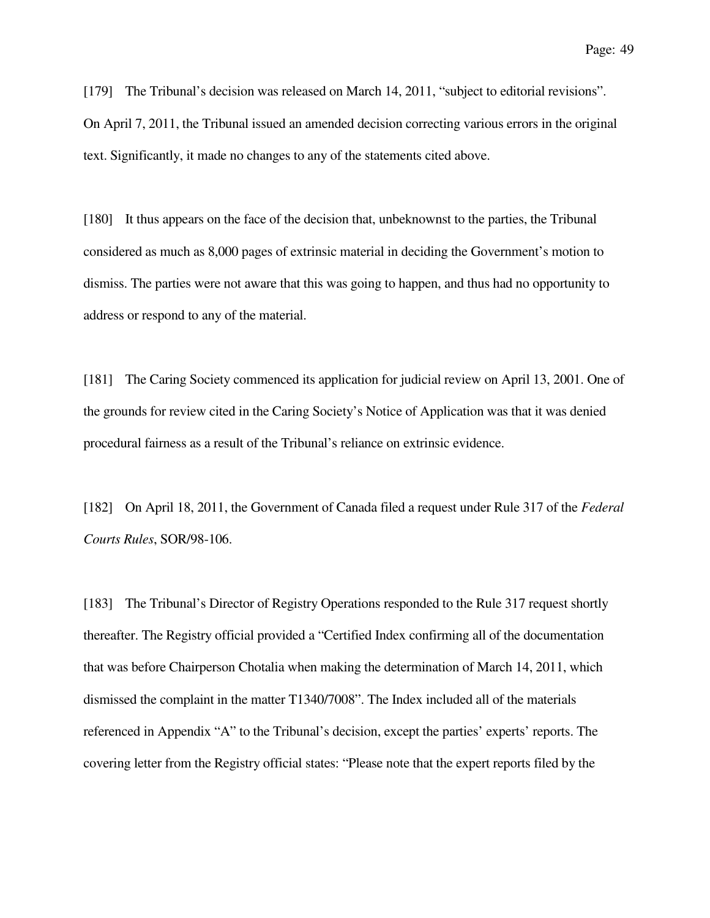[179] The Tribunal's decision was released on March 14, 2011, "subject to editorial revisions". On April 7, 2011, the Tribunal issued an amended decision correcting various errors in the original text. Significantly, it made no changes to any of the statements cited above.

[180] It thus appears on the face of the decision that, unbeknownst to the parties, the Tribunal considered as much as 8,000 pages of extrinsic material in deciding the Government's motion to dismiss. The parties were not aware that this was going to happen, and thus had no opportunity to address or respond to any of the material.

[181] The Caring Society commenced its application for judicial review on April 13, 2001. One of the grounds for review cited in the Caring Society's Notice of Application was that it was denied procedural fairness as a result of the Tribunal's reliance on extrinsic evidence.

[182] On April 18, 2011, the Government of Canada filed a request under Rule 317 of the *Federal Courts Rules*, SOR/98-106.

[183] The Tribunal's Director of Registry Operations responded to the Rule 317 request shortly thereafter. The Registry official provided a "Certified Index confirming all of the documentation that was before Chairperson Chotalia when making the determination of March 14, 2011, which dismissed the complaint in the matter T1340/7008". The Index included all of the materials referenced in Appendix "A" to the Tribunal's decision, except the parties' experts' reports. The covering letter from the Registry official states: "Please note that the expert reports filed by the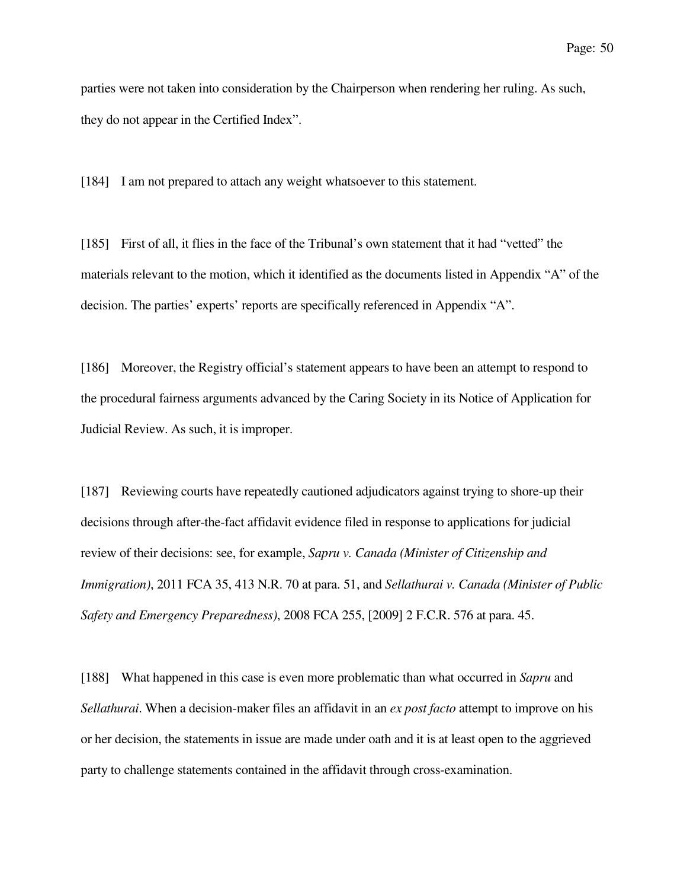parties were not taken into consideration by the Chairperson when rendering her ruling. As such, they do not appear in the Certified Index".

[184] I am not prepared to attach any weight whatsoever to this statement.

[185] First of all, it flies in the face of the Tribunal's own statement that it had "vetted" the materials relevant to the motion, which it identified as the documents listed in Appendix "A" of the decision. The parties' experts' reports are specifically referenced in Appendix "A".

[186] Moreover, the Registry official's statement appears to have been an attempt to respond to the procedural fairness arguments advanced by the Caring Society in its Notice of Application for Judicial Review. As such, it is improper.

[187] Reviewing courts have repeatedly cautioned adjudicators against trying to shore-up their decisions through after-the-fact affidavit evidence filed in response to applications for judicial review of their decisions: see, for example, *Sapru v. Canada (Minister of Citizenship and Immigration)*, 2011 FCA 35, 413 N.R. 70 at para. 51, and *Sellathurai v. Canada (Minister of Public Safety and Emergency Preparedness)*, 2008 FCA 255, [2009] 2 F.C.R. 576 at para. 45.

[188] What happened in this case is even more problematic than what occurred in *Sapru* and *Sellathurai*. When a decision-maker files an affidavit in an *ex post facto* attempt to improve on his or her decision, the statements in issue are made under oath and it is at least open to the aggrieved party to challenge statements contained in the affidavit through cross-examination.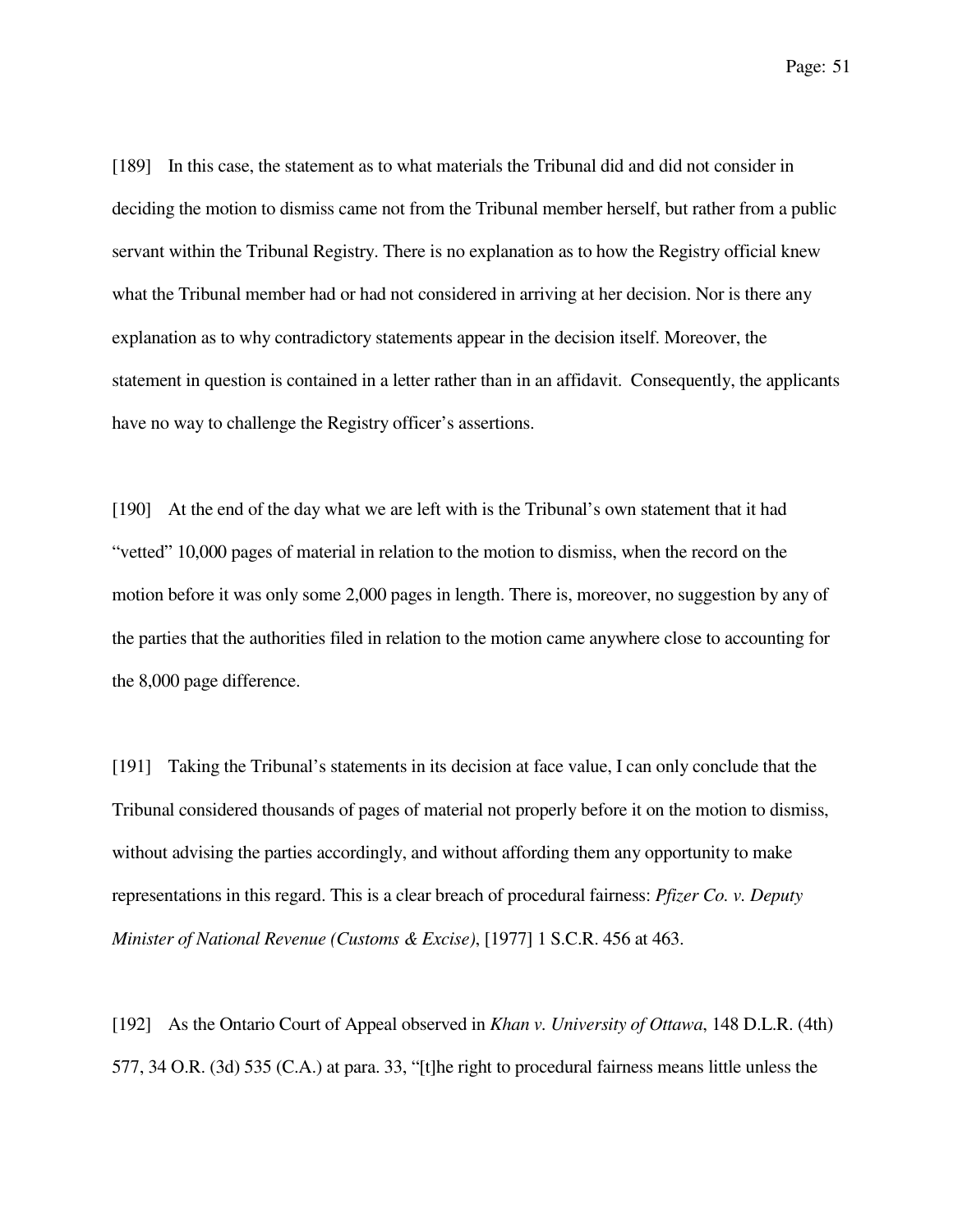[189] In this case, the statement as to what materials the Tribunal did and did not consider in deciding the motion to dismiss came not from the Tribunal member herself, but rather from a public servant within the Tribunal Registry. There is no explanation as to how the Registry official knew what the Tribunal member had or had not considered in arriving at her decision. Nor is there any explanation as to why contradictory statements appear in the decision itself. Moreover, the statement in question is contained in a letter rather than in an affidavit. Consequently, the applicants have no way to challenge the Registry officer's assertions.

[190] At the end of the day what we are left with is the Tribunal's own statement that it had "vetted" 10,000 pages of material in relation to the motion to dismiss, when the record on the motion before it was only some 2,000 pages in length. There is, moreover, no suggestion by any of the parties that the authorities filed in relation to the motion came anywhere close to accounting for the 8,000 page difference.

[191] Taking the Tribunal's statements in its decision at face value, I can only conclude that the Tribunal considered thousands of pages of material not properly before it on the motion to dismiss, without advising the parties accordingly, and without affording them any opportunity to make representations in this regard. This is a clear breach of procedural fairness: *Pfizer Co. v. Deputy Minister of National Revenue (Customs & Excise)*, [1977] 1 S.C.R. 456 at 463.

[192] As the Ontario Court of Appeal observed in *Khan v. University of Ottawa*, 148 D.L.R. (4th) 577, 34 O.R. (3d) 535 (C.A.) at para. 33, "[t]he right to procedural fairness means little unless the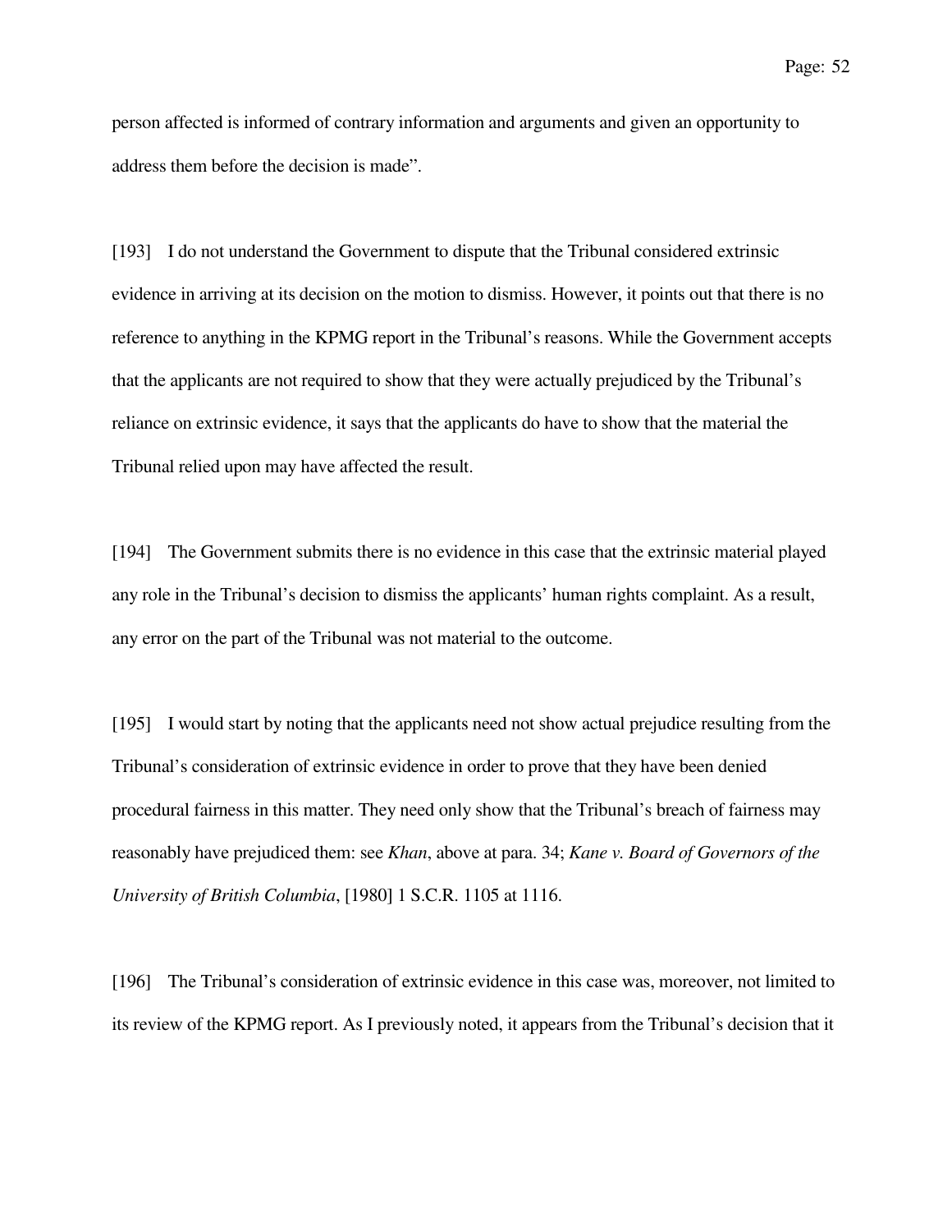person affected is informed of contrary information and arguments and given an opportunity to address them before the decision is made".

[193] I do not understand the Government to dispute that the Tribunal considered extrinsic evidence in arriving at its decision on the motion to dismiss. However, it points out that there is no reference to anything in the KPMG report in the Tribunal's reasons. While the Government accepts that the applicants are not required to show that they were actually prejudiced by the Tribunal's reliance on extrinsic evidence, it says that the applicants do have to show that the material the Tribunal relied upon may have affected the result.

[194] The Government submits there is no evidence in this case that the extrinsic material played any role in the Tribunal's decision to dismiss the applicants' human rights complaint. As a result, any error on the part of the Tribunal was not material to the outcome.

[195] I would start by noting that the applicants need not show actual prejudice resulting from the Tribunal's consideration of extrinsic evidence in order to prove that they have been denied procedural fairness in this matter. They need only show that the Tribunal's breach of fairness may reasonably have prejudiced them: see *Khan*, above at para. 34; *Kane v. Board of Governors of the University of British Columbia*, [1980] 1 S.C.R. 1105 at 1116.

[196] The Tribunal's consideration of extrinsic evidence in this case was, moreover, not limited to its review of the KPMG report. As I previously noted, it appears from the Tribunal's decision that it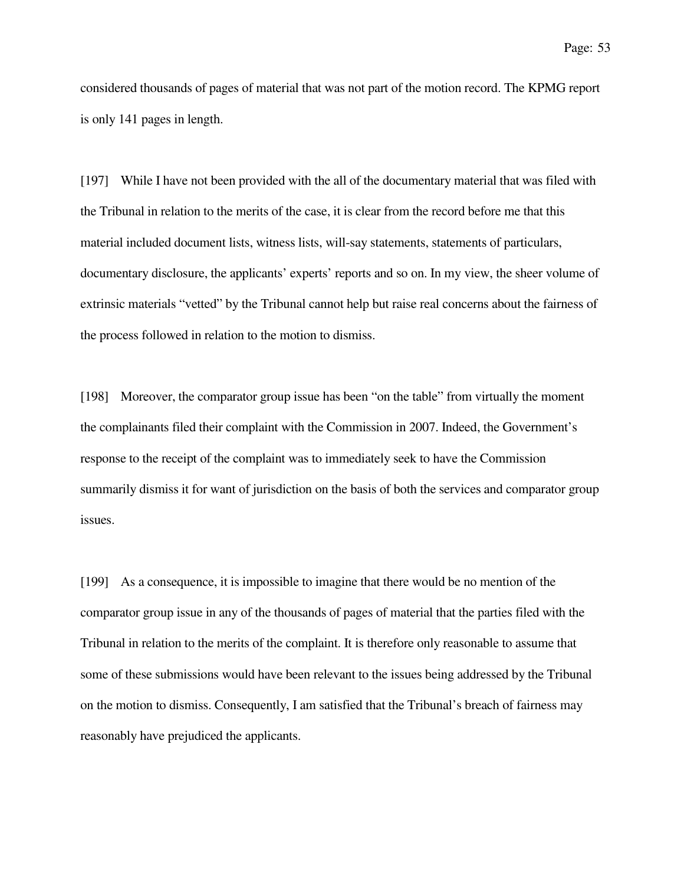considered thousands of pages of material that was not part of the motion record. The KPMG report is only 141 pages in length.

[197] While I have not been provided with the all of the documentary material that was filed with the Tribunal in relation to the merits of the case, it is clear from the record before me that this material included document lists, witness lists, will-say statements, statements of particulars, documentary disclosure, the applicants' experts' reports and so on. In my view, the sheer volume of extrinsic materials "vetted" by the Tribunal cannot help but raise real concerns about the fairness of the process followed in relation to the motion to dismiss.

[198] Moreover, the comparator group issue has been "on the table" from virtually the moment the complainants filed their complaint with the Commission in 2007. Indeed, the Government's response to the receipt of the complaint was to immediately seek to have the Commission summarily dismiss it for want of jurisdiction on the basis of both the services and comparator group issues.

[199] As a consequence, it is impossible to imagine that there would be no mention of the comparator group issue in any of the thousands of pages of material that the parties filed with the Tribunal in relation to the merits of the complaint. It is therefore only reasonable to assume that some of these submissions would have been relevant to the issues being addressed by the Tribunal on the motion to dismiss. Consequently, I am satisfied that the Tribunal's breach of fairness may reasonably have prejudiced the applicants.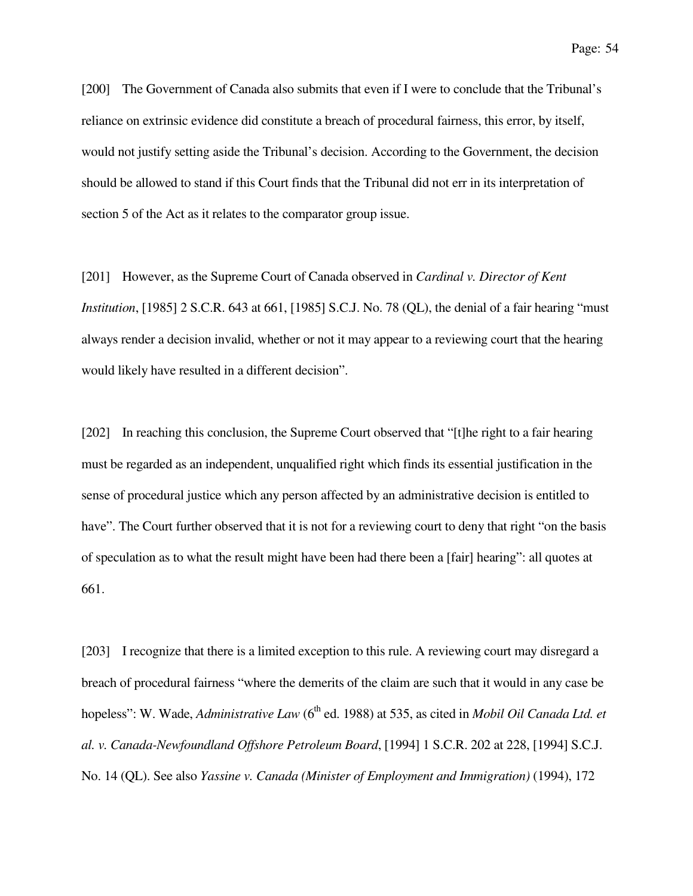[200] The Government of Canada also submits that even if I were to conclude that the Tribunal's reliance on extrinsic evidence did constitute a breach of procedural fairness, this error, by itself, would not justify setting aside the Tribunal's decision. According to the Government, the decision should be allowed to stand if this Court finds that the Tribunal did not err in its interpretation of section 5 of the Act as it relates to the comparator group issue.

[201] However, as the Supreme Court of Canada observed in *Cardinal v. Director of Kent Institution*, [1985] 2 S.C.R. 643 at 661, [1985] S.C.J. No. 78 (QL), the denial of a fair hearing "must always render a decision invalid, whether or not it may appear to a reviewing court that the hearing would likely have resulted in a different decision".

[202] In reaching this conclusion, the Supreme Court observed that "[t]he right to a fair hearing must be regarded as an independent, unqualified right which finds its essential justification in the sense of procedural justice which any person affected by an administrative decision is entitled to have". The Court further observed that it is not for a reviewing court to deny that right "on the basis of speculation as to what the result might have been had there been a [fair] hearing": all quotes at 661.

[203] I recognize that there is a limited exception to this rule. A reviewing court may disregard a breach of procedural fairness "where the demerits of the claim are such that it would in any case be hopeless": W. Wade, *Administrative Law* (6th ed. 1988) at 535, as cited in *Mobil Oil Canada Ltd. et al. v. Canada-Newfoundland Offshore Petroleum Board*, [1994] 1 S.C.R. 202 at 228, [1994] S.C.J. No. 14 (QL). See also *Yassine v. Canada (Minister of Employment and Immigration)* (1994), 172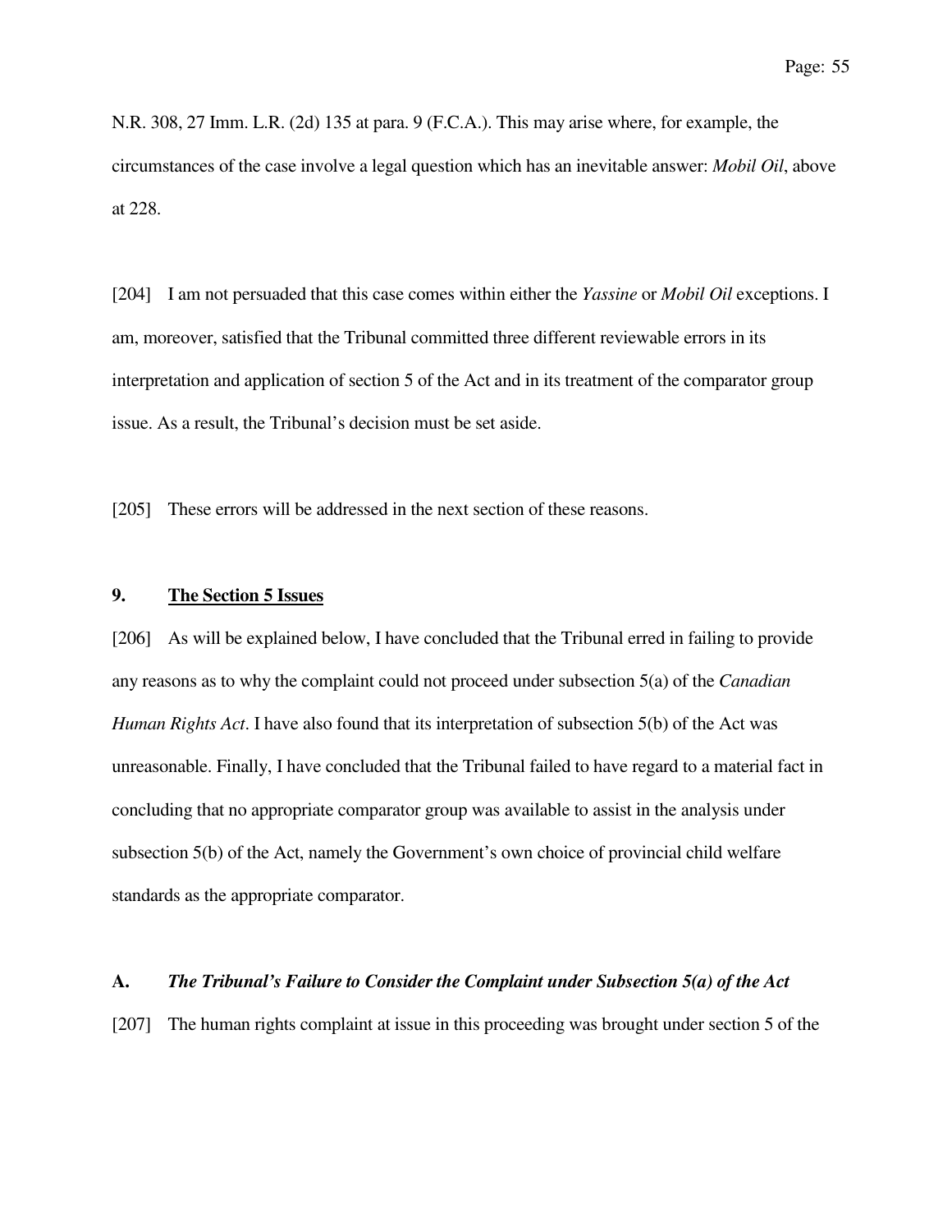N.R. 308, 27 Imm. L.R. (2d) 135 at para. 9 (F.C.A.). This may arise where, for example, the circumstances of the case involve a legal question which has an inevitable answer: *Mobil Oil*, above at 228.

[204] I am not persuaded that this case comes within either the *Yassine* or *Mobil Oil* exceptions. I am, moreover, satisfied that the Tribunal committed three different reviewable errors in its interpretation and application of section 5 of the Act and in its treatment of the comparator group issue. As a result, the Tribunal's decision must be set aside.

[205] These errors will be addressed in the next section of these reasons.

## 9. <u>The Section 5 Issues</u>

[206] As will be explained below, I have concluded that the Tribunal erred in failing to provide any reasons as to why the complaint could not proceed under subsection 5(a) of the *Canadian Human Rights Act*. I have also found that its interpretation of subsection 5(b) of the Act was unreasonable. Finally, I have concluded that the Tribunal failed to have regard to a material fact in concluding that no appropriate comparator group was available to assist in the analysis under subsection 5(b) of the Act, namely the Government's own choice of provincial child welfare standards as the appropriate comparator.

### A. *The Tribunal's Failure to Consider the Complaint under Subsection 5(a) of the Act*

[207] The human rights complaint at issue in this proceeding was brought under section 5 of the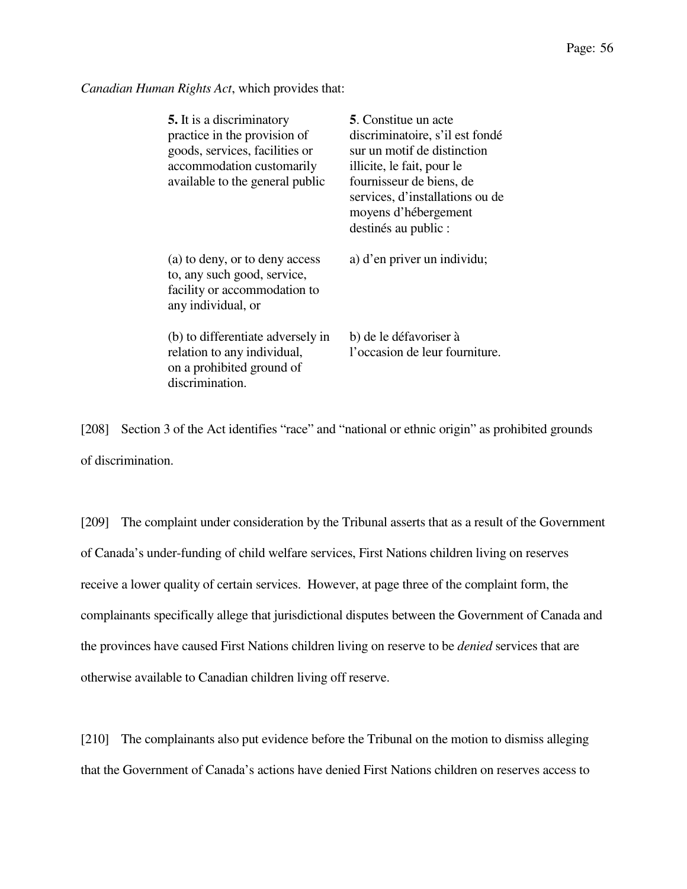*Canadian Human Rights Act*, which provides that:

| | |
|---|---|
| **5.** It is a discriminatory practice in the provision of goods, services, facilities or accommodation customarily available to the general public | **5**. Constitue un acte discriminatoire, s'il est fondé sur un motif de distinction illicite, le fait, pour le fournisseur de biens, de services, d'installations ou de moyens d'hébergement destinés au public : |
| (a) to deny, or to deny access to, any such good, service, facility or accommodation to any individual, or | a) d'en priver un individu; |
| (b) to differentiate adversely in relation to any individual, on a prohibited ground of discrimination. | b) de le défavoriser à l'occasion de leur fourniture. |

[208] Section 3 of the Act identifies "race" and "national or ethnic origin" as prohibited grounds of discrimination.

[209] The complaint under consideration by the Tribunal asserts that as a result of the Government of Canada's under-funding of child welfare services, First Nations children living on reserves receive a lower quality of certain services. However, at page three of the complaint form, the complainants specifically allege that jurisdictional disputes between the Government of Canada and the provinces have caused First Nations children living on reserve to be *denied* services that are otherwise available to Canadian children living off reserve.

[210] The complainants also put evidence before the Tribunal on the motion to dismiss alleging that the Government of Canada's actions have denied First Nations children on reserves access to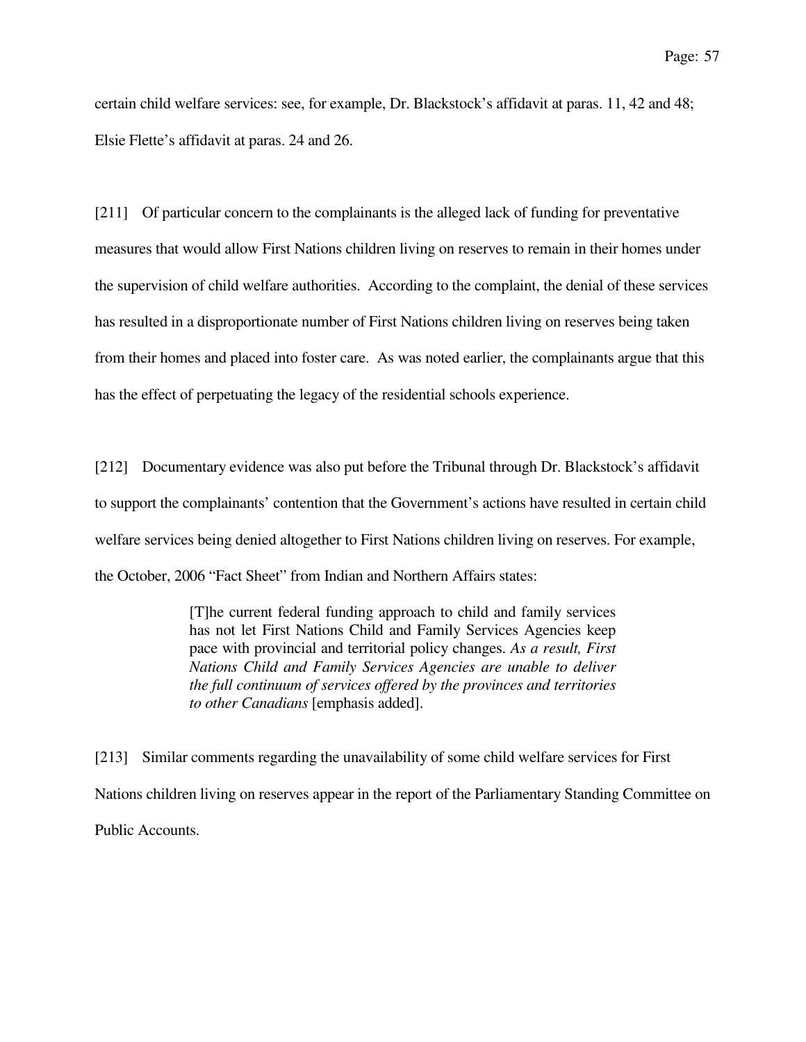certain child welfare services: see, for example, Dr. Blackstock's affidavit at paras. 11, 42 and 48; Elsie Flette's affidavit at paras. 24 and 26.

[211] Of particular concern to the complainants is the alleged lack of funding for preventative measures that would allow First Nations children living on reserves to remain in their homes under the supervision of child welfare authorities. According to the complaint, the denial of these services has resulted in a disproportionate number of First Nations children living on reserves being taken from their homes and placed into foster care. As was noted earlier, the complainants argue that this has the effect of perpetuating the legacy of the residential schools experience.

[212] Documentary evidence was also put before the Tribunal through Dr. Blackstock's affidavit to support the complainants' contention that the Government's actions have resulted in certain child welfare services being denied altogether to First Nations children living on reserves. For example, the October, 2006 "Fact Sheet" from Indian and Northern Affairs states:

> [T]he current federal funding approach to child and family services has not let First Nations Child and Family Services Agencies keep pace with provincial and territorial policy changes. *As a result, First Nations Child and Family Services Agencies are unable to deliver the full continuum of services offered by the provinces and territories to other Canadians* [emphasis added].

[213] Similar comments regarding the unavailability of some child welfare services for First Nations children living on reserves appear in the report of the Parliamentary Standing Committee on Public Accounts.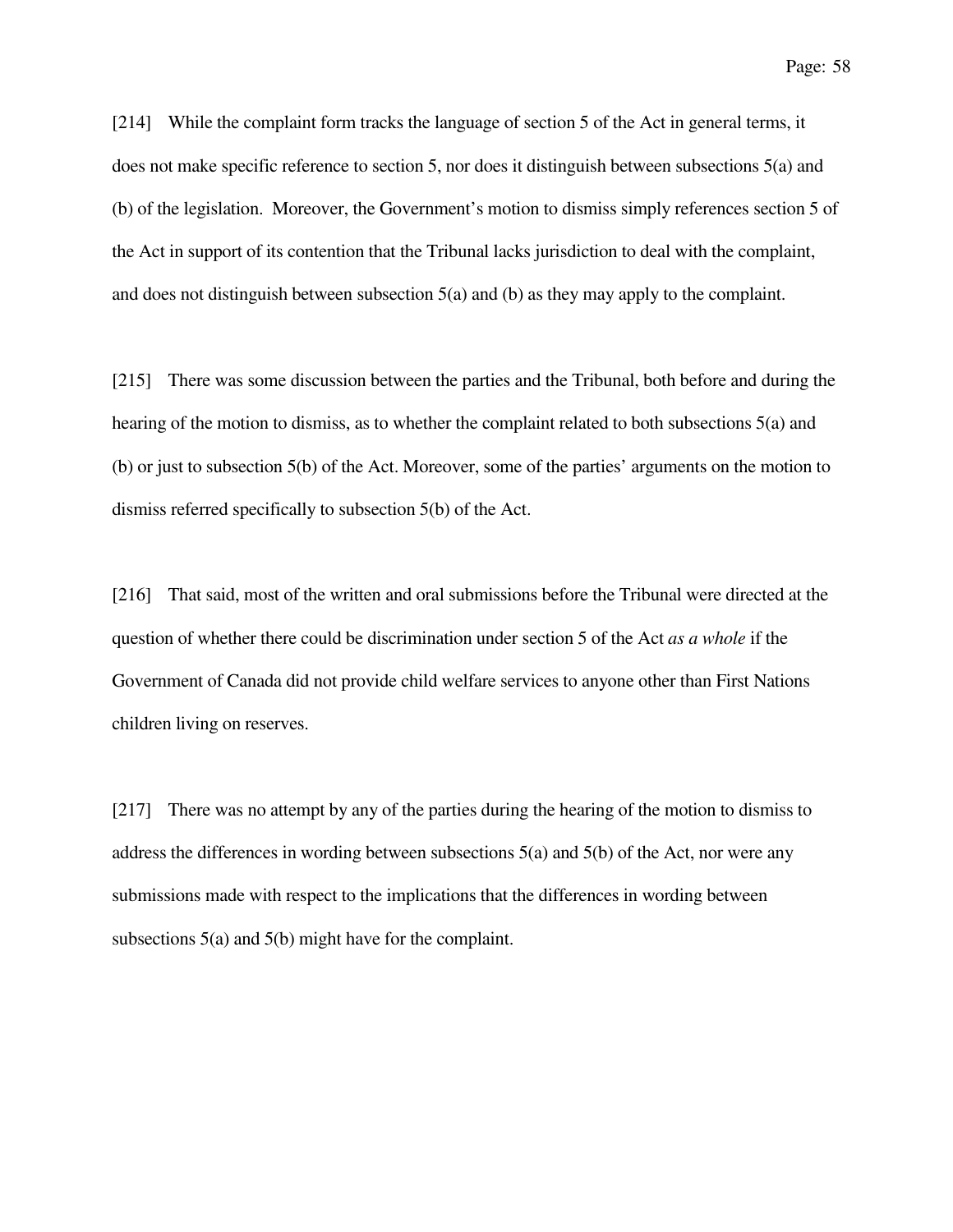[214] While the complaint form tracks the language of section 5 of the Act in general terms, it does not make specific reference to section 5, nor does it distinguish between subsections 5(a) and (b) of the legislation. Moreover, the Government's motion to dismiss simply references section 5 of the Act in support of its contention that the Tribunal lacks jurisdiction to deal with the complaint, and does not distinguish between subsection 5(a) and (b) as they may apply to the complaint.

[215] There was some discussion between the parties and the Tribunal, both before and during the hearing of the motion to dismiss, as to whether the complaint related to both subsections 5(a) and (b) or just to subsection 5(b) of the Act. Moreover, some of the parties' arguments on the motion to dismiss referred specifically to subsection 5(b) of the Act.

[216] That said, most of the written and oral submissions before the Tribunal were directed at the question of whether there could be discrimination under section 5 of the Act *as a whole* if the Government of Canada did not provide child welfare services to anyone other than First Nations children living on reserves.

[217] There was no attempt by any of the parties during the hearing of the motion to dismiss to address the differences in wording between subsections 5(a) and 5(b) of the Act, nor were any submissions made with respect to the implications that the differences in wording between subsections 5(a) and 5(b) might have for the complaint.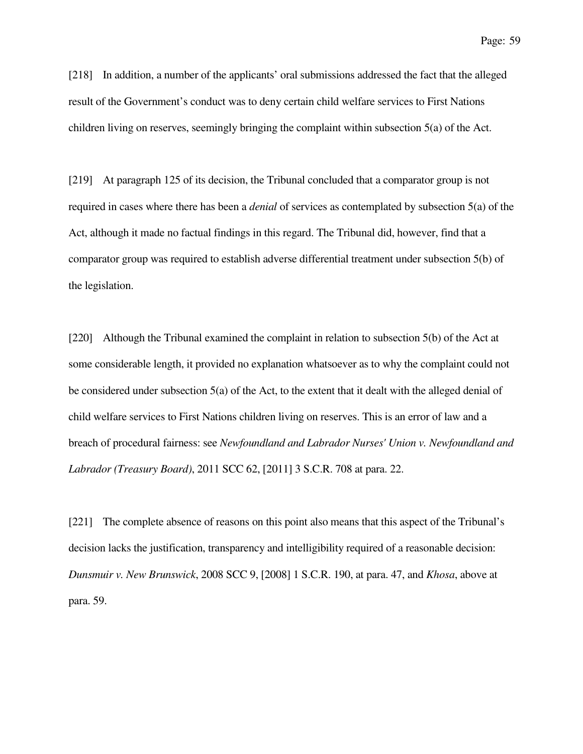[218] In addition, a number of the applicants' oral submissions addressed the fact that the alleged result of the Government's conduct was to deny certain child welfare services to First Nations children living on reserves, seemingly bringing the complaint within subsection 5(a) of the Act.

[219] At paragraph 125 of its decision, the Tribunal concluded that a comparator group is not required in cases where there has been a *denial* of services as contemplated by subsection 5(a) of the Act, although it made no factual findings in this regard. The Tribunal did, however, find that a comparator group was required to establish adverse differential treatment under subsection 5(b) of the legislation.

[220] Although the Tribunal examined the complaint in relation to subsection 5(b) of the Act at some considerable length, it provided no explanation whatsoever as to why the complaint could not be considered under subsection 5(a) of the Act, to the extent that it dealt with the alleged denial of child welfare services to First Nations children living on reserves. This is an error of law and a breach of procedural fairness: see *Newfoundland and Labrador Nurses' Union v. Newfoundland and Labrador (Treasury Board)*, 2011 SCC 62, [2011] 3 S.C.R. 708 at para. 22.

[221] The complete absence of reasons on this point also means that this aspect of the Tribunal's decision lacks the justification, transparency and intelligibility required of a reasonable decision: *Dunsmuir v. New Brunswick*, 2008 SCC 9, [2008] 1 S.C.R. 190, at para. 47, and *Khosa*, above at para. 59.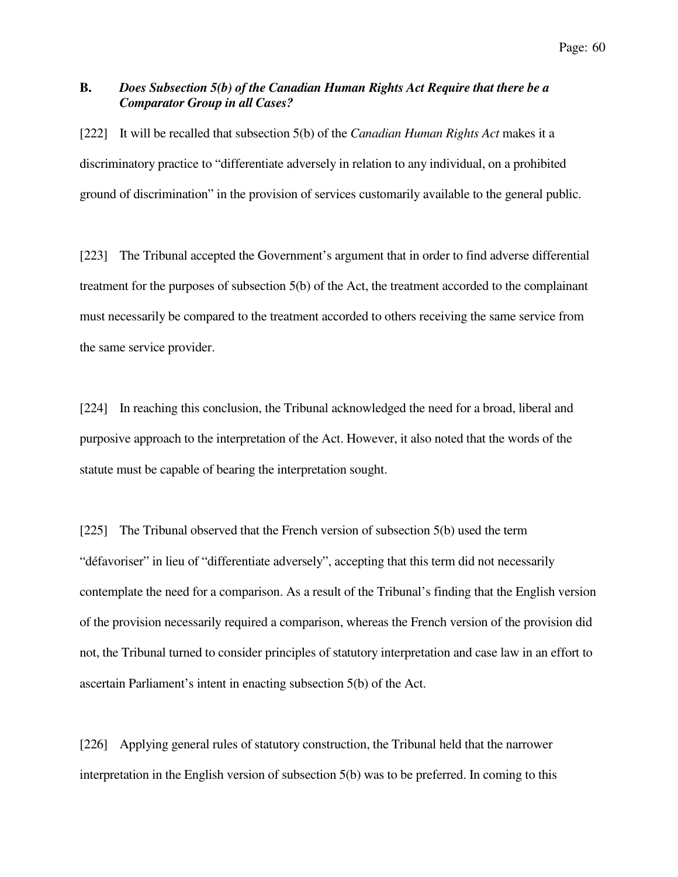### B. *Does Subsection 5(b) of the Canadian Human Rights Act Require that there be a Comparator Group in all Cases?*

[222] It will be recalled that subsection 5(b) of the *Canadian Human Rights Act* makes it a discriminatory practice to "differentiate adversely in relation to any individual, on a prohibited ground of discrimination" in the provision of services customarily available to the general public.

[223] The Tribunal accepted the Government's argument that in order to find adverse differential treatment for the purposes of subsection 5(b) of the Act, the treatment accorded to the complainant must necessarily be compared to the treatment accorded to others receiving the same service from the same service provider.

[224] In reaching this conclusion, the Tribunal acknowledged the need for a broad, liberal and purposive approach to the interpretation of the Act. However, it also noted that the words of the statute must be capable of bearing the interpretation sought.

[225] The Tribunal observed that the French version of subsection 5(b) used the term "défavoriser" in lieu of "differentiate adversely", accepting that this term did not necessarily contemplate the need for a comparison. As a result of the Tribunal's finding that the English version of the provision necessarily required a comparison, whereas the French version of the provision did not, the Tribunal turned to consider principles of statutory interpretation and case law in an effort to ascertain Parliament's intent in enacting subsection 5(b) of the Act.

[226] Applying general rules of statutory construction, the Tribunal held that the narrower interpretation in the English version of subsection 5(b) was to be preferred. In coming to this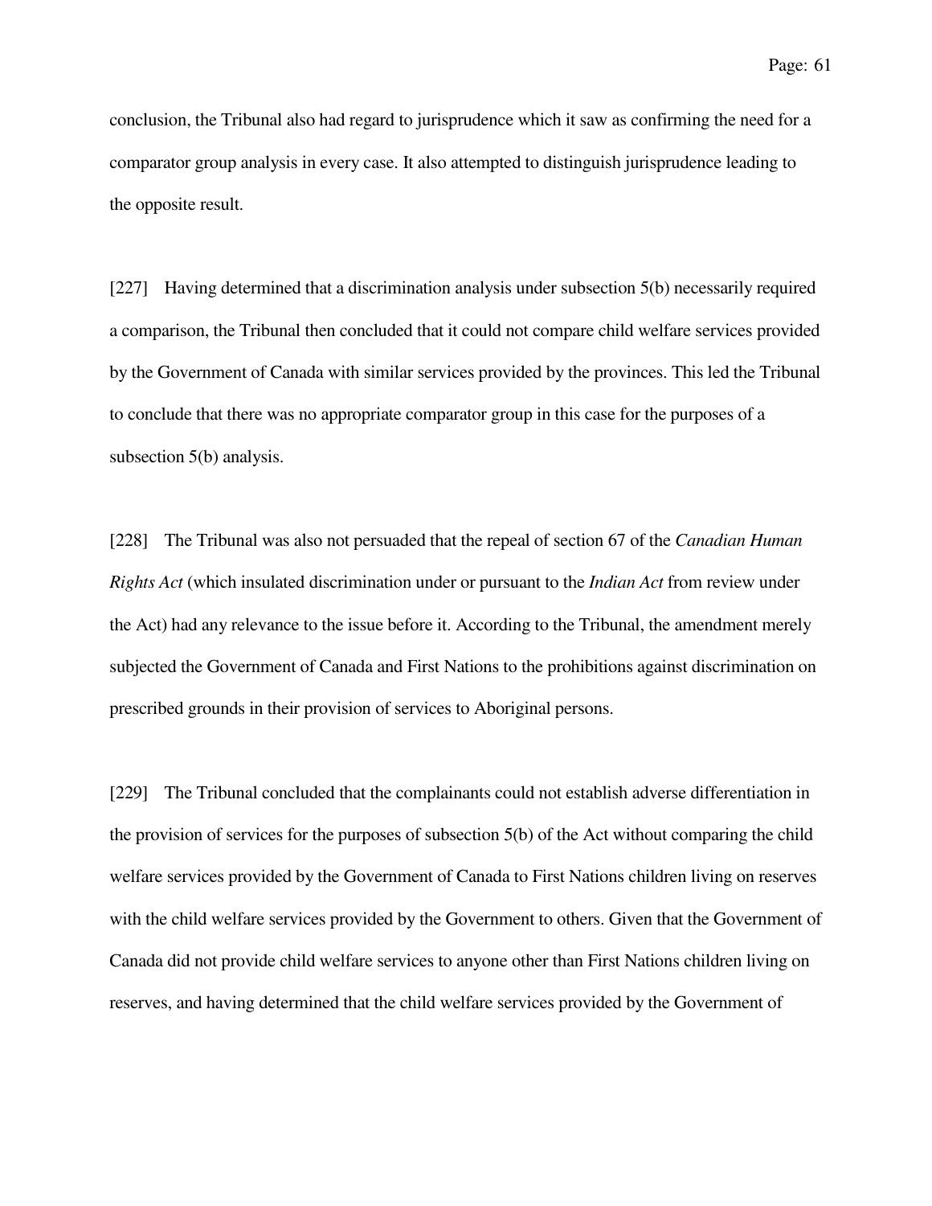conclusion, the Tribunal also had regard to jurisprudence which it saw as confirming the need for a comparator group analysis in every case. It also attempted to distinguish jurisprudence leading to the opposite result.

[227] Having determined that a discrimination analysis under subsection 5(b) necessarily required a comparison, the Tribunal then concluded that it could not compare child welfare services provided by the Government of Canada with similar services provided by the provinces. This led the Tribunal to conclude that there was no appropriate comparator group in this case for the purposes of a subsection 5(b) analysis.

[228] The Tribunal was also not persuaded that the repeal of section 67 of the *Canadian Human Rights Act* (which insulated discrimination under or pursuant to the *Indian Act* from review under the Act) had any relevance to the issue before it. According to the Tribunal, the amendment merely subjected the Government of Canada and First Nations to the prohibitions against discrimination on prescribed grounds in their provision of services to Aboriginal persons.

[229] The Tribunal concluded that the complainants could not establish adverse differentiation in the provision of services for the purposes of subsection 5(b) of the Act without comparing the child welfare services provided by the Government of Canada to First Nations children living on reserves with the child welfare services provided by the Government to others. Given that the Government of Canada did not provide child welfare services to anyone other than First Nations children living on reserves, and having determined that the child welfare services provided by the Government of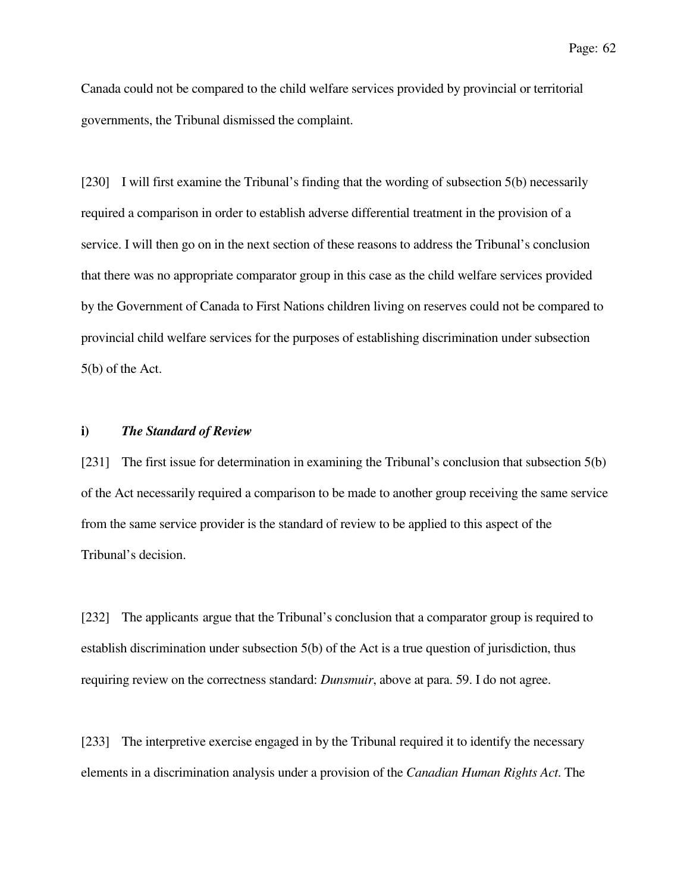Canada could not be compared to the child welfare services provided by provincial or territorial governments, the Tribunal dismissed the complaint.

[230] I will first examine the Tribunal's finding that the wording of subsection 5(b) necessarily required a comparison in order to establish adverse differential treatment in the provision of a service. I will then go on in the next section of these reasons to address the Tribunal's conclusion that there was no appropriate comparator group in this case as the child welfare services provided by the Government of Canada to First Nations children living on reserves could not be compared to provincial child welfare services for the purposes of establishing discrimination under subsection 5(b) of the Act.

**i)** ***The Standard of Review***

[231] The first issue for determination in examining the Tribunal's conclusion that subsection 5(b) of the Act necessarily required a comparison to be made to another group receiving the same service from the same service provider is the standard of review to be applied to this aspect of the Tribunal's decision.

[232] The applicants argue that the Tribunal's conclusion that a comparator group is required to establish discrimination under subsection 5(b) of the Act is a true question of jurisdiction, thus requiring review on the correctness standard: *Dunsmuir*, above at para. 59. I do not agree.

[233] The interpretive exercise engaged in by the Tribunal required it to identify the necessary elements in a discrimination analysis under a provision of the *Canadian Human Rights Act*. The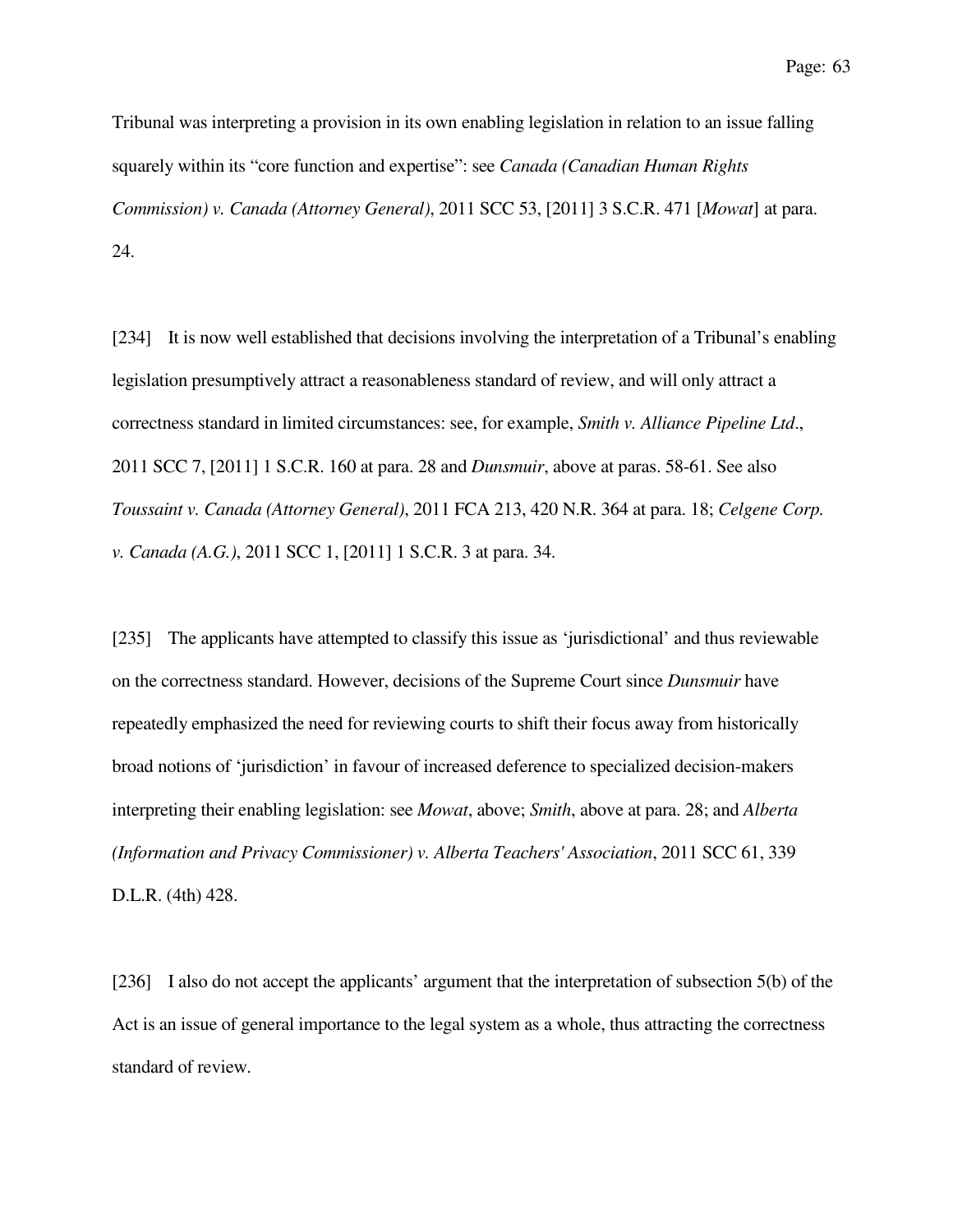Tribunal was interpreting a provision in its own enabling legislation in relation to an issue falling squarely within its "core function and expertise": see *Canada (Canadian Human Rights Commission) v. Canada (Attorney General)*, 2011 SCC 53, [2011] 3 S.C.R. 471 [*Mowat*] at para. 24.

[234] It is now well established that decisions involving the interpretation of a Tribunal's enabling legislation presumptively attract a reasonableness standard of review, and will only attract a correctness standard in limited circumstances: see, for example, *Smith v. Alliance Pipeline Ltd*., 2011 SCC 7, [2011] 1 S.C.R. 160 at para. 28 and *Dunsmuir*, above at paras. 58-61. See also *Toussaint v. Canada (Attorney General)*, 2011 FCA 213, 420 N.R. 364 at para. 18; *Celgene Corp. v. Canada (A.G.)*, 2011 SCC 1, [2011] 1 S.C.R. 3 at para. 34.

[235] The applicants have attempted to classify this issue as 'jurisdictional' and thus reviewable on the correctness standard. However, decisions of the Supreme Court since *Dunsmuir* have repeatedly emphasized the need for reviewing courts to shift their focus away from historically broad notions of 'jurisdiction' in favour of increased deference to specialized decision-makers interpreting their enabling legislation: see *Mowat*, above; *Smith*, above at para. 28; and *Alberta (Information and Privacy Commissioner) v. Alberta Teachers' Association*, 2011 SCC 61, 339 D.L.R. (4th) 428.

[236] I also do not accept the applicants' argument that the interpretation of subsection 5(b) of the Act is an issue of general importance to the legal system as a whole, thus attracting the correctness standard of review.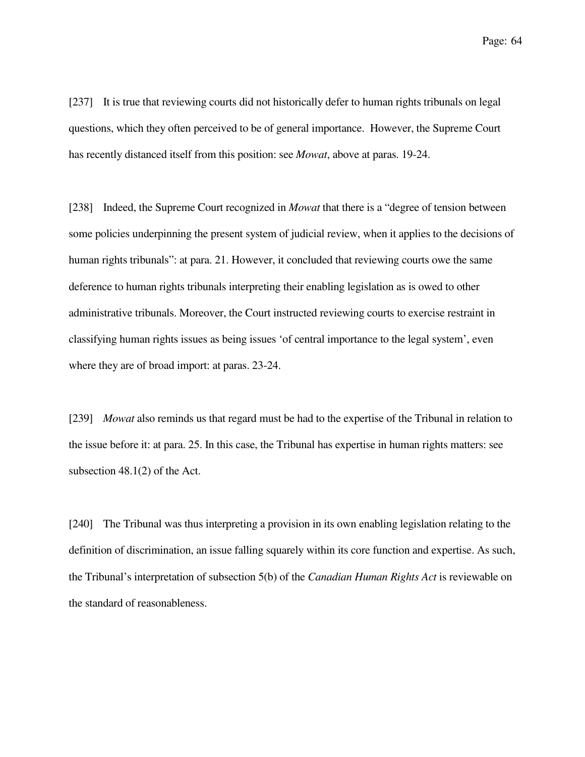[237] It is true that reviewing courts did not historically defer to human rights tribunals on legal questions, which they often perceived to be of general importance. However, the Supreme Court has recently distanced itself from this position: see *Mowat*, above at paras. 19-24.

[238] Indeed, the Supreme Court recognized in *Mowat* that there is a "degree of tension between some policies underpinning the present system of judicial review, when it applies to the decisions of human rights tribunals": at para. 21. However, it concluded that reviewing courts owe the same deference to human rights tribunals interpreting their enabling legislation as is owed to other administrative tribunals. Moreover, the Court instructed reviewing courts to exercise restraint in classifying human rights issues as being issues 'of central importance to the legal system', even where they are of broad import: at paras. 23-24.

[239] *Mowat* also reminds us that regard must be had to the expertise of the Tribunal in relation to the issue before it: at para. 25. In this case, the Tribunal has expertise in human rights matters: see subsection 48.1(2) of the Act.

[240] The Tribunal was thus interpreting a provision in its own enabling legislation relating to the definition of discrimination, an issue falling squarely within its core function and expertise. As such, the Tribunal's interpretation of subsection 5(b) of the *Canadian Human Rights Act* is reviewable on the standard of reasonableness.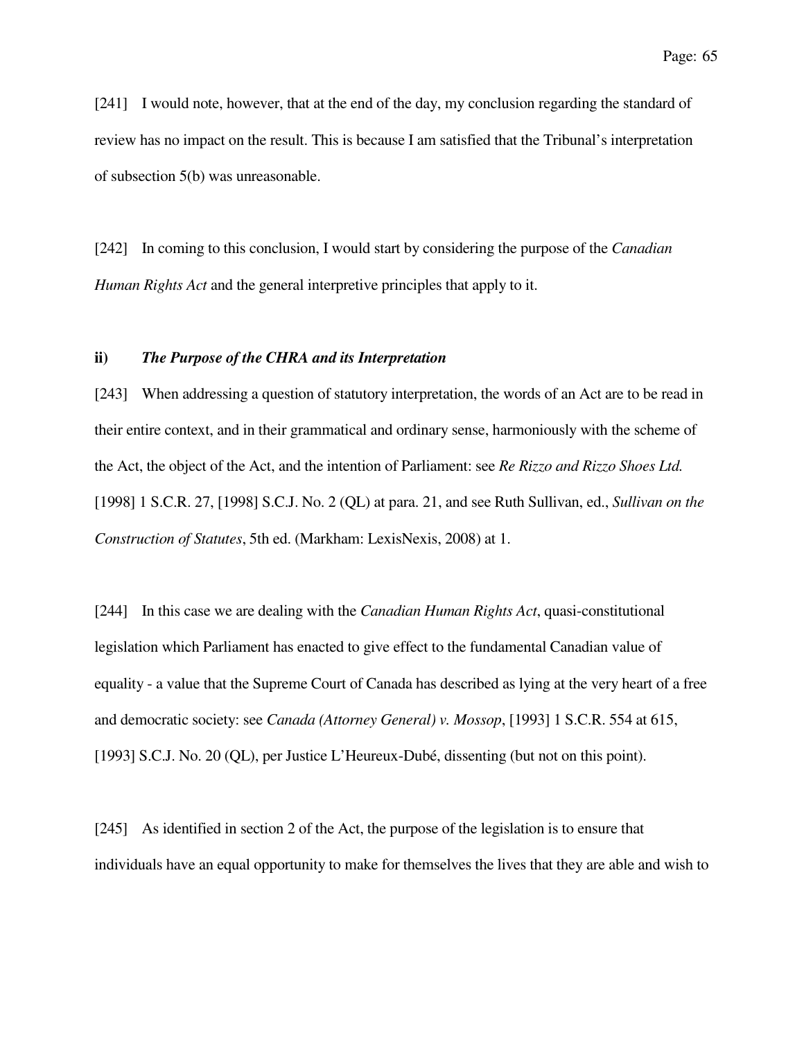[241] I would note, however, that at the end of the day, my conclusion regarding the standard of review has no impact on the result. This is because I am satisfied that the Tribunal's interpretation of subsection 5(b) was unreasonable.

[242] In coming to this conclusion, I would start by considering the purpose of the *Canadian Human Rights Act* and the general interpretive principles that apply to it.

**ii)** ***The Purpose of the CHRA and its Interpretation***

[243] When addressing a question of statutory interpretation, the words of an Act are to be read in their entire context, and in their grammatical and ordinary sense, harmoniously with the scheme of the Act, the object of the Act, and the intention of Parliament: see *Re Rizzo and Rizzo Shoes Ltd.* [1998] 1 S.C.R. 27, [1998] S.C.J. No. 2 (QL) at para. 21, and see Ruth Sullivan, ed., *Sullivan on the Construction of Statutes*, 5th ed. (Markham: LexisNexis, 2008) at 1.

[244] In this case we are dealing with the *Canadian Human Rights Act*, quasi-constitutional legislation which Parliament has enacted to give effect to the fundamental Canadian value of equality - a value that the Supreme Court of Canada has described as lying at the very heart of a free and democratic society: see *Canada (Attorney General) v. Mossop*, [1993] 1 S.C.R. 554 at 615, [1993] S.C.J. No. 20 (QL), per Justice L'Heureux-Dubé, dissenting (but not on this point).

[245] As identified in section 2 of the Act, the purpose of the legislation is to ensure that individuals have an equal opportunity to make for themselves the lives that they are able and wish to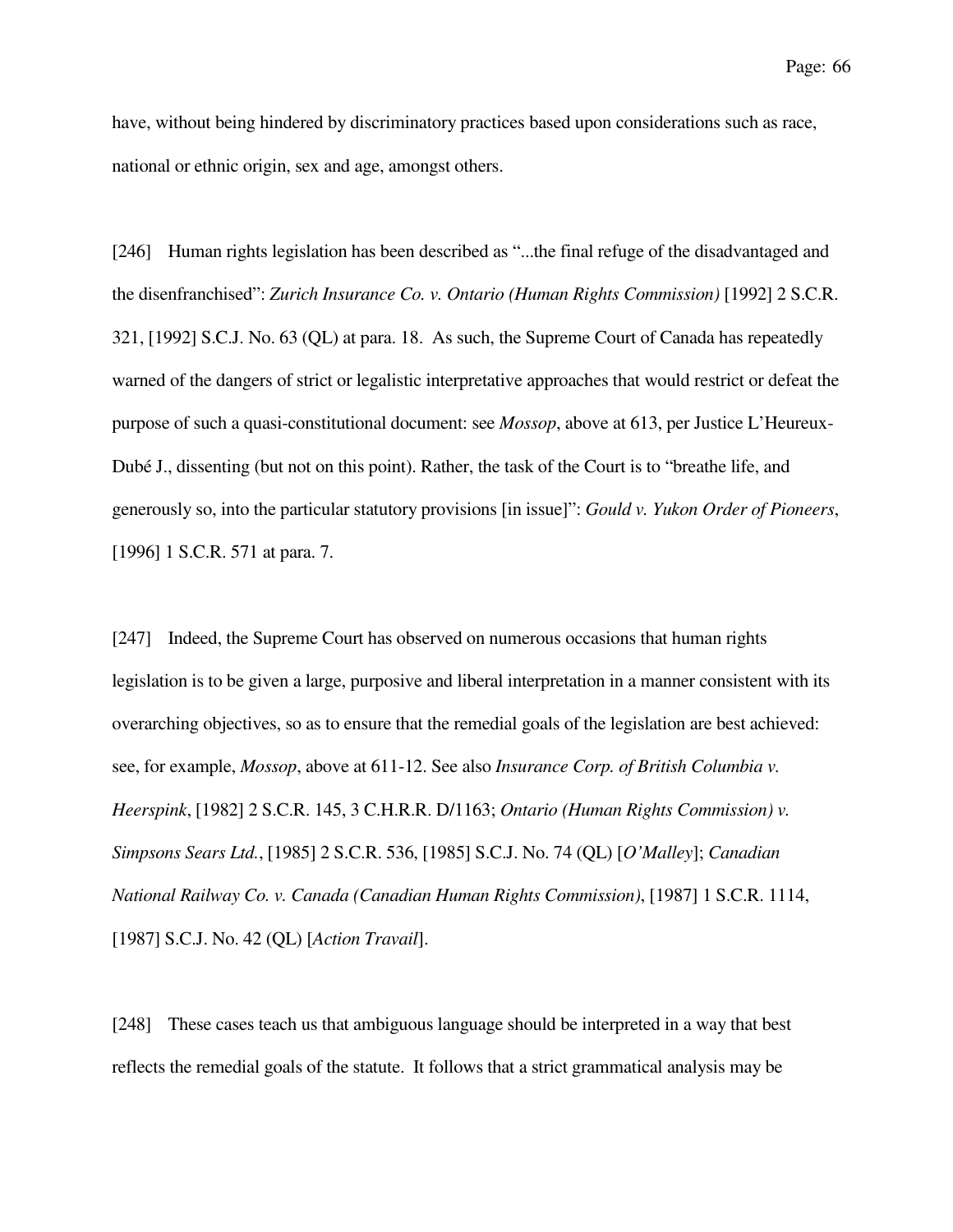have, without being hindered by discriminatory practices based upon considerations such as race, national or ethnic origin, sex and age, amongst others.

[246] Human rights legislation has been described as "...the final refuge of the disadvantaged and the disenfranchised": *Zurich Insurance Co. v. Ontario (Human Rights Commission)* [1992] 2 S.C.R. 321, [1992] S.C.J. No. 63 (QL) at para. 18. As such, the Supreme Court of Canada has repeatedly warned of the dangers of strict or legalistic interpretative approaches that would restrict or defeat the purpose of such a quasi-constitutional document: see *Mossop*, above at 613, per Justice L'Heureux-Dubé J., dissenting (but not on this point). Rather, the task of the Court is to "breathe life, and generously so, into the particular statutory provisions [in issue]": *Gould v. Yukon Order of Pioneers*, [1996] 1 S.C.R. 571 at para. 7.

[247] Indeed, the Supreme Court has observed on numerous occasions that human rights legislation is to be given a large, purposive and liberal interpretation in a manner consistent with its overarching objectives, so as to ensure that the remedial goals of the legislation are best achieved: see, for example, *Mossop*, above at 611-12. See also *Insurance Corp. of British Columbia v. Heerspink*, [1982] 2 S.C.R. 145, 3 C.H.R.R. D/1163; *Ontario (Human Rights Commission) v. Simpsons Sears Ltd.*, [1985] 2 S.C.R. 536, [1985] S.C.J. No. 74 (QL) [*O'Malley*]; *Canadian National Railway Co. v. Canada (Canadian Human Rights Commission)*, [1987] 1 S.C.R. 1114, [1987] S.C.J. No. 42 (QL) [*Action Travail*].

[248] These cases teach us that ambiguous language should be interpreted in a way that best reflects the remedial goals of the statute. It follows that a strict grammatical analysis may be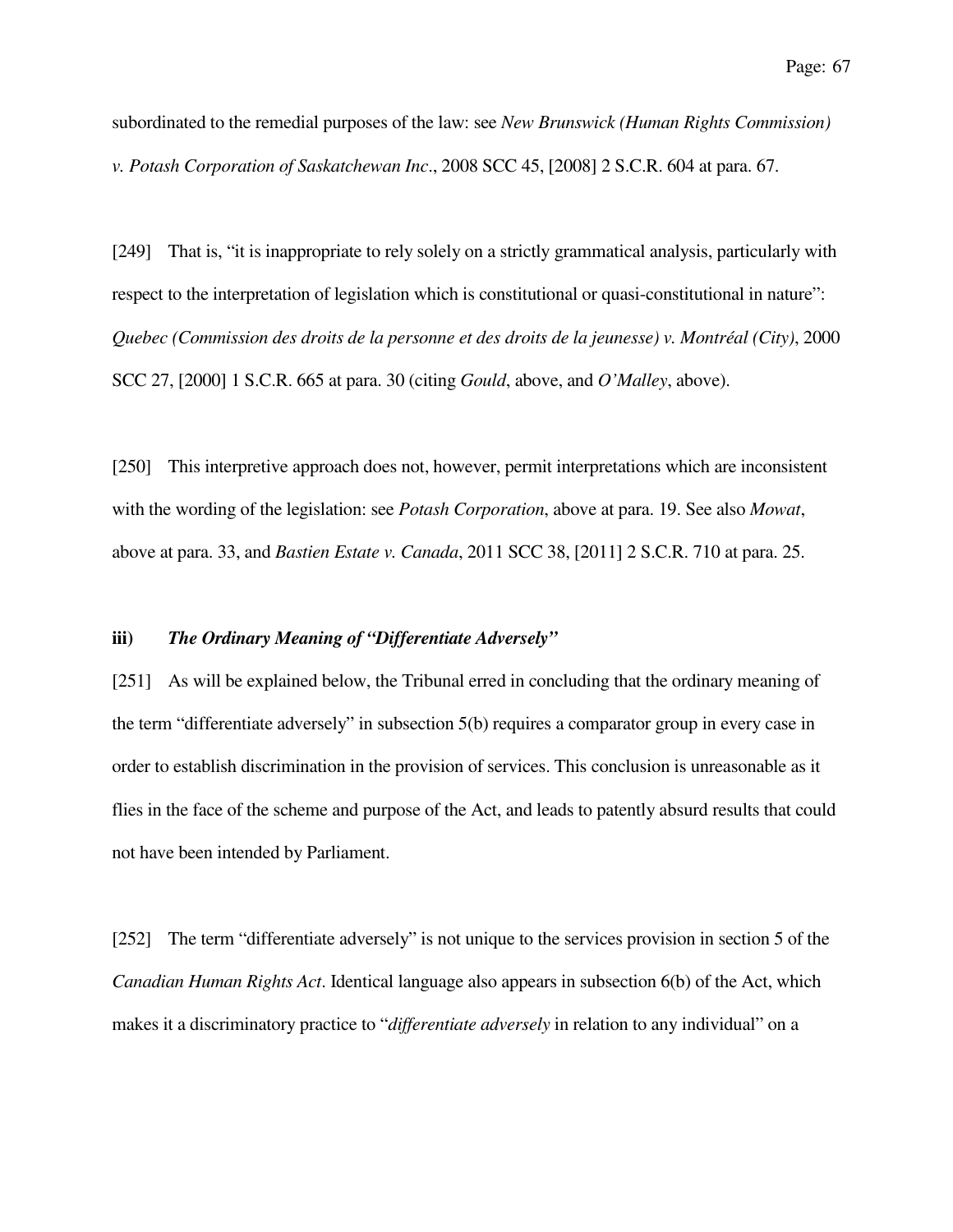subordinated to the remedial purposes of the law: see *New Brunswick (Human Rights Commission) v. Potash Corporation of Saskatchewan Inc*., 2008 SCC 45, [2008] 2 S.C.R. 604 at para. 67.

[249] That is, "it is inappropriate to rely solely on a strictly grammatical analysis, particularly with respect to the interpretation of legislation which is constitutional or quasi-constitutional in nature": *Quebec (Commission des droits de la personne et des droits de la jeunesse) v. Montréal (City)*, 2000 SCC 27, [2000] 1 S.C.R. 665 at para. 30 (citing *Gould*, above, and *O'Malley*, above).

[250] This interpretive approach does not, however, permit interpretations which are inconsistent with the wording of the legislation: see *Potash Corporation*, above at para. 19. See also *Mowat*, above at para. 33, and *Bastien Estate v. Canada*, 2011 SCC 38, [2011] 2 S.C.R. 710 at para. 25.

### iii) *The Ordinary Meaning of "Differentiate Adversely"*

[251] As will be explained below, the Tribunal erred in concluding that the ordinary meaning of the term "differentiate adversely" in subsection 5(b) requires a comparator group in every case in order to establish discrimination in the provision of services. This conclusion is unreasonable as it flies in the face of the scheme and purpose of the Act, and leads to patently absurd results that could not have been intended by Parliament.

[252] The term "differentiate adversely" is not unique to the services provision in section 5 of the *Canadian Human Rights Act*. Identical language also appears in subsection 6(b) of the Act, which makes it a discriminatory practice to "*differentiate adversely* in relation to any individual" on a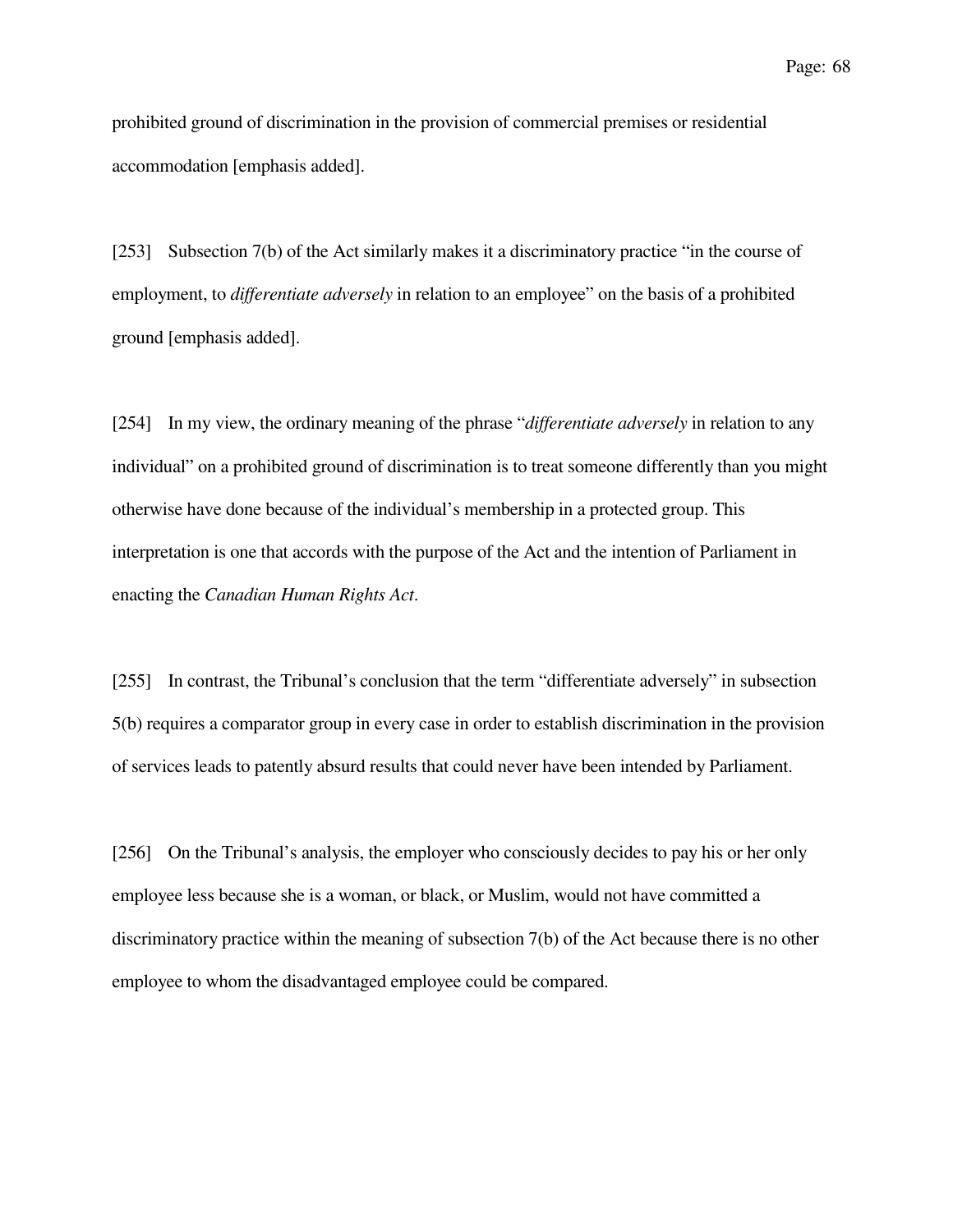prohibited ground of discrimination in the provision of commercial premises or residential accommodation [emphasis added].

[253] Subsection 7(b) of the Act similarly makes it a discriminatory practice "in the course of employment, to *differentiate adversely* in relation to an employee" on the basis of a prohibited ground [emphasis added].

[254] In my view, the ordinary meaning of the phrase "*differentiate adversely* in relation to any individual" on a prohibited ground of discrimination is to treat someone differently than you might otherwise have done because of the individual's membership in a protected group. This interpretation is one that accords with the purpose of the Act and the intention of Parliament in enacting the *Canadian Human Rights Act*.

[255] In contrast, the Tribunal's conclusion that the term "differentiate adversely" in subsection 5(b) requires a comparator group in every case in order to establish discrimination in the provision of services leads to patently absurd results that could never have been intended by Parliament.

[256] On the Tribunal's analysis, the employer who consciously decides to pay his or her only employee less because she is a woman, or black, or Muslim, would not have committed a discriminatory practice within the meaning of subsection 7(b) of the Act because there is no other employee to whom the disadvantaged employee could be compared.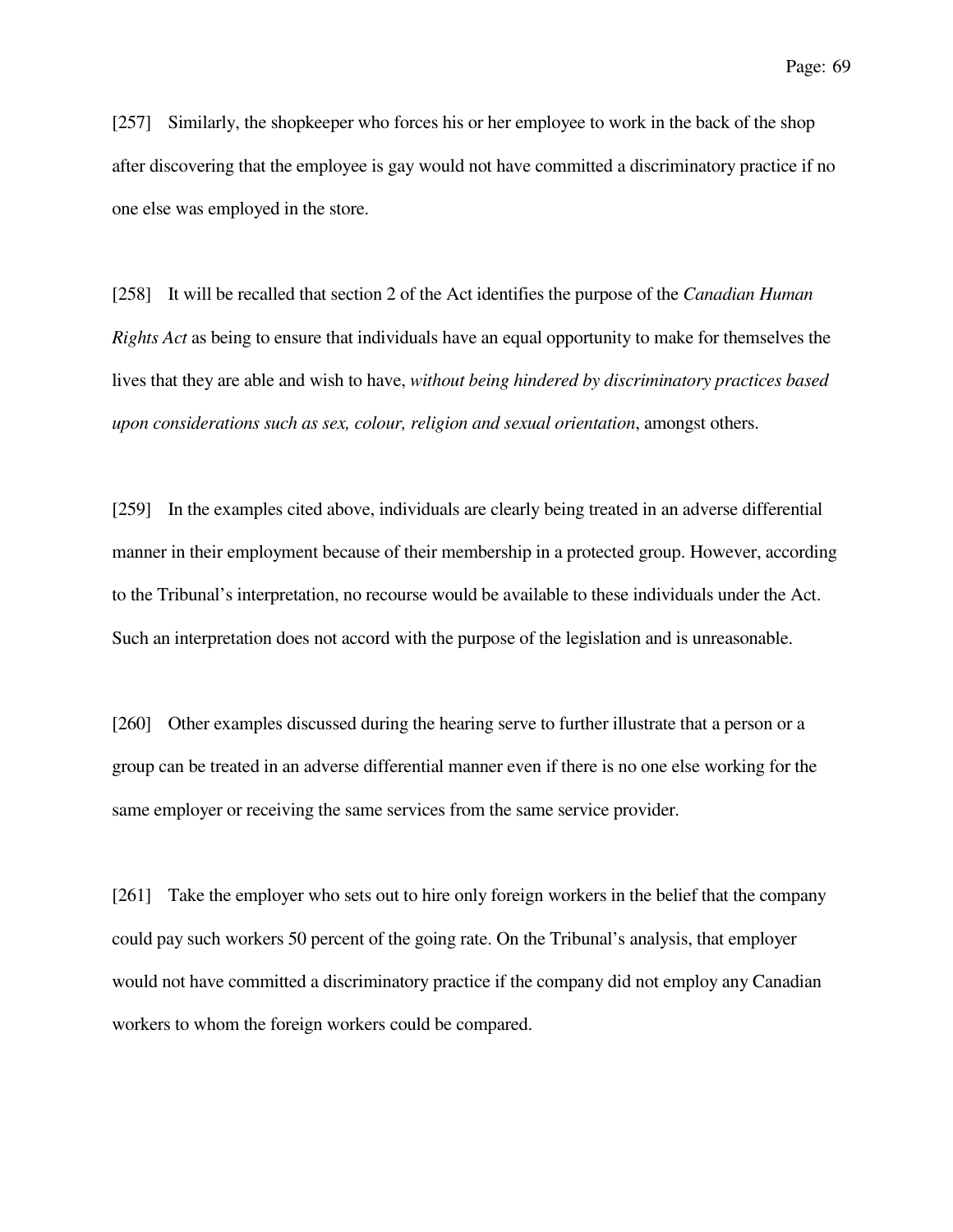[257] Similarly, the shopkeeper who forces his or her employee to work in the back of the shop after discovering that the employee is gay would not have committed a discriminatory practice if no one else was employed in the store.

[258] It will be recalled that section 2 of the Act identifies the purpose of the *Canadian Human Rights Act* as being to ensure that individuals have an equal opportunity to make for themselves the lives that they are able and wish to have, *without being hindered by discriminatory practices based upon considerations such as sex, colour, religion and sexual orientation*, amongst others.

[259] In the examples cited above, individuals are clearly being treated in an adverse differential manner in their employment because of their membership in a protected group. However, according to the Tribunal's interpretation, no recourse would be available to these individuals under the Act. Such an interpretation does not accord with the purpose of the legislation and is unreasonable.

[260] Other examples discussed during the hearing serve to further illustrate that a person or a group can be treated in an adverse differential manner even if there is no one else working for the same employer or receiving the same services from the same service provider.

[261] Take the employer who sets out to hire only foreign workers in the belief that the company could pay such workers 50 percent of the going rate. On the Tribunal's analysis, that employer would not have committed a discriminatory practice if the company did not employ any Canadian workers to whom the foreign workers could be compared.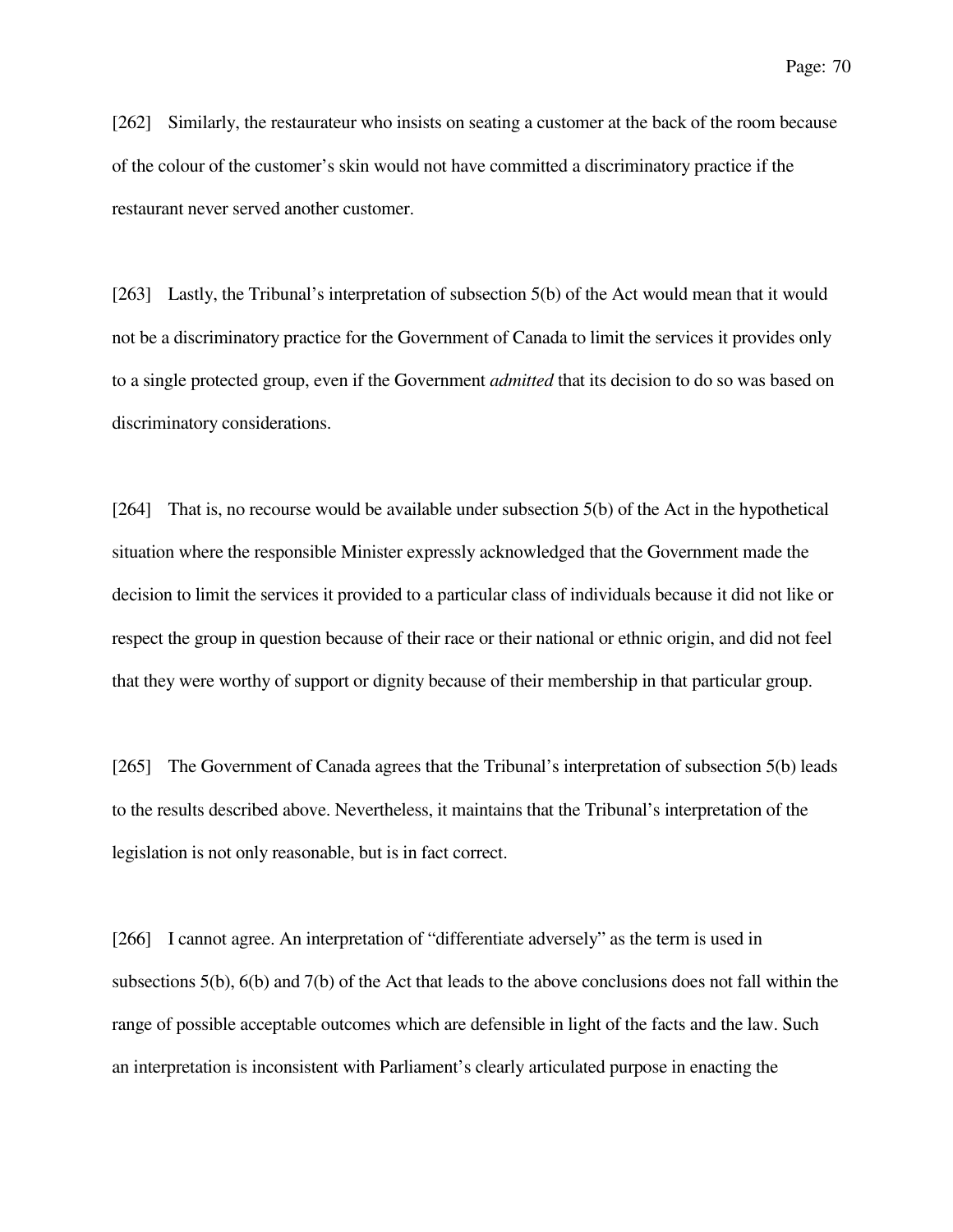[262] Similarly, the restaurateur who insists on seating a customer at the back of the room because of the colour of the customer's skin would not have committed a discriminatory practice if the restaurant never served another customer.

[263] Lastly, the Tribunal's interpretation of subsection 5(b) of the Act would mean that it would not be a discriminatory practice for the Government of Canada to limit the services it provides only to a single protected group, even if the Government *admitted* that its decision to do so was based on discriminatory considerations.

[264] That is, no recourse would be available under subsection 5(b) of the Act in the hypothetical situation where the responsible Minister expressly acknowledged that the Government made the decision to limit the services it provided to a particular class of individuals because it did not like or respect the group in question because of their race or their national or ethnic origin, and did not feel that they were worthy of support or dignity because of their membership in that particular group.

[265] The Government of Canada agrees that the Tribunal's interpretation of subsection 5(b) leads to the results described above. Nevertheless, it maintains that the Tribunal's interpretation of the legislation is not only reasonable, but is in fact correct.

[266] I cannot agree. An interpretation of "differentiate adversely" as the term is used in subsections 5(b), 6(b) and 7(b) of the Act that leads to the above conclusions does not fall within the range of possible acceptable outcomes which are defensible in light of the facts and the law. Such an interpretation is inconsistent with Parliament's clearly articulated purpose in enacting the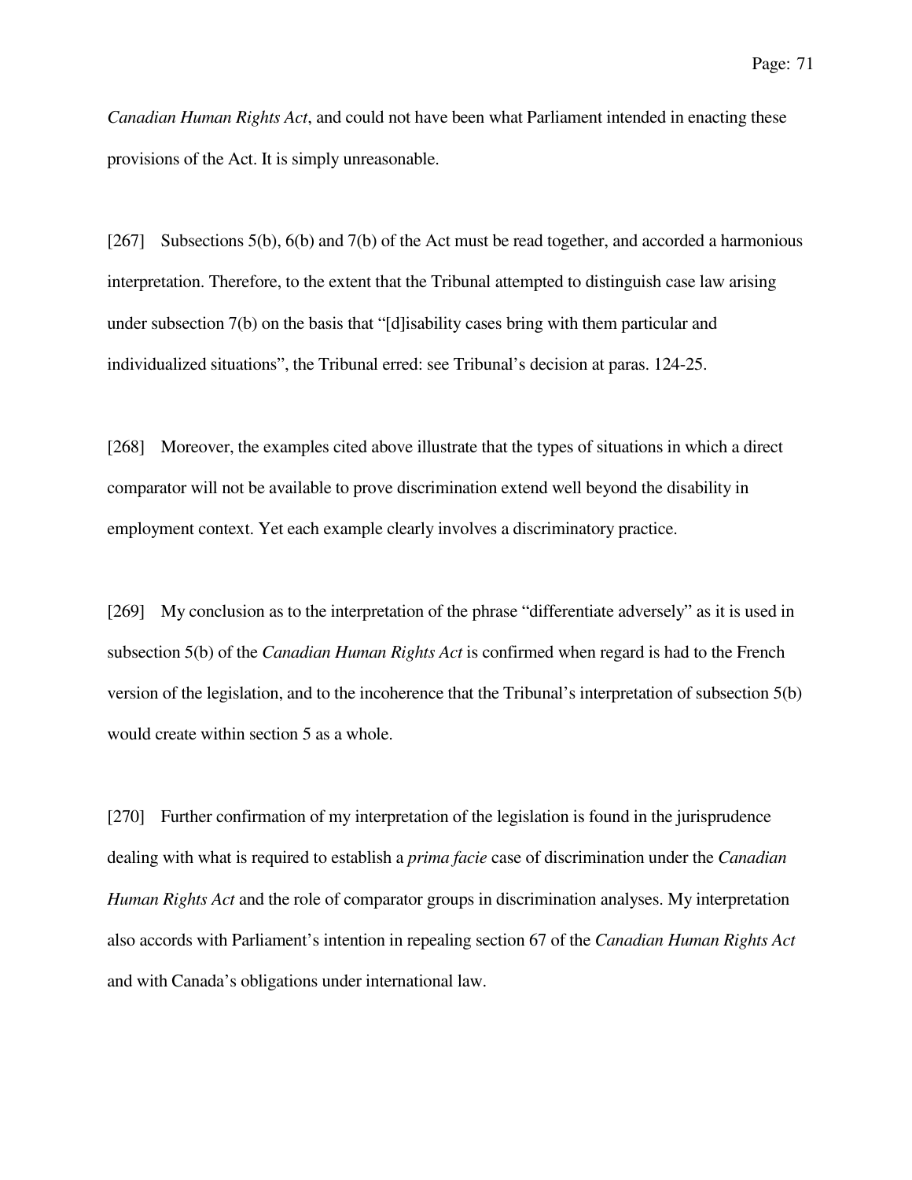*Canadian Human Rights Act*, and could not have been what Parliament intended in enacting these provisions of the Act. It is simply unreasonable.

[267] Subsections 5(b), 6(b) and 7(b) of the Act must be read together, and accorded a harmonious interpretation. Therefore, to the extent that the Tribunal attempted to distinguish case law arising under subsection 7(b) on the basis that "[d]isability cases bring with them particular and individualized situations", the Tribunal erred: see Tribunal's decision at paras. 124-25.

[268] Moreover, the examples cited above illustrate that the types of situations in which a direct comparator will not be available to prove discrimination extend well beyond the disability in employment context. Yet each example clearly involves a discriminatory practice.

[269] My conclusion as to the interpretation of the phrase "differentiate adversely" as it is used in subsection 5(b) of the *Canadian Human Rights Act* is confirmed when regard is had to the French version of the legislation, and to the incoherence that the Tribunal's interpretation of subsection 5(b) would create within section 5 as a whole.

[270] Further confirmation of my interpretation of the legislation is found in the jurisprudence dealing with what is required to establish a *prima facie* case of discrimination under the *Canadian Human Rights Act* and the role of comparator groups in discrimination analyses. My interpretation also accords with Parliament's intention in repealing section 67 of the *Canadian Human Rights Act* and with Canada's obligations under international law.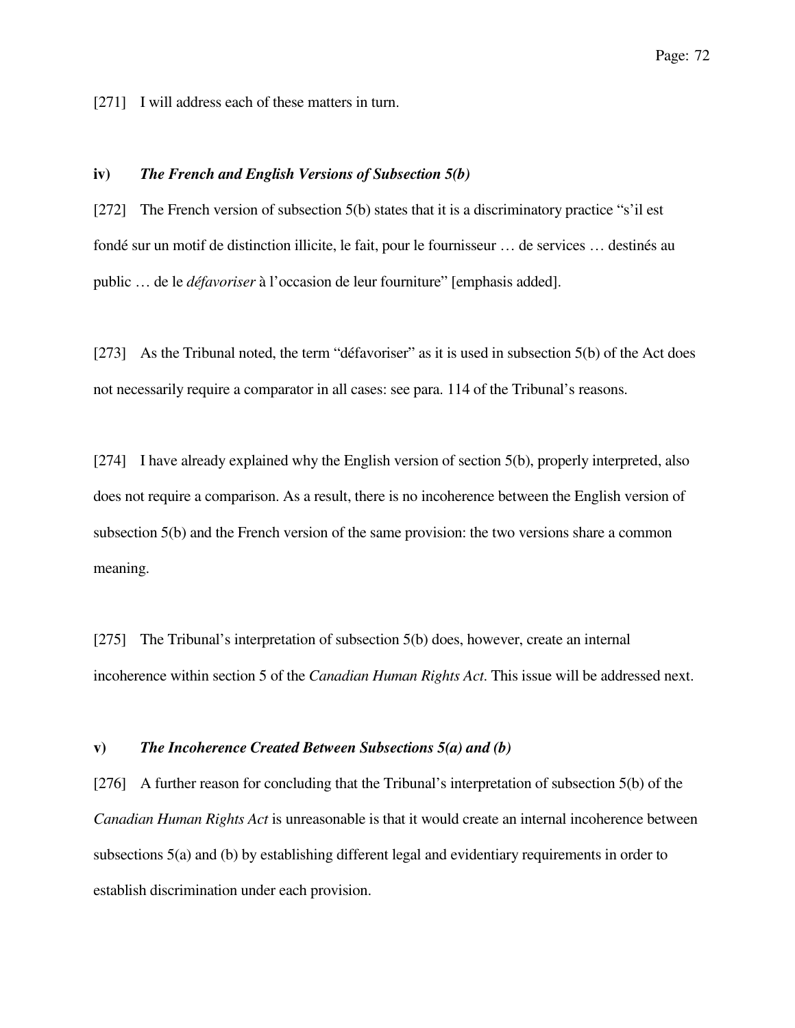[271] I will address each of these matters in turn.

### iv) *The French and English Versions of Subsection 5(b)*

[272] The French version of subsection 5(b) states that it is a discriminatory practice “s’il est fondé sur un motif de distinction illicite, le fait, pour le fournisseur … de services … destinés au public … de le *défavoriser* à l’occasion de leur fourniture” [emphasis added].

[273] As the Tribunal noted, the term “défavoriser” as it is used in subsection 5(b) of the Act does not necessarily require a comparator in all cases: see para. 114 of the Tribunal’s reasons.

[274] I have already explained why the English version of section 5(b), properly interpreted, also does not require a comparison. As a result, there is no incoherence between the English version of subsection 5(b) and the French version of the same provision: the two versions share a common meaning.

[275] The Tribunal’s interpretation of subsection 5(b) does, however, create an internal incoherence within section 5 of the *Canadian Human Rights Act*. This issue will be addressed next.

### v) *The Incoherence Created Between Subsections 5(a) and (b)*

[276] A further reason for concluding that the Tribunal’s interpretation of subsection 5(b) of the *Canadian Human Rights Act* is unreasonable is that it would create an internal incoherence between subsections 5(a) and (b) by establishing different legal and evidentiary requirements in order to establish discrimination under each provision.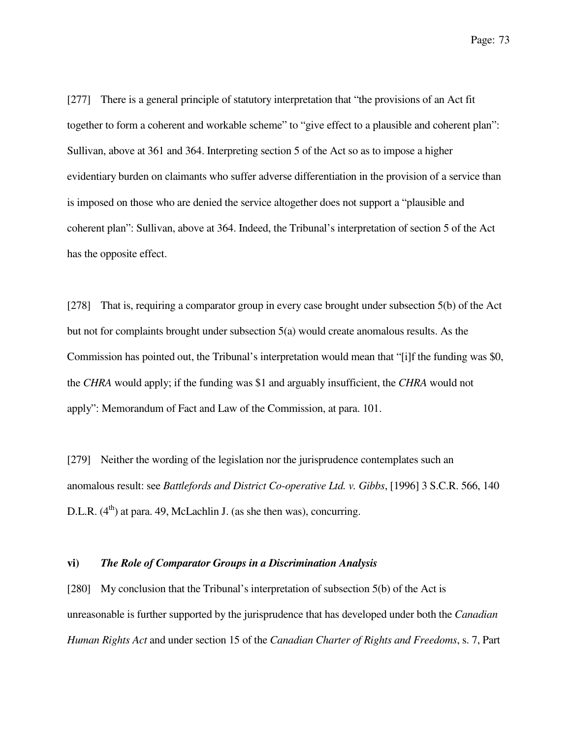[277] There is a general principle of statutory interpretation that "the provisions of an Act fit together to form a coherent and workable scheme" to "give effect to a plausible and coherent plan": Sullivan, above at 361 and 364. Interpreting section 5 of the Act so as to impose a higher evidentiary burden on claimants who suffer adverse differentiation in the provision of a service than is imposed on those who are denied the service altogether does not support a "plausible and coherent plan": Sullivan, above at 364. Indeed, the Tribunal's interpretation of section 5 of the Act has the opposite effect.

[278] That is, requiring a comparator group in every case brought under subsection 5(b) of the Act but not for complaints brought under subsection 5(a) would create anomalous results. As the Commission has pointed out, the Tribunal's interpretation would mean that "[i]f the funding was $0, the *CHRA* would apply; if the funding was $1 and arguably insufficient, the *CHRA* would not apply": Memorandum of Fact and Law of the Commission, at para. 101.

[279] Neither the wording of the legislation nor the jurisprudence contemplates such an anomalous result: see *Battlefords and District Co-operative Ltd. v. Gibbs*, [1996] 3 S.C.R. 566, 140 D.L.R. (4th) at para. 49, McLachlin J. (as she then was), concurring.

**vi) *The Role of Comparator Groups in a Discrimination Analysis***

[280] My conclusion that the Tribunal's interpretation of subsection 5(b) of the Act is unreasonable is further supported by the jurisprudence that has developed under both the *Canadian Human Rights Act* and under section 15 of the *Canadian Charter of Rights and Freedoms*, s. 7, Part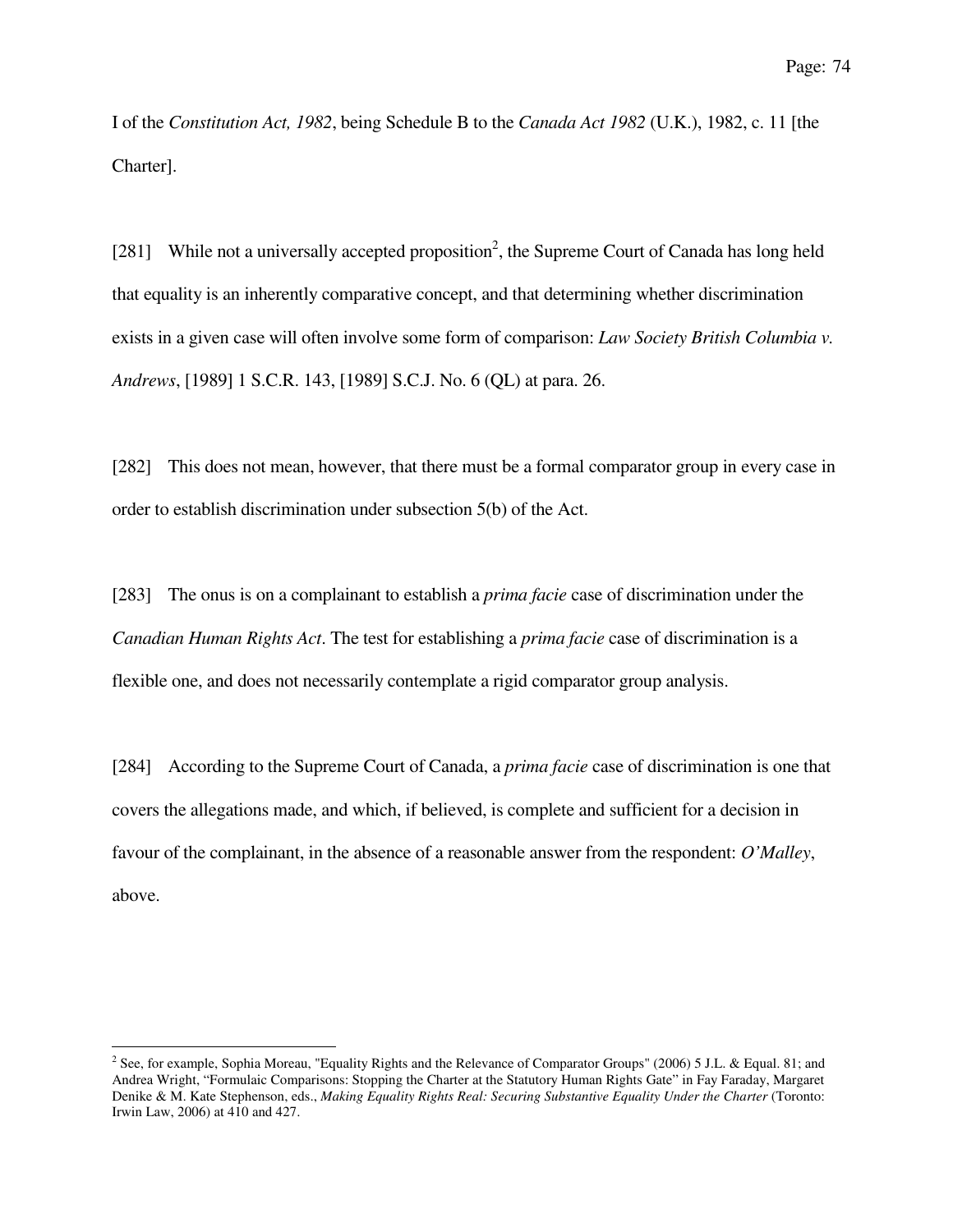I of the *Constitution Act, 1982*, being Schedule B to the *Canada Act 1982* (U.K.), 1982, c. 11 [the Charter].

[281] While not a universally accepted proposition[2], the Supreme Court of Canada has long held that equality is an inherently comparative concept, and that determining whether discrimination exists in a given case will often involve some form of comparison: *Law Society British Columbia v. Andrews*, [1989] 1 S.C.R. 143, [1989] S.C.J. No. 6 (QL) at para. 26.

[282] This does not mean, however, that there must be a formal comparator group in every case in order to establish discrimination under subsection 5(b) of the Act.

[283] The onus is on a complainant to establish a *prima facie* case of discrimination under the *Canadian Human Rights Act*. The test for establishing a *prima facie* case of discrimination is a flexible one, and does not necessarily contemplate a rigid comparator group analysis.

[284] According to the Supreme Court of Canada, a *prima facie* case of discrimination is one that covers the allegations made, and which, if believed, is complete and sufficient for a decision in favour of the complainant, in the absence of a reasonable answer from the respondent: *O'Malley*, above.

---

[2] See, for example, Sophia Moreau, "Equality Rights and the Relevance of Comparator Groups" (2006) 5 J.L. & Equal. 81; and Andrea Wright, "Formulaic Comparisons: Stopping the Charter at the Statutory Human Rights Gate" in Fay Faraday, Margaret Denike & M. Kate Stephenson, eds., *Making Equality Rights Real: Securing Substantive Equality Under the Charter* (Toronto: Irwin Law, 2006) at 410 and 427.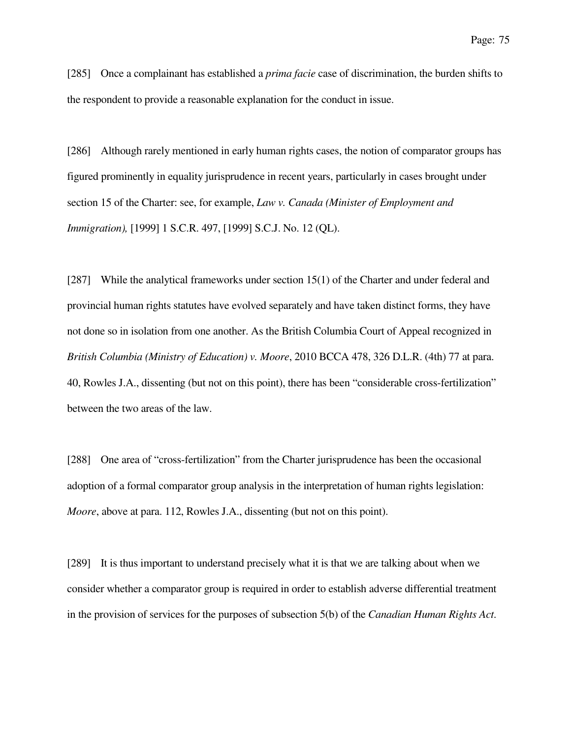[285] Once a complainant has established a *prima facie* case of discrimination, the burden shifts to the respondent to provide a reasonable explanation for the conduct in issue.

[286] Although rarely mentioned in early human rights cases, the notion of comparator groups has figured prominently in equality jurisprudence in recent years, particularly in cases brought under section 15 of the Charter: see, for example, *Law v. Canada (Minister of Employment and Immigration),* [1999] 1 S.C.R. 497, [1999] S.C.J. No. 12 (QL).

[287] While the analytical frameworks under section 15(1) of the Charter and under federal and provincial human rights statutes have evolved separately and have taken distinct forms, they have not done so in isolation from one another. As the British Columbia Court of Appeal recognized in *British Columbia (Ministry of Education) v. Moore*, 2010 BCCA 478, 326 D.L.R. (4th) 77 at para. 40, Rowles J.A., dissenting (but not on this point), there has been "considerable cross-fertilization" between the two areas of the law.

[288] One area of "cross-fertilization" from the Charter jurisprudence has been the occasional adoption of a formal comparator group analysis in the interpretation of human rights legislation: *Moore*, above at para. 112, Rowles J.A., dissenting (but not on this point).

[289] It is thus important to understand precisely what it is that we are talking about when we consider whether a comparator group is required in order to establish adverse differential treatment in the provision of services for the purposes of subsection 5(b) of the *Canadian Human Rights Act*.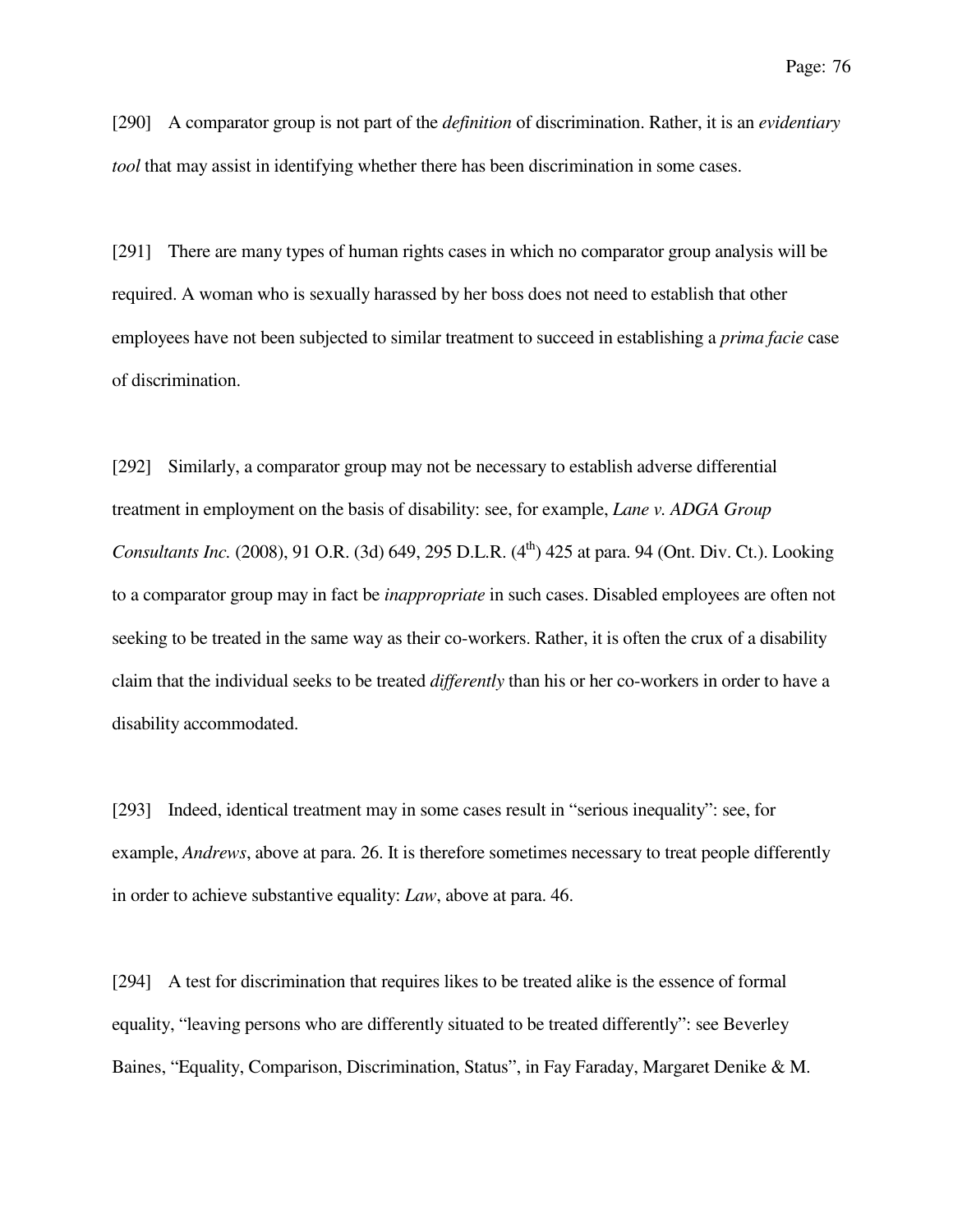[290] A comparator group is not part of the *definition* of discrimination. Rather, it is an *evidentiary tool* that may assist in identifying whether there has been discrimination in some cases.

[291] There are many types of human rights cases in which no comparator group analysis will be required. A woman who is sexually harassed by her boss does not need to establish that other employees have not been subjected to similar treatment to succeed in establishing a *prima facie* case of discrimination.

[292] Similarly, a comparator group may not be necessary to establish adverse differential treatment in employment on the basis of disability: see, for example, *Lane v. ADGA Group Consultants Inc.* (2008), 91 O.R. (3d) 649, 295 D.L.R. (4th) 425 at para. 94 (Ont. Div. Ct.). Looking to a comparator group may in fact be *inappropriate* in such cases. Disabled employees are often not seeking to be treated in the same way as their co-workers. Rather, it is often the crux of a disability claim that the individual seeks to be treated *differently* than his or her co-workers in order to have a disability accommodated.

[293] Indeed, identical treatment may in some cases result in "serious inequality": see, for example, *Andrews*, above at para. 26. It is therefore sometimes necessary to treat people differently in order to achieve substantive equality: *Law*, above at para. 46.

[294] A test for discrimination that requires likes to be treated alike is the essence of formal equality, "leaving persons who are differently situated to be treated differently": see Beverley Baines, "Equality, Comparison, Discrimination, Status", in Fay Faraday, Margaret Denike & M.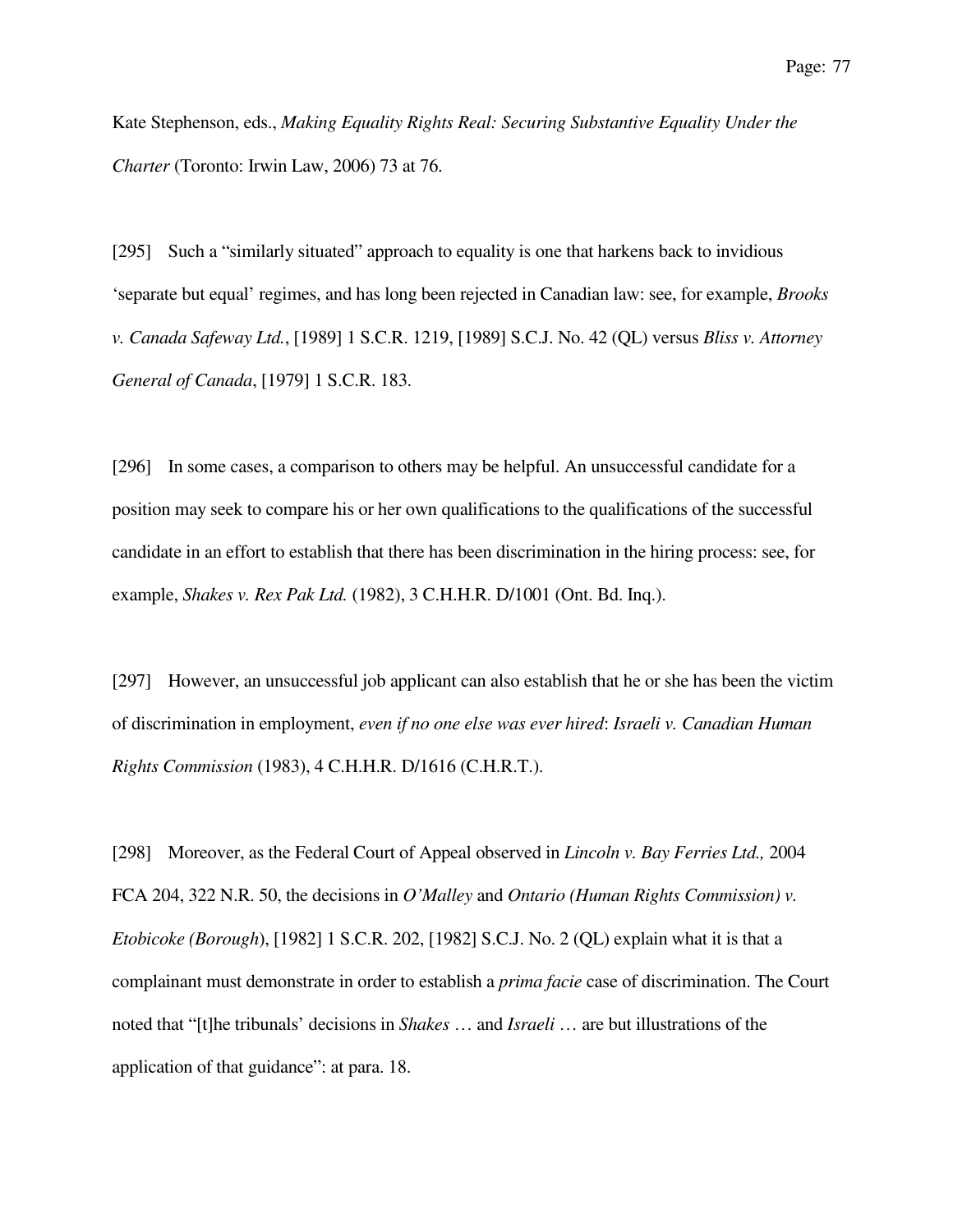Kate Stephenson, eds., *Making Equality Rights Real: Securing Substantive Equality Under the Charter* (Toronto: Irwin Law, 2006) 73 at 76.

[295] Such a "similarly situated" approach to equality is one that harkens back to invidious 'separate but equal' regimes, and has long been rejected in Canadian law: see, for example, *Brooks v. Canada Safeway Ltd.*, [1989] 1 S.C.R. 1219, [1989] S.C.J. No. 42 (QL) versus *Bliss v. Attorney General of Canada*, [1979] 1 S.C.R. 183.

[296] In some cases, a comparison to others may be helpful. An unsuccessful candidate for a position may seek to compare his or her own qualifications to the qualifications of the successful candidate in an effort to establish that there has been discrimination in the hiring process: see, for example, *Shakes v. Rex Pak Ltd.* (1982), 3 C.H.H.R. D/1001 (Ont. Bd. Inq.).

[297] However, an unsuccessful job applicant can also establish that he or she has been the victim of discrimination in employment, *even if no one else was ever hired*: *Israeli v. Canadian Human Rights Commission* (1983), 4 C.H.H.R. D/1616 (C.H.R.T.).

[298] Moreover, as the Federal Court of Appeal observed in *Lincoln v. Bay Ferries Ltd.,* 2004 FCA 204, 322 N.R. 50, the decisions in *O'Malley* and *Ontario (Human Rights Commission) v. Etobicoke (Borough*), [1982] 1 S.C.R. 202, [1982] S.C.J. No. 2 (QL) explain what it is that a complainant must demonstrate in order to establish a *prima facie* case of discrimination. The Court noted that "[t]he tribunals' decisions in *Shakes* … and *Israeli* … are but illustrations of the application of that guidance": at para. 18.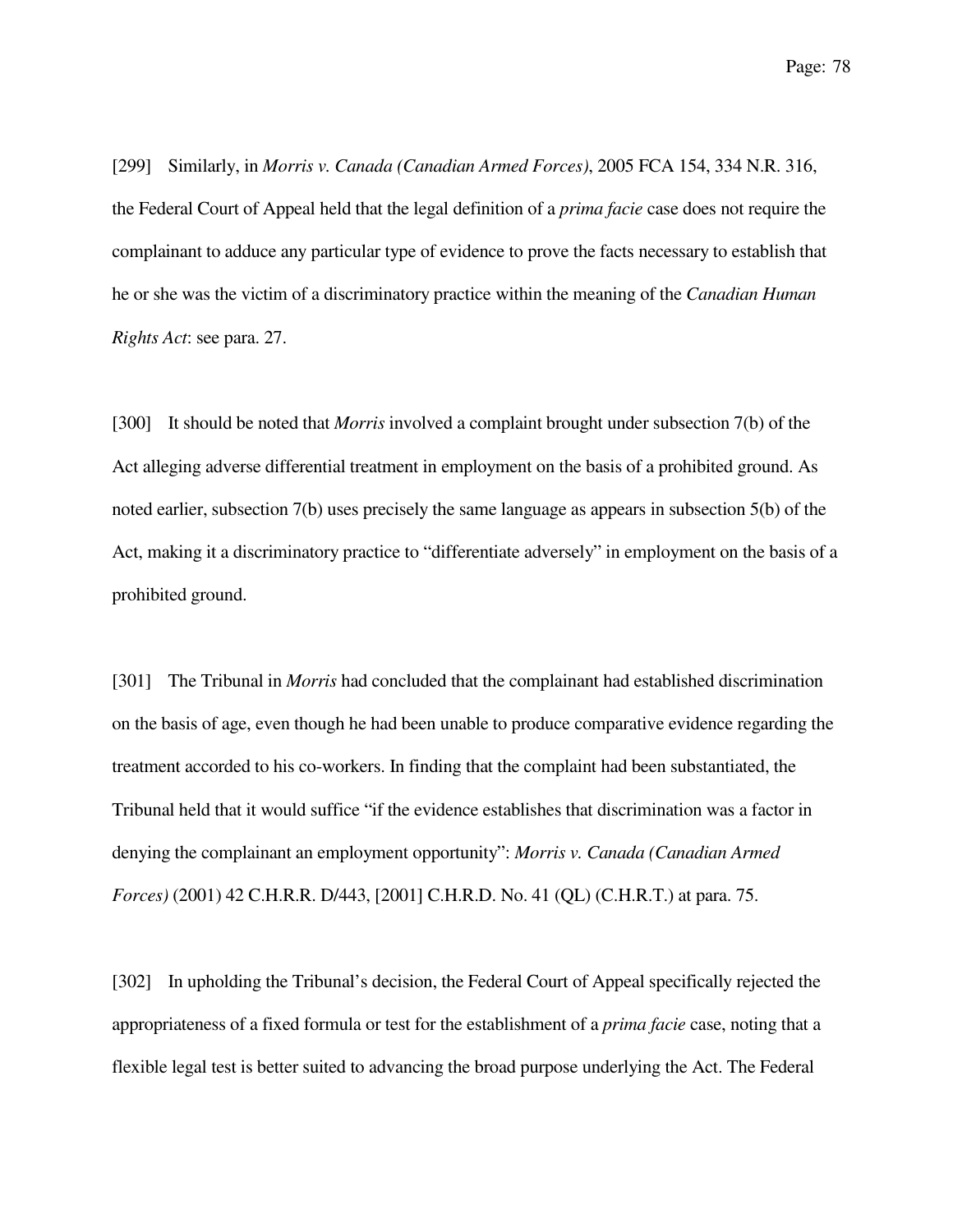[299] Similarly, in *Morris v. Canada (Canadian Armed Forces)*, 2005 FCA 154, 334 N.R. 316, the Federal Court of Appeal held that the legal definition of a *prima facie* case does not require the complainant to adduce any particular type of evidence to prove the facts necessary to establish that he or she was the victim of a discriminatory practice within the meaning of the *Canadian Human Rights Act*: see para. 27.

[300] It should be noted that *Morris* involved a complaint brought under subsection 7(b) of the Act alleging adverse differential treatment in employment on the basis of a prohibited ground. As noted earlier, subsection 7(b) uses precisely the same language as appears in subsection 5(b) of the Act, making it a discriminatory practice to "differentiate adversely" in employment on the basis of a prohibited ground.

[301] The Tribunal in *Morris* had concluded that the complainant had established discrimination on the basis of age, even though he had been unable to produce comparative evidence regarding the treatment accorded to his co-workers. In finding that the complaint had been substantiated, the Tribunal held that it would suffice "if the evidence establishes that discrimination was a factor in denying the complainant an employment opportunity": *Morris v. Canada (Canadian Armed Forces)* (2001) 42 C.H.R.R. D/443, [2001] C.H.R.D. No. 41 (QL) (C.H.R.T.) at para. 75.

[302] In upholding the Tribunal's decision, the Federal Court of Appeal specifically rejected the appropriateness of a fixed formula or test for the establishment of a *prima facie* case, noting that a flexible legal test is better suited to advancing the broad purpose underlying the Act. The Federal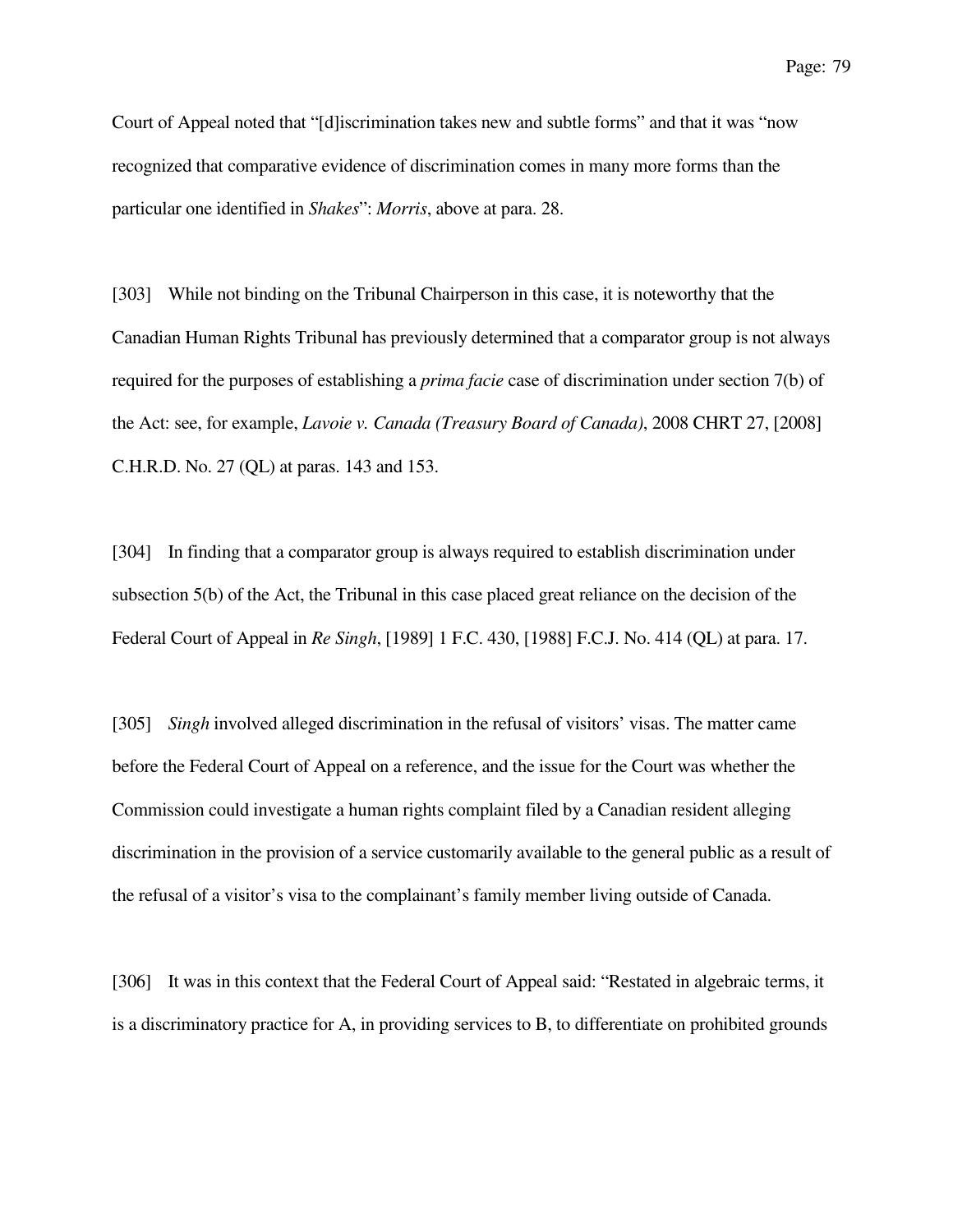Court of Appeal noted that "[d]iscrimination takes new and subtle forms" and that it was "now recognized that comparative evidence of discrimination comes in many more forms than the particular one identified in *Shakes*": *Morris*, above at para. 28.

[303] While not binding on the Tribunal Chairperson in this case, it is noteworthy that the Canadian Human Rights Tribunal has previously determined that a comparator group is not always required for the purposes of establishing a *prima facie* case of discrimination under section 7(b) of the Act: see, for example, *Lavoie v. Canada (Treasury Board of Canada)*, 2008 CHRT 27, [2008] C.H.R.D. No. 27 (QL) at paras. 143 and 153.

[304] In finding that a comparator group is always required to establish discrimination under subsection 5(b) of the Act, the Tribunal in this case placed great reliance on the decision of the Federal Court of Appeal in *Re Singh*, [1989] 1 F.C. 430, [1988] F.C.J. No. 414 (QL) at para. 17.

[305] *Singh* involved alleged discrimination in the refusal of visitors' visas. The matter came before the Federal Court of Appeal on a reference, and the issue for the Court was whether the Commission could investigate a human rights complaint filed by a Canadian resident alleging discrimination in the provision of a service customarily available to the general public as a result of the refusal of a visitor's visa to the complainant's family member living outside of Canada.

[306] It was in this context that the Federal Court of Appeal said: "Restated in algebraic terms, it is a discriminatory practice for A, in providing services to B, to differentiate on prohibited grounds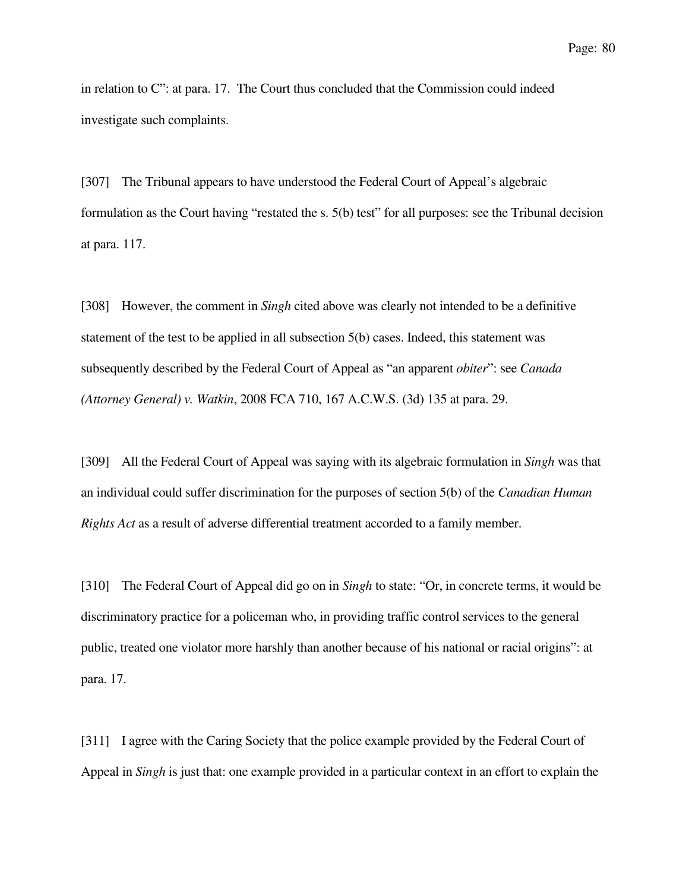in relation to C": at para. 17. The Court thus concluded that the Commission could indeed investigate such complaints.

[307] The Tribunal appears to have understood the Federal Court of Appeal's algebraic formulation as the Court having "restated the s. 5(b) test" for all purposes: see the Tribunal decision at para. 117.

[308] However, the comment in *Singh* cited above was clearly not intended to be a definitive statement of the test to be applied in all subsection 5(b) cases. Indeed, this statement was subsequently described by the Federal Court of Appeal as "an apparent *obiter*": see *Canada (Attorney General) v. Watkin*, 2008 FCA 710, 167 A.C.W.S. (3d) 135 at para. 29.

[309] All the Federal Court of Appeal was saying with its algebraic formulation in *Singh* was that an individual could suffer discrimination for the purposes of section 5(b) of the *Canadian Human Rights Act* as a result of adverse differential treatment accorded to a family member.

[310] The Federal Court of Appeal did go on in *Singh* to state: "Or, in concrete terms, it would be discriminatory practice for a policeman who, in providing traffic control services to the general public, treated one violator more harshly than another because of his national or racial origins": at para. 17.

[311] I agree with the Caring Society that the police example provided by the Federal Court of Appeal in *Singh* is just that: one example provided in a particular context in an effort to explain the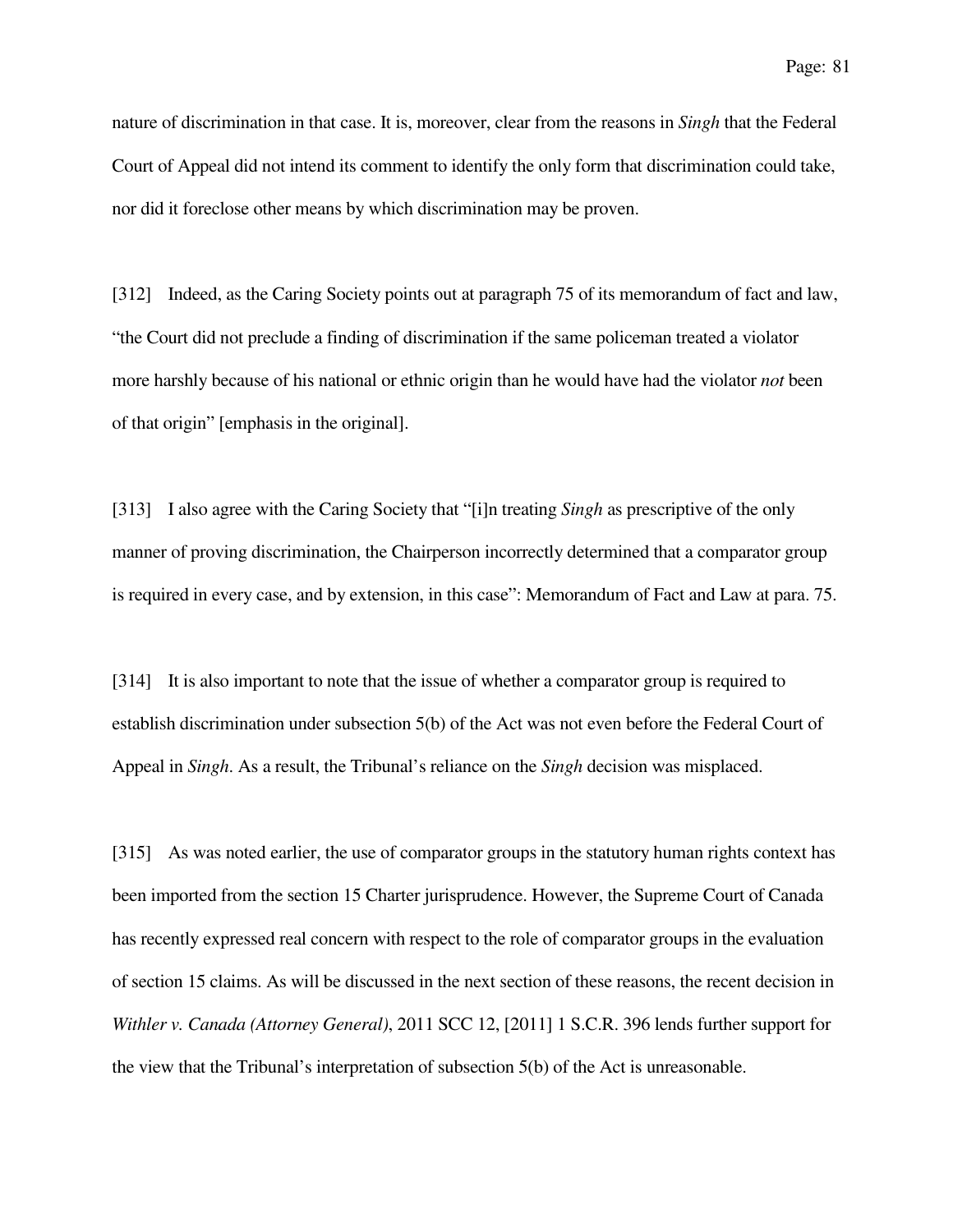nature of discrimination in that case. It is, moreover, clear from the reasons in *Singh* that the Federal Court of Appeal did not intend its comment to identify the only form that discrimination could take, nor did it foreclose other means by which discrimination may be proven.

[312] Indeed, as the Caring Society points out at paragraph 75 of its memorandum of fact and law, "the Court did not preclude a finding of discrimination if the same policeman treated a violator more harshly because of his national or ethnic origin than he would have had the violator *not* been of that origin" [emphasis in the original].

[313] I also agree with the Caring Society that "[i]n treating *Singh* as prescriptive of the only manner of proving discrimination, the Chairperson incorrectly determined that a comparator group is required in every case, and by extension, in this case": Memorandum of Fact and Law at para. 75.

[314] It is also important to note that the issue of whether a comparator group is required to establish discrimination under subsection 5(b) of the Act was not even before the Federal Court of Appeal in *Singh*. As a result, the Tribunal's reliance on the *Singh* decision was misplaced.

[315] As was noted earlier, the use of comparator groups in the statutory human rights context has been imported from the section 15 Charter jurisprudence. However, the Supreme Court of Canada has recently expressed real concern with respect to the role of comparator groups in the evaluation of section 15 claims. As will be discussed in the next section of these reasons, the recent decision in *Withler v. Canada (Attorney General)*, 2011 SCC 12, [2011] 1 S.C.R. 396 lends further support for the view that the Tribunal's interpretation of subsection 5(b) of the Act is unreasonable.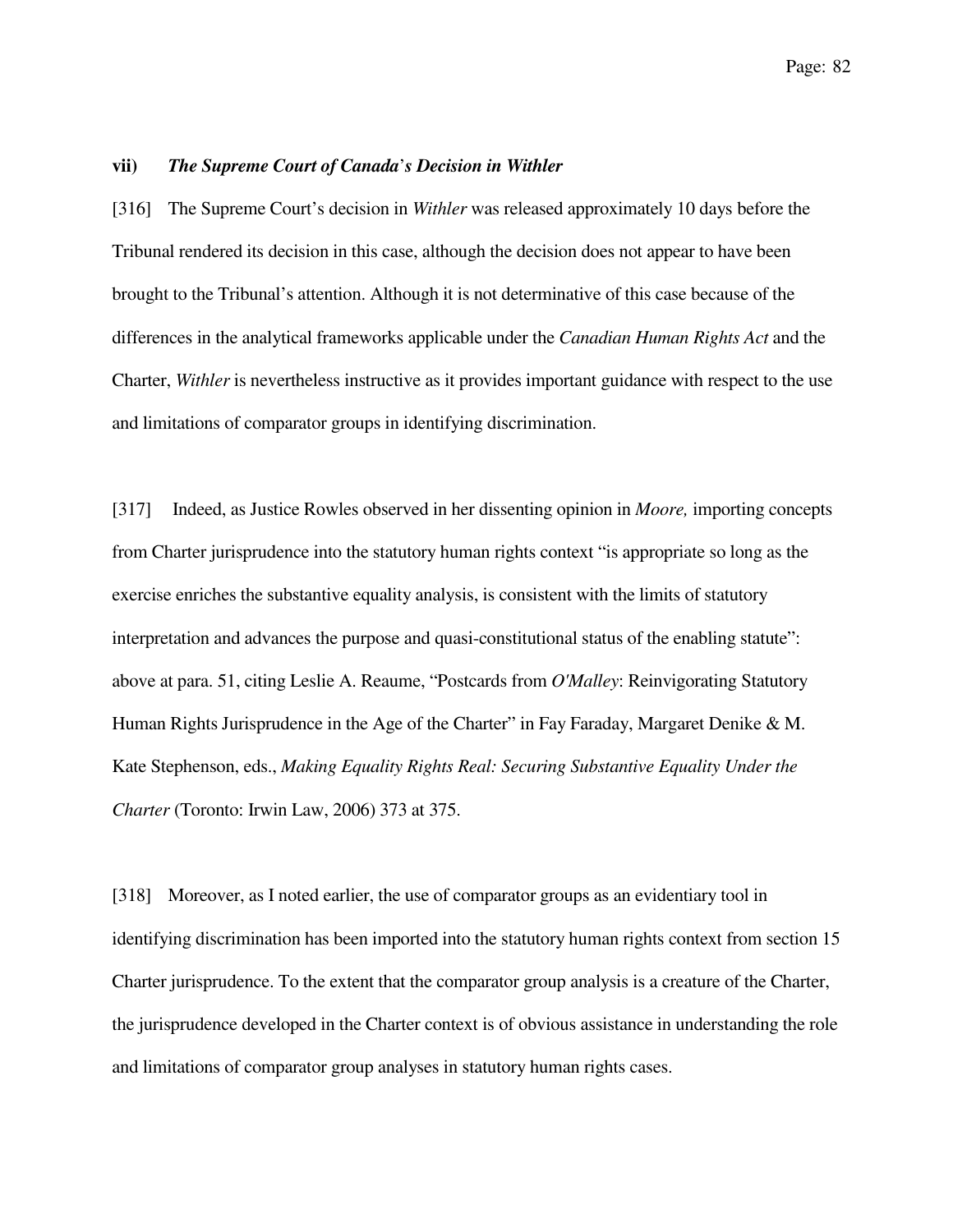### vii) *The Supreme Court of Canada's Decision in Withler*

[316] The Supreme Court's decision in *Withler* was released approximately 10 days before the Tribunal rendered its decision in this case, although the decision does not appear to have been brought to the Tribunal's attention. Although it is not determinative of this case because of the differences in the analytical frameworks applicable under the *Canadian Human Rights Act* and the Charter, *Withler* is nevertheless instructive as it provides important guidance with respect to the use and limitations of comparator groups in identifying discrimination.

[317] Indeed, as Justice Rowles observed in her dissenting opinion in *Moore,* importing concepts from Charter jurisprudence into the statutory human rights context "is appropriate so long as the exercise enriches the substantive equality analysis, is consistent with the limits of statutory interpretation and advances the purpose and quasi-constitutional status of the enabling statute": above at para. 51, citing Leslie A. Reaume, "Postcards from *O'Malley*: Reinvigorating Statutory Human Rights Jurisprudence in the Age of the Charter" in Fay Faraday, Margaret Denike & M. Kate Stephenson, eds., *Making Equality Rights Real: Securing Substantive Equality Under the Charter* (Toronto: Irwin Law, 2006) 373 at 375.

[318] Moreover, as I noted earlier, the use of comparator groups as an evidentiary tool in identifying discrimination has been imported into the statutory human rights context from section 15 Charter jurisprudence. To the extent that the comparator group analysis is a creature of the Charter, the jurisprudence developed in the Charter context is of obvious assistance in understanding the role and limitations of comparator group analyses in statutory human rights cases.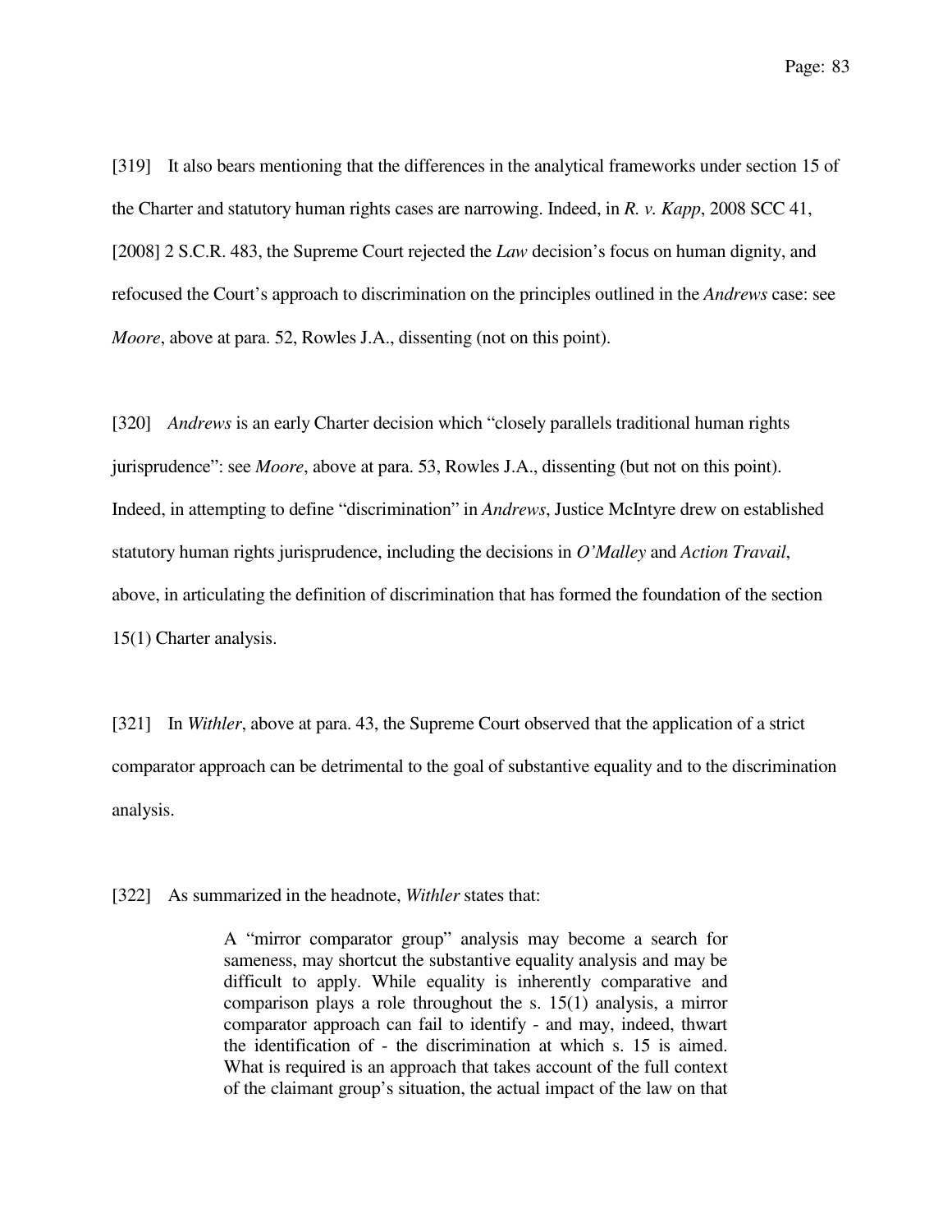[319] It also bears mentioning that the differences in the analytical frameworks under section 15 of the Charter and statutory human rights cases are narrowing. Indeed, in *R. v. Kapp*, 2008 SCC 41, [2008] 2 S.C.R. 483, the Supreme Court rejected the *Law* decision's focus on human dignity, and refocused the Court's approach to discrimination on the principles outlined in the *Andrews* case: see *Moore*, above at para. 52, Rowles J.A., dissenting (not on this point).

[320] *Andrews* is an early Charter decision which "closely parallels traditional human rights jurisprudence": see *Moore*, above at para. 53, Rowles J.A., dissenting (but not on this point). Indeed, in attempting to define "discrimination" in *Andrews*, Justice McIntyre drew on established statutory human rights jurisprudence, including the decisions in *O'Malley* and *Action Travail*, above, in articulating the definition of discrimination that has formed the foundation of the section 15(1) Charter analysis.

[321] In *Withler*, above at para. 43, the Supreme Court observed that the application of a strict comparator approach can be detrimental to the goal of substantive equality and to the discrimination analysis.

[322] As summarized in the headnote, *Withler* states that:

> A "mirror comparator group" analysis may become a search for sameness, may shortcut the substantive equality analysis and may be difficult to apply. While equality is inherently comparative and comparison plays a role throughout the s. 15(1) analysis, a mirror comparator approach can fail to identify - and may, indeed, thwart the identification of - the discrimination at which s. 15 is aimed. What is required is an approach that takes account of the full context of the claimant group's situation, the actual impact of the law on that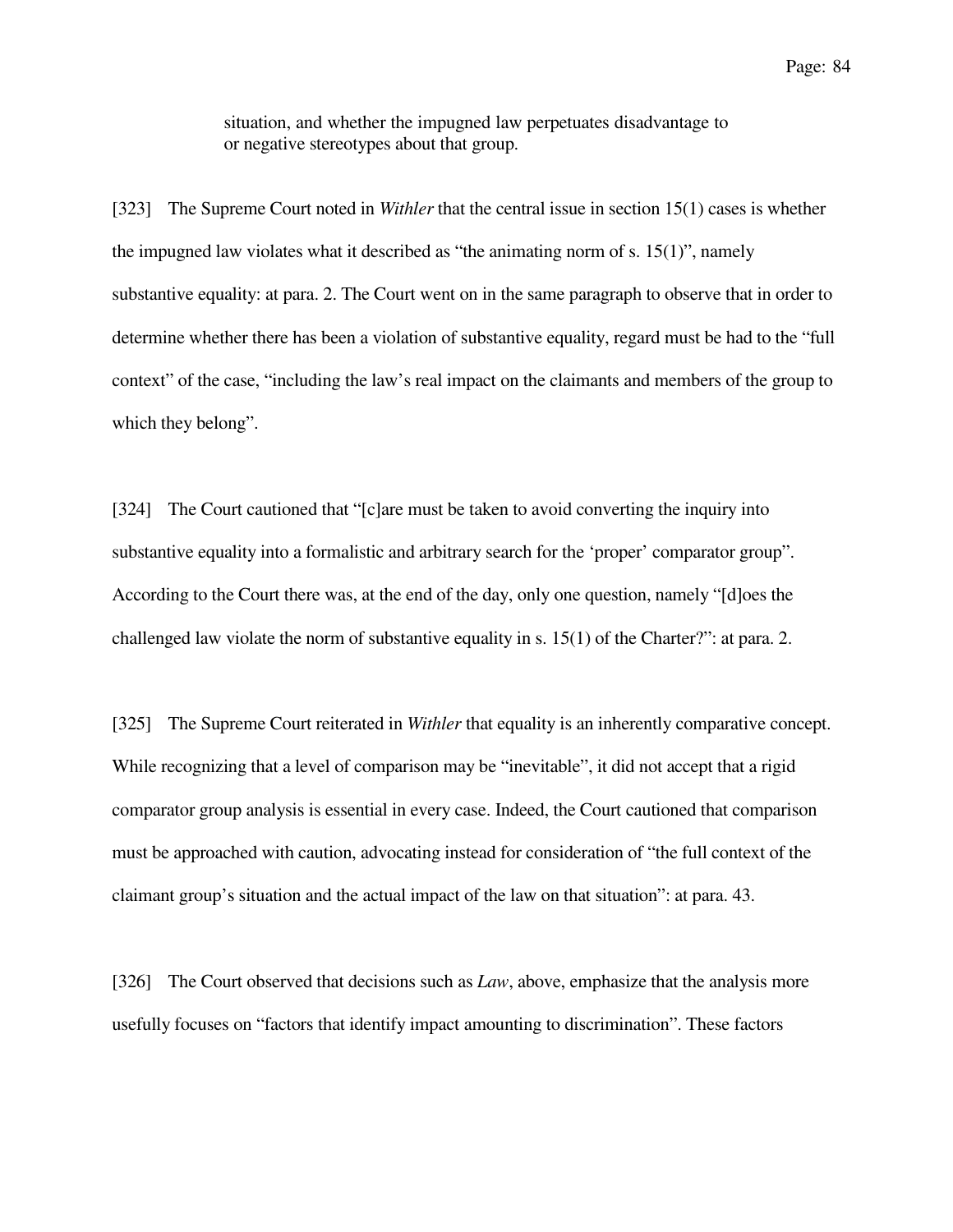> situation, and whether the impugned law perpetuates disadvantage to or negative stereotypes about that group.

[323] The Supreme Court noted in *Withler* that the central issue in section 15(1) cases is whether the impugned law violates what it described as "the animating norm of s. 15(1)", namely substantive equality: at para. 2. The Court went on in the same paragraph to observe that in order to determine whether there has been a violation of substantive equality, regard must be had to the "full context" of the case, "including the law's real impact on the claimants and members of the group to which they belong".

[324] The Court cautioned that "[c]are must be taken to avoid converting the inquiry into substantive equality into a formalistic and arbitrary search for the 'proper' comparator group". According to the Court there was, at the end of the day, only one question, namely "[d]oes the challenged law violate the norm of substantive equality in s. 15(1) of the Charter?": at para. 2.

[325] The Supreme Court reiterated in *Withler* that equality is an inherently comparative concept. While recognizing that a level of comparison may be "inevitable", it did not accept that a rigid comparator group analysis is essential in every case. Indeed, the Court cautioned that comparison must be approached with caution, advocating instead for consideration of "the full context of the claimant group's situation and the actual impact of the law on that situation": at para. 43.

[326] The Court observed that decisions such as *Law*, above, emphasize that the analysis more usefully focuses on "factors that identify impact amounting to discrimination". These factors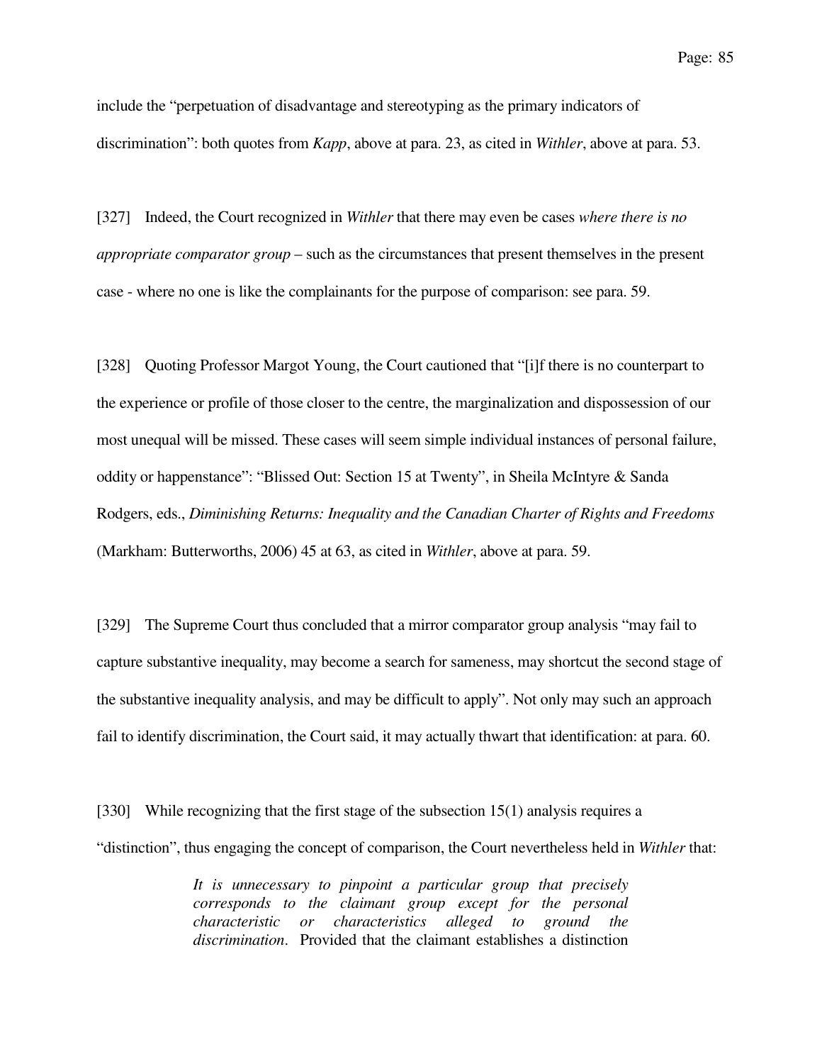include the "perpetuation of disadvantage and stereotyping as the primary indicators of discrimination": both quotes from *Kapp*, above at para. 23, as cited in *Withler*, above at para. 53.

[327] Indeed, the Court recognized in *Withler* that there may even be cases *where there is no appropriate comparator group* – such as the circumstances that present themselves in the present case - where no one is like the complainants for the purpose of comparison: see para. 59.

[328] Quoting Professor Margot Young, the Court cautioned that "[i]f there is no counterpart to the experience or profile of those closer to the centre, the marginalization and dispossession of our most unequal will be missed. These cases will seem simple individual instances of personal failure, oddity or happenstance": "Blissed Out: Section 15 at Twenty", in Sheila McIntyre & Sanda Rodgers, eds., *Diminishing Returns: Inequality and the Canadian Charter of Rights and Freedoms* (Markham: Butterworths, 2006) 45 at 63, as cited in *Withler*, above at para. 59.

[329] The Supreme Court thus concluded that a mirror comparator group analysis "may fail to capture substantive inequality, may become a search for sameness, may shortcut the second stage of the substantive inequality analysis, and may be difficult to apply". Not only may such an approach fail to identify discrimination, the Court said, it may actually thwart that identification: at para. 60.

[330] While recognizing that the first stage of the subsection 15(1) analysis requires a "distinction", thus engaging the concept of comparison, the Court nevertheless held in *Withler* that:

> *It is unnecessary to pinpoint a particular group that precisely corresponds to the claimant group except for the personal characteristic or characteristics alleged to ground the discrimination*. Provided that the claimant establishes a distinction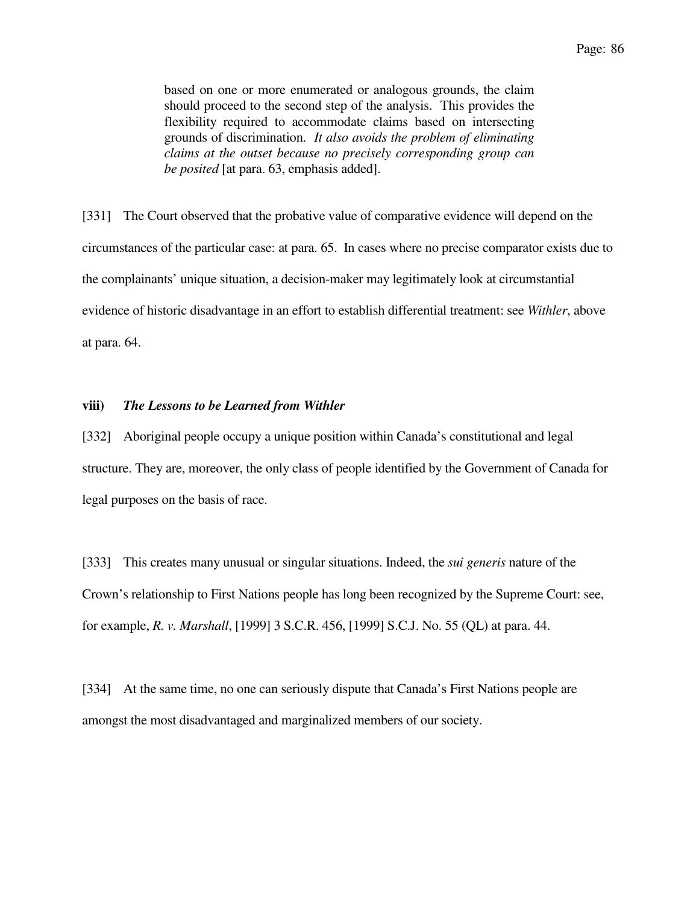> based on one or more enumerated or analogous grounds, the claim should proceed to the second step of the analysis. This provides the flexibility required to accommodate claims based on intersecting grounds of discrimination. *It also avoids the problem of eliminating claims at the outset because no precisely corresponding group can be posited* [at para. 63, emphasis added].

[331] The Court observed that the probative value of comparative evidence will depend on the circumstances of the particular case: at para. 65. In cases where no precise comparator exists due to the complainants' unique situation, a decision-maker may legitimately look at circumstantial evidence of historic disadvantage in an effort to establish differential treatment: see *Withler*, above at para. 64.

### viii) *The Lessons to be Learned from Withler*

[332] Aboriginal people occupy a unique position within Canada's constitutional and legal structure. They are, moreover, the only class of people identified by the Government of Canada for legal purposes on the basis of race.

[333] This creates many unusual or singular situations. Indeed, the *sui generis* nature of the Crown's relationship to First Nations people has long been recognized by the Supreme Court: see, for example, *R. v. Marshall*, [1999] 3 S.C.R. 456, [1999] S.C.J. No. 55 (QL) at para. 44.

[334] At the same time, no one can seriously dispute that Canada's First Nations people are amongst the most disadvantaged and marginalized members of our society.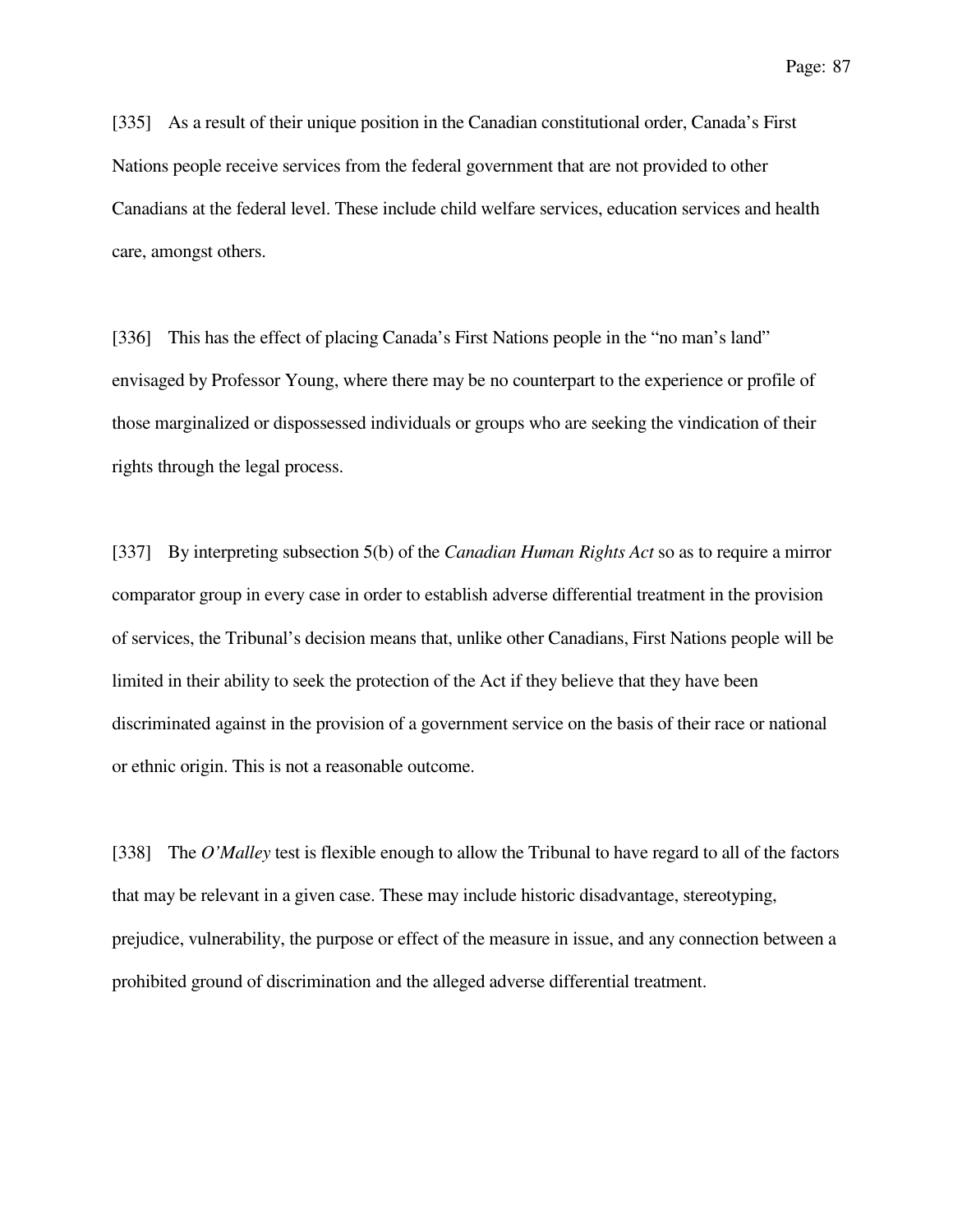[335] As a result of their unique position in the Canadian constitutional order, Canada's First Nations people receive services from the federal government that are not provided to other Canadians at the federal level. These include child welfare services, education services and health care, amongst others.

[336] This has the effect of placing Canada's First Nations people in the "no man's land" envisaged by Professor Young, where there may be no counterpart to the experience or profile of those marginalized or dispossessed individuals or groups who are seeking the vindication of their rights through the legal process.

[337] By interpreting subsection 5(b) of the *Canadian Human Rights Act* so as to require a mirror comparator group in every case in order to establish adverse differential treatment in the provision of services, the Tribunal's decision means that, unlike other Canadians, First Nations people will be limited in their ability to seek the protection of the Act if they believe that they have been discriminated against in the provision of a government service on the basis of their race or national or ethnic origin. This is not a reasonable outcome.

[338] The *O'Malley* test is flexible enough to allow the Tribunal to have regard to all of the factors that may be relevant in a given case. These may include historic disadvantage, stereotyping, prejudice, vulnerability, the purpose or effect of the measure in issue, and any connection between a prohibited ground of discrimination and the alleged adverse differential treatment.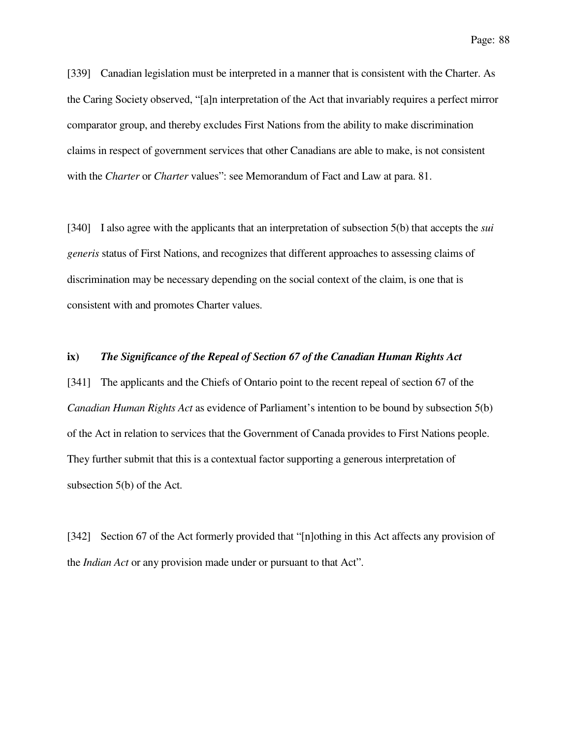[339] Canadian legislation must be interpreted in a manner that is consistent with the Charter. As the Caring Society observed, "[a]n interpretation of the Act that invariably requires a perfect mirror comparator group, and thereby excludes First Nations from the ability to make discrimination claims in respect of government services that other Canadians are able to make, is not consistent with the *Charter* or *Charter* values": see Memorandum of Fact and Law at para. 81.

[340] I also agree with the applicants that an interpretation of subsection 5(b) that accepts the *sui generis* status of First Nations, and recognizes that different approaches to assessing claims of discrimination may be necessary depending on the social context of the claim, is one that is consistent with and promotes Charter values.

### ix) *The Significance of the Repeal of Section 67 of the Canadian Human Rights Act*

[341] The applicants and the Chiefs of Ontario point to the recent repeal of section 67 of the *Canadian Human Rights Act* as evidence of Parliament's intention to be bound by subsection 5(b) of the Act in relation to services that the Government of Canada provides to First Nations people. They further submit that this is a contextual factor supporting a generous interpretation of subsection 5(b) of the Act.

[342] Section 67 of the Act formerly provided that "[n]othing in this Act affects any provision of the *Indian Act* or any provision made under or pursuant to that Act".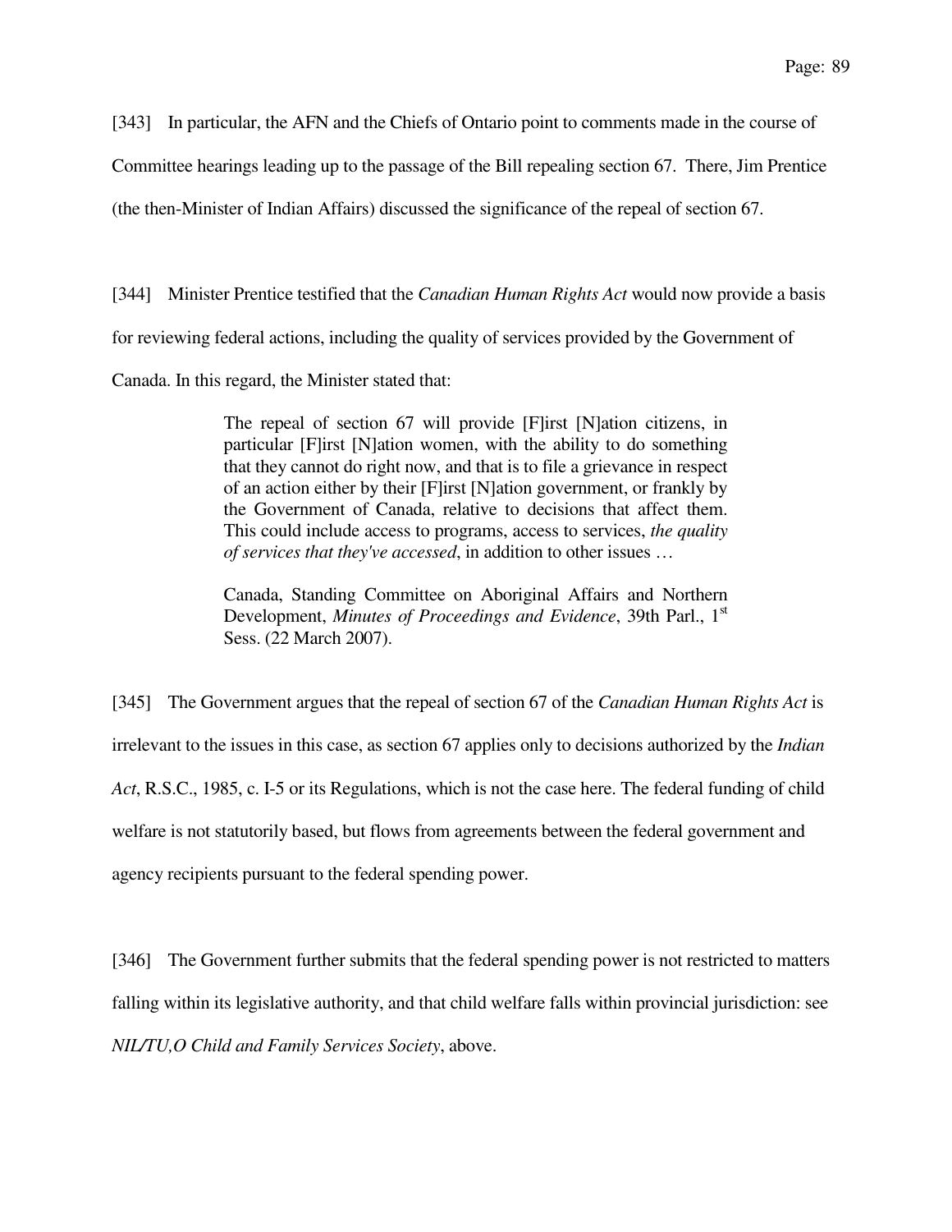[343] In particular, the AFN and the Chiefs of Ontario point to comments made in the course of Committee hearings leading up to the passage of the Bill repealing section 67. There, Jim Prentice (the then-Minister of Indian Affairs) discussed the significance of the repeal of section 67.

[344] Minister Prentice testified that the *Canadian Human Rights Act* would now provide a basis for reviewing federal actions, including the quality of services provided by the Government of Canada. In this regard, the Minister stated that:

> The repeal of section 67 will provide [F]irst [N]ation citizens, in particular [F]irst [N]ation women, with the ability to do something that they cannot do right now, and that is to file a grievance in respect of an action either by their [F]irst [N]ation government, or frankly by the Government of Canada, relative to decisions that affect them. This could include access to programs, access to services, *the quality of services that they've accessed*, in addition to other issues …
>
> Canada, Standing Committee on Aboriginal Affairs and Northern Development, *Minutes of Proceedings and Evidence*, 39th Parl., 1st Sess. (22 March 2007).

[345] The Government argues that the repeal of section 67 of the *Canadian Human Rights Act* is irrelevant to the issues in this case, as section 67 applies only to decisions authorized by the *Indian Act*, R.S.C., 1985, c. I-5 or its Regulations, which is not the case here. The federal funding of child welfare is not statutorily based, but flows from agreements between the federal government and agency recipients pursuant to the federal spending power.

[346] The Government further submits that the federal spending power is not restricted to matters falling within its legislative authority, and that child welfare falls within provincial jurisdiction: see *NIL/TU,O Child and Family Services Society*, above.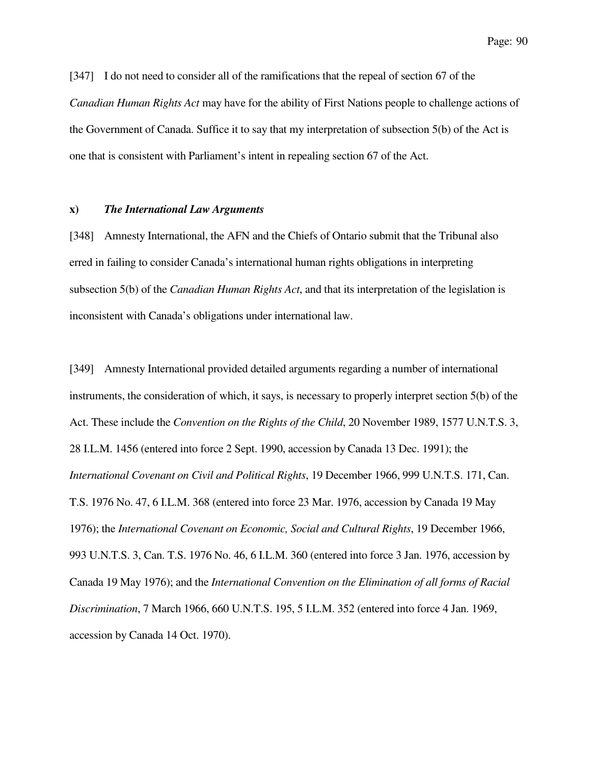[347] I do not need to consider all of the ramifications that the repeal of section 67 of the *Canadian Human Rights Act* may have for the ability of First Nations people to challenge actions of the Government of Canada. Suffice it to say that my interpretation of subsection 5(b) of the Act is one that is consistent with Parliament's intent in repealing section 67 of the Act.

### x) *The International Law Arguments*

[348] Amnesty International, the AFN and the Chiefs of Ontario submit that the Tribunal also erred in failing to consider Canada's international human rights obligations in interpreting subsection 5(b) of the *Canadian Human Rights Act*, and that its interpretation of the legislation is inconsistent with Canada's obligations under international law.

[349] Amnesty International provided detailed arguments regarding a number of international instruments, the consideration of which, it says, is necessary to properly interpret section 5(b) of the Act. These include the *Convention on the Rights of the Child*, 20 November 1989, 1577 U.N.T.S. 3, 28 I.L.M. 1456 (entered into force 2 Sept. 1990, accession by Canada 13 Dec. 1991); the *International Covenant on Civil and Political Rights*, 19 December 1966, 999 U.N.T.S. 171, Can. T.S. 1976 No. 47, 6 I.L.M. 368 (entered into force 23 Mar. 1976, accession by Canada 19 May 1976); the *International Covenant on Economic, Social and Cultural Rights*, 19 December 1966, 993 U.N.T.S. 3, Can. T.S. 1976 No. 46, 6 I.L.M. 360 (entered into force 3 Jan. 1976, accession by Canada 19 May 1976); and the *International Convention on the Elimination of all forms of Racial Discrimination*, 7 March 1966, 660 U.N.T.S. 195, 5 I.L.M. 352 (entered into force 4 Jan. 1969, accession by Canada 14 Oct. 1970).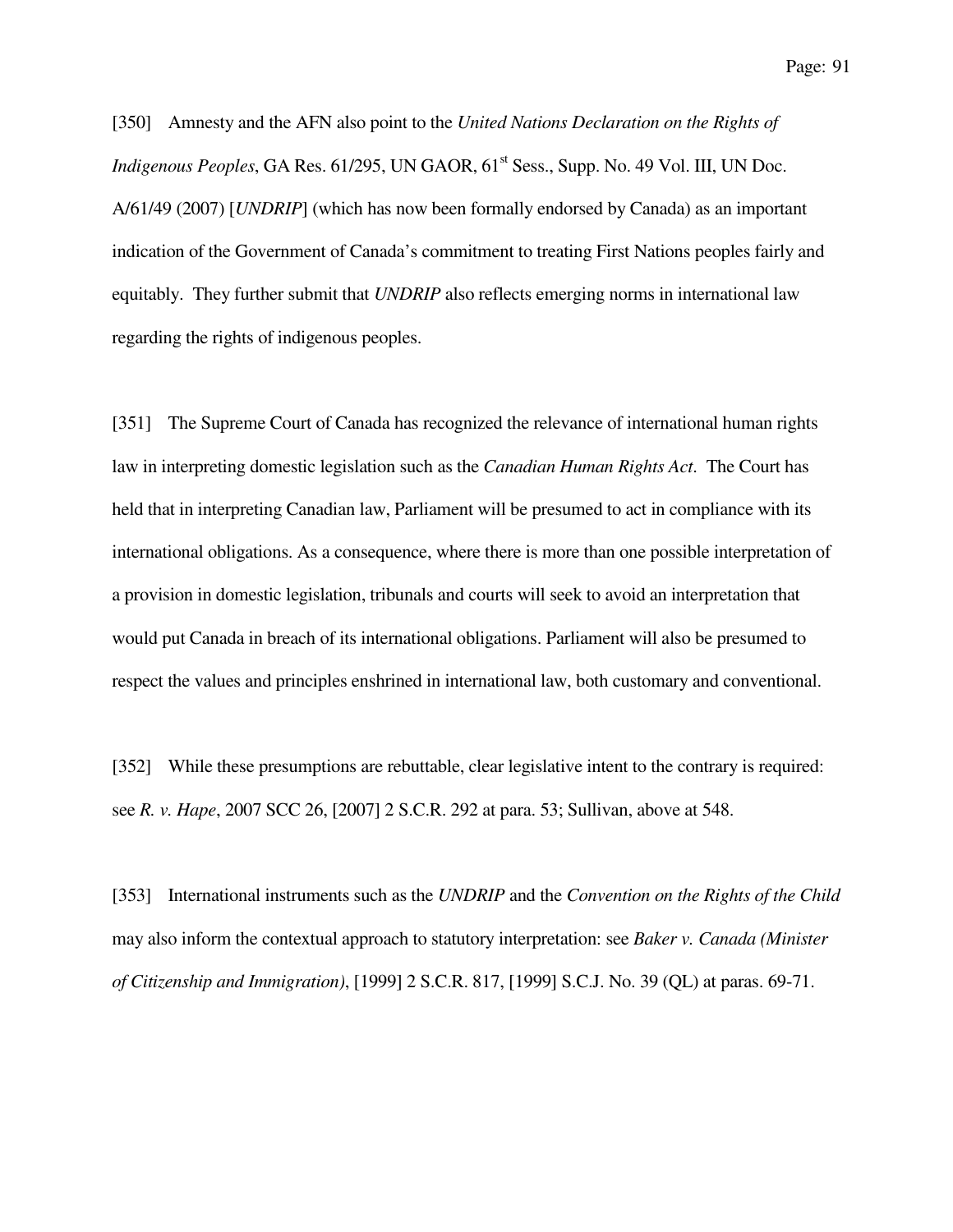[350] Amnesty and the AFN also point to the *United Nations Declaration on the Rights of Indigenous Peoples*, GA Res. 61/295, UN GAOR, 61st Sess., Supp. No. 49 Vol. III, UN Doc. A/61/49 (2007) [*UNDRIP*] (which has now been formally endorsed by Canada) as an important indication of the Government of Canada's commitment to treating First Nations peoples fairly and equitably. They further submit that *UNDRIP* also reflects emerging norms in international law regarding the rights of indigenous peoples.

[351] The Supreme Court of Canada has recognized the relevance of international human rights law in interpreting domestic legislation such as the *Canadian Human Rights Act*. The Court has held that in interpreting Canadian law, Parliament will be presumed to act in compliance with its international obligations. As a consequence, where there is more than one possible interpretation of a provision in domestic legislation, tribunals and courts will seek to avoid an interpretation that would put Canada in breach of its international obligations. Parliament will also be presumed to respect the values and principles enshrined in international law, both customary and conventional.

[352] While these presumptions are rebuttable, clear legislative intent to the contrary is required: see *R. v. Hape*, 2007 SCC 26, [2007] 2 S.C.R. 292 at para. 53; Sullivan, above at 548.

[353] International instruments such as the *UNDRIP* and the *Convention on the Rights of the Child* may also inform the contextual approach to statutory interpretation: see *Baker v. Canada (Minister of Citizenship and Immigration)*, [1999] 2 S.C.R. 817, [1999] S.C.J. No. 39 (QL) at paras. 69-71.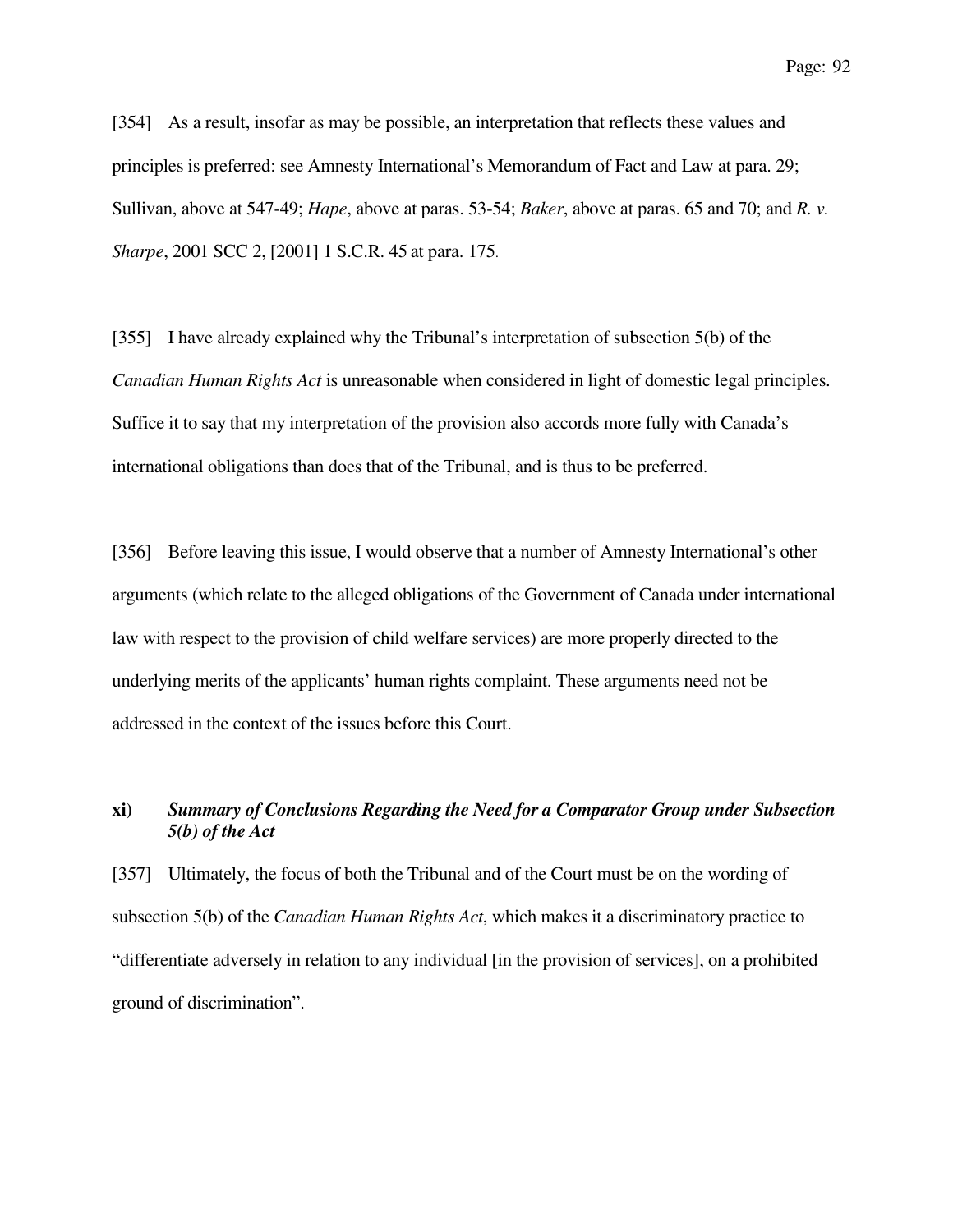[354] As a result, insofar as may be possible, an interpretation that reflects these values and principles is preferred: see Amnesty International's Memorandum of Fact and Law at para. 29; Sullivan, above at 547-49; *Hape*, above at paras. 53-54; *Baker*, above at paras. 65 and 70; and *R. v. Sharpe*, 2001 SCC 2, [2001] 1 S.C.R. 45 at para. 175.

[355] I have already explained why the Tribunal's interpretation of subsection 5(b) of the *Canadian Human Rights Act* is unreasonable when considered in light of domestic legal principles. Suffice it to say that my interpretation of the provision also accords more fully with Canada's international obligations than does that of the Tribunal, and is thus to be preferred.

[356] Before leaving this issue, I would observe that a number of Amnesty International's other arguments (which relate to the alleged obligations of the Government of Canada under international law with respect to the provision of child welfare services) are more properly directed to the underlying merits of the applicants' human rights complaint. These arguments need not be addressed in the context of the issues before this Court.

#### xi) *Summary of Conclusions Regarding the Need for a Comparator Group under Subsection 5(b) of the Act*

[357] Ultimately, the focus of both the Tribunal and of the Court must be on the wording of subsection 5(b) of the *Canadian Human Rights Act*, which makes it a discriminatory practice to "differentiate adversely in relation to any individual [in the provision of services], on a prohibited ground of discrimination".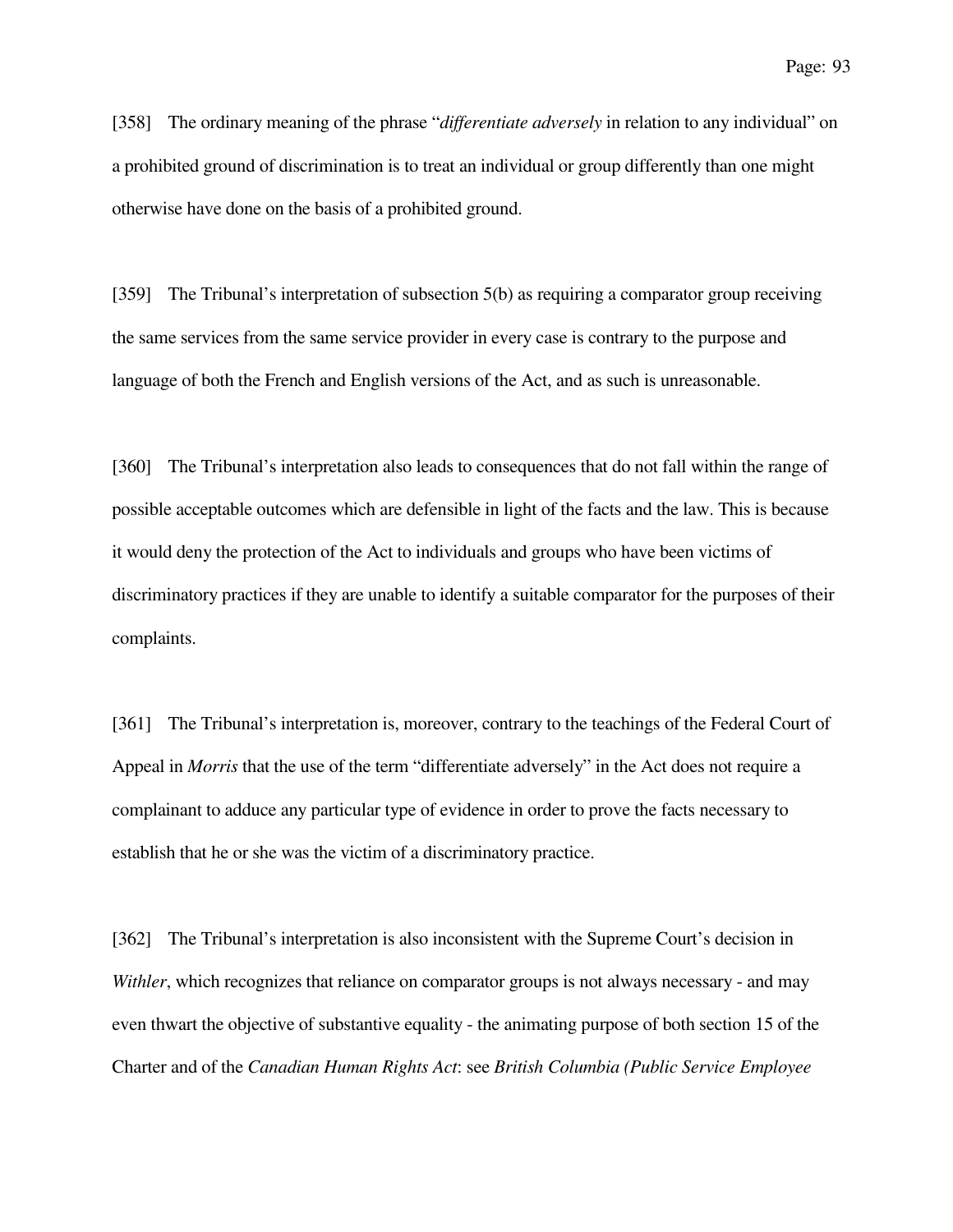[358] The ordinary meaning of the phrase "*differentiate adversely* in relation to any individual" on a prohibited ground of discrimination is to treat an individual or group differently than one might otherwise have done on the basis of a prohibited ground.

[359] The Tribunal's interpretation of subsection 5(b) as requiring a comparator group receiving the same services from the same service provider in every case is contrary to the purpose and language of both the French and English versions of the Act, and as such is unreasonable.

[360] The Tribunal's interpretation also leads to consequences that do not fall within the range of possible acceptable outcomes which are defensible in light of the facts and the law. This is because it would deny the protection of the Act to individuals and groups who have been victims of discriminatory practices if they are unable to identify a suitable comparator for the purposes of their complaints.

[361] The Tribunal's interpretation is, moreover, contrary to the teachings of the Federal Court of Appeal in *Morris* that the use of the term "differentiate adversely" in the Act does not require a complainant to adduce any particular type of evidence in order to prove the facts necessary to establish that he or she was the victim of a discriminatory practice.

[362] The Tribunal's interpretation is also inconsistent with the Supreme Court's decision in *Withler*, which recognizes that reliance on comparator groups is not always necessary - and may even thwart the objective of substantive equality - the animating purpose of both section 15 of the Charter and of the *Canadian Human Rights Act*: see *British Columbia (Public Service Employee*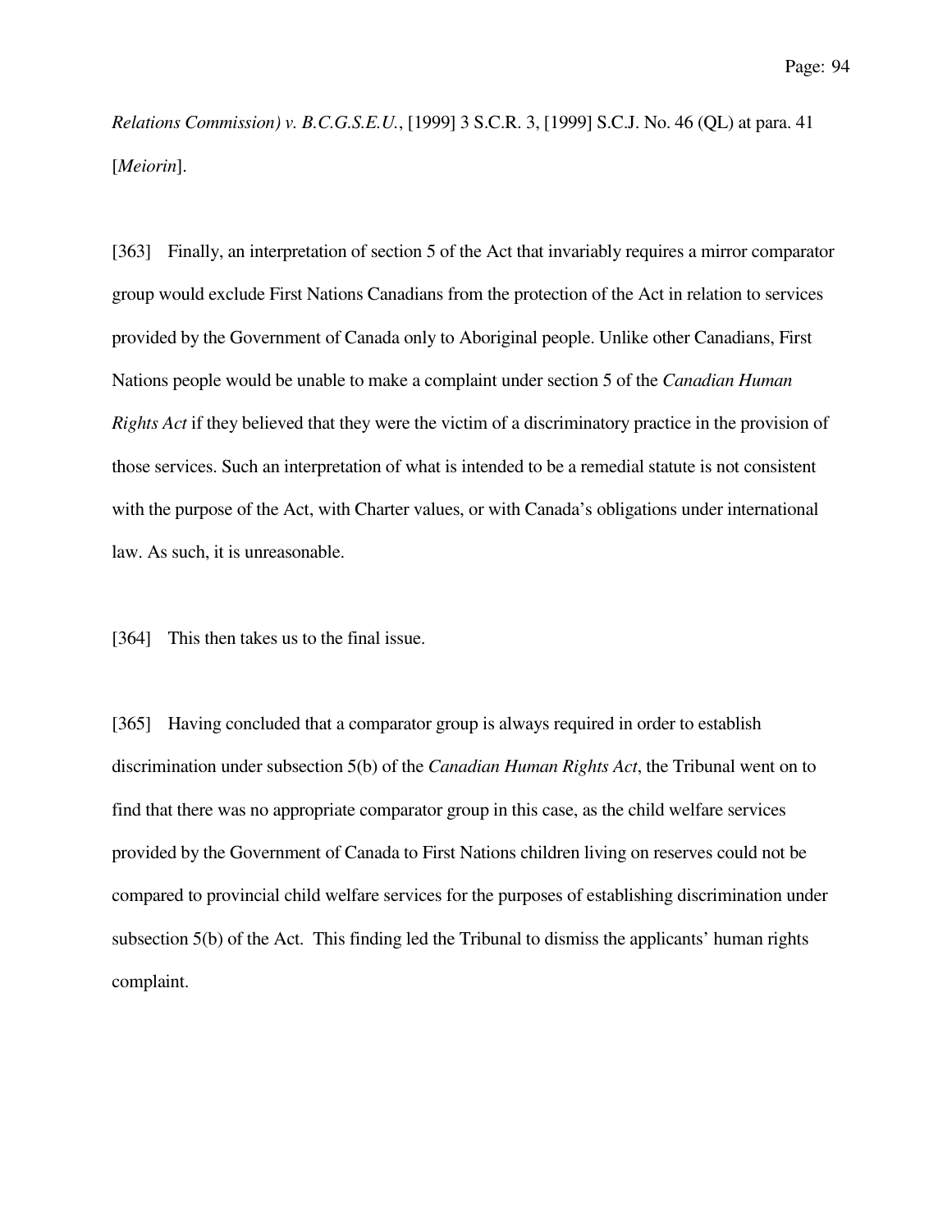*Relations Commission) v. B.C.G.S.E.U.*, [1999] 3 S.C.R. 3, [1999] S.C.J. No. 46 (QL) at para. 41 [*Meiorin*].

[363] Finally, an interpretation of section 5 of the Act that invariably requires a mirror comparator group would exclude First Nations Canadians from the protection of the Act in relation to services provided by the Government of Canada only to Aboriginal people. Unlike other Canadians, First Nations people would be unable to make a complaint under section 5 of the *Canadian Human Rights Act* if they believed that they were the victim of a discriminatory practice in the provision of those services. Such an interpretation of what is intended to be a remedial statute is not consistent with the purpose of the Act, with Charter values, or with Canada's obligations under international law. As such, it is unreasonable.

[364] This then takes us to the final issue.

[365] Having concluded that a comparator group is always required in order to establish discrimination under subsection 5(b) of the *Canadian Human Rights Act*, the Tribunal went on to find that there was no appropriate comparator group in this case, as the child welfare services provided by the Government of Canada to First Nations children living on reserves could not be compared to provincial child welfare services for the purposes of establishing discrimination under subsection 5(b) of the Act. This finding led the Tribunal to dismiss the applicants' human rights complaint.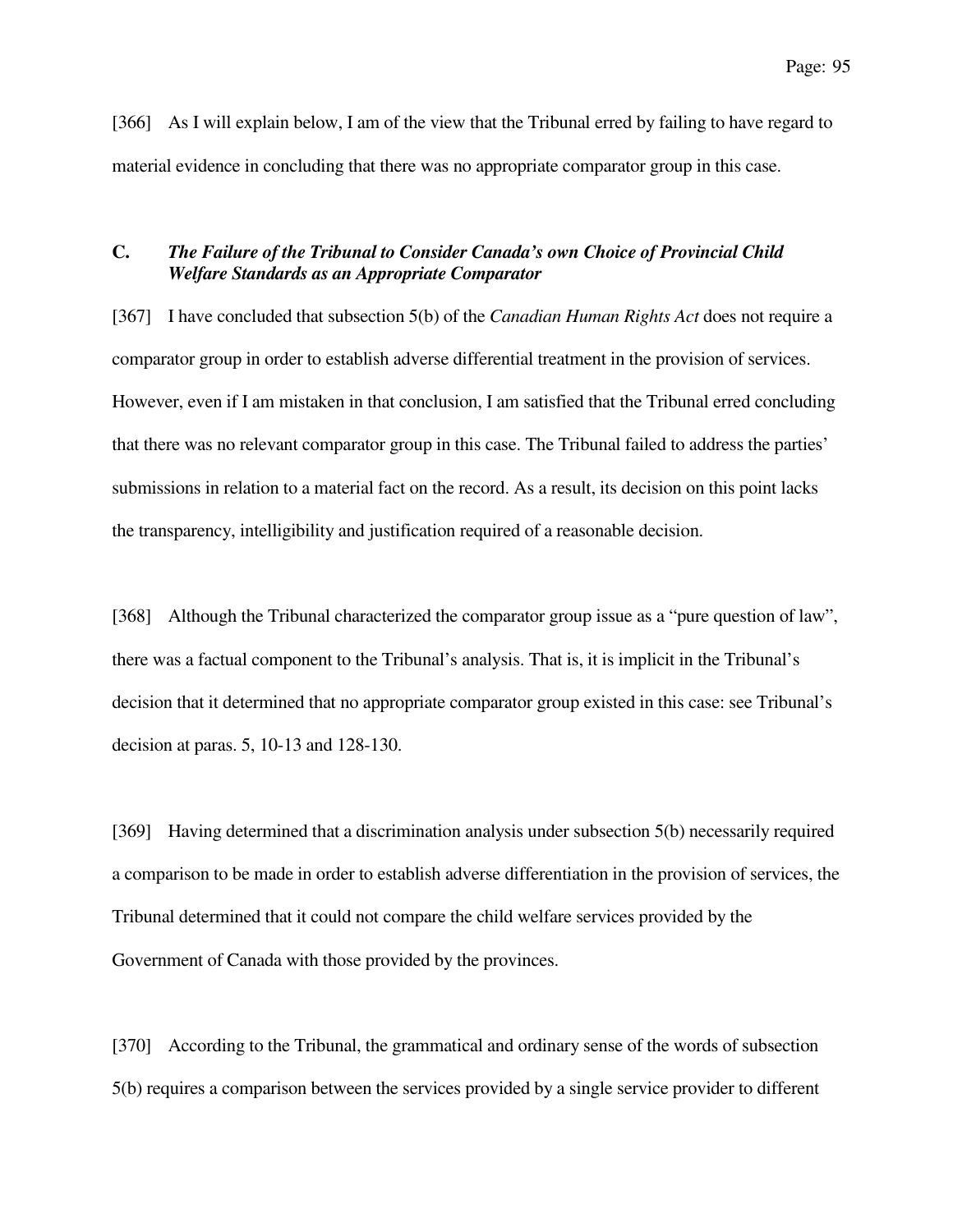[366] As I will explain below, I am of the view that the Tribunal erred by failing to have regard to material evidence in concluding that there was no appropriate comparator group in this case.

### C. *The Failure of the Tribunal to Consider Canada's own Choice of Provincial Child Welfare Standards as an Appropriate Comparator*

[367] I have concluded that subsection 5(b) of the *Canadian Human Rights Act* does not require a comparator group in order to establish adverse differential treatment in the provision of services. However, even if I am mistaken in that conclusion, I am satisfied that the Tribunal erred concluding that there was no relevant comparator group in this case. The Tribunal failed to address the parties' submissions in relation to a material fact on the record. As a result, its decision on this point lacks the transparency, intelligibility and justification required of a reasonable decision.

[368] Although the Tribunal characterized the comparator group issue as a "pure question of law", there was a factual component to the Tribunal's analysis. That is, it is implicit in the Tribunal's decision that it determined that no appropriate comparator group existed in this case: see Tribunal's decision at paras. 5, 10-13 and 128-130.

[369] Having determined that a discrimination analysis under subsection 5(b) necessarily required a comparison to be made in order to establish adverse differentiation in the provision of services, the Tribunal determined that it could not compare the child welfare services provided by the Government of Canada with those provided by the provinces.

[370] According to the Tribunal, the grammatical and ordinary sense of the words of subsection 5(b) requires a comparison between the services provided by a single service provider to different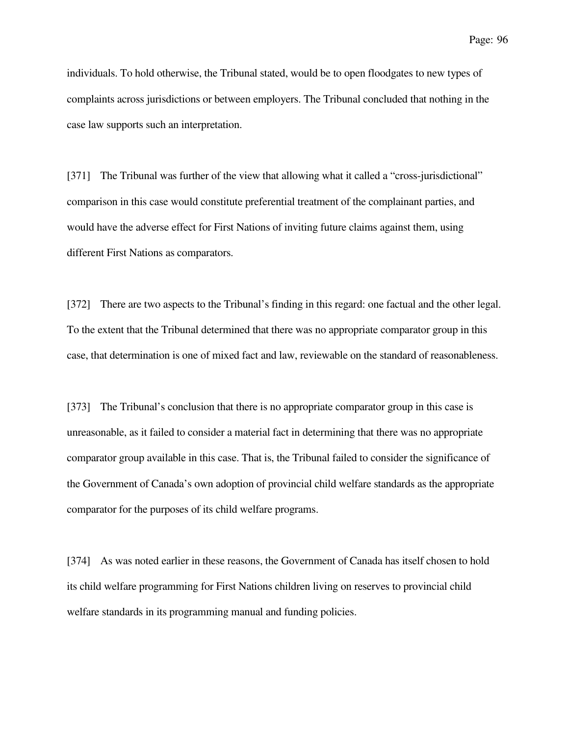individuals. To hold otherwise, the Tribunal stated, would be to open floodgates to new types of complaints across jurisdictions or between employers. The Tribunal concluded that nothing in the case law supports such an interpretation.

[371] The Tribunal was further of the view that allowing what it called a "cross-jurisdictional" comparison in this case would constitute preferential treatment of the complainant parties, and would have the adverse effect for First Nations of inviting future claims against them, using different First Nations as comparators.

[372] There are two aspects to the Tribunal's finding in this regard: one factual and the other legal. To the extent that the Tribunal determined that there was no appropriate comparator group in this case, that determination is one of mixed fact and law, reviewable on the standard of reasonableness.

[373] The Tribunal's conclusion that there is no appropriate comparator group in this case is unreasonable, as it failed to consider a material fact in determining that there was no appropriate comparator group available in this case. That is, the Tribunal failed to consider the significance of the Government of Canada's own adoption of provincial child welfare standards as the appropriate comparator for the purposes of its child welfare programs.

[374] As was noted earlier in these reasons, the Government of Canada has itself chosen to hold its child welfare programming for First Nations children living on reserves to provincial child welfare standards in its programming manual and funding policies.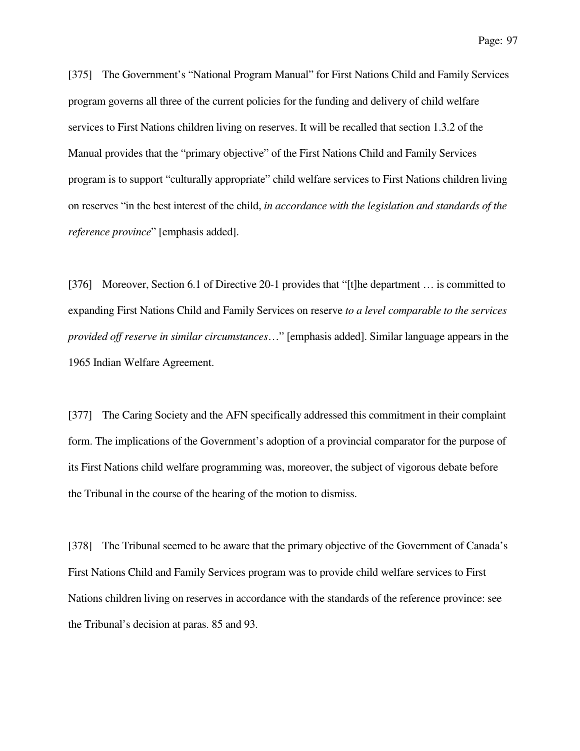[375] The Government's "National Program Manual" for First Nations Child and Family Services program governs all three of the current policies for the funding and delivery of child welfare services to First Nations children living on reserves. It will be recalled that section 1.3.2 of the Manual provides that the "primary objective" of the First Nations Child and Family Services program is to support "culturally appropriate" child welfare services to First Nations children living on reserves "in the best interest of the child, *in accordance with the legislation and standards of the reference province*" [emphasis added].

[376] Moreover, Section 6.1 of Directive 20-1 provides that "[t]he department … is committed to expanding First Nations Child and Family Services on reserve *to a level comparable to the services provided off reserve in similar circumstances*…" [emphasis added]. Similar language appears in the 1965 Indian Welfare Agreement.

[377] The Caring Society and the AFN specifically addressed this commitment in their complaint form. The implications of the Government's adoption of a provincial comparator for the purpose of its First Nations child welfare programming was, moreover, the subject of vigorous debate before the Tribunal in the course of the hearing of the motion to dismiss.

[378] The Tribunal seemed to be aware that the primary objective of the Government of Canada's First Nations Child and Family Services program was to provide child welfare services to First Nations children living on reserves in accordance with the standards of the reference province: see the Tribunal's decision at paras. 85 and 93.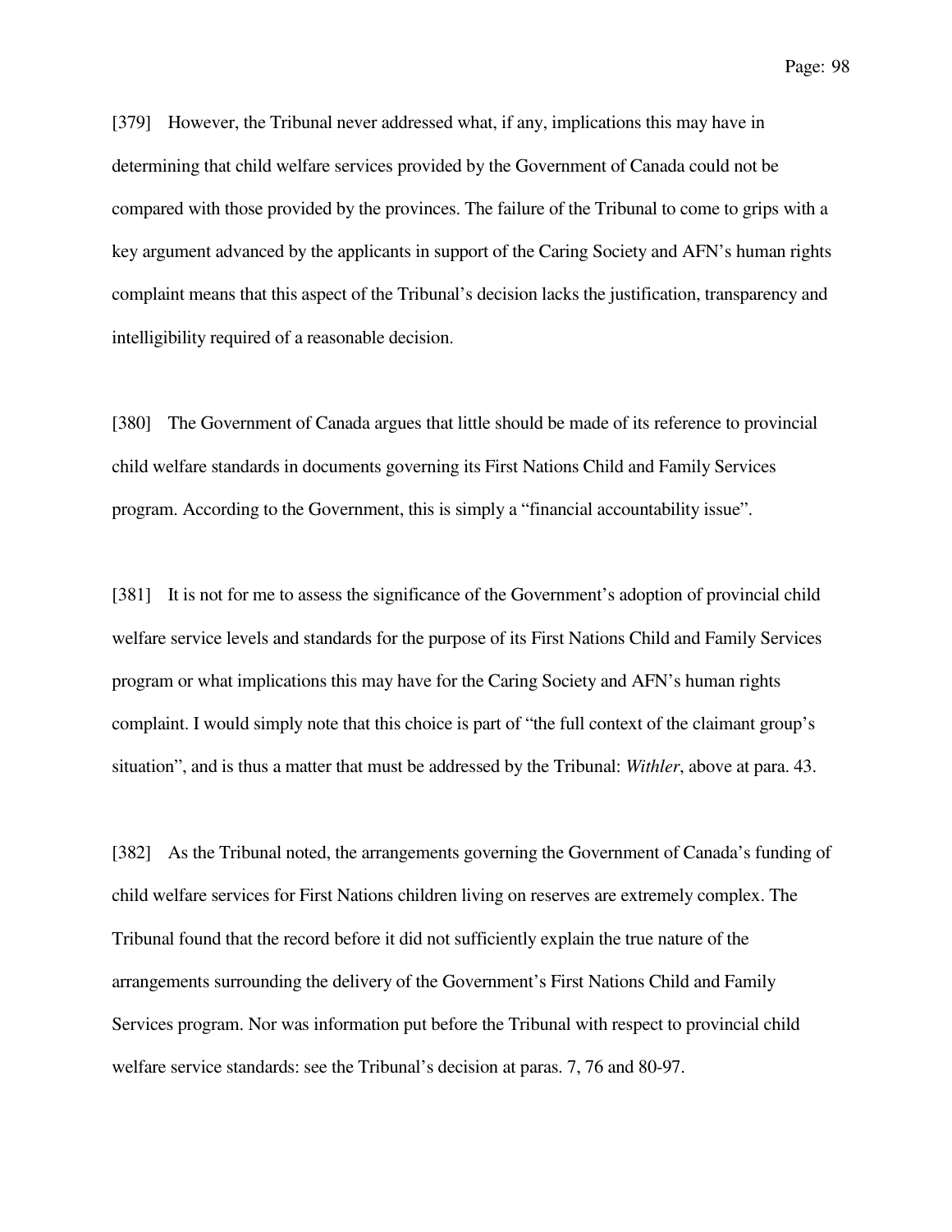[379] However, the Tribunal never addressed what, if any, implications this may have in determining that child welfare services provided by the Government of Canada could not be compared with those provided by the provinces. The failure of the Tribunal to come to grips with a key argument advanced by the applicants in support of the Caring Society and AFN's human rights complaint means that this aspect of the Tribunal's decision lacks the justification, transparency and intelligibility required of a reasonable decision.

[380] The Government of Canada argues that little should be made of its reference to provincial child welfare standards in documents governing its First Nations Child and Family Services program. According to the Government, this is simply a "financial accountability issue".

[381] It is not for me to assess the significance of the Government's adoption of provincial child welfare service levels and standards for the purpose of its First Nations Child and Family Services program or what implications this may have for the Caring Society and AFN's human rights complaint. I would simply note that this choice is part of "the full context of the claimant group's situation", and is thus a matter that must be addressed by the Tribunal: *Withler*, above at para. 43.

[382] As the Tribunal noted, the arrangements governing the Government of Canada's funding of child welfare services for First Nations children living on reserves are extremely complex. The Tribunal found that the record before it did not sufficiently explain the true nature of the arrangements surrounding the delivery of the Government's First Nations Child and Family Services program. Nor was information put before the Tribunal with respect to provincial child welfare service standards: see the Tribunal's decision at paras. 7, 76 and 80-97.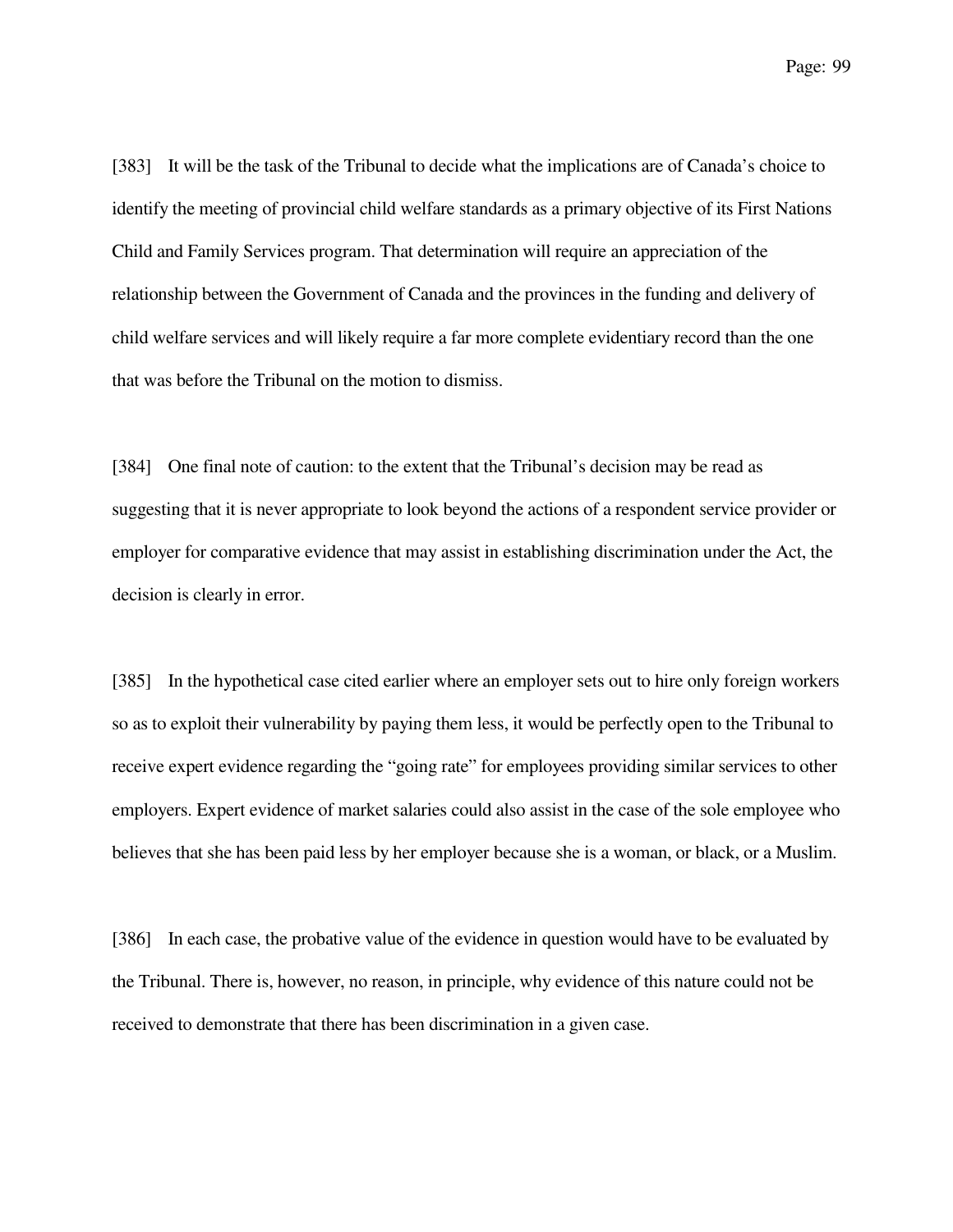[383] It will be the task of the Tribunal to decide what the implications are of Canada's choice to identify the meeting of provincial child welfare standards as a primary objective of its First Nations Child and Family Services program. That determination will require an appreciation of the relationship between the Government of Canada and the provinces in the funding and delivery of child welfare services and will likely require a far more complete evidentiary record than the one that was before the Tribunal on the motion to dismiss.

[384] One final note of caution: to the extent that the Tribunal's decision may be read as suggesting that it is never appropriate to look beyond the actions of a respondent service provider or employer for comparative evidence that may assist in establishing discrimination under the Act, the decision is clearly in error.

[385] In the hypothetical case cited earlier where an employer sets out to hire only foreign workers so as to exploit their vulnerability by paying them less, it would be perfectly open to the Tribunal to receive expert evidence regarding the "going rate" for employees providing similar services to other employers. Expert evidence of market salaries could also assist in the case of the sole employee who believes that she has been paid less by her employer because she is a woman, or black, or a Muslim.

[386] In each case, the probative value of the evidence in question would have to be evaluated by the Tribunal. There is, however, no reason, in principle, why evidence of this nature could not be received to demonstrate that there has been discrimination in a given case.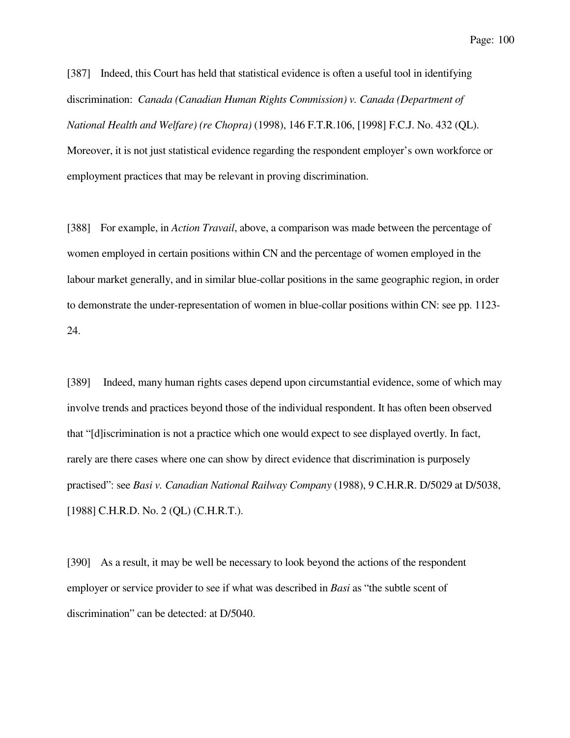[387] Indeed, this Court has held that statistical evidence is often a useful tool in identifying discrimination: *Canada (Canadian Human Rights Commission) v. Canada (Department of National Health and Welfare) (re Chopra)* (1998), 146 F.T.R.106, [1998] F.C.J. No. 432 (QL). Moreover, it is not just statistical evidence regarding the respondent employer's own workforce or employment practices that may be relevant in proving discrimination.

[388] For example, in *Action Travail*, above, a comparison was made between the percentage of women employed in certain positions within CN and the percentage of women employed in the labour market generally, and in similar blue-collar positions in the same geographic region, in order to demonstrate the under-representation of women in blue-collar positions within CN: see pp. 1123-24.

[389] Indeed, many human rights cases depend upon circumstantial evidence, some of which may involve trends and practices beyond those of the individual respondent. It has often been observed that "[d]iscrimination is not a practice which one would expect to see displayed overtly. In fact, rarely are there cases where one can show by direct evidence that discrimination is purposely practised": see *Basi v. Canadian National Railway Company* (1988), 9 C.H.R.R. D/5029 at D/5038, [1988] C.H.R.D. No. 2 (QL) (C.H.R.T.).

[390] As a result, it may be well be necessary to look beyond the actions of the respondent employer or service provider to see if what was described in *Basi* as "the subtle scent of discrimination" can be detected: at D/5040.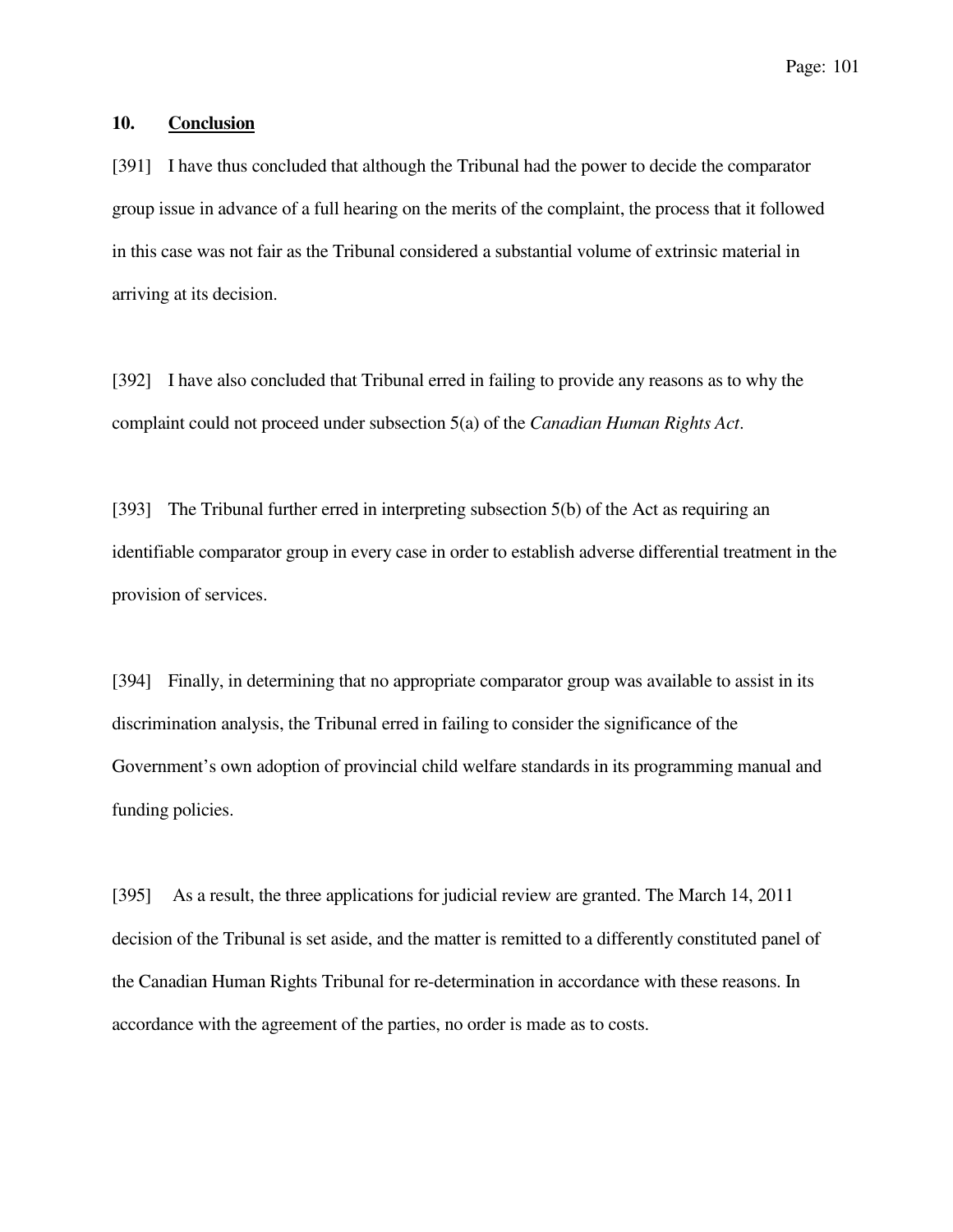## 10. **Conclusion**

[391] I have thus concluded that although the Tribunal had the power to decide the comparator group issue in advance of a full hearing on the merits of the complaint, the process that it followed in this case was not fair as the Tribunal considered a substantial volume of extrinsic material in arriving at its decision.

[392] I have also concluded that Tribunal erred in failing to provide any reasons as to why the complaint could not proceed under subsection 5(a) of the *Canadian Human Rights Act*.

[393] The Tribunal further erred in interpreting subsection 5(b) of the Act as requiring an identifiable comparator group in every case in order to establish adverse differential treatment in the provision of services.

[394] Finally, in determining that no appropriate comparator group was available to assist in its discrimination analysis, the Tribunal erred in failing to consider the significance of the Government's own adoption of provincial child welfare standards in its programming manual and funding policies.

[395] As a result, the three applications for judicial review are granted. The March 14, 2011 decision of the Tribunal is set aside, and the matter is remitted to a differently constituted panel of the Canadian Human Rights Tribunal for re-determination in accordance with these reasons. In accordance with the agreement of the parties, no order is made as to costs.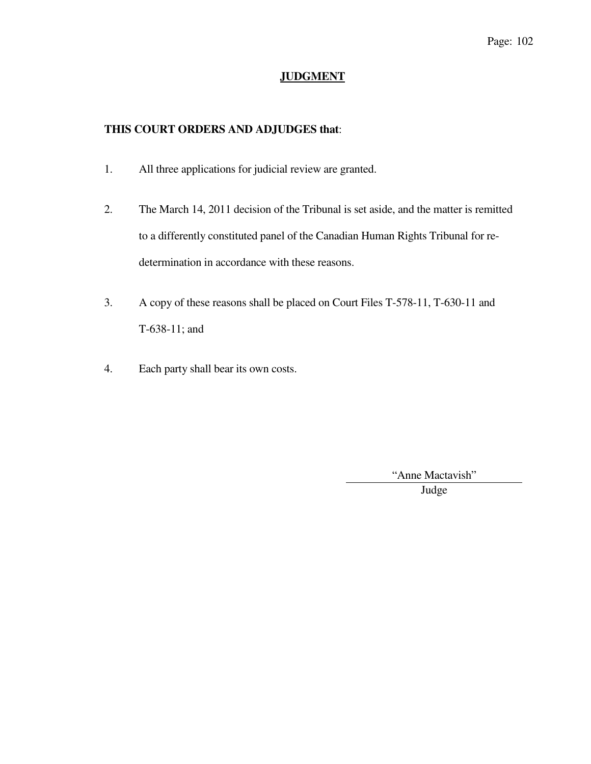# JUDGMENT

**THIS COURT ORDERS AND ADJUDGES that**:

1. All three applications for judicial review are granted.

2. The March 14, 2011 decision of the Tribunal is set aside, and the matter is remitted to a differently constituted panel of the Canadian Human Rights Tribunal for re-determination in accordance with these reasons.

3. A copy of these reasons shall be placed on Court Files T-578-11, T-630-11 and T-638-11; and

4. Each party shall bear its own costs.

"Anne Mactavish"
Judge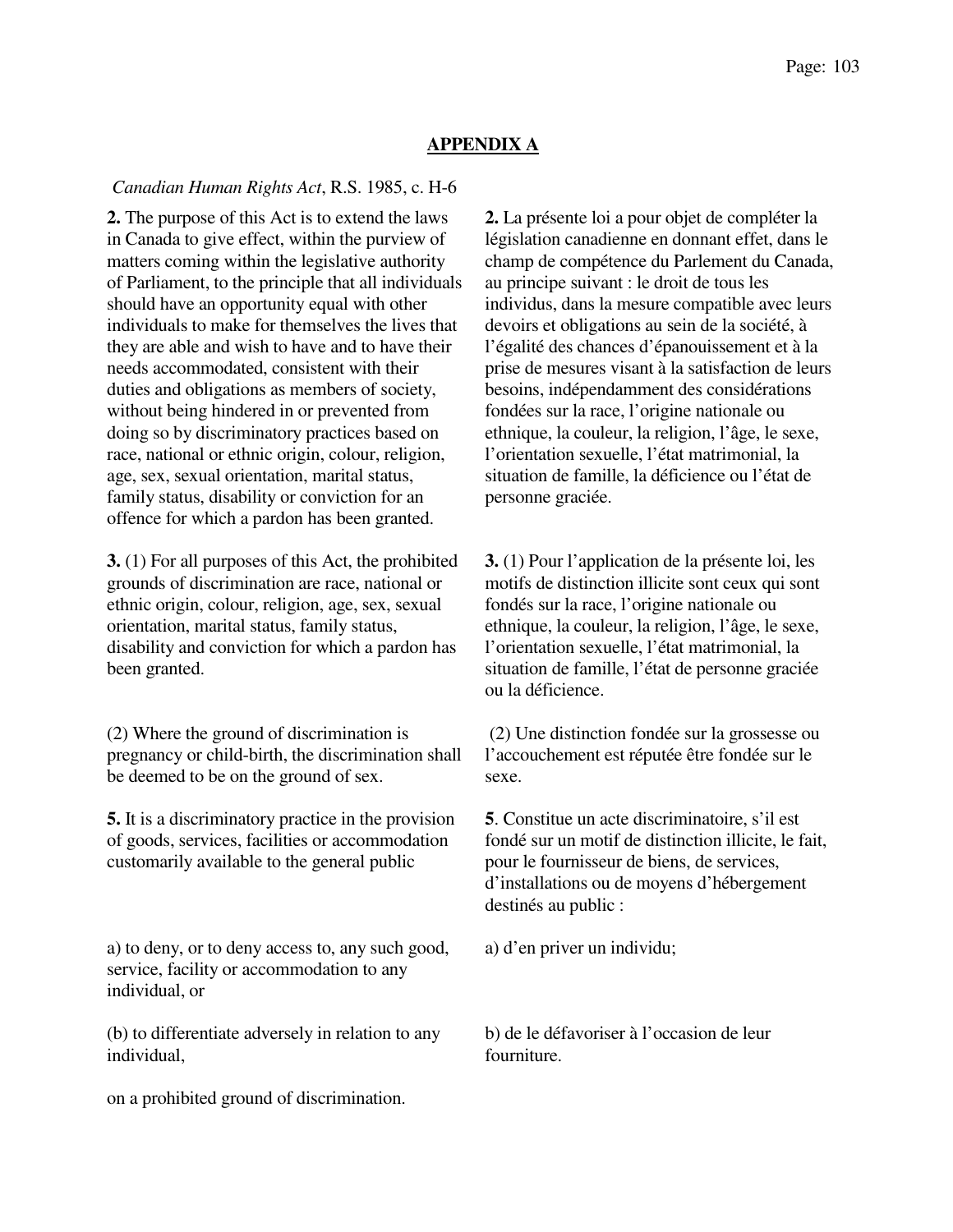## APPENDIX A

*Canadian Human Rights Act*, R.S. 1985, c. H-6

**2.** The purpose of this Act is to extend the laws in Canada to give effect, within the purview of matters coming within the legislative authority of Parliament, to the principle that all individuals should have an opportunity equal with other individuals to make for themselves the lives that they are able and wish to have and to have their needs accommodated, consistent with their duties and obligations as members of society, without being hindered in or prevented from doing so by discriminatory practices based on race, national or ethnic origin, colour, religion, age, sex, sexual orientation, marital status, family status, disability or conviction for an offence for which a pardon has been granted.

**2.** La présente loi a pour objet de compléter la législation canadienne en donnant effet, dans le champ de compétence du Parlement du Canada, au principe suivant : le droit de tous les individus, dans la mesure compatible avec leurs devoirs et obligations au sein de la société, à l'égalité des chances d'épanouissement et à la prise de mesures visant à la satisfaction de leurs besoins, indépendamment des considérations fondées sur la race, l'origine nationale ou ethnique, la couleur, la religion, l'âge, le sexe, l'orientation sexuelle, l'état matrimonial, la situation de famille, la déficience ou l'état de personne graciée.

**3.** (1) For all purposes of this Act, the prohibited grounds of discrimination are race, national or ethnic origin, colour, religion, age, sex, sexual orientation, marital status, family status, disability and conviction for which a pardon has been granted.

**3.** (1) Pour l'application de la présente loi, les motifs de distinction illicite sont ceux qui sont fondés sur la race, l'origine nationale ou ethnique, la couleur, la religion, l'âge, le sexe, l'orientation sexuelle, l'état matrimonial, la situation de famille, l'état de personne graciée ou la déficience.

(2) Where the ground of discrimination is pregnancy or child-birth, the discrimination shall be deemed to be on the ground of sex.

(2) Une distinction fondée sur la grossesse ou l'accouchement est réputée être fondée sur le sexe.

**5.** It is a discriminatory practice in the provision of goods, services, facilities or accommodation customarily available to the general public

a) to deny, or to deny access to, any such good, service, facility or accommodation to any individual, or

(b) to differentiate adversely in relation to any individual,

on a prohibited ground of discrimination.

**5**. Constitue un acte discriminatoire, s'il est fondé sur un motif de distinction illicite, le fait, pour le fournisseur de biens, de services, d'installations ou de moyens d'hébergement destinés au public :

a) d'en priver un individu;

b) de le défavoriser à l'occasion de leur fourniture.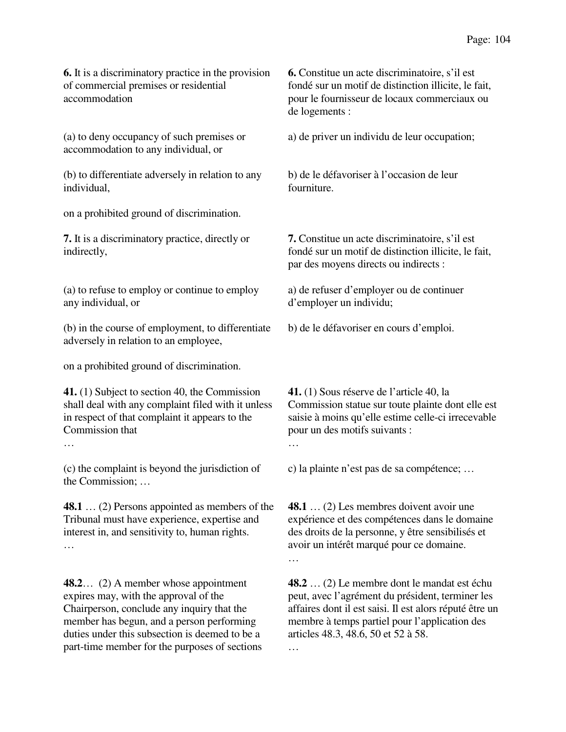**6.** It is a discriminatory practice in the provision of commercial premises or residential accommodation

(a) to deny occupancy of such premises or accommodation to any individual, or

(b) to differentiate adversely in relation to any individual,

on a prohibited ground of discrimination.

**6.** Constitue un acte discriminatoire, s'il est fondé sur un motif de distinction illicite, le fait, pour le fournisseur de locaux commerciaux ou de logements :

a) de priver un individu de leur occupation;

b) de le défavoriser à l'occasion de leur fourniture.

**7.** It is a discriminatory practice, directly or indirectly,

(a) to refuse to employ or continue to employ any individual, or

(b) in the course of employment, to differentiate adversely in relation to an employee,

on a prohibited ground of discrimination.

**7.** Constitue un acte discriminatoire, s'il est fondé sur un motif de distinction illicite, le fait, par des moyens directs ou indirects :

a) de refuser d'employer ou de continuer d'employer un individu;

b) de le défavoriser en cours d'emploi.

**41.** (1) Subject to section 40, the Commission shall deal with any complaint filed with it unless in respect of that complaint it appears to the Commission that

…

(c) the complaint is beyond the jurisdiction of the Commission; …

**41.** (1) Sous réserve de l'article 40, la Commission statue sur toute plainte dont elle est saisie à moins qu'elle estime celle-ci irrecevable pour un des motifs suivants :

…

c) la plainte n'est pas de sa compétence; …

**48.1** … (2) Persons appointed as members of the Tribunal must have experience, expertise and interest in, and sensitivity to, human rights.

…

**48.1** … (2) Les membres doivent avoir une expérience et des compétences dans le domaine des droits de la personne, y être sensibilisés et avoir un intérêt marqué pour ce domaine.

…

**48.2**… (2) A member whose appointment expires may, with the approval of the Chairperson, conclude any inquiry that the member has begun, and a person performing duties under this subsection is deemed to be a part-time member for the purposes of sections

**48.2** … (2) Le membre dont le mandat est échu peut, avec l'agrément du président, terminer les affaires dont il est saisi. Il est alors réputé être un membre à temps partiel pour l'application des articles 48.3, 48.6, 50 et 52 à 58.

…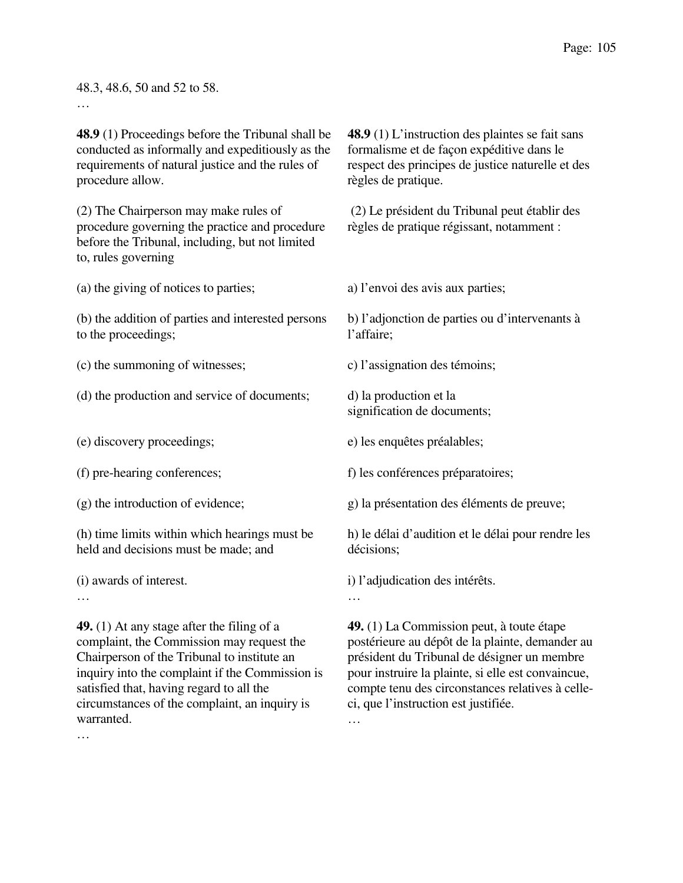48.3, 48.6, 50 and 52 to 58.

…

**48.9** (1) Proceedings before the Tribunal shall be conducted as informally and expeditiously as the requirements of natural justice and the rules of procedure allow.

(2) The Chairperson may make rules of procedure governing the practice and procedure before the Tribunal, including, but not limited to, rules governing

(a) the giving of notices to parties;

(b) the addition of parties and interested persons to the proceedings;

(c) the summoning of witnesses;

(d) the production and service of documents;

(e) discovery proceedings;

(f) pre-hearing conferences;

(g) the introduction of evidence;

(h) time limits within which hearings must be held and decisions must be made; and

(i) awards of interest.

…

**49.** (1) At any stage after the filing of a complaint, the Commission may request the Chairperson of the Tribunal to institute an inquiry into the complaint if the Commission is satisfied that, having regard to all the circumstances of the complaint, an inquiry is warranted.

…

**48.9** (1) L'instruction des plaintes se fait sans formalisme et de façon expéditive dans le respect des principes de justice naturelle et des règles de pratique.

(2) Le président du Tribunal peut établir des règles de pratique régissant, notamment :

a) l'envoi des avis aux parties;

b) l'adjonction de parties ou d'intervenants à l'affaire;

c) l'assignation des témoins;

d) la production et la signification de documents;

e) les enquêtes préalables;

f) les conférences préparatoires;

g) la présentation des éléments de preuve;

h) le délai d'audition et le délai pour rendre les décisions;

i) l'adjudication des intérêts.

…

**49.** (1) La Commission peut, à toute étape postérieure au dépôt de la plainte, demander au président du Tribunal de désigner un membre pour instruire la plainte, si elle est convaincue, compte tenu des circonstances relatives à celle-ci, que l'instruction est justifiée.

…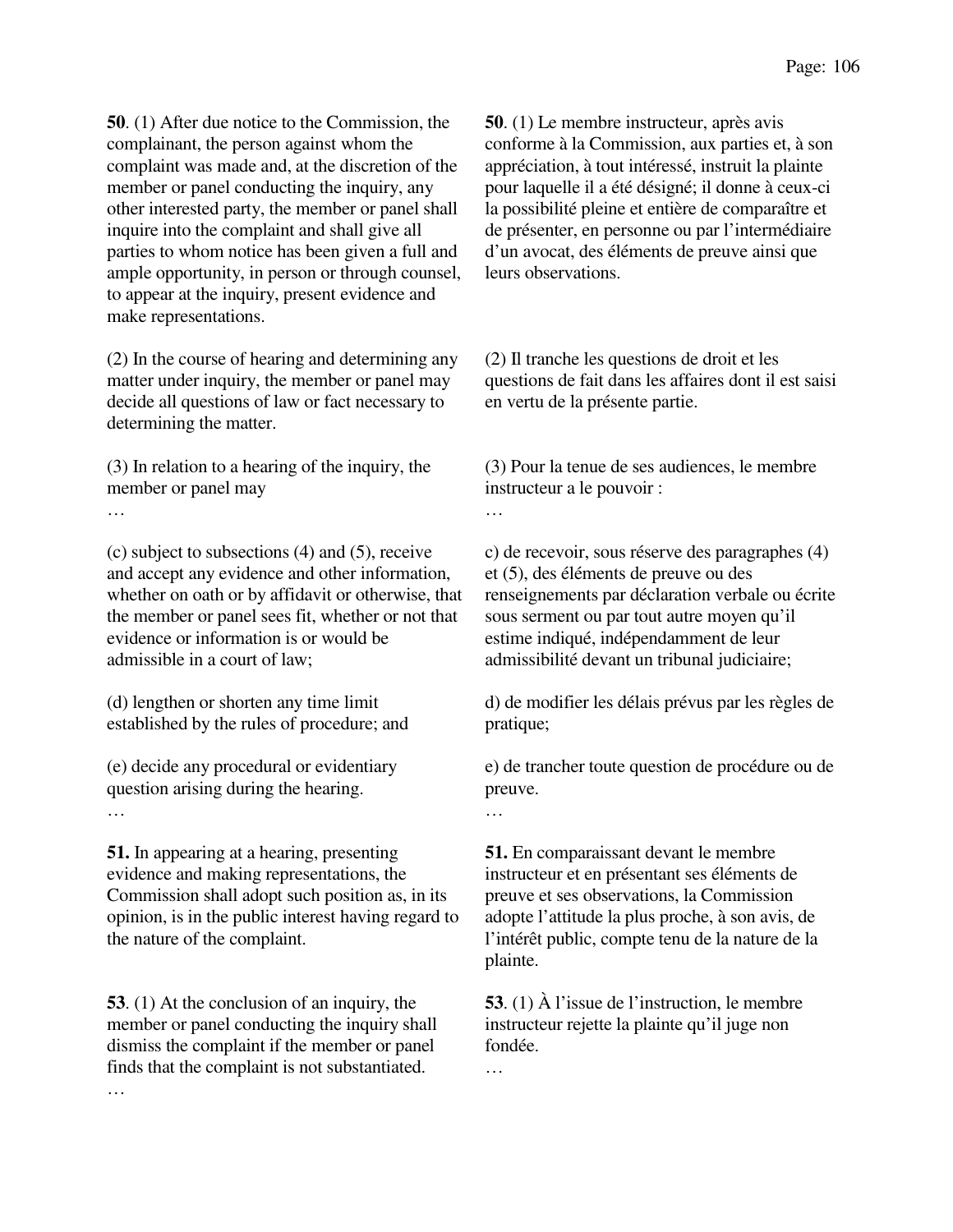**50**. (1) After due notice to the Commission, the complainant, the person against whom the complaint was made and, at the discretion of the member or panel conducting the inquiry, any other interested party, the member or panel shall inquire into the complaint and shall give all parties to whom notice has been given a full and ample opportunity, in person or through counsel, to appear at the inquiry, present evidence and make representations.

(2) In the course of hearing and determining any matter under inquiry, the member or panel may decide all questions of law or fact necessary to determining the matter.

(3) In relation to a hearing of the inquiry, the member or panel may

…

(c) subject to subsections (4) and (5), receive and accept any evidence and other information, whether on oath or by affidavit or otherwise, that the member or panel sees fit, whether or not that evidence or information is or would be admissible in a court of law;

(d) lengthen or shorten any time limit established by the rules of procedure; and

(e) decide any procedural or evidentiary question arising during the hearing.

…

**51.** In appearing at a hearing, presenting evidence and making representations, the Commission shall adopt such position as, in its opinion, is in the public interest having regard to the nature of the complaint.

**53**. (1) At the conclusion of an inquiry, the member or panel conducting the inquiry shall dismiss the complaint if the member or panel finds that the complaint is not substantiated.

…

**50**. (1) Le membre instructeur, après avis conforme à la Commission, aux parties et, à son appréciation, à tout intéressé, instruit la plainte pour laquelle il a été désigné; il donne à ceux-ci la possibilité pleine et entière de comparaître et de présenter, en personne ou par l'intermédiaire d'un avocat, des éléments de preuve ainsi que leurs observations.

(2) Il tranche les questions de droit et les questions de fait dans les affaires dont il est saisi en vertu de la présente partie.

(3) Pour la tenue de ses audiences, le membre instructeur a le pouvoir :

…

c) de recevoir, sous réserve des paragraphes (4) et (5), des éléments de preuve ou des renseignements par déclaration verbale ou écrite sous serment ou par tout autre moyen qu'il estime indiqué, indépendamment de leur admissibilité devant un tribunal judiciaire;

d) de modifier les délais prévus par les règles de pratique;

e) de trancher toute question de procédure ou de preuve.

…

**51.** En comparaissant devant le membre instructeur et en présentant ses éléments de preuve et ses observations, la Commission adopte l'attitude la plus proche, à son avis, de l'intérêt public, compte tenu de la nature de la plainte.

**53**. (1) À l'issue de l'instruction, le membre instructeur rejette la plainte qu'il juge non fondée.

…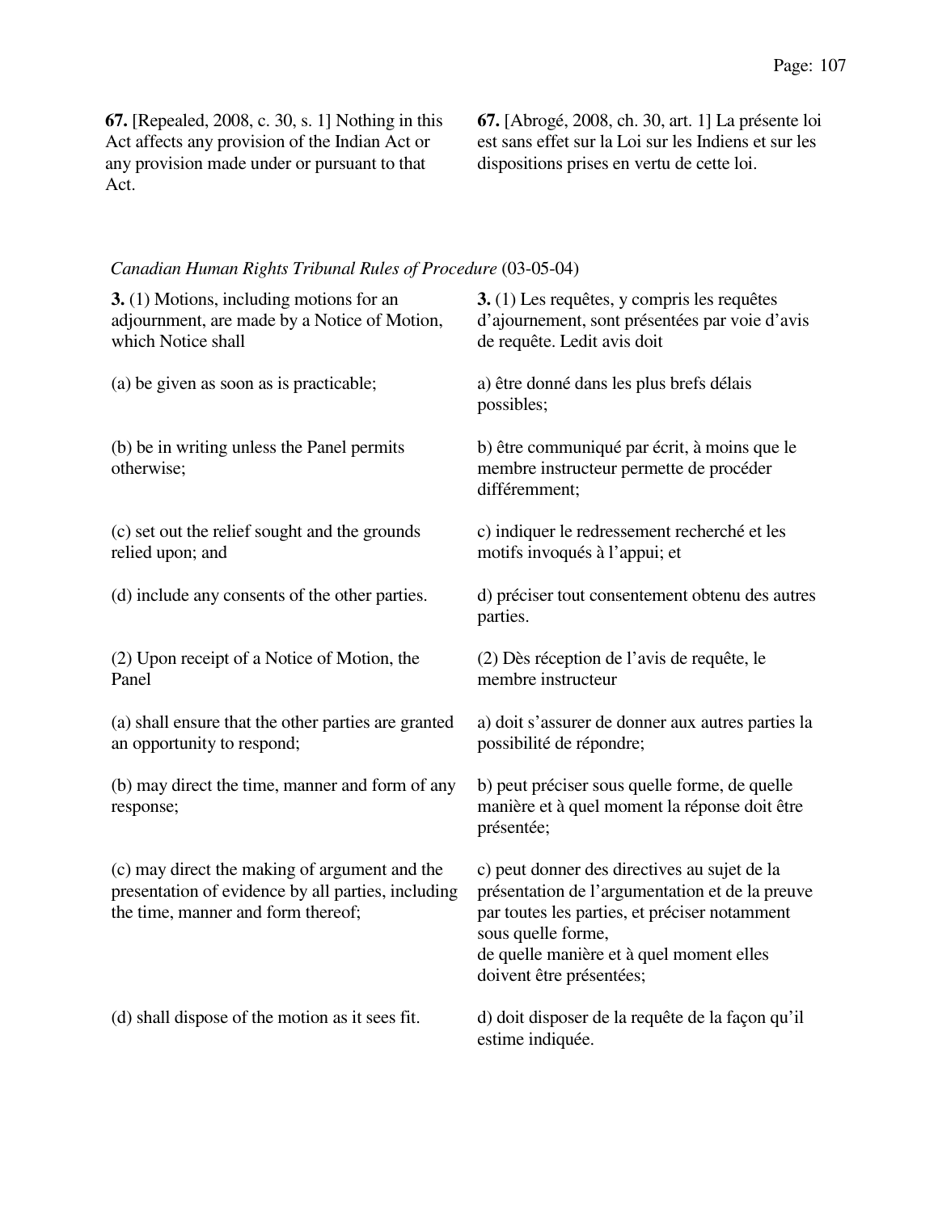**67.** [Repealed, 2008, c. 30, s. 1] Nothing in this Act affects any provision of the Indian Act or any provision made under or pursuant to that Act.

**67.** [Abrogé, 2008, ch. 30, art. 1] La présente loi est sans effet sur la Loi sur les Indiens et sur les dispositions prises en vertu de cette loi.

*Canadian Human Rights Tribunal Rules of Procedure* (03-05-04)

| | |
|---|---|
| **3.** (1) Motions, including motions for an adjournment, are made by a Notice of Motion, which Notice shall | **3.** (1) Les requêtes, y compris les requêtes d'ajournement, sont présentées par voie d'avis de requête. Ledit avis doit |
| (a) be given as soon as is practicable; | a) être donné dans les plus brefs délais possibles; |
| (b) be in writing unless the Panel permits otherwise; | b) être communiqué par écrit, à moins que le membre instructeur permette de procéder différemment; |
| (c) set out the relief sought and the grounds relied upon; and | c) indiquer le redressement recherché et les motifs invoqués à l'appui; et |
| (d) include any consents of the other parties. | d) préciser tout consentement obtenu des autres parties. |
| (2) Upon receipt of a Notice of Motion, the Panel | (2) Dès réception de l'avis de requête, le membre instructeur |
| (a) shall ensure that the other parties are granted an opportunity to respond; | a) doit s'assurer de donner aux autres parties la possibilité de répondre; |
| (b) may direct the time, manner and form of any response; | b) peut préciser sous quelle forme, de quelle manière et à quel moment la réponse doit être présentée; |
| (c) may direct the making of argument and the presentation of evidence by all parties, including the time, manner and form thereof; | c) peut donner des directives au sujet de la présentation de l'argumentation et de la preuve par toutes les parties, et préciser notamment sous quelle forme, de quelle manière et à quel moment elles doivent être présentées; |
| (d) shall dispose of the motion as it sees fit. | d) doit disposer de la requête de la façon qu'il estime indiquée. |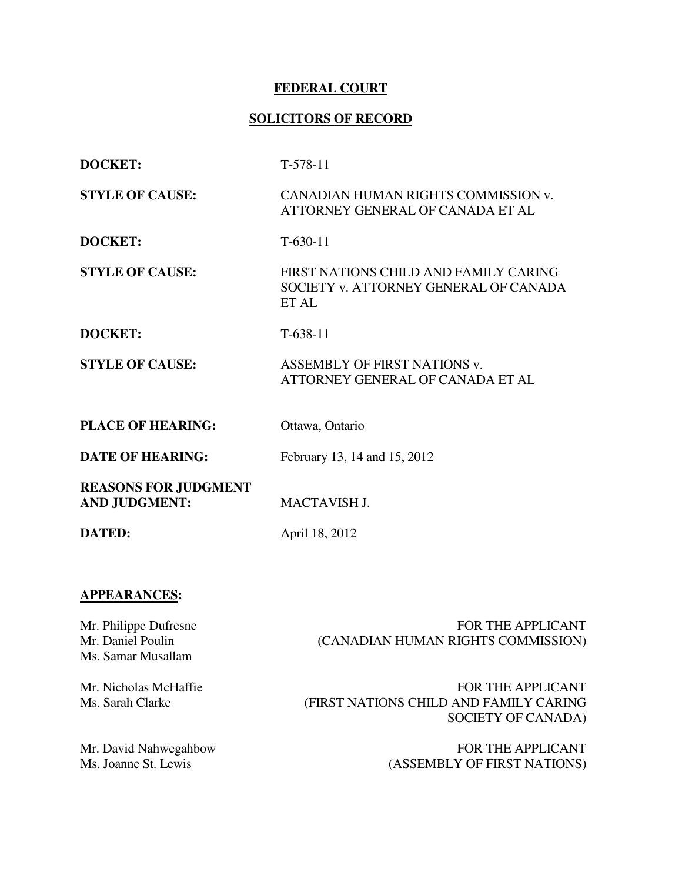**FEDERAL COURT**

**SOLICITORS OF RECORD**

| | |
|---|---|
| **DOCKET:** | T-578-11 |
| **STYLE OF CAUSE:** | CANADIAN HUMAN RIGHTS COMMISSION v. ATTORNEY GENERAL OF CANADA ET AL |
| **DOCKET:** | T-630-11 |
| **STYLE OF CAUSE:** | FIRST NATIONS CHILD AND FAMILY CARING SOCIETY v. ATTORNEY GENERAL OF CANADA ET AL |
| **DOCKET:** | T-638-11 |
| **STYLE OF CAUSE:** | ASSEMBLY OF FIRST NATIONS v. ATTORNEY GENERAL OF CANADA ET AL |
| **PLACE OF HEARING:** | Ottawa, Ontario |
| **DATE OF HEARING:** | February 13, 14 and 15, 2012 |
| **REASONS FOR JUDGMENT AND JUDGMENT:** | MACTAVISH J. |
| **DATED:** | April 18, 2012 |

**APPEARANCES:**

| | |
|---|---|
| Mr. Philippe Dufresne<br>Mr. Daniel Poulin<br>Ms. Samar Musallam | FOR THE APPLICANT (CANADIAN HUMAN RIGHTS COMMISSION) |
| Mr. Nicholas McHaffie<br>Ms. Sarah Clarke | FOR THE APPLICANT (FIRST NATIONS CHILD AND FAMILY CARING SOCIETY OF CANADA) |
| Mr. David Nahwegahbow<br>Ms. Joanne St. Lewis | FOR THE APPLICANT (ASSEMBLY OF FIRST NATIONS) |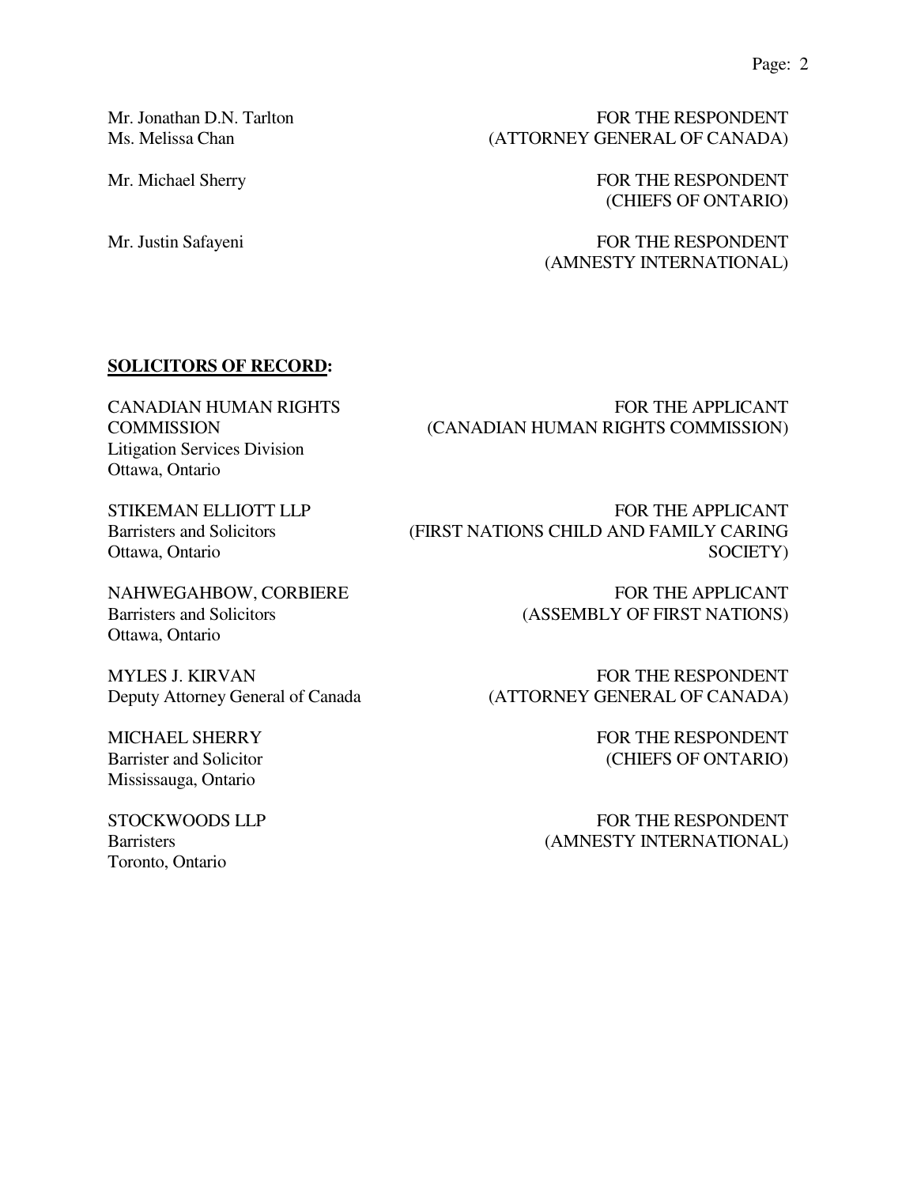| | |
|---|---|
| Mr. Jonathan D.N. Tarlton<br>Ms. Melissa Chan | FOR THE RESPONDENT<br>(ATTORNEY GENERAL OF CANADA) |
| Mr. Michael Sherry | FOR THE RESPONDENT<br>(CHIEFS OF ONTARIO) |
| Mr. Justin Safayeni | FOR THE RESPONDENT<br>(AMNESTY INTERNATIONAL) |

**SOLICITORS OF RECORD:**

| | |
|---|---|
| CANADIAN HUMAN RIGHTS COMMISSION<br>Litigation Services Division<br>Ottawa, Ontario | FOR THE APPLICANT<br>(CANADIAN HUMAN RIGHTS COMMISSION) |
| STIKEMAN ELLIOTT LLP<br>Barristers and Solicitors<br>Ottawa, Ontario | FOR THE APPLICANT<br>(FIRST NATIONS CHILD AND FAMILY CARING SOCIETY) |
| NAHWEGAHBOW, CORBIERE<br>Barristers and Solicitors<br>Ottawa, Ontario | FOR THE APPLICANT<br>(ASSEMBLY OF FIRST NATIONS) |
| MYLES J. KIRVAN<br>Deputy Attorney General of Canada | FOR THE RESPONDENT<br>(ATTORNEY GENERAL OF CANADA) |
| MICHAEL SHERRY<br>Barrister and Solicitor<br>Mississauga, Ontario | FOR THE RESPONDENT<br>(CHIEFS OF ONTARIO) |
| STOCKWOODS LLP<br>Barristers<br>Toronto, Ontario | FOR THE RESPONDENT<br>(AMNESTY INTERNATIONAL) |